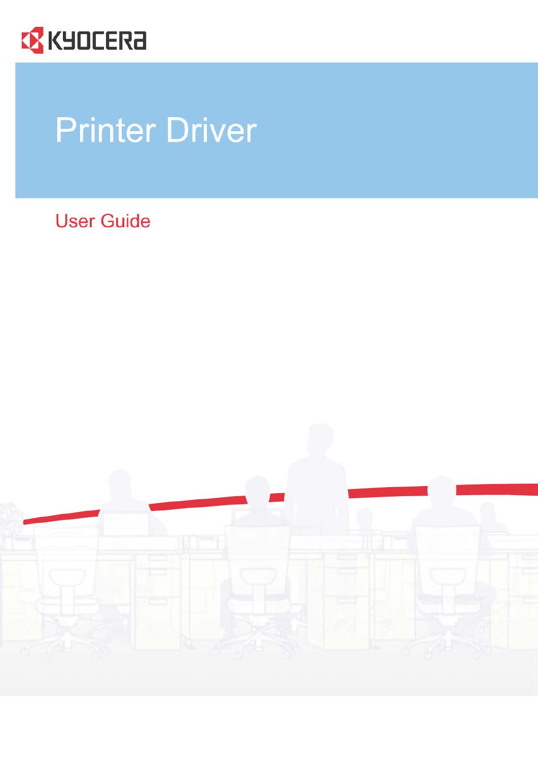KYOCERA

# Printer Driver

## User Guide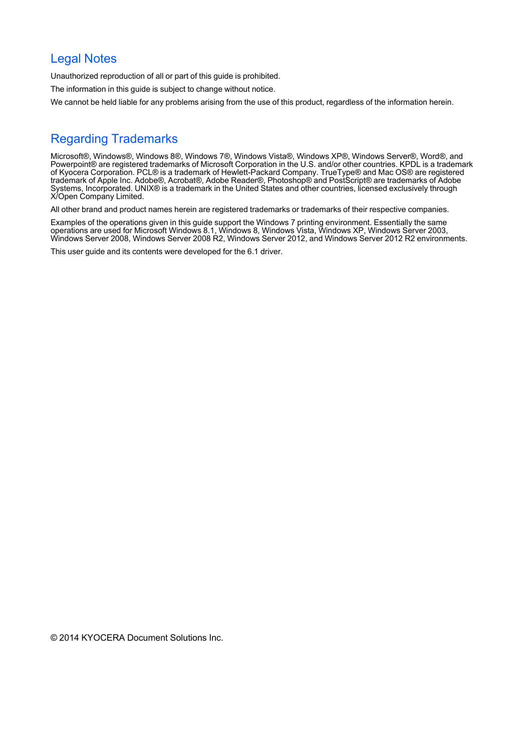## Legal Notes

Unauthorized reproduction of all or part of this guide is prohibited.

The information in this guide is subject to change without notice.

We cannot be held liable for any problems arising from the use of this product, regardless of the information herein.

## Regarding Trademarks

Microsoft®, Windows®, Windows 8®, Windows 7®, Windows Vista®, Windows XP®, Windows Server®, Word®, and Powerpoint® are registered trademarks of Microsoft Corporation in the U.S. and/or other countries. KPDL is a trademark of Kyocera Corporation. PCL® is a trademark of Hewlett-Packard Company. TrueType® and Mac OS® are registered trademark of Apple Inc. Adobe®, Acrobat®, Adobe Reader®, Photoshop® and PostScript® are trademarks of Adobe Systems, Incorporated. UNIX® is a trademark in the United States and other countries, licensed exclusively through X/Open Company Limited.

All other brand and product names herein are registered trademarks or trademarks of their respective companies.

Examples of the operations given in this guide support the Windows 7 printing environment. Essentially the same operations are used for Microsoft Windows 8.1, Windows 8, Windows Vista, Windows XP, Windows Server 2003, Windows Server 2008, Windows Server 2008 R2, Windows Server 2012, and Windows Server 2012 R2 environments.

This user guide and its contents were developed for the 6.1 driver.

© 2014 KYOCERA Document Solutions Inc.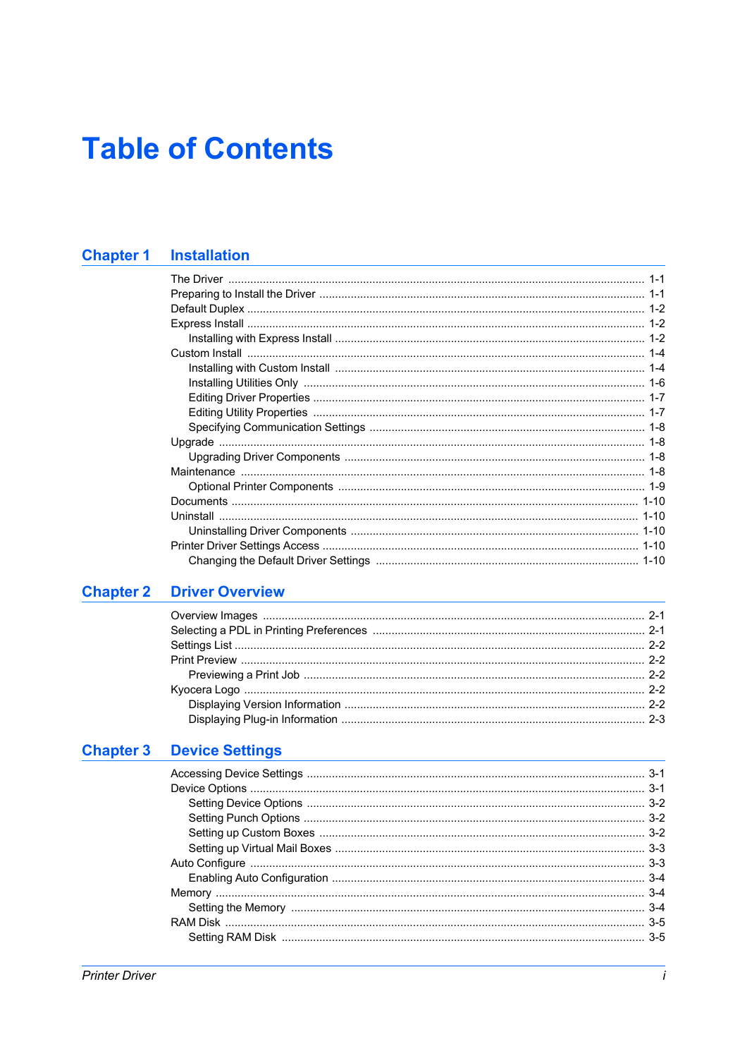# Table of Contents

## Chapter 1 Installation

- The Driver ... 1-1
- Preparing to Install the Driver ... 1-1
- Default Duplex ... 1-2
- Express Install ... 1-2
  - Installing with Express Install ... 1-2
- Custom Install ... 1-4
  - Installing with Custom Install ... 1-4
  - Installing Utilities Only ... 1-6
  - Editing Driver Properties ... 1-7
  - Editing Utility Properties ... 1-7
  - Specifying Communication Settings ... 1-8
- Upgrade ... 1-8
  - Upgrading Driver Components ... 1-8
- Maintenance ... 1-8
  - Optional Printer Components ... 1-9
- Documents ... 1-10
- Uninstall ... 1-10
  - Uninstalling Driver Components ... 1-10
- Printer Driver Settings Access ... 1-10
  - Changing the Default Driver Settings ... 1-10

## Chapter 2 Driver Overview

- Overview Images ... 2-1
- Selecting a PDL in Printing Preferences ... 2-1
- Settings List ... 2-2
- Print Preview ... 2-2
  - Previewing a Print Job ... 2-2
- Kyocera Logo ... 2-2
  - Displaying Version Information ... 2-2
  - Displaying Plug-in Information ... 2-3

## Chapter 3 Device Settings

- Accessing Device Settings ... 3-1
- Device Options ... 3-1
  - Setting Device Options ... 3-2
  - Setting Punch Options ... 3-2
  - Setting up Custom Boxes ... 3-2
  - Setting up Virtual Mail Boxes ... 3-3
- Auto Configure ... 3-3
  - Enabling Auto Configuration ... 3-4
- Memory ... 3-4
  - Setting the Memory ... 3-4
- RAM Disk ... 3-5
  - Setting RAM Disk ... 3-5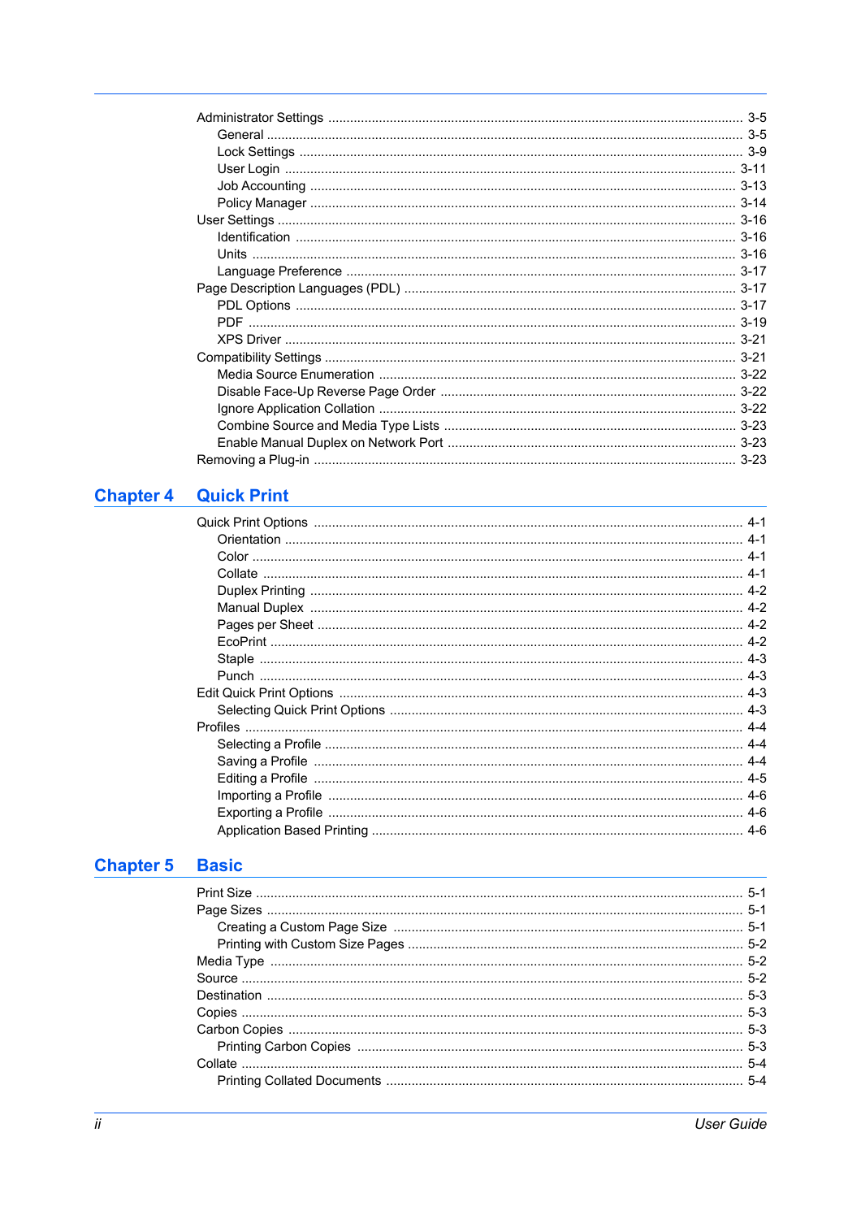- Administrator Settings ..... 3-5
  - General ..... 3-5
  - Lock Settings ..... 3-9
  - User Login ..... 3-11
  - Job Accounting ..... 3-13
  - Policy Manager ..... 3-14
- User Settings ..... 3-16
  - Identification ..... 3-16
  - Units ..... 3-16
  - Language Preference ..... 3-17
- Page Description Languages (PDL) ..... 3-17
  - PDL Options ..... 3-17
  - PDF ..... 3-19
  - XPS Driver ..... 3-21
- Compatibility Settings ..... 3-21
  - Media Source Enumeration ..... 3-22
  - Disable Face-Up Reverse Page Order ..... 3-22
  - Ignore Application Collation ..... 3-22
  - Combine Source and Media Type Lists ..... 3-23
  - Enable Manual Duplex on Network Port ..... 3-23
- Removing a Plug-in ..... 3-23

## Chapter 4 Quick Print

- Quick Print Options ..... 4-1
  - Orientation ..... 4-1
  - Color ..... 4-1
  - Collate ..... 4-1
  - Duplex Printing ..... 4-2
  - Manual Duplex ..... 4-2
  - Pages per Sheet ..... 4-2
  - EcoPrint ..... 4-2
  - Staple ..... 4-3
  - Punch ..... 4-3
- Edit Quick Print Options ..... 4-3
  - Selecting Quick Print Options ..... 4-3
- Profiles ..... 4-4
  - Selecting a Profile ..... 4-4
  - Saving a Profile ..... 4-4
  - Editing a Profile ..... 4-5
  - Importing a Profile ..... 4-6
  - Exporting a Profile ..... 4-6
  - Application Based Printing ..... 4-6

## Chapter 5 Basic

- Print Size ..... 5-1
- Page Sizes ..... 5-1
  - Creating a Custom Page Size ..... 5-1
  - Printing with Custom Size Pages ..... 5-2
- Media Type ..... 5-2
- Source ..... 5-2
- Destination ..... 5-3
- Copies ..... 5-3
- Carbon Copies ..... 5-3
  - Printing Carbon Copies ..... 5-3
- Collate ..... 5-4
  - Printing Collated Documents ..... 5-4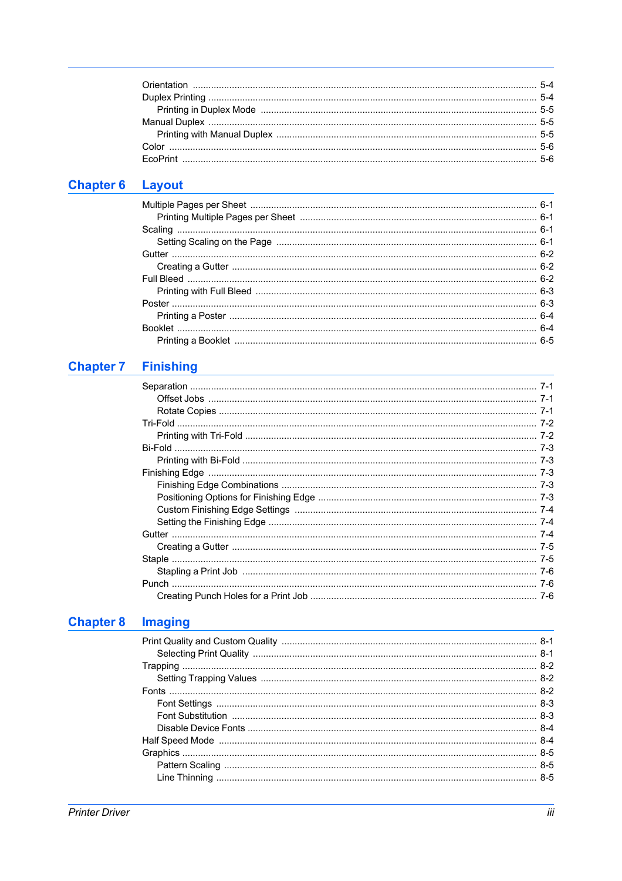Orientation ........ 5-4
Duplex Printing ........ 5-4
  Printing in Duplex Mode ........ 5-5
Manual Duplex ........ 5-5
  Printing with Manual Duplex ........ 5-5
Color ........ 5-6
EcoPrint ........ 5-6

## Chapter 6 Layout

Multiple Pages per Sheet ........ 6-1
  Printing Multiple Pages per Sheet ........ 6-1
Scaling ........ 6-1
  Setting Scaling on the Page ........ 6-1
Gutter ........ 6-2
  Creating a Gutter ........ 6-2
Full Bleed ........ 6-2
  Printing with Full Bleed ........ 6-3
Poster ........ 6-3
  Printing a Poster ........ 6-4
Booklet ........ 6-4
  Printing a Booklet ........ 6-5

## Chapter 7 Finishing

Separation ........ 7-1
  Offset Jobs ........ 7-1
  Rotate Copies ........ 7-1
Tri-Fold ........ 7-2
  Printing with Tri-Fold ........ 7-2
Bi-Fold ........ 7-3
  Printing with Bi-Fold ........ 7-3
Finishing Edge ........ 7-3
  Finishing Edge Combinations ........ 7-3
  Positioning Options for Finishing Edge ........ 7-3
  Custom Finishing Edge Settings ........ 7-4
  Setting the Finishing Edge ........ 7-4
Gutter ........ 7-4
  Creating a Gutter ........ 7-5
Staple ........ 7-5
  Stapling a Print Job ........ 7-6
Punch ........ 7-6
  Creating Punch Holes for a Print Job ........ 7-6

## Chapter 8 Imaging

Print Quality and Custom Quality ........ 8-1
  Selecting Print Quality ........ 8-1
Trapping ........ 8-2
  Setting Trapping Values ........ 8-2
Fonts ........ 8-2
  Font Settings ........ 8-3
  Font Substitution ........ 8-3
  Disable Device Fonts ........ 8-4
Half Speed Mode ........ 8-4
Graphics ........ 8-5
  Pattern Scaling ........ 8-5
  Line Thinning ........ 8-5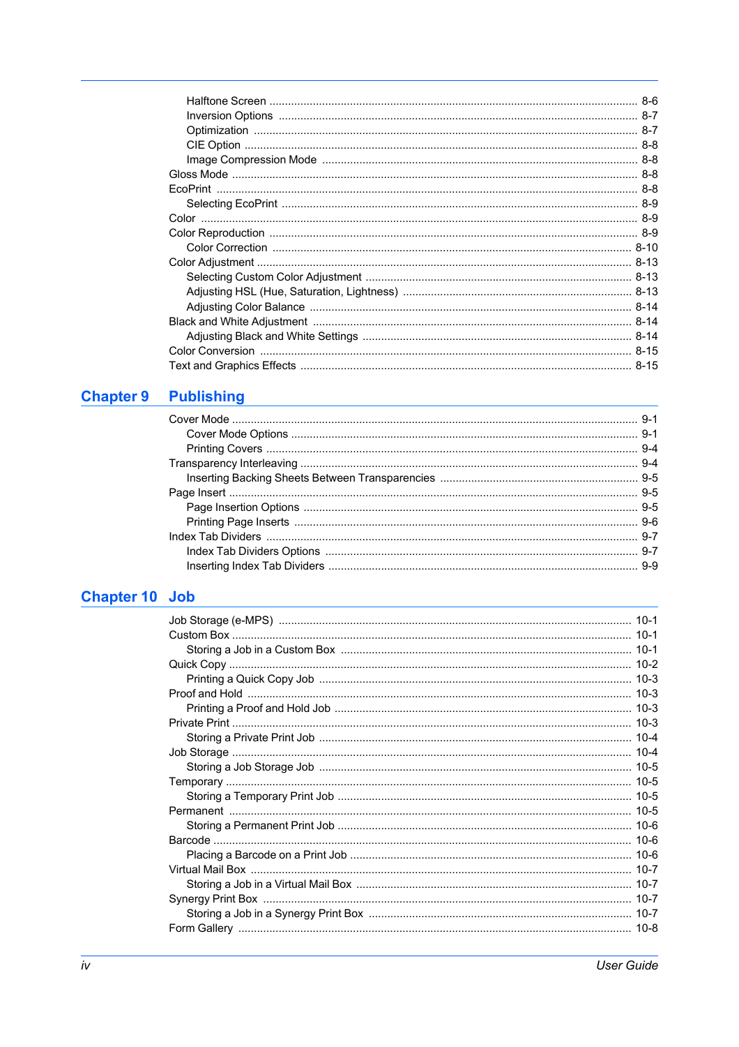- Halftone Screen ........ 8-6
- Inversion Options ........ 8-7
- Optimization ........ 8-7
- CIE Option ........ 8-8
- Image Compression Mode ........ 8-8

Gloss Mode ........ 8-8

EcoPrint ........ 8-8

- Selecting EcoPrint ........ 8-9

Color ........ 8-9

Color Reproduction ........ 8-9

- Color Correction ........ 8-10

Color Adjustment ........ 8-13

- Selecting Custom Color Adjustment ........ 8-13
- Adjusting HSL (Hue, Saturation, Lightness) ........ 8-13
- Adjusting Color Balance ........ 8-14

Black and White Adjustment ........ 8-14

- Adjusting Black and White Settings ........ 8-14

Color Conversion ........ 8-15

Text and Graphics Effects ........ 8-15

## Chapter 9 Publishing

Cover Mode ........ 9-1

- Cover Mode Options ........ 9-1
- Printing Covers ........ 9-4

Transparency Interleaving ........ 9-4

- Inserting Backing Sheets Between Transparencies ........ 9-5

Page Insert ........ 9-5

- Page Insertion Options ........ 9-5
- Printing Page Inserts ........ 9-6

Index Tab Dividers ........ 9-7

- Index Tab Dividers Options ........ 9-7
- Inserting Index Tab Dividers ........ 9-9

## Chapter 10 Job

Job Storage (e-MPS) ........ 10-1

Custom Box ........ 10-1

- Storing a Job in a Custom Box ........ 10-1

Quick Copy ........ 10-2

- Printing a Quick Copy Job ........ 10-3

Proof and Hold ........ 10-3

- Printing a Proof and Hold Job ........ 10-3

Private Print ........ 10-3

- Storing a Private Print Job ........ 10-4

Job Storage ........ 10-4

- Storing a Job Storage Job ........ 10-5

Temporary ........ 10-5

- Storing a Temporary Print Job ........ 10-5

Permanent ........ 10-5

- Storing a Permanent Print Job ........ 10-6

Barcode ........ 10-6

- Placing a Barcode on a Print Job ........ 10-6

Virtual Mail Box ........ 10-7

- Storing a Job in a Virtual Mail Box ........ 10-7

Synergy Print Box ........ 10-7

- Storing a Job in a Synergy Print Box ........ 10-7

Form Gallery ........ 10-8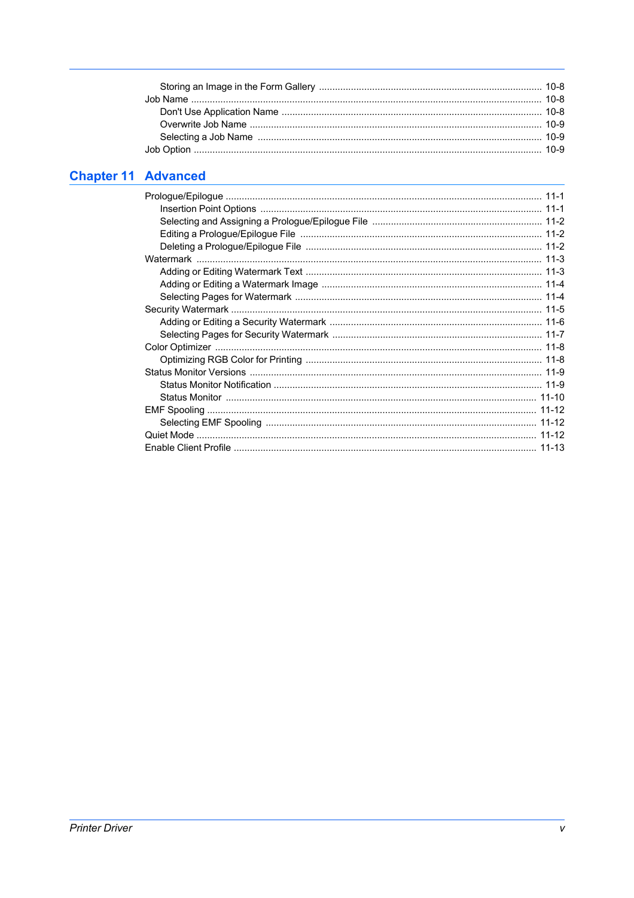Storing an Image in the Form Gallery ........ 10-8
Job Name ........ 10-8
Don't Use Application Name ........ 10-8
Overwrite Job Name ........ 10-9
Selecting a Job Name ........ 10-9
Job Option ........ 10-9

## Chapter 11 Advanced

Prologue/Epilogue ........ 11-1
Insertion Point Options ........ 11-1
Selecting and Assigning a Prologue/Epilogue File ........ 11-2
Editing a Prologue/Epilogue File ........ 11-2
Deleting a Prologue/Epilogue File ........ 11-2
Watermark ........ 11-3
Adding or Editing Watermark Text ........ 11-3
Adding or Editing a Watermark Image ........ 11-4
Selecting Pages for Watermark ........ 11-4
Security Watermark ........ 11-5
Adding or Editing a Security Watermark ........ 11-6
Selecting Pages for Security Watermark ........ 11-7
Color Optimizer ........ 11-8
Optimizing RGB Color for Printing ........ 11-8
Status Monitor Versions ........ 11-9
Status Monitor Notification ........ 11-9
Status Monitor ........ 11-10
EMF Spooling ........ 11-12
Selecting EMF Spooling ........ 11-12
Quiet Mode ........ 11-12
Enable Client Profile ........ 11-13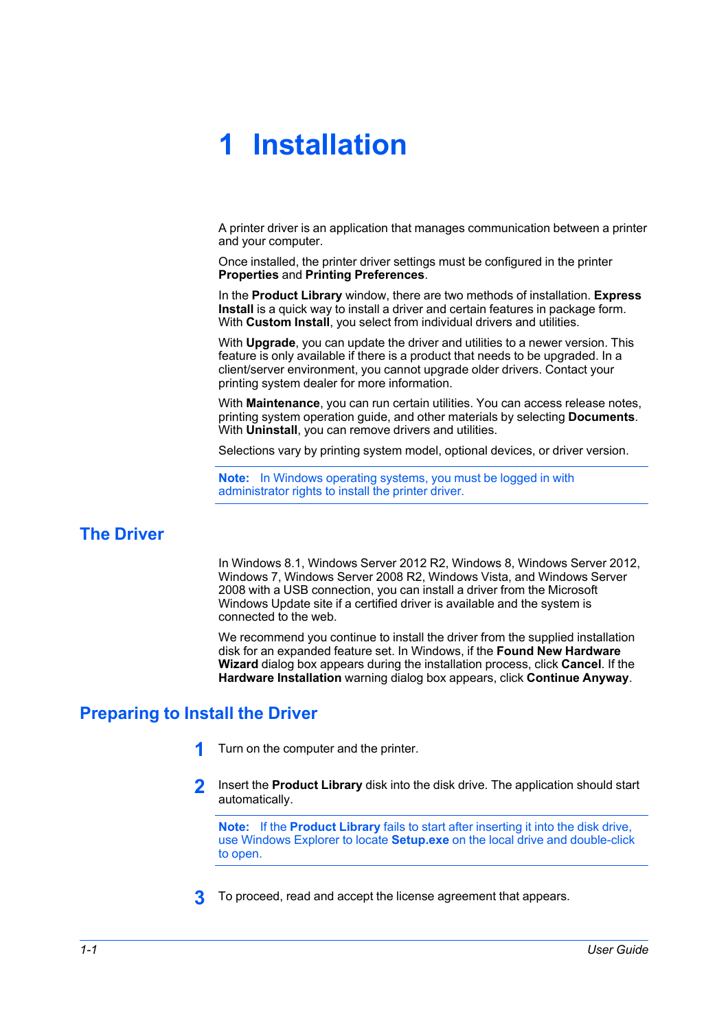# 1 Installation

A printer driver is an application that manages communication between a printer and your computer.

Once installed, the printer driver settings must be configured in the printer **Properties** and **Printing Preferences**.

In the **Product Library** window, there are two methods of installation. **Express Install** is a quick way to install a driver and certain features in package form. With **Custom Install**, you select from individual drivers and utilities.

With **Upgrade**, you can update the driver and utilities to a newer version. This feature is only available if there is a product that needs to be upgraded. In a client/server environment, you cannot upgrade older drivers. Contact your printing system dealer for more information.

With **Maintenance**, you can run certain utilities. You can access release notes, printing system operation guide, and other materials by selecting **Documents**. With **Uninstall**, you can remove drivers and utilities.

Selections vary by printing system model, optional devices, or driver version.

**Note:** In Windows operating systems, you must be logged in with administrator rights to install the printer driver.

## The Driver

In Windows 8.1, Windows Server 2012 R2, Windows 8, Windows Server 2012, Windows 7, Windows Server 2008 R2, Windows Vista, and Windows Server 2008 with a USB connection, you can install a driver from the Microsoft Windows Update site if a certified driver is available and the system is connected to the web.

We recommend you continue to install the driver from the supplied installation disk for an expanded feature set. In Windows, if the **Found New Hardware Wizard** dialog box appears during the installation process, click **Cancel**. If the **Hardware Installation** warning dialog box appears, click **Continue Anyway**.

## Preparing to Install the Driver

1. Turn on the computer and the printer.

2. Insert the **Product Library** disk into the disk drive. The application should start automatically.

   **Note:** If the **Product Library** fails to start after inserting it into the disk drive, use Windows Explorer to locate **Setup.exe** on the local drive and double-click to open.

3. To proceed, read and accept the license agreement that appears.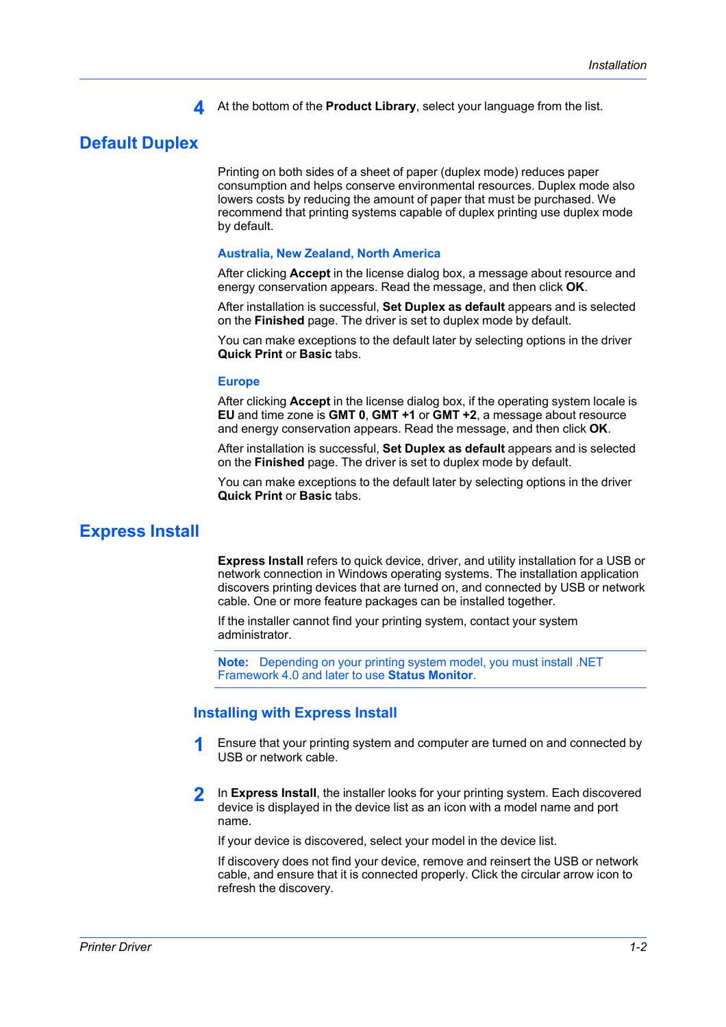4. At the bottom of the **Product Library**, select your language from the list.

## Default Duplex

Printing on both sides of a sheet of paper (duplex mode) reduces paper consumption and helps conserve environmental resources. Duplex mode also lowers costs by reducing the amount of paper that must be purchased. We recommend that printing systems capable of duplex printing use duplex mode by default.

### Australia, New Zealand, North America

After clicking **Accept** in the license dialog box, a message about resource and energy conservation appears. Read the message, and then click **OK**.

After installation is successful, **Set Duplex as default** appears and is selected on the **Finished** page. The driver is set to duplex mode by default.

You can make exceptions to the default later by selecting options in the driver **Quick Print** or **Basic** tabs.

### Europe

After clicking **Accept** in the license dialog box, if the operating system locale is **EU** and time zone is **GMT 0**, **GMT +1** or **GMT +2**, a message about resource and energy conservation appears. Read the message, and then click **OK**.

After installation is successful, **Set Duplex as default** appears and is selected on the **Finished** page. The driver is set to duplex mode by default.

You can make exceptions to the default later by selecting options in the driver **Quick Print** or **Basic** tabs.

## Express Install

**Express Install** refers to quick device, driver, and utility installation for a USB or network connection in Windows operating systems. The installation application discovers printing devices that are turned on, and connected by USB or network cable. One or more feature packages can be installed together.

If the installer cannot find your printing system, contact your system administrator.

**Note:** Depending on your printing system model, you must install .NET Framework 4.0 and later to use **Status Monitor**.

### Installing with Express Install

1. Ensure that your printing system and computer are turned on and connected by USB or network cable.

2. In **Express Install**, the installer looks for your printing system. Each discovered device is displayed in the device list as an icon with a model name and port name.

   If your device is discovered, select your model in the device list.

   If discovery does not find your device, remove and reinsert the USB or network cable, and ensure that it is connected properly. Click the circular arrow icon to refresh the discovery.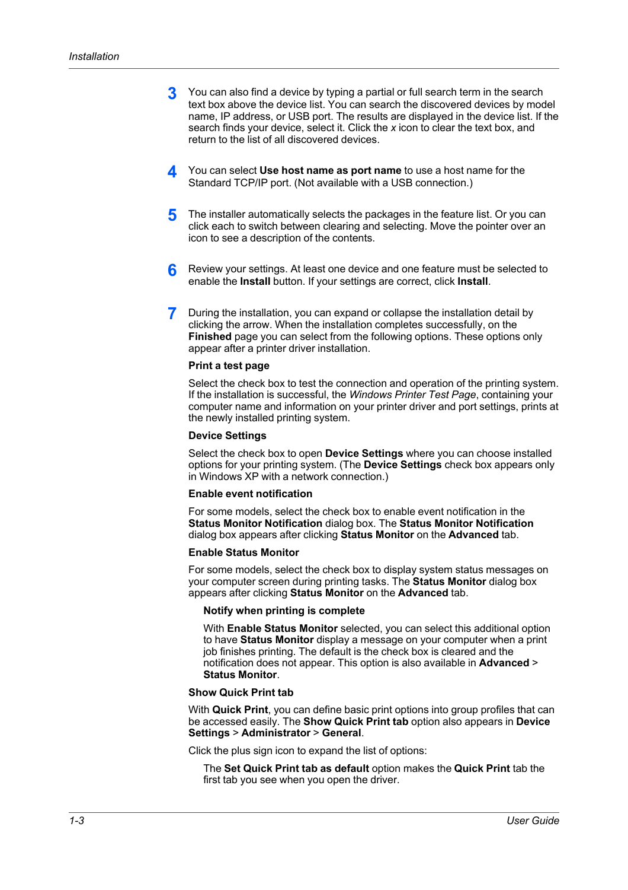3. You can also find a device by typing a partial or full search term in the search text box above the device list. You can search the discovered devices by model name, IP address, or USB port. The results are displayed in the device list. If the search finds your device, select it. Click the *x* icon to clear the text box, and return to the list of all discovered devices.

4. You can select **Use host name as port name** to use a host name for the Standard TCP/IP port. (Not available with a USB connection.)

5. The installer automatically selects the packages in the feature list. Or you can click each to switch between clearing and selecting. Move the pointer over an icon to see a description of the contents.

6. Review your settings. At least one device and one feature must be selected to enable the **Install** button. If your settings are correct, click **Install**.

7. During the installation, you can expand or collapse the installation detail by clicking the arrow. When the installation completes successfully, on the **Finished** page you can select from the following options. These options only appear after a printer driver installation.

   **Print a test page**

   Select the check box to test the connection and operation of the printing system. If the installation is successful, the *Windows Printer Test Page*, containing your computer name and information on your printer driver and port settings, prints at the newly installed printing system.

   **Device Settings**

   Select the check box to open **Device Settings** where you can choose installed options for your printing system. (The **Device Settings** check box appears only in Windows XP with a network connection.)

   **Enable event notification**

   For some models, select the check box to enable event notification in the **Status Monitor Notification** dialog box. The **Status Monitor Notification** dialog box appears after clicking **Status Monitor** on the **Advanced** tab.

   **Enable Status Monitor**

   For some models, select the check box to display system status messages on your computer screen during printing tasks. The **Status Monitor** dialog box appears after clicking **Status Monitor** on the **Advanced** tab.

   > **Notify when printing is complete**
   >
   > With **Enable Status Monitor** selected, you can select this additional option to have **Status Monitor** display a message on your computer when a print job finishes printing. The default is the check box is cleared and the notification does not appear. This option is also available in **Advanced** > **Status Monitor**.

   **Show Quick Print tab**

   With **Quick Print**, you can define basic print options into group profiles that can be accessed easily. The **Show Quick Print tab** option also appears in **Device Settings** > **Administrator** > **General**.

   Click the plus sign icon to expand the list of options:

   > The **Set Quick Print tab as default** option makes the **Quick Print** tab the first tab you see when you open the driver.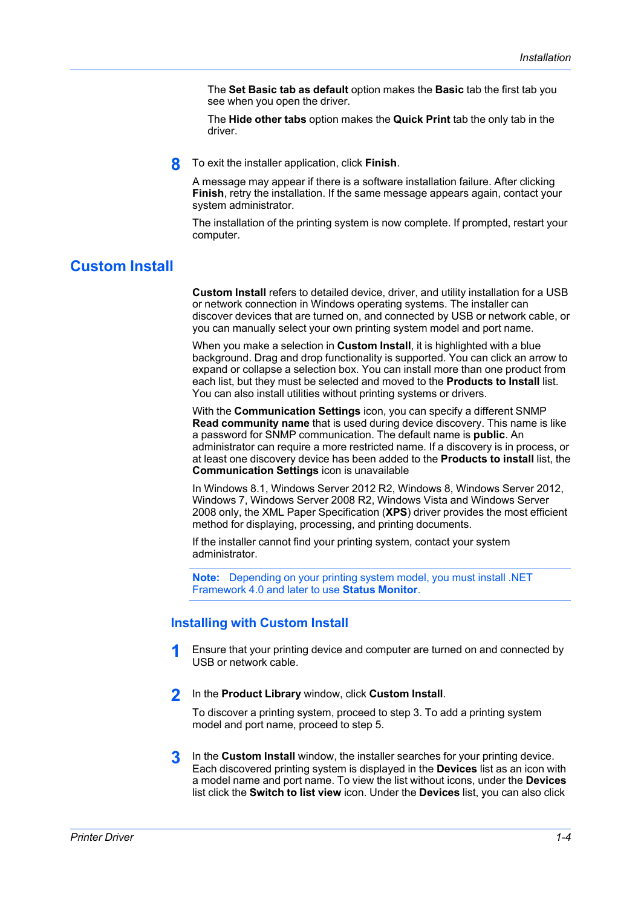The **Set Basic tab as default** option makes the **Basic** tab the first tab you see when you open the driver.

The **Hide other tabs** option makes the **Quick Print** tab the only tab in the driver.

8. To exit the installer application, click **Finish**.

   A message may appear if there is a software installation failure. After clicking **Finish**, retry the installation. If the same message appears again, contact your system administrator.

   The installation of the printing system is now complete. If prompted, restart your computer.

## Custom Install

**Custom Install** refers to detailed device, driver, and utility installation for a USB or network connection in Windows operating systems. The installer can discover devices that are turned on, and connected by USB or network cable, or you can manually select your own printing system model and port name.

When you make a selection in **Custom Install**, it is highlighted with a blue background. Drag and drop functionality is supported. You can click an arrow to expand or collapse a selection box. You can install more than one product from each list, but they must be selected and moved to the **Products to Install** list. You can also install utilities without printing systems or drivers.

With the **Communication Settings** icon, you can specify a different SNMP **Read community name** that is used during device discovery. This name is like a password for SNMP communication. The default name is **public**. An administrator can require a more restricted name. If a discovery is in process, or at least one discovery device has been added to the **Products to install** list, the **Communication Settings** icon is unavailable

In Windows 8.1, Windows Server 2012 R2, Windows 8, Windows Server 2012, Windows 7, Windows Server 2008 R2, Windows Vista and Windows Server 2008 only, the XML Paper Specification (**XPS**) driver provides the most efficient method for displaying, processing, and printing documents.

If the installer cannot find your printing system, contact your system administrator.

**Note:** Depending on your printing system model, you must install .NET Framework 4.0 and later to use **Status Monitor**.

### Installing with Custom Install

1. Ensure that your printing device and computer are turned on and connected by USB or network cable.

2. In the **Product Library** window, click **Custom Install**.

   To discover a printing system, proceed to step 3. To add a printing system model and port name, proceed to step 5.

3. In the **Custom Install** window, the installer searches for your printing device. Each discovered printing system is displayed in the **Devices** list as an icon with a model name and port name. To view the list without icons, under the **Devices** list click the **Switch to list view** icon. Under the **Devices** list, you can also click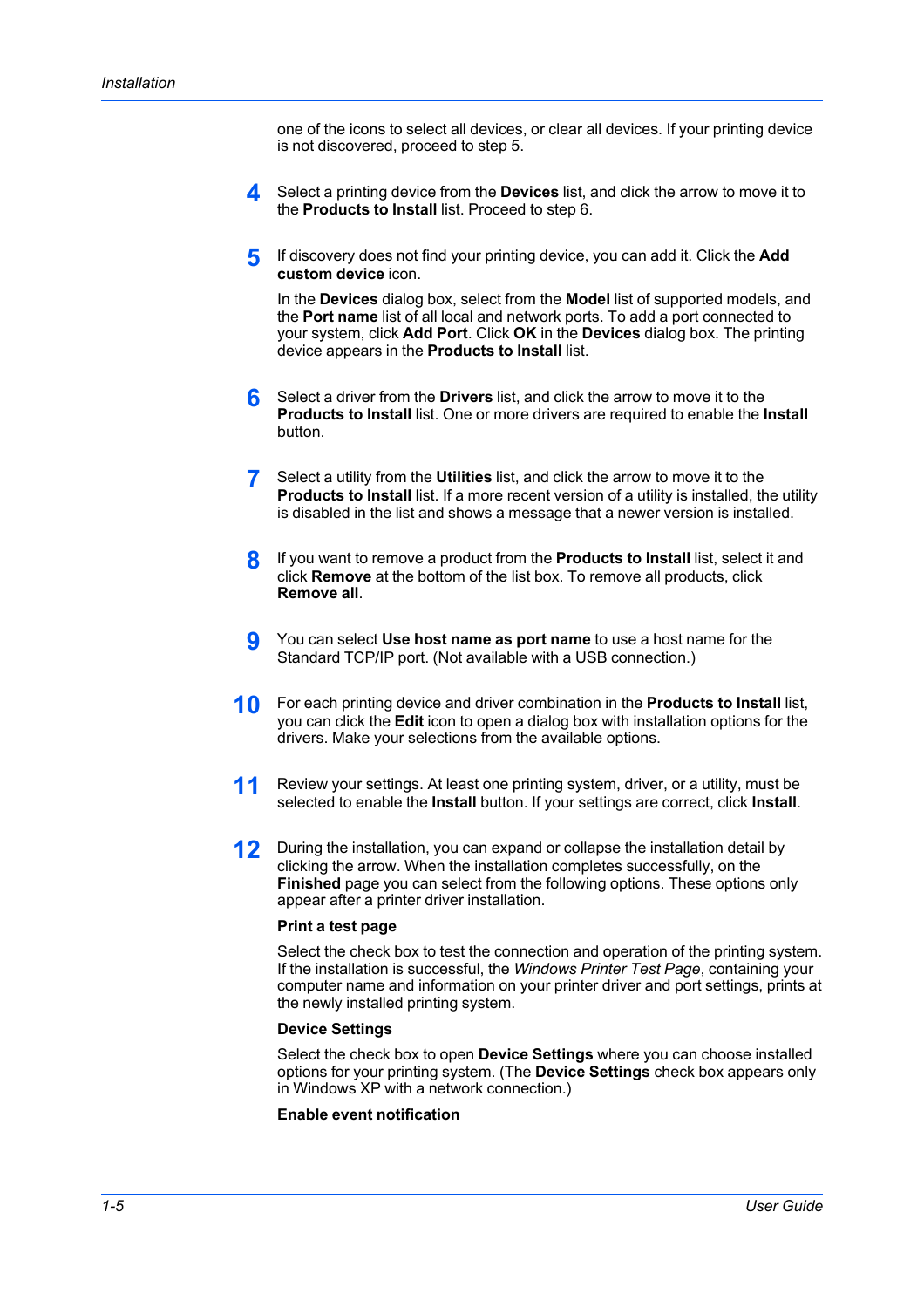one of the icons to select all devices, or clear all devices. If your printing device is not discovered, proceed to step 5.

4. Select a printing device from the **Devices** list, and click the arrow to move it to the **Products to Install** list. Proceed to step 6.

5. If discovery does not find your printing device, you can add it. Click the **Add custom device** icon.

   In the **Devices** dialog box, select from the **Model** list of supported models, and the **Port name** list of all local and network ports. To add a port connected to your system, click **Add Port**. Click **OK** in the **Devices** dialog box. The printing device appears in the **Products to Install** list.

6. Select a driver from the **Drivers** list, and click the arrow to move it to the **Products to Install** list. One or more drivers are required to enable the **Install** button.

7. Select a utility from the **Utilities** list, and click the arrow to move it to the **Products to Install** list. If a more recent version of a utility is installed, the utility is disabled in the list and shows a message that a newer version is installed.

8. If you want to remove a product from the **Products to Install** list, select it and click **Remove** at the bottom of the list box. To remove all products, click **Remove all**.

9. You can select **Use host name as port name** to use a host name for the Standard TCP/IP port. (Not available with a USB connection.)

10. For each printing device and driver combination in the **Products to Install** list, you can click the **Edit** icon to open a dialog box with installation options for the drivers. Make your selections from the available options.

11. Review your settings. At least one printing system, driver, or a utility, must be selected to enable the **Install** button. If your settings are correct, click **Install**.

12. During the installation, you can expand or collapse the installation detail by clicking the arrow. When the installation completes successfully, on the **Finished** page you can select from the following options. These options only appear after a printer driver installation.

    **Print a test page**

    Select the check box to test the connection and operation of the printing system. If the installation is successful, the *Windows Printer Test Page*, containing your computer name and information on your printer driver and port settings, prints at the newly installed printing system.

    **Device Settings**

    Select the check box to open **Device Settings** where you can choose installed options for your printing system. (The **Device Settings** check box appears only in Windows XP with a network connection.)

    **Enable event notification**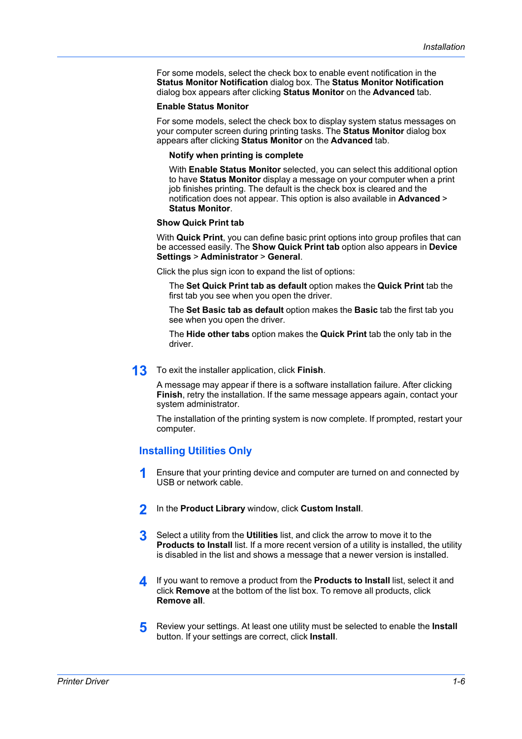For some models, select the check box to enable event notification in the **Status Monitor Notification** dialog box. The **Status Monitor Notification** dialog box appears after clicking **Status Monitor** on the **Advanced** tab.

**Enable Status Monitor**

For some models, select the check box to display system status messages on your computer screen during printing tasks. The **Status Monitor** dialog box appears after clicking **Status Monitor** on the **Advanced** tab.

**Notify when printing is complete**

With **Enable Status Monitor** selected, you can select this additional option to have **Status Monitor** display a message on your computer when a print job finishes printing. The default is the check box is cleared and the notification does not appear. This option is also available in **Advanced** > **Status Monitor**.

**Show Quick Print tab**

With **Quick Print**, you can define basic print options into group profiles that can be accessed easily. The **Show Quick Print tab** option also appears in **Device Settings** > **Administrator** > **General**.

Click the plus sign icon to expand the list of options:

The **Set Quick Print tab as default** option makes the **Quick Print** tab the first tab you see when you open the driver.

The **Set Basic tab as default** option makes the **Basic** tab the first tab you see when you open the driver.

The **Hide other tabs** option makes the **Quick Print** tab the only tab in the driver.

13. To exit the installer application, click **Finish**.

    A message may appear if there is a software installation failure. After clicking **Finish**, retry the installation. If the same message appears again, contact your system administrator.

    The installation of the printing system is now complete. If prompted, restart your computer.

## Installing Utilities Only

1. Ensure that your printing device and computer are turned on and connected by USB or network cable.

2. In the **Product Library** window, click **Custom Install**.

3. Select a utility from the **Utilities** list, and click the arrow to move it to the **Products to Install** list. If a more recent version of a utility is installed, the utility is disabled in the list and shows a message that a newer version is installed.

4. If you want to remove a product from the **Products to Install** list, select it and click **Remove** at the bottom of the list box. To remove all products, click **Remove all**.

5. Review your settings. At least one utility must be selected to enable the **Install** button. If your settings are correct, click **Install**.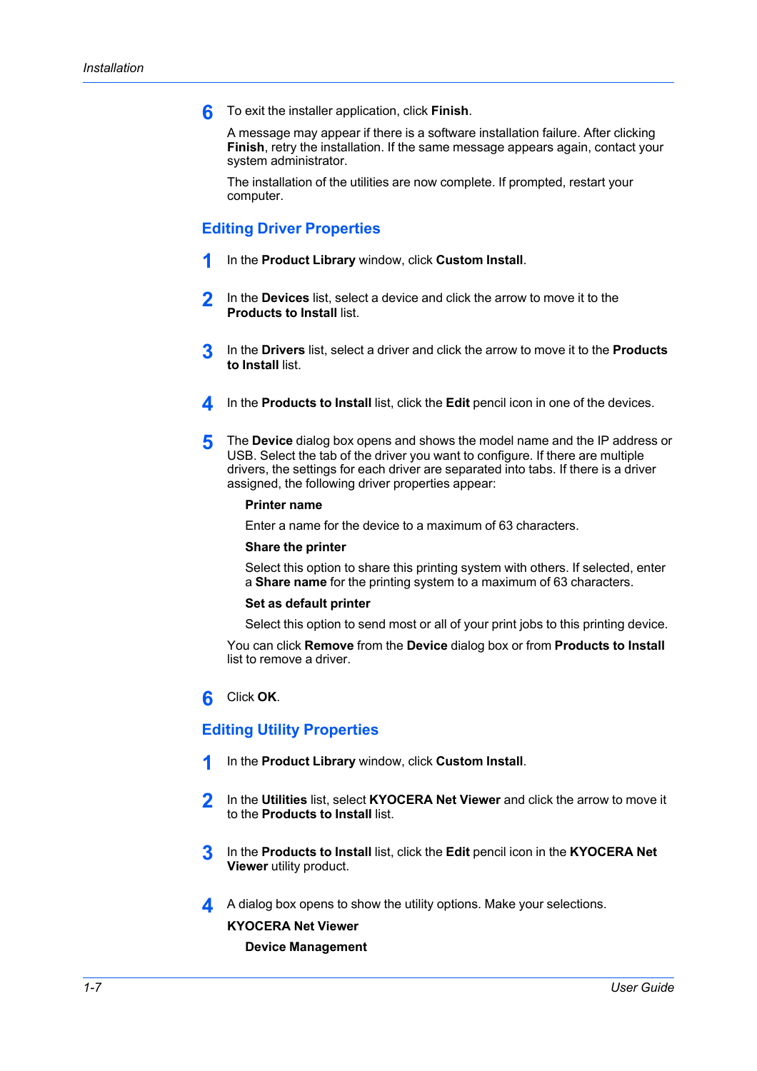6. To exit the installer application, click **Finish**.

   A message may appear if there is a software installation failure. After clicking **Finish**, retry the installation. If the same message appears again, contact your system administrator.

   The installation of the utilities are now complete. If prompted, restart your computer.

## Editing Driver Properties

1. In the **Product Library** window, click **Custom Install**.

2. In the **Devices** list, select a device and click the arrow to move it to the **Products to Install** list.

3. In the **Drivers** list, select a driver and click the arrow to move it to the **Products to Install** list.

4. In the **Products to Install** list, click the **Edit** pencil icon in one of the devices.

5. The **Device** dialog box opens and shows the model name and the IP address or USB. Select the tab of the driver you want to configure. If there are multiple drivers, the settings for each driver are separated into tabs. If there is a driver assigned, the following driver properties appear:

   **Printer name**

   Enter a name for the device to a maximum of 63 characters.

   **Share the printer**

   Select this option to share this printing system with others. If selected, enter a **Share name** for the printing system to a maximum of 63 characters.

   **Set as default printer**

   Select this option to send most or all of your print jobs to this printing device.

   You can click **Remove** from the **Device** dialog box or from **Products to Install** list to remove a driver.

6. Click **OK**.

## Editing Utility Properties

1. In the **Product Library** window, click **Custom Install**.

2. In the **Utilities** list, select **KYOCERA Net Viewer** and click the arrow to move it to the **Products to Install** list.

3. In the **Products to Install** list, click the **Edit** pencil icon in the **KYOCERA Net Viewer** utility product.

4. A dialog box opens to show the utility options. Make your selections.

   **KYOCERA Net Viewer**

   **Device Management**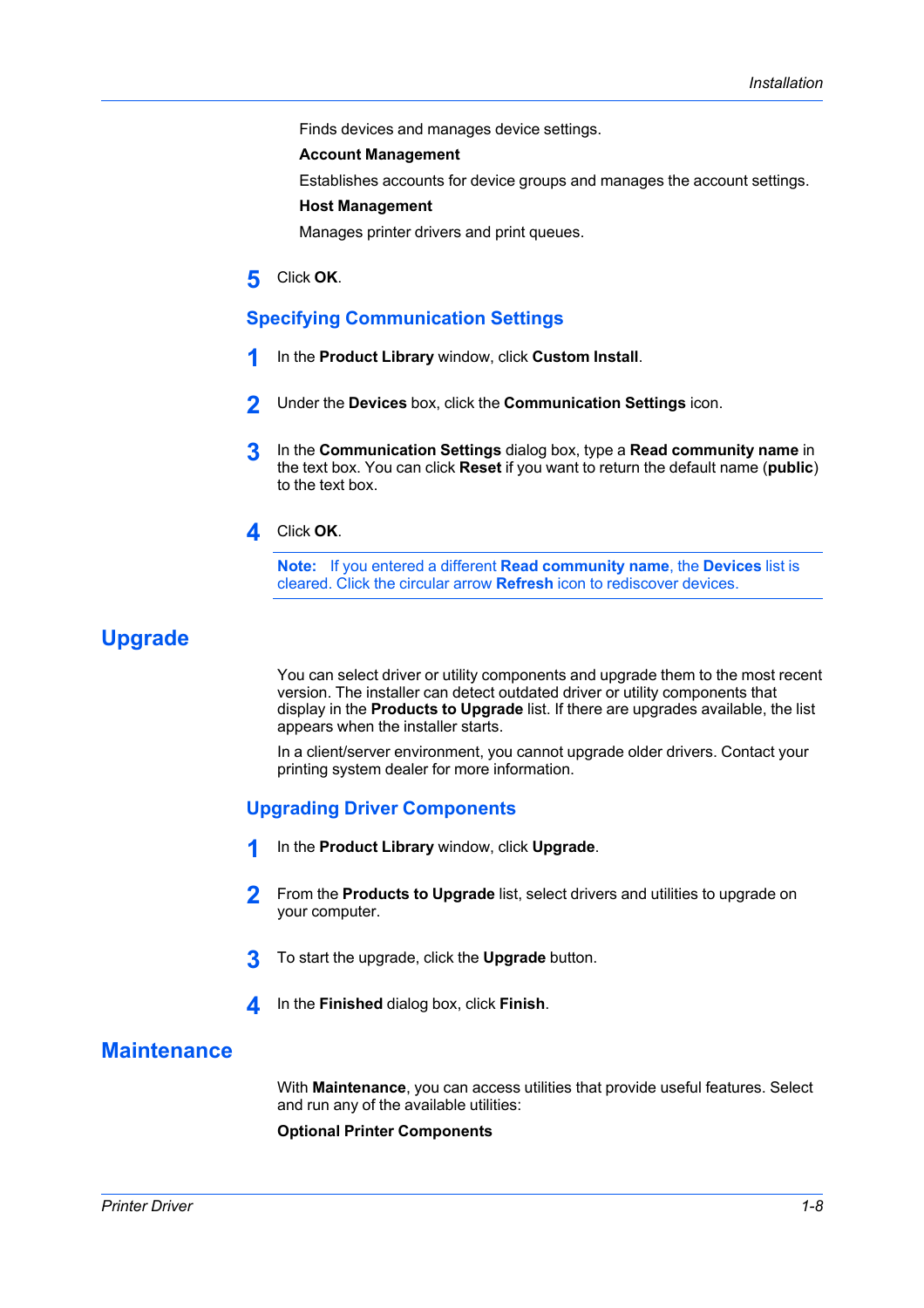Finds devices and manages device settings.

**Account Management**

Establishes accounts for device groups and manages the account settings.

**Host Management**

Manages printer drivers and print queues.

5. Click **OK**.

### Specifying Communication Settings

1. In the **Product Library** window, click **Custom Install**.
2. Under the **Devices** box, click the **Communication Settings** icon.
3. In the **Communication Settings** dialog box, type a **Read community name** in the text box. You can click **Reset** if you want to return the default name (**public**) to the text box.
4. Click **OK**.

> **Note:** If you entered a different **Read community name**, the **Devices** list is cleared. Click the circular arrow **Refresh** icon to rediscover devices.

## Upgrade

You can select driver or utility components and upgrade them to the most recent version. The installer can detect outdated driver or utility components that display in the **Products to Upgrade** list. If there are upgrades available, the list appears when the installer starts.

In a client/server environment, you cannot upgrade older drivers. Contact your printing system dealer for more information.

### Upgrading Driver Components

1. In the **Product Library** window, click **Upgrade**.
2. From the **Products to Upgrade** list, select drivers and utilities to upgrade on your computer.
3. To start the upgrade, click the **Upgrade** button.
4. In the **Finished** dialog box, click **Finish**.

## Maintenance

With **Maintenance**, you can access utilities that provide useful features. Select and run any of the available utilities:

**Optional Printer Components**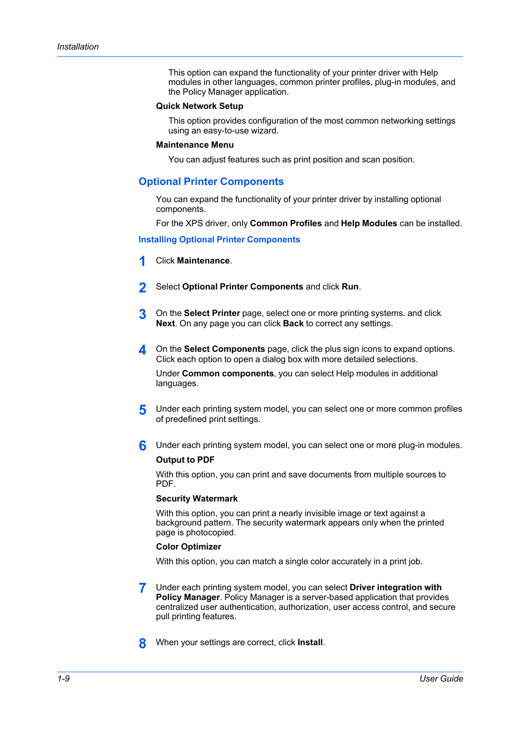This option can expand the functionality of your printer driver with Help modules in other languages, common printer profiles, plug-in modules, and the Policy Manager application.

**Quick Network Setup**

This option provides configuration of the most common networking settings using an easy-to-use wizard.

**Maintenance Menu**

You can adjust features such as print position and scan position.

## Optional Printer Components

You can expand the functionality of your printer driver by installing optional components.

For the XPS driver, only **Common Profiles** and **Help Modules** can be installed.

### Installing Optional Printer Components

1. Click **Maintenance**.

2. Select **Optional Printer Components** and click **Run**.

3. On the **Select Printer** page, select one or more printing systems. and click **Next**. On any page you can click **Back** to correct any settings.

4. On the **Select Components** page, click the plus sign icons to expand options. Click each option to open a dialog box with more detailed selections.

   Under **Common components**, you can select Help modules in additional languages.

5. Under each printing system model, you can select one or more common profiles of predefined print settings.

6. Under each printing system model, you can select one or more plug-in modules.

   **Output to PDF**

   With this option, you can print and save documents from multiple sources to PDF.

   **Security Watermark**

   With this option, you can print a nearly invisible image or text against a background pattern. The security watermark appears only when the printed page is photocopied.

   **Color Optimizer**

   With this option, you can match a single color accurately in a print job.

7. Under each printing system model, you can select **Driver integration with Policy Manager**. Policy Manager is a server-based application that provides centralized user authentication, authorization, user access control, and secure pull printing features.

8. When your settings are correct, click **Install**.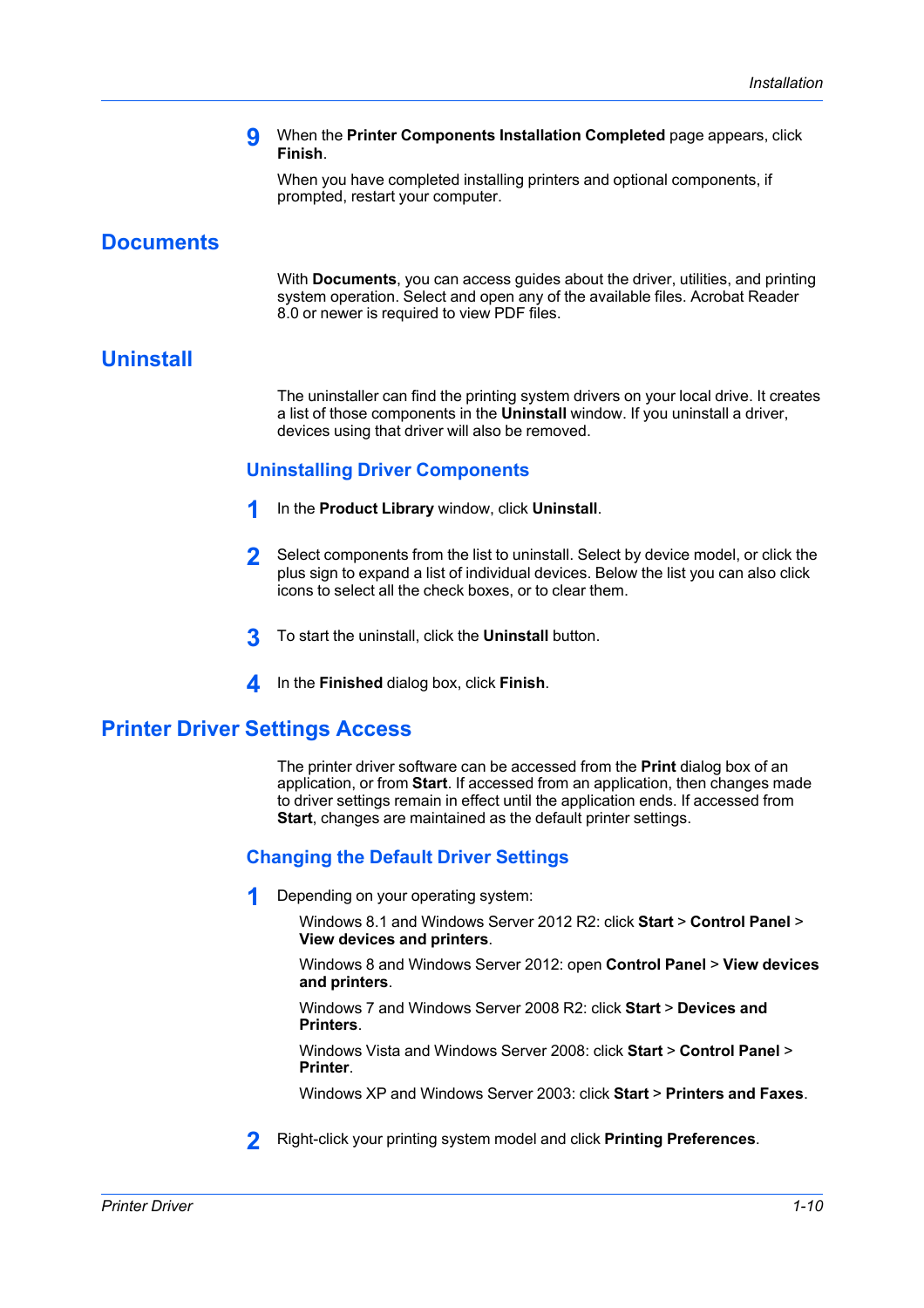9. When the **Printer Components Installation Completed** page appears, click **Finish**.

   When you have completed installing printers and optional components, if prompted, restart your computer.

## Documents

With **Documents**, you can access guides about the driver, utilities, and printing system operation. Select and open any of the available files. Acrobat Reader 8.0 or newer is required to view PDF files.

## Uninstall

The uninstaller can find the printing system drivers on your local drive. It creates a list of those components in the **Uninstall** window. If you uninstall a driver, devices using that driver will also be removed.

### Uninstalling Driver Components

1. In the **Product Library** window, click **Uninstall**.
2. Select components from the list to uninstall. Select by device model, or click the plus sign to expand a list of individual devices. Below the list you can also click icons to select all the check boxes, or to clear them.
3. To start the uninstall, click the **Uninstall** button.
4. In the **Finished** dialog box, click **Finish**.

## Printer Driver Settings Access

The printer driver software can be accessed from the **Print** dialog box of an application, or from **Start**. If accessed from an application, then changes made to driver settings remain in effect until the application ends. If accessed from **Start**, changes are maintained as the default printer settings.

### Changing the Default Driver Settings

1. Depending on your operating system:

   Windows 8.1 and Windows Server 2012 R2: click **Start** > **Control Panel** > **View devices and printers**.

   Windows 8 and Windows Server 2012: open **Control Panel** > **View devices and printers**.

   Windows 7 and Windows Server 2008 R2: click **Start** > **Devices and Printers**.

   Windows Vista and Windows Server 2008: click **Start** > **Control Panel** > **Printer**.

   Windows XP and Windows Server 2003: click **Start** > **Printers and Faxes**.

2. Right-click your printing system model and click **Printing Preferences**.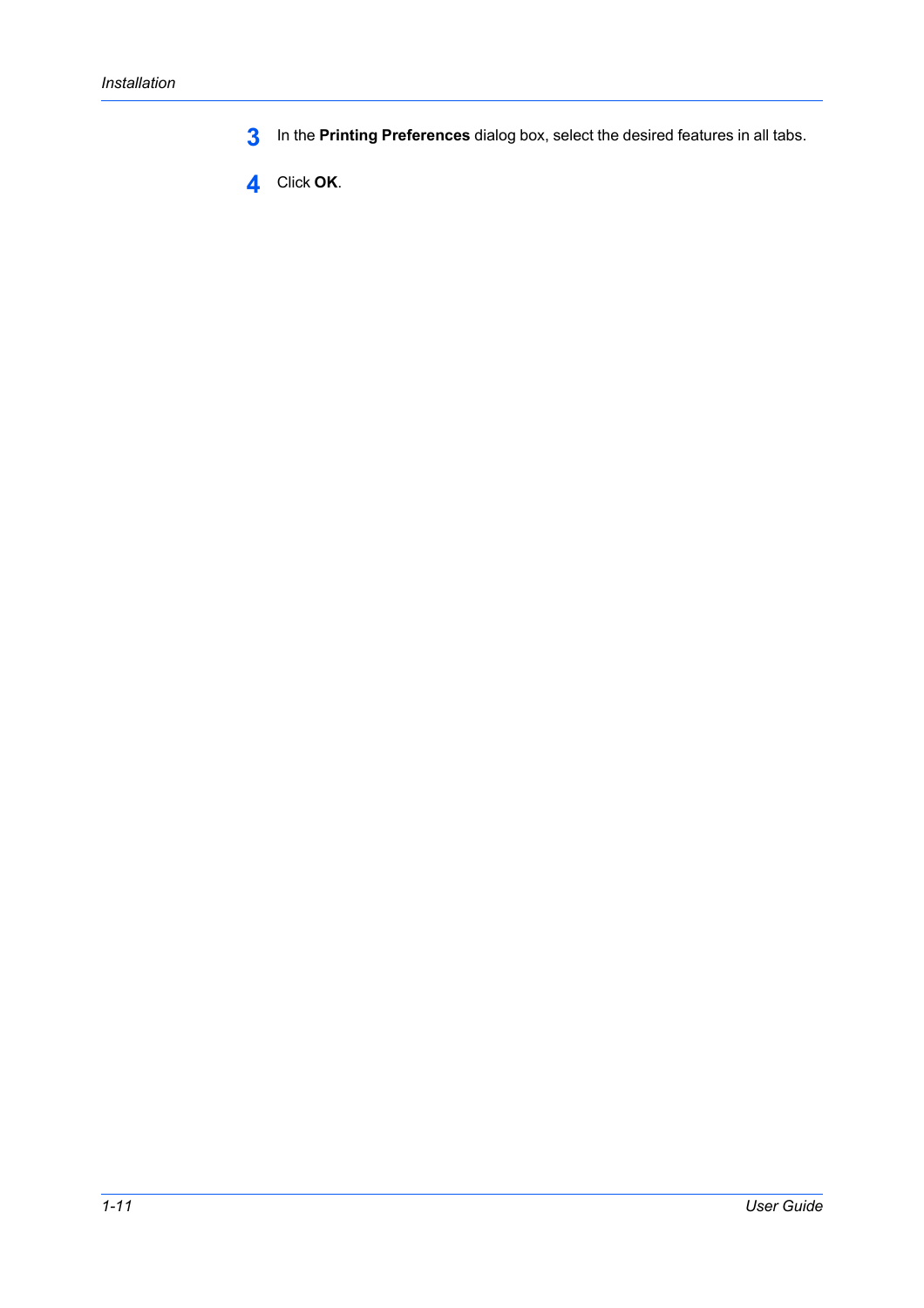3. In the **Printing Preferences** dialog box, select the desired features in all tabs.
4. Click **OK**.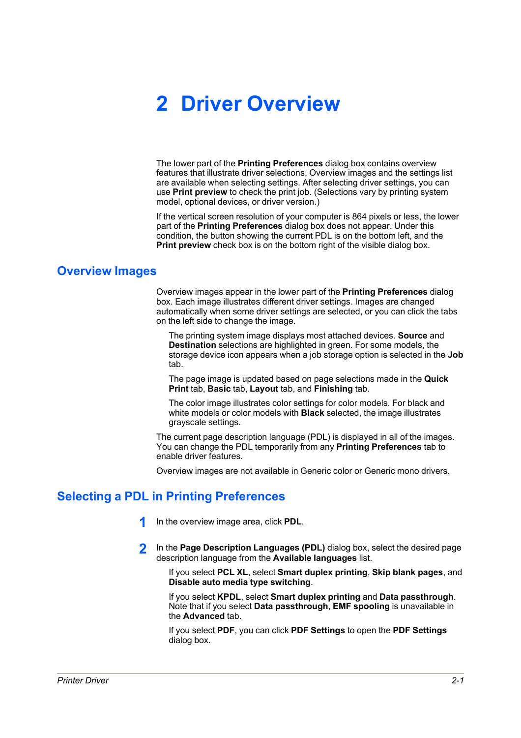# 2 Driver Overview

The lower part of the **Printing Preferences** dialog box contains overview features that illustrate driver selections. Overview images and the settings list are available when selecting settings. After selecting driver settings, you can use **Print preview** to check the print job. (Selections vary by printing system model, optional devices, or driver version.)

If the vertical screen resolution of your computer is 864 pixels or less, the lower part of the **Printing Preferences** dialog box does not appear. Under this condition, the button showing the current PDL is on the bottom left, and the **Print preview** check box is on the bottom right of the visible dialog box.

## Overview Images

Overview images appear in the lower part of the **Printing Preferences** dialog box. Each image illustrates different driver settings. Images are changed automatically when some driver settings are selected, or you can click the tabs on the left side to change the image.

The printing system image displays most attached devices. **Source** and **Destination** selections are highlighted in green. For some models, the storage device icon appears when a job storage option is selected in the **Job** tab.

The page image is updated based on page selections made in the **Quick Print** tab, **Basic** tab, **Layout** tab, and **Finishing** tab.

The color image illustrates color settings for color models. For black and white models or color models with **Black** selected, the image illustrates grayscale settings.

The current page description language (PDL) is displayed in all of the images. You can change the PDL temporarily from any **Printing Preferences** tab to enable driver features.

Overview images are not available in Generic color or Generic mono drivers.

## Selecting a PDL in Printing Preferences

1. In the overview image area, click **PDL**.

2. In the **Page Description Languages (PDL)** dialog box, select the desired page description language from the **Available languages** list.

   If you select **PCL XL**, select **Smart duplex printing**, **Skip blank pages**, and **Disable auto media type switching**.

   If you select **KPDL**, select **Smart duplex printing** and **Data passthrough**. Note that if you select **Data passthrough**, **EMF spooling** is unavailable in the **Advanced** tab.

   If you select **PDF**, you can click **PDF Settings** to open the **PDF Settings** dialog box.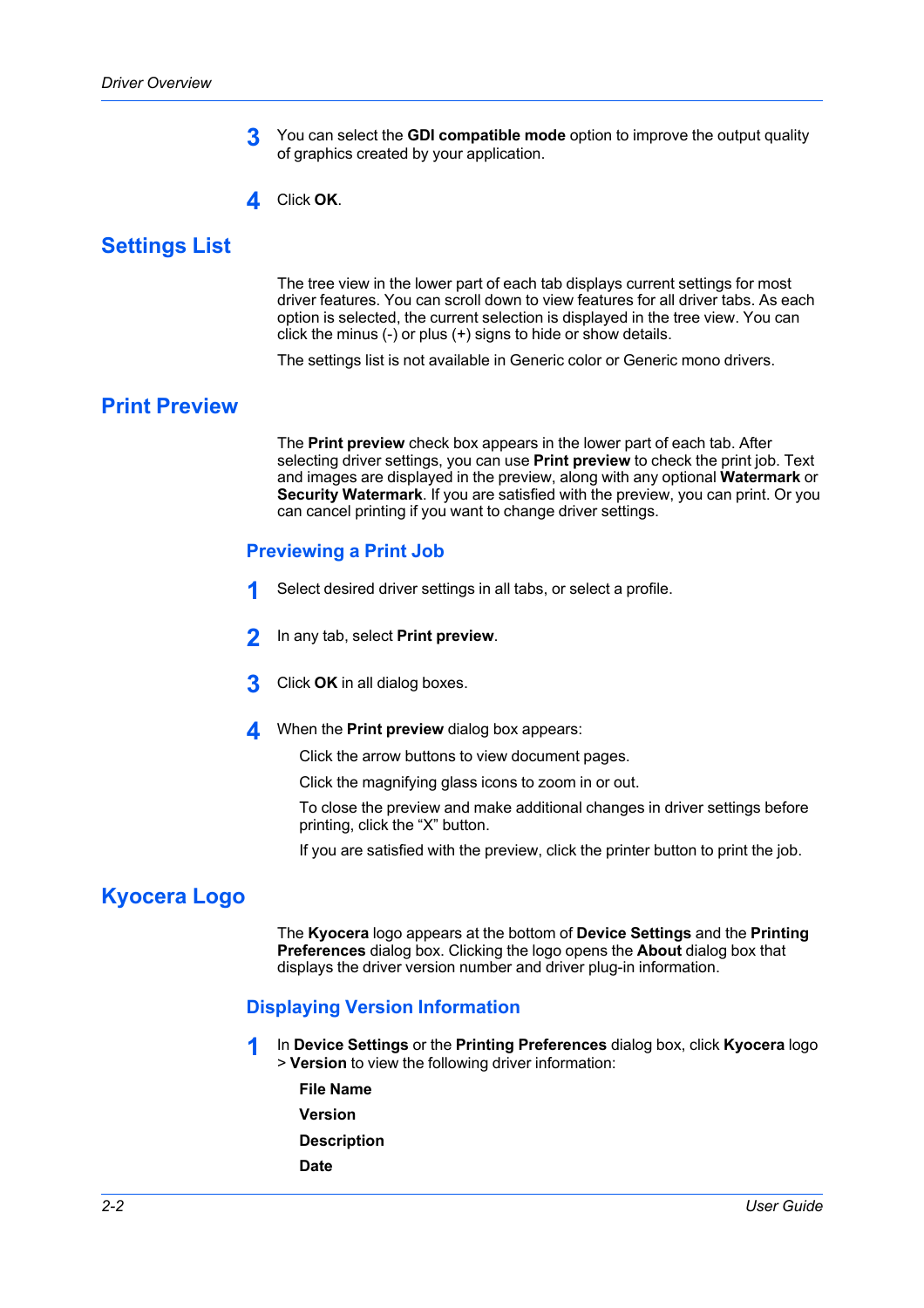3. You can select the **GDI compatible mode** option to improve the output quality of graphics created by your application.

4. Click **OK**.

## Settings List

The tree view in the lower part of each tab displays current settings for most driver features. You can scroll down to view features for all driver tabs. As each option is selected, the current selection is displayed in the tree view. You can click the minus (-) or plus (+) signs to hide or show details.

The settings list is not available in Generic color or Generic mono drivers.

## Print Preview

The **Print preview** check box appears in the lower part of each tab. After selecting driver settings, you can use **Print preview** to check the print job. Text and images are displayed in the preview, along with any optional **Watermark** or **Security Watermark**. If you are satisfied with the preview, you can print. Or you can cancel printing if you want to change driver settings.

### Previewing a Print Job

1. Select desired driver settings in all tabs, or select a profile.

2. In any tab, select **Print preview**.

3. Click **OK** in all dialog boxes.

4. When the **Print preview** dialog box appears:

   Click the arrow buttons to view document pages.

   Click the magnifying glass icons to zoom in or out.

   To close the preview and make additional changes in driver settings before printing, click the “X” button.

   If you are satisfied with the preview, click the printer button to print the job.

## Kyocera Logo

The **Kyocera** logo appears at the bottom of **Device Settings** and the **Printing Preferences** dialog box. Clicking the logo opens the **About** dialog box that displays the driver version number and driver plug-in information.

### Displaying Version Information

1. In **Device Settings** or the **Printing Preferences** dialog box, click **Kyocera** logo > **Version** to view the following driver information:

   **File Name**

   **Version**

   **Description**

   **Date**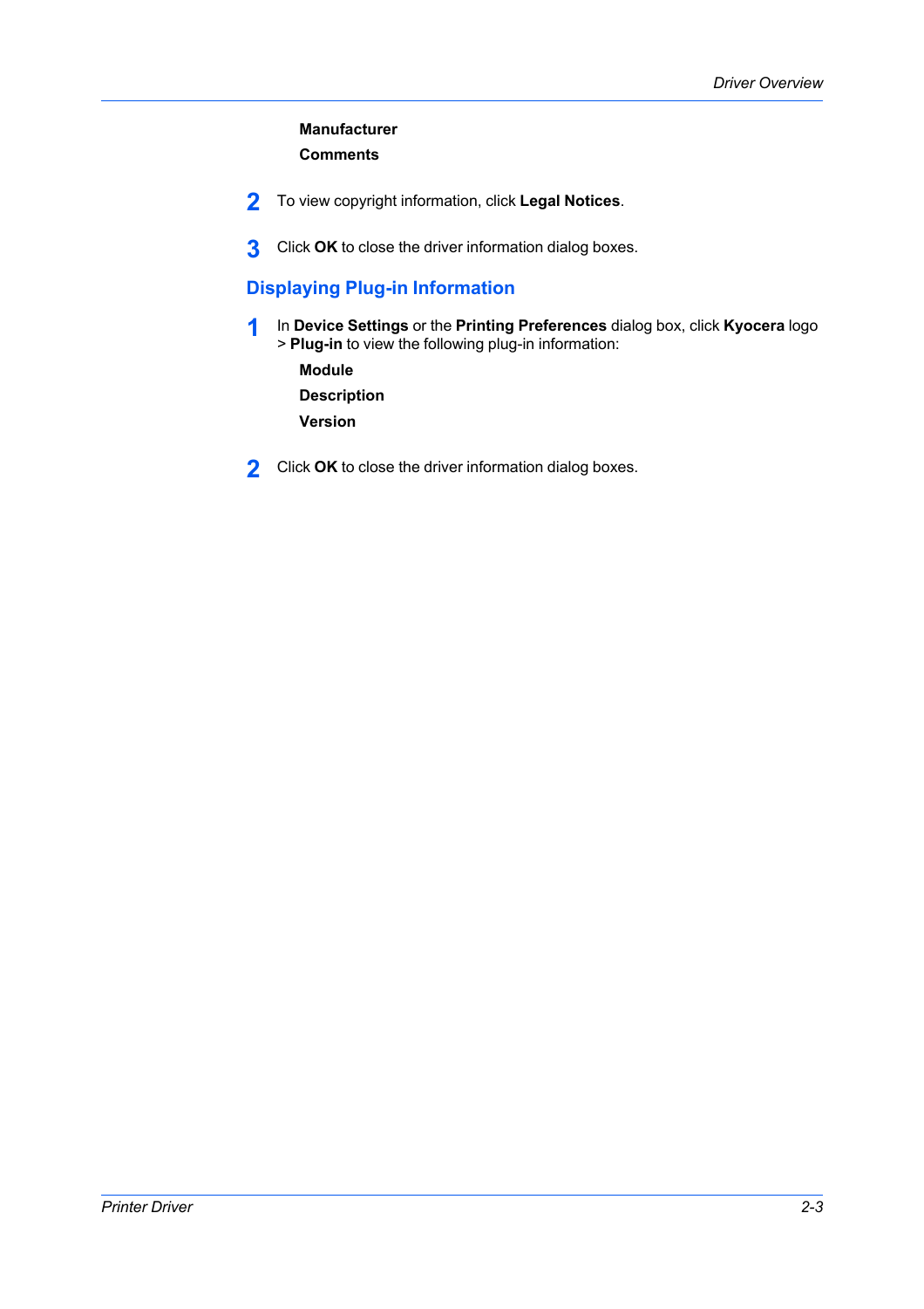**Manufacturer**

**Comments**

2. To view copyright information, click **Legal Notices**.

3. Click **OK** to close the driver information dialog boxes.

## Displaying Plug-in Information

1. In **Device Settings** or the **Printing Preferences** dialog box, click **Kyocera** logo > **Plug-in** to view the following plug-in information:

   **Module**

   **Description**

   **Version**

2. Click **OK** to close the driver information dialog boxes.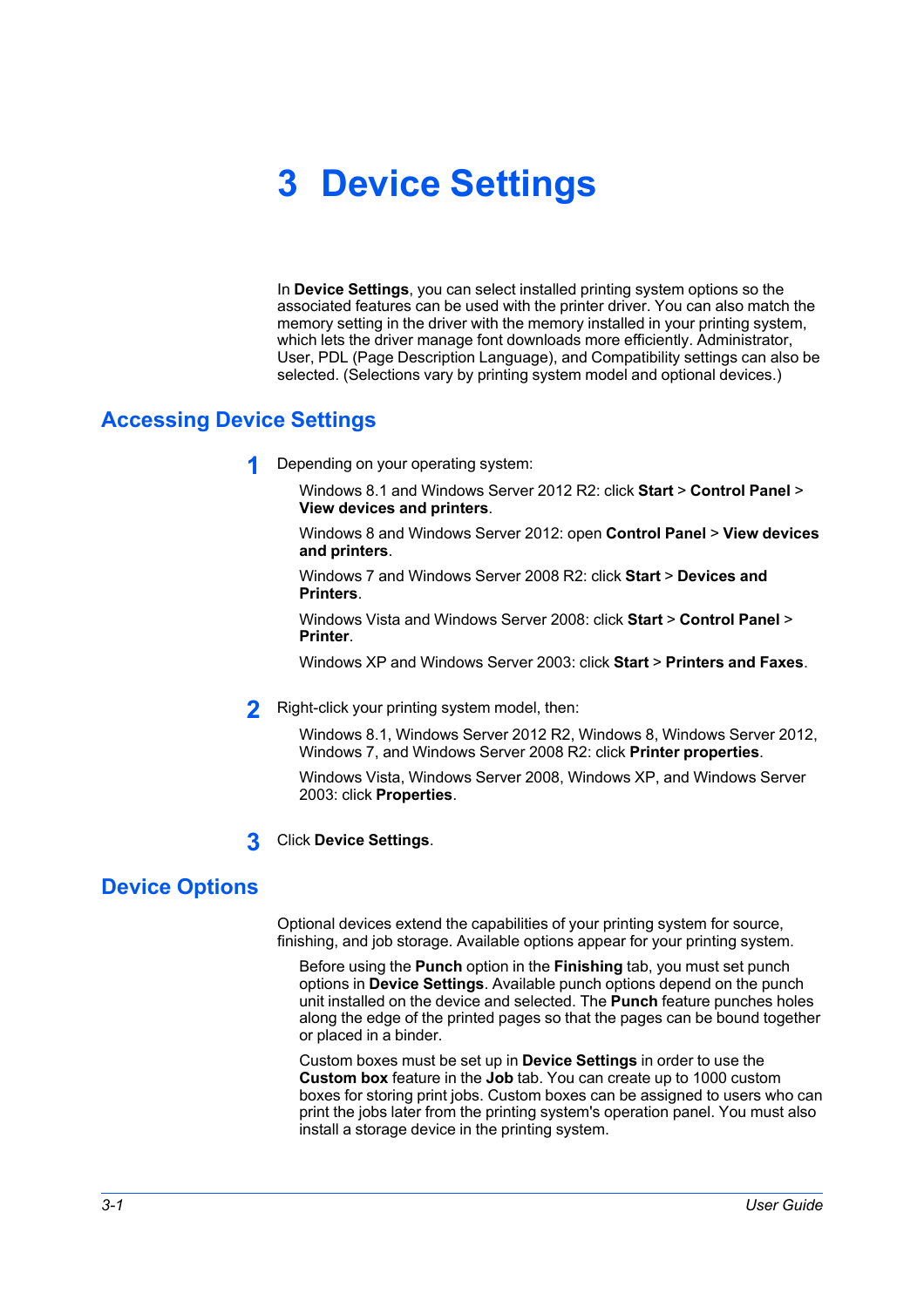# 3 Device Settings

In **Device Settings**, you can select installed printing system options so the associated features can be used with the printer driver. You can also match the memory setting in the driver with the memory installed in your printing system, which lets the driver manage font downloads more efficiently. Administrator, User, PDL (Page Description Language), and Compatibility settings can also be selected. (Selections vary by printing system model and optional devices.)

## Accessing Device Settings

1. Depending on your operating system:

   Windows 8.1 and Windows Server 2012 R2: click **Start** > **Control Panel** > **View devices and printers**.

   Windows 8 and Windows Server 2012: open **Control Panel** > **View devices and printers**.

   Windows 7 and Windows Server 2008 R2: click **Start** > **Devices and Printers**.

   Windows Vista and Windows Server 2008: click **Start** > **Control Panel** > **Printer**.

   Windows XP and Windows Server 2003: click **Start** > **Printers and Faxes**.

2. Right-click your printing system model, then:

   Windows 8.1, Windows Server 2012 R2, Windows 8, Windows Server 2012, Windows 7, and Windows Server 2008 R2: click **Printer properties**.

   Windows Vista, Windows Server 2008, Windows XP, and Windows Server 2003: click **Properties**.

3. Click **Device Settings**.

## Device Options

Optional devices extend the capabilities of your printing system for source, finishing, and job storage. Available options appear for your printing system.

Before using the **Punch** option in the **Finishing** tab, you must set punch options in **Device Settings**. Available punch options depend on the punch unit installed on the device and selected. The **Punch** feature punches holes along the edge of the printed pages so that the pages can be bound together or placed in a binder.

Custom boxes must be set up in **Device Settings** in order to use the **Custom box** feature in the **Job** tab. You can create up to 1000 custom boxes for storing print jobs. Custom boxes can be assigned to users who can print the jobs later from the printing system's operation panel. You must also install a storage device in the printing system.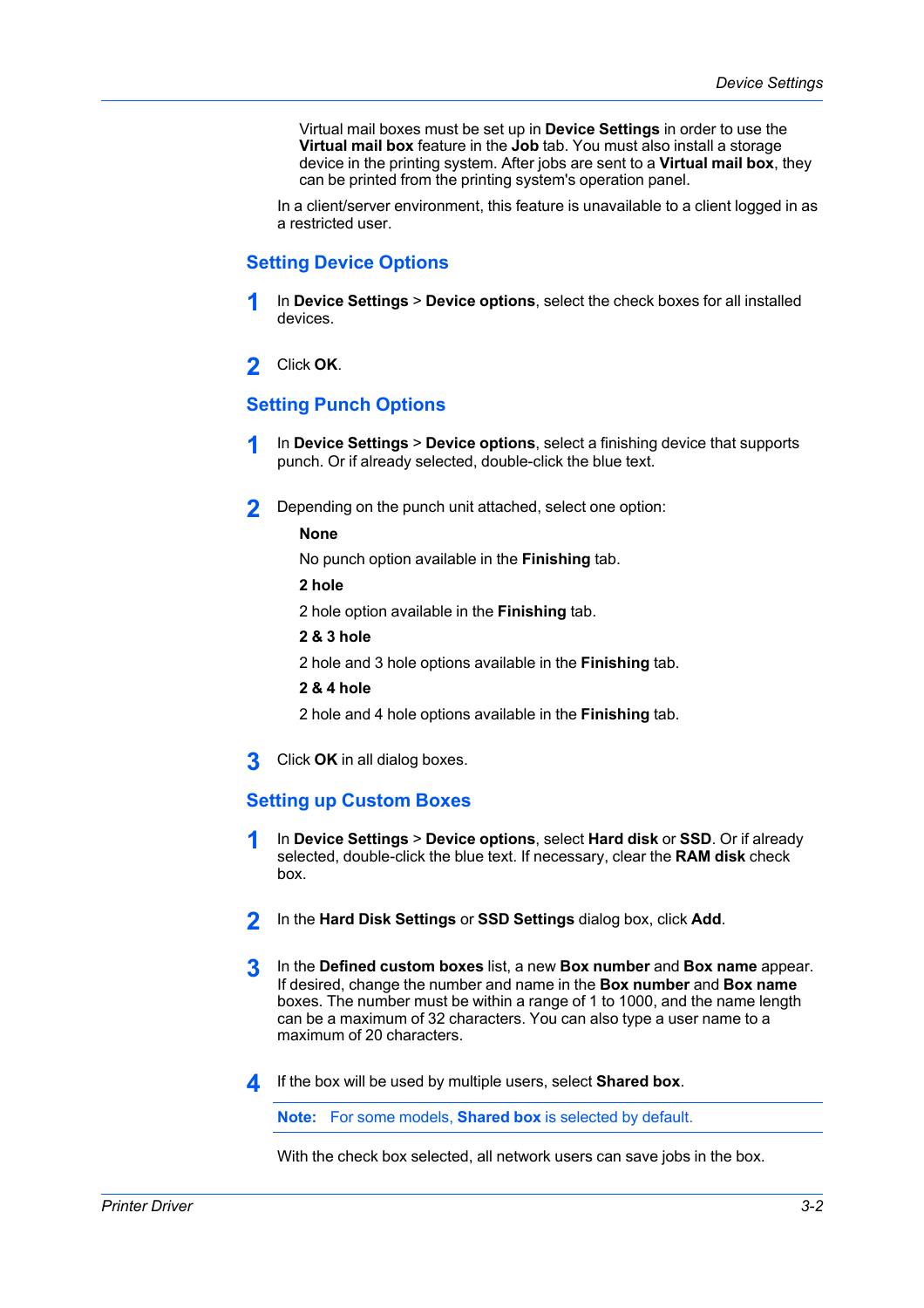Virtual mail boxes must be set up in **Device Settings** in order to use the **Virtual mail box** feature in the **Job** tab. You must also install a storage device in the printing system. After jobs are sent to a **Virtual mail box**, they can be printed from the printing system's operation panel.

In a client/server environment, this feature is unavailable to a client logged in as a restricted user.

## Setting Device Options

1. In **Device Settings** > **Device options**, select the check boxes for all installed devices.

2. Click **OK**.

## Setting Punch Options

1. In **Device Settings** > **Device options**, select a finishing device that supports punch. Or if already selected, double-click the blue text.

2. Depending on the punch unit attached, select one option:

   **None**

   No punch option available in the **Finishing** tab.

   **2 hole**

   2 hole option available in the **Finishing** tab.

   **2 & 3 hole**

   2 hole and 3 hole options available in the **Finishing** tab.

   **2 & 4 hole**

   2 hole and 4 hole options available in the **Finishing** tab.

3. Click **OK** in all dialog boxes.

## Setting up Custom Boxes

1. In **Device Settings** > **Device options**, select **Hard disk** or **SSD**. Or if already selected, double-click the blue text. If necessary, clear the **RAM disk** check box.

2. In the **Hard Disk Settings** or **SSD Settings** dialog box, click **Add**.

3. In the **Defined custom boxes** list, a new **Box number** and **Box name** appear. If desired, change the number and name in the **Box number** and **Box name** boxes. The number must be within a range of 1 to 1000, and the name length can be a maximum of 32 characters. You can also type a user name to a maximum of 20 characters.

4. If the box will be used by multiple users, select **Shared box**.

   **Note:** For some models, **Shared box** is selected by default.

   With the check box selected, all network users can save jobs in the box.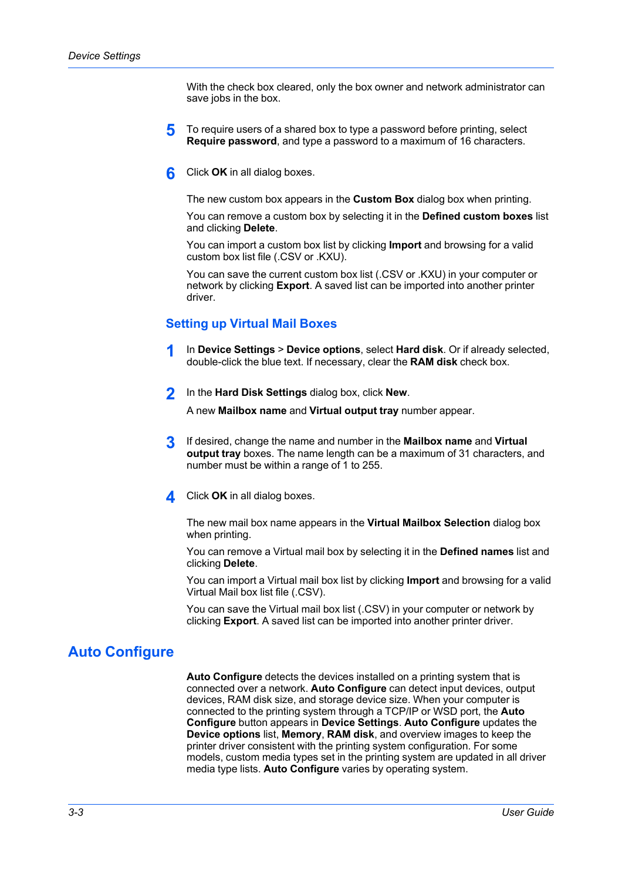With the check box cleared, only the box owner and network administrator can save jobs in the box.

5. To require users of a shared box to type a password before printing, select **Require password**, and type a password to a maximum of 16 characters.

6. Click **OK** in all dialog boxes.

   The new custom box appears in the **Custom Box** dialog box when printing.

   You can remove a custom box by selecting it in the **Defined custom boxes** list and clicking **Delete**.

   You can import a custom box list by clicking **Import** and browsing for a valid custom box list file (.CSV or .KXU).

   You can save the current custom box list (.CSV or .KXU) in your computer or network by clicking **Export**. A saved list can be imported into another printer driver.

### Setting up Virtual Mail Boxes

1. In **Device Settings** > **Device options**, select **Hard disk**. Or if already selected, double-click the blue text. If necessary, clear the **RAM disk** check box.

2. In the **Hard Disk Settings** dialog box, click **New**.

   A new **Mailbox name** and **Virtual output tray** number appear.

3. If desired, change the name and number in the **Mailbox name** and **Virtual output tray** boxes. The name length can be a maximum of 31 characters, and number must be within a range of 1 to 255.

4. Click **OK** in all dialog boxes.

   The new mail box name appears in the **Virtual Mailbox Selection** dialog box when printing.

   You can remove a Virtual mail box by selecting it in the **Defined names** list and clicking **Delete**.

   You can import a Virtual mail box list by clicking **Import** and browsing for a valid Virtual Mail box list file (.CSV).

   You can save the Virtual mail box list (.CSV) in your computer or network by clicking **Export**. A saved list can be imported into another printer driver.

## Auto Configure

**Auto Configure** detects the devices installed on a printing system that is connected over a network. **Auto Configure** can detect input devices, output devices, RAM disk size, and storage device size. When your computer is connected to the printing system through a TCP/IP or WSD port, the **Auto Configure** button appears in **Device Settings**. **Auto Configure** updates the **Device options** list, **Memory**, **RAM disk**, and overview images to keep the printer driver consistent with the printing system configuration. For some models, custom media types set in the printing system are updated in all driver media type lists. **Auto Configure** varies by operating system.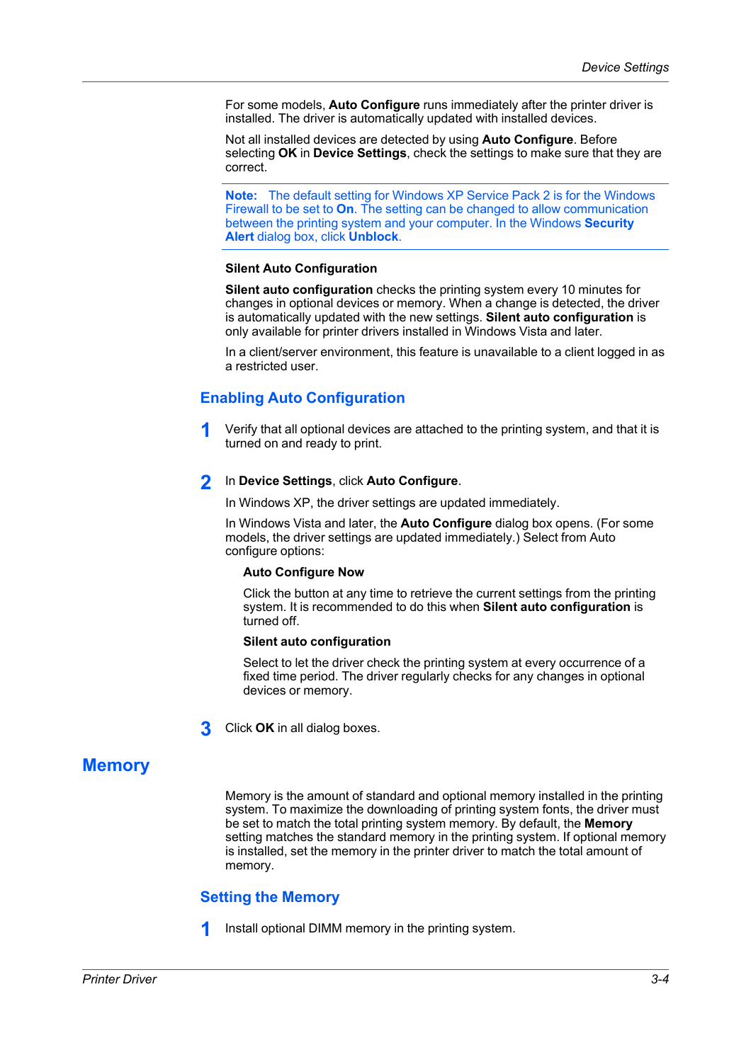For some models, **Auto Configure** runs immediately after the printer driver is installed. The driver is automatically updated with installed devices.

Not all installed devices are detected by using **Auto Configure**. Before selecting **OK** in **Device Settings**, check the settings to make sure that they are correct.

**Note:** The default setting for Windows XP Service Pack 2 is for the Windows Firewall to be set to **On**. The setting can be changed to allow communication between the printing system and your computer. In the Windows **Security Alert** dialog box, click **Unblock**.

**Silent Auto Configuration**

**Silent auto configuration** checks the printing system every 10 minutes for changes in optional devices or memory. When a change is detected, the driver is automatically updated with the new settings. **Silent auto configuration** is only available for printer drivers installed in Windows Vista and later.

In a client/server environment, this feature is unavailable to a client logged in as a restricted user.

### Enabling Auto Configuration

1. Verify that all optional devices are attached to the printing system, and that it is turned on and ready to print.

2. In **Device Settings**, click **Auto Configure**.

   In Windows XP, the driver settings are updated immediately.

   In Windows Vista and later, the **Auto Configure** dialog box opens. (For some models, the driver settings are updated immediately.) Select from Auto configure options:

   **Auto Configure Now**

   Click the button at any time to retrieve the current settings from the printing system. It is recommended to do this when **Silent auto configuration** is turned off.

   **Silent auto configuration**

   Select to let the driver check the printing system at every occurrence of a fixed time period. The driver regularly checks for any changes in optional devices or memory.

3. Click **OK** in all dialog boxes.

## Memory

Memory is the amount of standard and optional memory installed in the printing system. To maximize the downloading of printing system fonts, the driver must be set to match the total printing system memory. By default, the **Memory** setting matches the standard memory in the printing system. If optional memory is installed, set the memory in the printer driver to match the total amount of memory.

### Setting the Memory

1. Install optional DIMM memory in the printing system.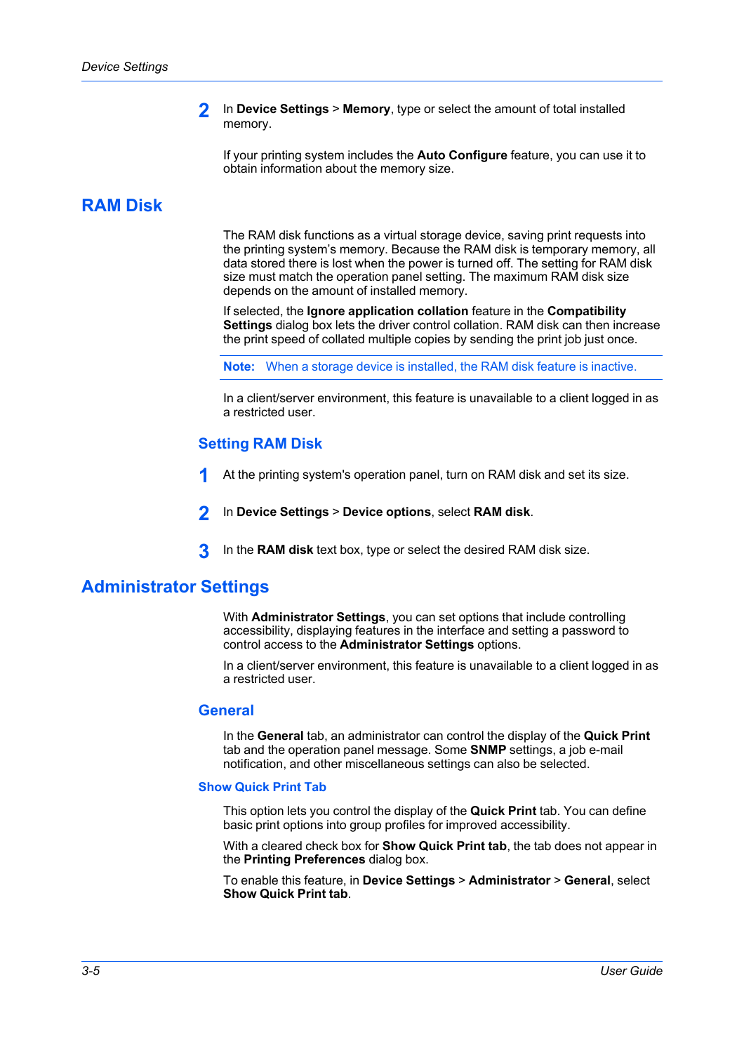2. In **Device Settings** > **Memory**, type or select the amount of total installed memory.

   If your printing system includes the **Auto Configure** feature, you can use it to obtain information about the memory size.

## RAM Disk

The RAM disk functions as a virtual storage device, saving print requests into the printing system's memory. Because the RAM disk is temporary memory, all data stored there is lost when the power is turned off. The setting for RAM disk size must match the operation panel setting. The maximum RAM disk size depends on the amount of installed memory.

If selected, the **Ignore application collation** feature in the **Compatibility Settings** dialog box lets the driver control collation. RAM disk can then increase the print speed of collated multiple copies by sending the print job just once.

**Note:** When a storage device is installed, the RAM disk feature is inactive.

In a client/server environment, this feature is unavailable to a client logged in as a restricted user.

### Setting RAM Disk

1. At the printing system's operation panel, turn on RAM disk and set its size.
2. In **Device Settings** > **Device options**, select **RAM disk**.
3. In the **RAM disk** text box, type or select the desired RAM disk size.

## Administrator Settings

With **Administrator Settings**, you can set options that include controlling accessibility, displaying features in the interface and setting a password to control access to the **Administrator Settings** options.

In a client/server environment, this feature is unavailable to a client logged in as a restricted user.

### General

In the **General** tab, an administrator can control the display of the **Quick Print** tab and the operation panel message. Some **SNMP** settings, a job e-mail notification, and other miscellaneous settings can also be selected.

#### Show Quick Print Tab

This option lets you control the display of the **Quick Print** tab. You can define basic print options into group profiles for improved accessibility.

With a cleared check box for **Show Quick Print tab**, the tab does not appear in the **Printing Preferences** dialog box.

To enable this feature, in **Device Settings** > **Administrator** > **General**, select **Show Quick Print tab**.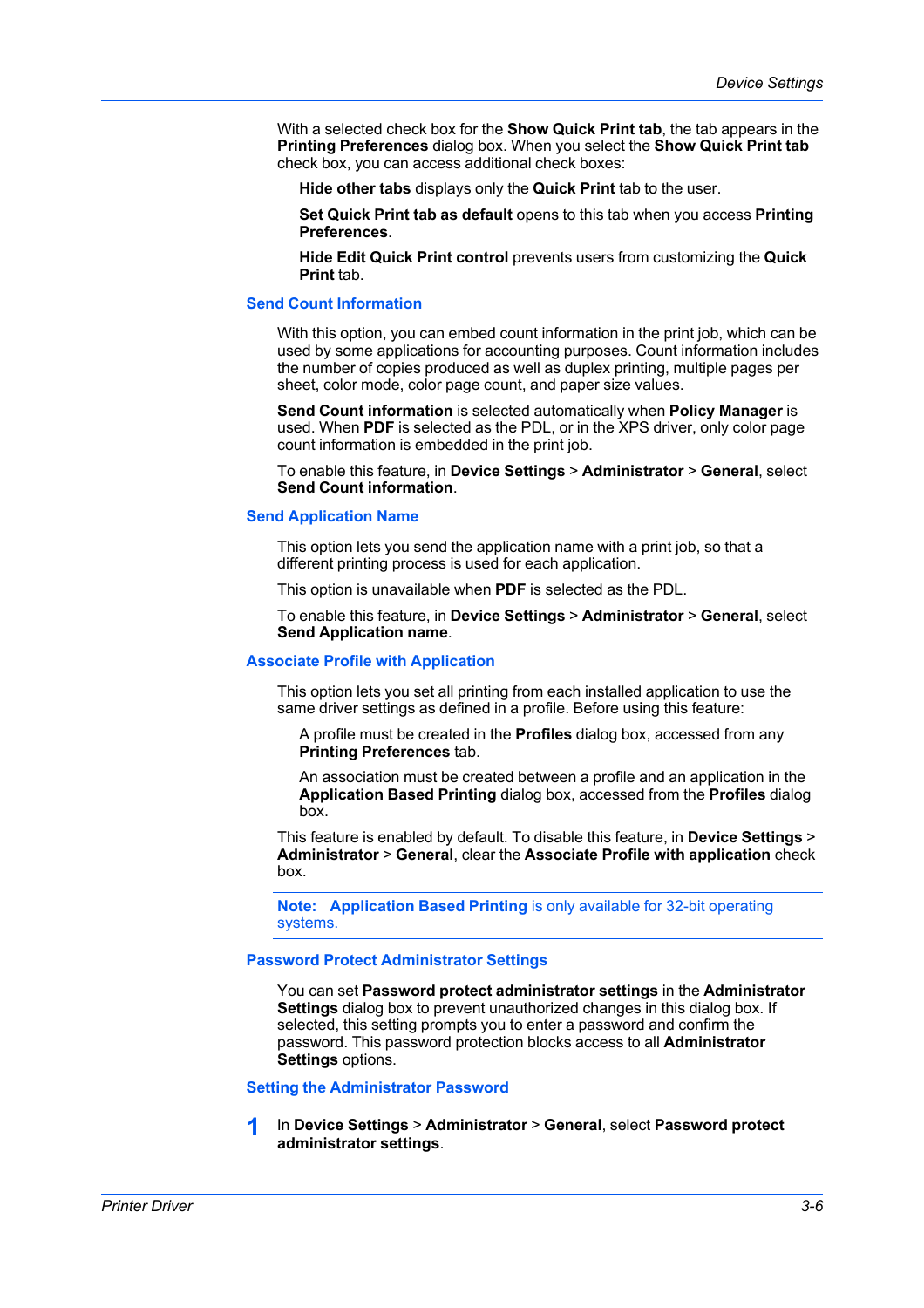With a selected check box for the **Show Quick Print tab**, the tab appears in the **Printing Preferences** dialog box. When you select the **Show Quick Print tab** check box, you can access additional check boxes:

**Hide other tabs** displays only the **Quick Print** tab to the user.

**Set Quick Print tab as default** opens to this tab when you access **Printing Preferences**.

**Hide Edit Quick Print control** prevents users from customizing the **Quick Print** tab.

### Send Count Information

With this option, you can embed count information in the print job, which can be used by some applications for accounting purposes. Count information includes the number of copies produced as well as duplex printing, multiple pages per sheet, color mode, color page count, and paper size values.

**Send Count information** is selected automatically when **Policy Manager** is used. When **PDF** is selected as the PDL, or in the XPS driver, only color page count information is embedded in the print job.

To enable this feature, in **Device Settings** > **Administrator** > **General**, select **Send Count information**.

### Send Application Name

This option lets you send the application name with a print job, so that a different printing process is used for each application.

This option is unavailable when **PDF** is selected as the PDL.

To enable this feature, in **Device Settings** > **Administrator** > **General**, select **Send Application name**.

### Associate Profile with Application

This option lets you set all printing from each installed application to use the same driver settings as defined in a profile. Before using this feature:

A profile must be created in the **Profiles** dialog box, accessed from any **Printing Preferences** tab.

An association must be created between a profile and an application in the **Application Based Printing** dialog box, accessed from the **Profiles** dialog box.

This feature is enabled by default. To disable this feature, in **Device Settings** > **Administrator** > **General**, clear the **Associate Profile with application** check box.

**Note:** **Application Based Printing** is only available for 32-bit operating systems.

### Password Protect Administrator Settings

You can set **Password protect administrator settings** in the **Administrator Settings** dialog box to prevent unauthorized changes in this dialog box. If selected, this setting prompts you to enter a password and confirm the password. This password protection blocks access to all **Administrator Settings** options.

### Setting the Administrator Password

1. In **Device Settings** > **Administrator** > **General**, select **Password protect administrator settings**.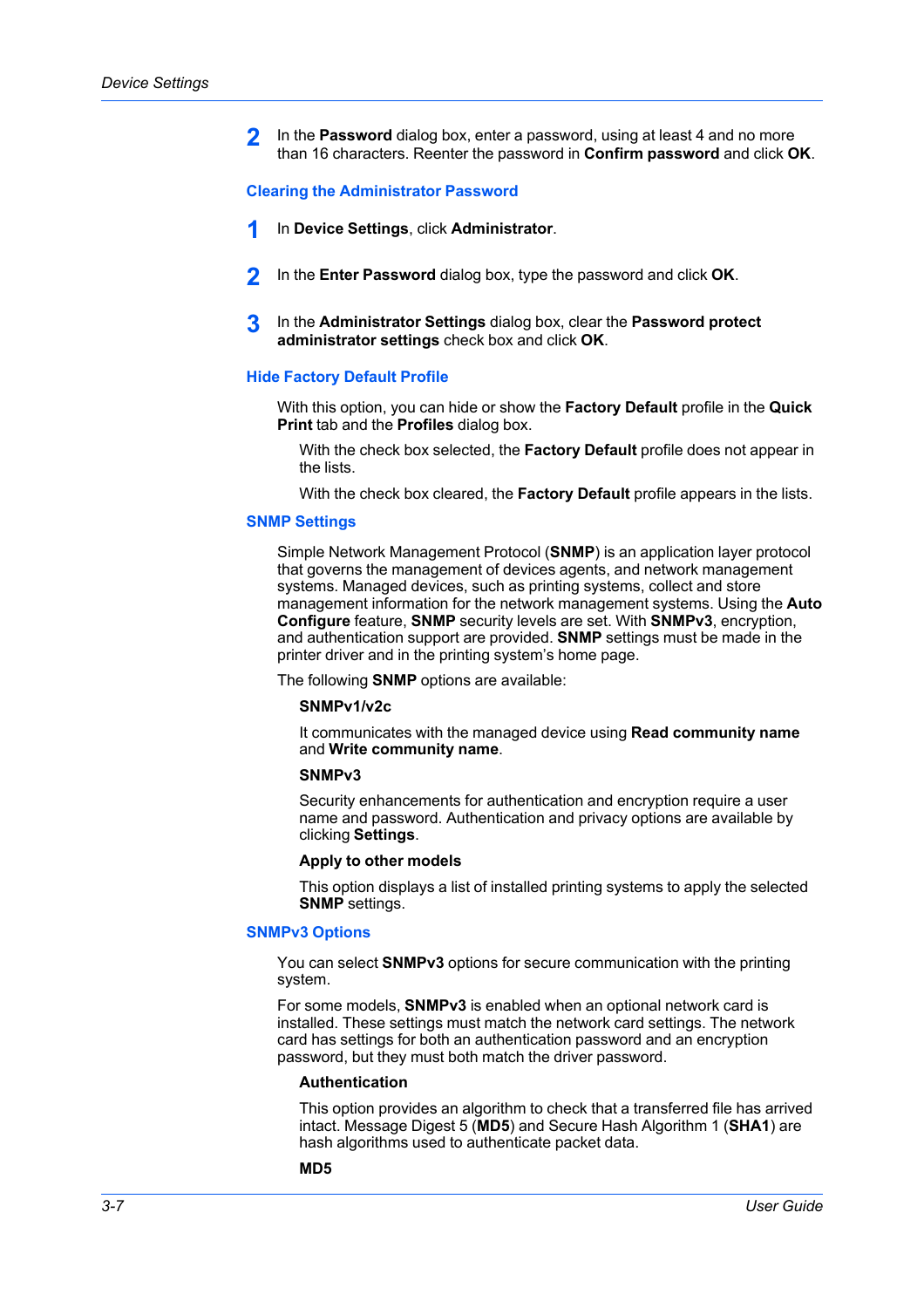2. In the **Password** dialog box, enter a password, using at least 4 and no more than 16 characters. Reenter the password in **Confirm password** and click **OK**.

### Clearing the Administrator Password

1. In **Device Settings**, click **Administrator**.
2. In the **Enter Password** dialog box, type the password and click **OK**.
3. In the **Administrator Settings** dialog box, clear the **Password protect administrator settings** check box and click **OK**.

### Hide Factory Default Profile

With this option, you can hide or show the **Factory Default** profile in the **Quick Print** tab and the **Profiles** dialog box.

With the check box selected, the **Factory Default** profile does not appear in the lists.

With the check box cleared, the **Factory Default** profile appears in the lists.

### SNMP Settings

Simple Network Management Protocol (**SNMP**) is an application layer protocol that governs the management of devices agents, and network management systems. Managed devices, such as printing systems, collect and store management information for the network management systems. Using the **Auto Configure** feature, **SNMP** security levels are set. With **SNMPv3**, encryption, and authentication support are provided. **SNMP** settings must be made in the printer driver and in the printing system's home page.

The following **SNMP** options are available:

**SNMPv1/v2c**

It communicates with the managed device using **Read community name** and **Write community name**.

**SNMPv3**

Security enhancements for authentication and encryption require a user name and password. Authentication and privacy options are available by clicking **Settings**.

**Apply to other models**

This option displays a list of installed printing systems to apply the selected **SNMP** settings.

### SNMPv3 Options

You can select **SNMPv3** options for secure communication with the printing system.

For some models, **SNMPv3** is enabled when an optional network card is installed. These settings must match the network card settings. The network card has settings for both an authentication password and an encryption password, but they must both match the driver password.

**Authentication**

This option provides an algorithm to check that a transferred file has arrived intact. Message Digest 5 (**MD5**) and Secure Hash Algorithm 1 (**SHA1**) are hash algorithms used to authenticate packet data.

**MD5**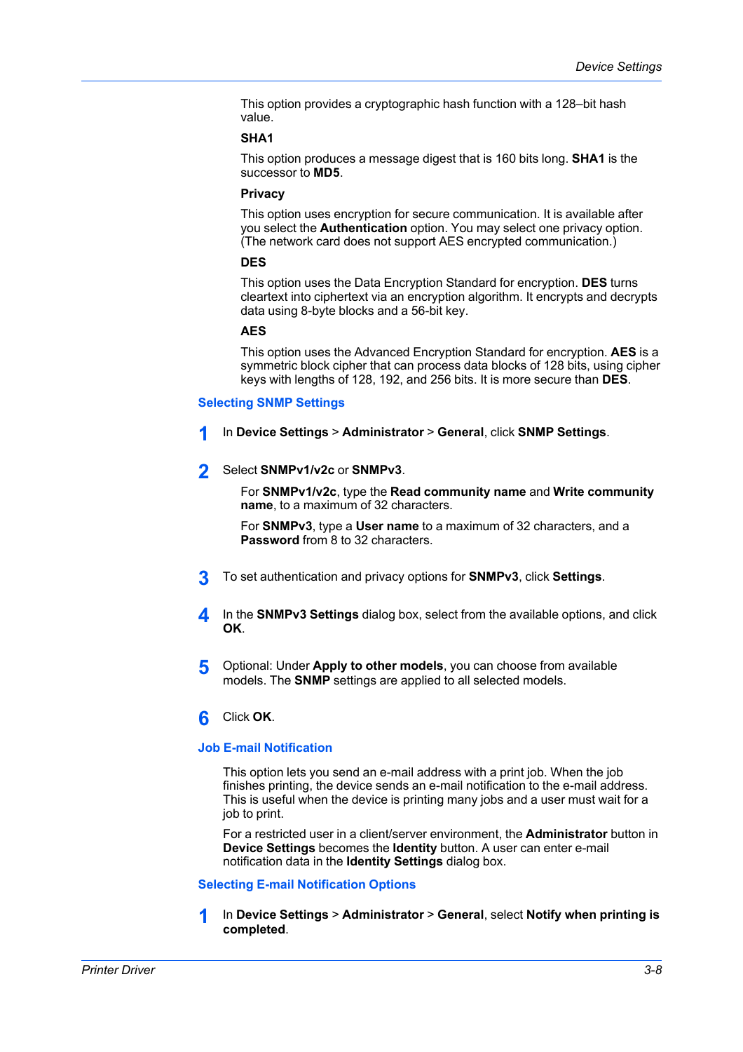This option provides a cryptographic hash function with a 128–bit hash value.

**SHA1**

This option produces a message digest that is 160 bits long. **SHA1** is the successor to **MD5**.

**Privacy**

This option uses encryption for secure communication. It is available after you select the **Authentication** option. You may select one privacy option. (The network card does not support AES encrypted communication.)

**DES**

This option uses the Data Encryption Standard for encryption. **DES** turns cleartext into ciphertext via an encryption algorithm. It encrypts and decrypts data using 8-byte blocks and a 56-bit key.

**AES**

This option uses the Advanced Encryption Standard for encryption. **AES** is a symmetric block cipher that can process data blocks of 128 bits, using cipher keys with lengths of 128, 192, and 256 bits. It is more secure than **DES**.

### Selecting SNMP Settings

1. In **Device Settings** > **Administrator** > **General**, click **SNMP Settings**.

2. Select **SNMPv1/v2c** or **SNMPv3**.

   For **SNMPv1/v2c**, type the **Read community name** and **Write community name**, to a maximum of 32 characters.

   For **SNMPv3**, type a **User name** to a maximum of 32 characters, and a **Password** from 8 to 32 characters.

3. To set authentication and privacy options for **SNMPv3**, click **Settings**.

4. In the **SNMPv3 Settings** dialog box, select from the available options, and click **OK**.

5. Optional: Under **Apply to other models**, you can choose from available models. The **SNMP** settings are applied to all selected models.

6. Click **OK**.

### Job E-mail Notification

This option lets you send an e-mail address with a print job. When the job finishes printing, the device sends an e-mail notification to the e-mail address. This is useful when the device is printing many jobs and a user must wait for a job to print.

For a restricted user in a client/server environment, the **Administrator** button in **Device Settings** becomes the **Identity** button. A user can enter e-mail notification data in the **Identity Settings** dialog box.

### Selecting E-mail Notification Options

1. In **Device Settings** > **Administrator** > **General**, select **Notify when printing is completed**.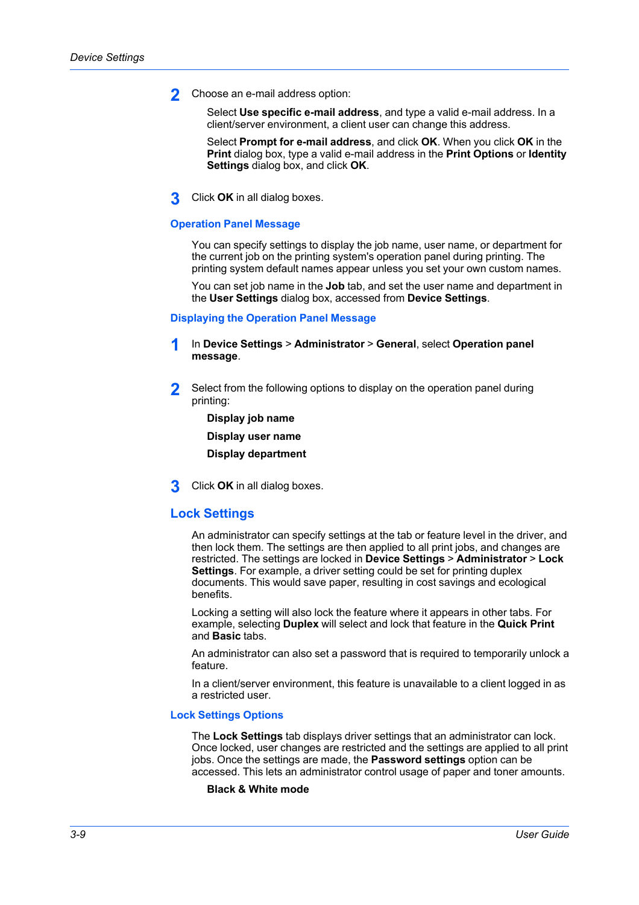2. Choose an e-mail address option:

   Select **Use specific e-mail address**, and type a valid e-mail address. In a client/server environment, a client user can change this address.

   Select **Prompt for e-mail address**, and click **OK**. When you click **OK** in the **Print** dialog box, type a valid e-mail address in the **Print Options** or **Identity Settings** dialog box, and click **OK**.

3. Click **OK** in all dialog boxes.

### Operation Panel Message

You can specify settings to display the job name, user name, or department for the current job on the printing system's operation panel during printing. The printing system default names appear unless you set your own custom names.

You can set job name in the **Job** tab, and set the user name and department in the **User Settings** dialog box, accessed from **Device Settings**.

### Displaying the Operation Panel Message

1. In **Device Settings** > **Administrator** > **General**, select **Operation panel message**.

2. Select from the following options to display on the operation panel during printing:

   **Display job name**

   **Display user name**

   **Display department**

3. Click **OK** in all dialog boxes.

## Lock Settings

An administrator can specify settings at the tab or feature level in the driver, and then lock them. The settings are then applied to all print jobs, and changes are restricted. The settings are locked in **Device Settings** > **Administrator** > **Lock Settings**. For example, a driver setting could be set for printing duplex documents. This would save paper, resulting in cost savings and ecological benefits.

Locking a setting will also lock the feature where it appears in other tabs. For example, selecting **Duplex** will select and lock that feature in the **Quick Print** and **Basic** tabs.

An administrator can also set a password that is required to temporarily unlock a feature.

In a client/server environment, this feature is unavailable to a client logged in as a restricted user.

### Lock Settings Options

The **Lock Settings** tab displays driver settings that an administrator can lock. Once locked, user changes are restricted and the settings are applied to all print jobs. Once the settings are made, the **Password settings** option can be accessed. This lets an administrator control usage of paper and toner amounts.

**Black & White mode**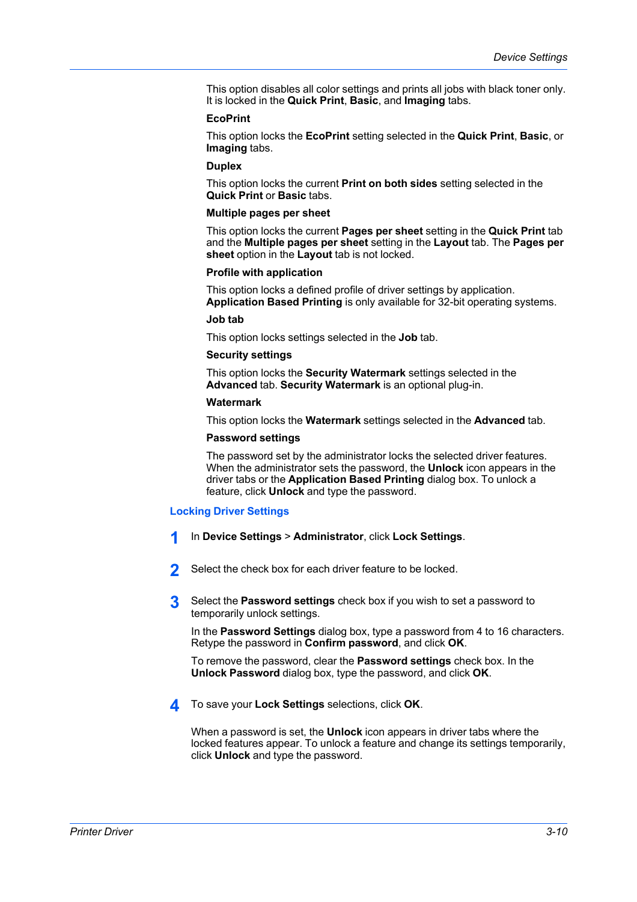This option disables all color settings and prints all jobs with black toner only. It is locked in the **Quick Print**, **Basic**, and **Imaging** tabs.

**EcoPrint**

This option locks the **EcoPrint** setting selected in the **Quick Print**, **Basic**, or **Imaging** tabs.

**Duplex**

This option locks the current **Print on both sides** setting selected in the **Quick Print** or **Basic** tabs.

**Multiple pages per sheet**

This option locks the current **Pages per sheet** setting in the **Quick Print** tab and the **Multiple pages per sheet** setting in the **Layout** tab. The **Pages per sheet** option in the **Layout** tab is not locked.

**Profile with application**

This option locks a defined profile of driver settings by application. **Application Based Printing** is only available for 32-bit operating systems.

**Job tab**

This option locks settings selected in the **Job** tab.

**Security settings**

This option locks the **Security Watermark** settings selected in the **Advanced** tab. **Security Watermark** is an optional plug-in.

**Watermark**

This option locks the **Watermark** settings selected in the **Advanced** tab.

**Password settings**

The password set by the administrator locks the selected driver features. When the administrator sets the password, the **Unlock** icon appears in the driver tabs or the **Application Based Printing** dialog box. To unlock a feature, click **Unlock** and type the password.

## Locking Driver Settings

1. In **Device Settings** > **Administrator**, click **Lock Settings**.

2. Select the check box for each driver feature to be locked.

3. Select the **Password settings** check box if you wish to set a password to temporarily unlock settings.

   In the **Password Settings** dialog box, type a password from 4 to 16 characters. Retype the password in **Confirm password**, and click **OK**.

   To remove the password, clear the **Password settings** check box. In the **Unlock Password** dialog box, type the password, and click **OK**.

4. To save your **Lock Settings** selections, click **OK**.

   When a password is set, the **Unlock** icon appears in driver tabs where the locked features appear. To unlock a feature and change its settings temporarily, click **Unlock** and type the password.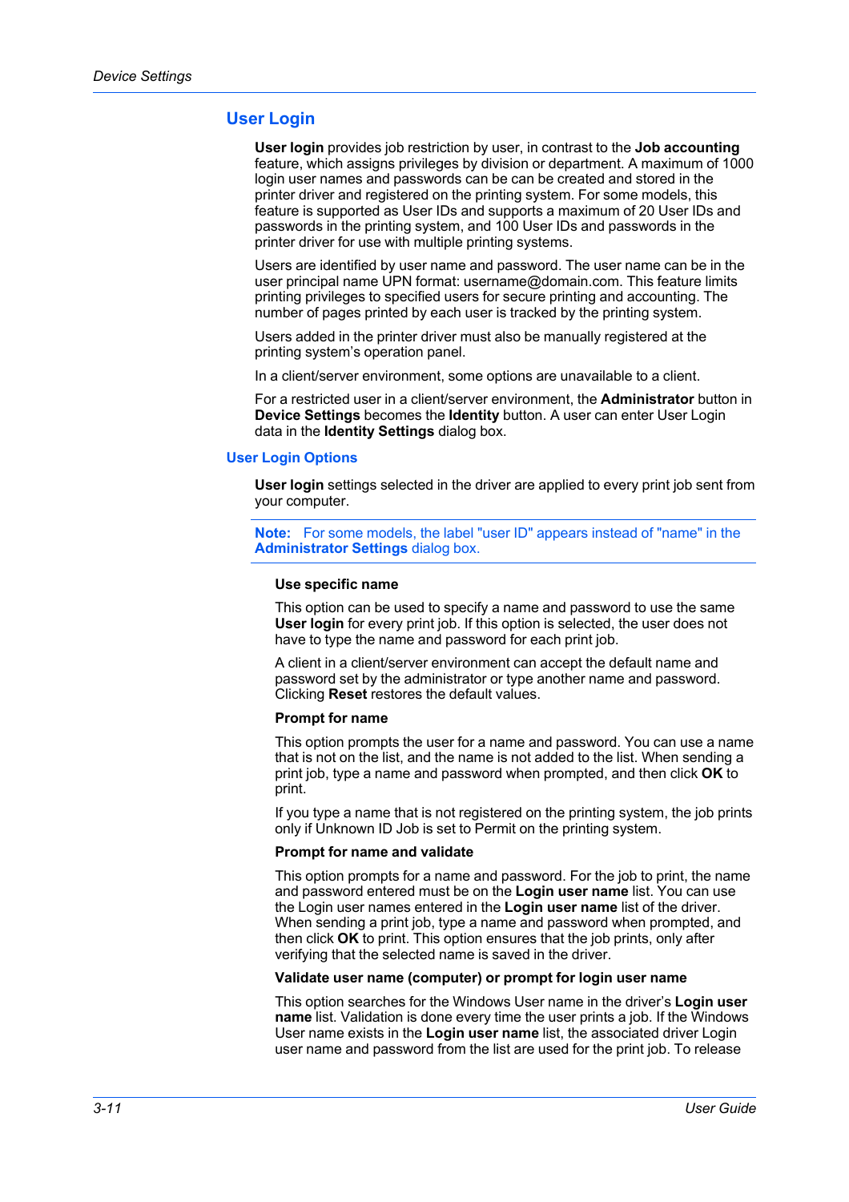## User Login

**User login** provides job restriction by user, in contrast to the **Job accounting** feature, which assigns privileges by division or department. A maximum of 1000 login user names and passwords can be can be created and stored in the printer driver and registered on the printing system. For some models, this feature is supported as User IDs and supports a maximum of 20 User IDs and passwords in the printing system, and 100 User IDs and passwords in the printer driver for use with multiple printing systems.

Users are identified by user name and password. The user name can be in the user principal name UPN format: username@domain.com. This feature limits printing privileges to specified users for secure printing and accounting. The number of pages printed by each user is tracked by the printing system.

Users added in the printer driver must also be manually registered at the printing system's operation panel.

In a client/server environment, some options are unavailable to a client.

For a restricted user in a client/server environment, the **Administrator** button in **Device Settings** becomes the **Identity** button. A user can enter User Login data in the **Identity Settings** dialog box.

### User Login Options

**User login** settings selected in the driver are applied to every print job sent from your computer.

**Note:** For some models, the label "user ID" appears instead of "name" in the **Administrator Settings** dialog box.

#### Use specific name

This option can be used to specify a name and password to use the same **User login** for every print job. If this option is selected, the user does not have to type the name and password for each print job.

A client in a client/server environment can accept the default name and password set by the administrator or type another name and password. Clicking **Reset** restores the default values.

#### Prompt for name

This option prompts the user for a name and password. You can use a name that is not on the list, and the name is not added to the list. When sending a print job, type a name and password when prompted, and then click **OK** to print.

If you type a name that is not registered on the printing system, the job prints only if Unknown ID Job is set to Permit on the printing system.

#### Prompt for name and validate

This option prompts for a name and password. For the job to print, the name and password entered must be on the **Login user name** list. You can use the Login user names entered in the **Login user name** list of the driver. When sending a print job, type a name and password when prompted, and then click **OK** to print. This option ensures that the job prints, only after verifying that the selected name is saved in the driver.

#### Validate user name (computer) or prompt for login user name

This option searches for the Windows User name in the driver's **Login user name** list. Validation is done every time the user prints a job. If the Windows User name exists in the **Login user name** list, the associated driver Login user name and password from the list are used for the print job. To release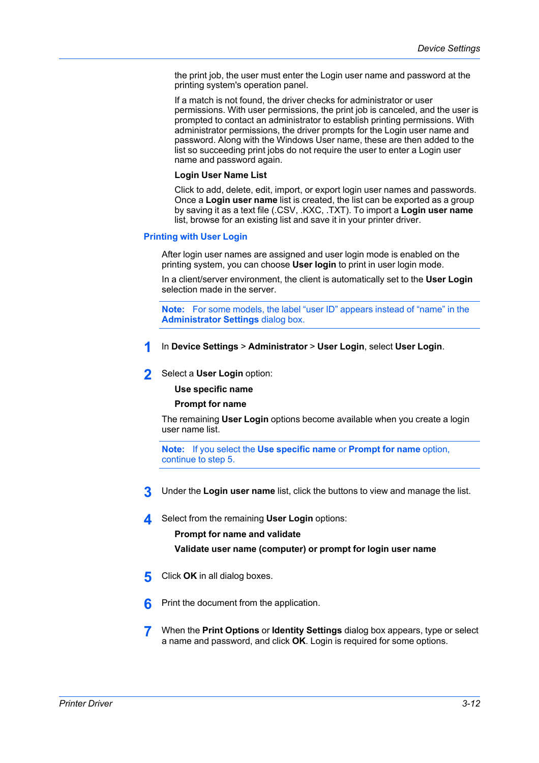the print job, the user must enter the Login user name and password at the printing system's operation panel.

If a match is not found, the driver checks for administrator or user permissions. With user permissions, the print job is canceled, and the user is prompted to contact an administrator to establish printing permissions. With administrator permissions, the driver prompts for the Login user name and password. Along with the Windows User name, these are then added to the list so succeeding print jobs do not require the user to enter a Login user name and password again.

**Login User Name List**

Click to add, delete, edit, import, or export login user names and passwords. Once a **Login user name** list is created, the list can be exported as a group by saving it as a text file (.CSV, .KXC, .TXT). To import a **Login user name** list, browse for an existing list and save it in your printer driver.

## Printing with User Login

After login user names are assigned and user login mode is enabled on the printing system, you can choose **User login** to print in user login mode.

In a client/server environment, the client is automatically set to the **User Login** selection made in the server.

**Note:** For some models, the label “user ID” appears instead of “name” in the **Administrator Settings** dialog box.

1. In **Device Settings** > **Administrator** > **User Login**, select **User Login**.

2. Select a **User Login** option:

   **Use specific name**

   **Prompt for name**

   The remaining **User Login** options become available when you create a login user name list.

   **Note:** If you select the **Use specific name** or **Prompt for name** option, continue to step 5.

3. Under the **Login user name** list, click the buttons to view and manage the list.

4. Select from the remaining **User Login** options:

   **Prompt for name and validate**

   **Validate user name (computer) or prompt for login user name**

5. Click **OK** in all dialog boxes.

6. Print the document from the application.

7. When the **Print Options** or **Identity Settings** dialog box appears, type or select a name and password, and click **OK**. Login is required for some options.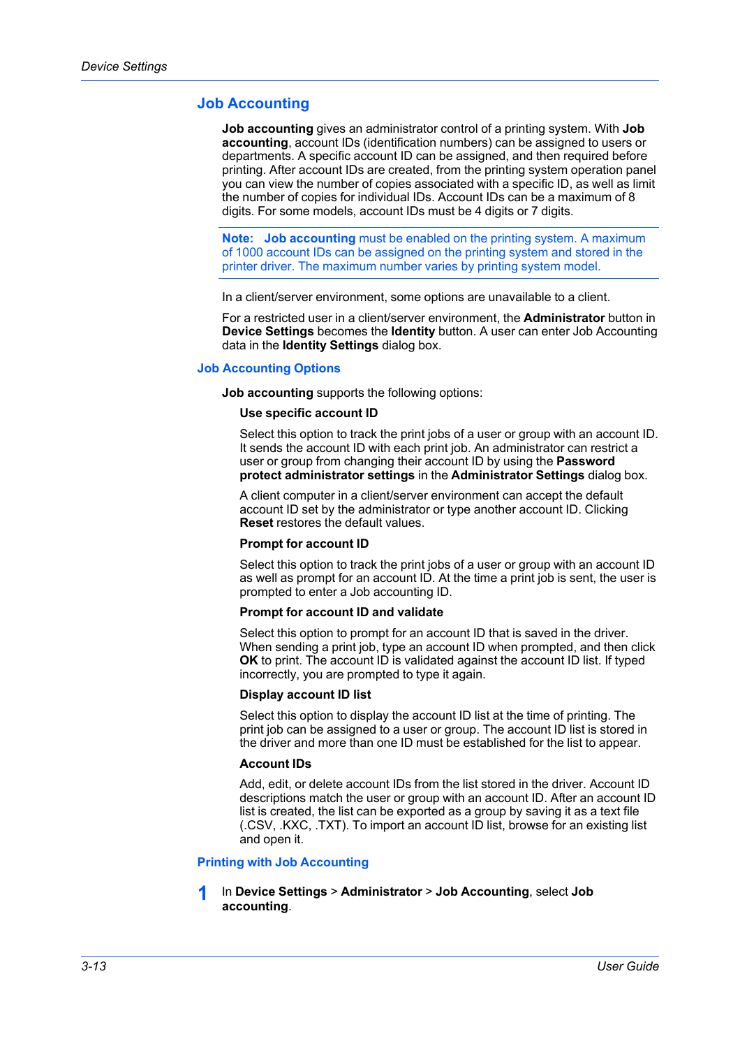## Job Accounting

**Job accounting** gives an administrator control of a printing system. With **Job accounting**, account IDs (identification numbers) can be assigned to users or departments. A specific account ID can be assigned, and then required before printing. After account IDs are created, from the printing system operation panel you can view the number of copies associated with a specific ID, as well as limit the number of copies for individual IDs. Account IDs can be a maximum of 8 digits. For some models, account IDs must be 4 digits or 7 digits.

**Note:** **Job accounting** must be enabled on the printing system. A maximum of 1000 account IDs can be assigned on the printing system and stored in the printer driver. The maximum number varies by printing system model.

In a client/server environment, some options are unavailable to a client.

For a restricted user in a client/server environment, the **Administrator** button in **Device Settings** becomes the **Identity** button. A user can enter Job Accounting data in the **Identity Settings** dialog box.

### Job Accounting Options

**Job accounting** supports the following options:

**Use specific account ID**

Select this option to track the print jobs of a user or group with an account ID. It sends the account ID with each print job. An administrator can restrict a user or group from changing their account ID by using the **Password protect administrator settings** in the **Administrator Settings** dialog box.

A client computer in a client/server environment can accept the default account ID set by the administrator or type another account ID. Clicking **Reset** restores the default values.

**Prompt for account ID**

Select this option to track the print jobs of a user or group with an account ID as well as prompt for an account ID. At the time a print job is sent, the user is prompted to enter a Job accounting ID.

**Prompt for account ID and validate**

Select this option to prompt for an account ID that is saved in the driver. When sending a print job, type an account ID when prompted, and then click **OK** to print. The account ID is validated against the account ID list. If typed incorrectly, you are prompted to type it again.

**Display account ID list**

Select this option to display the account ID list at the time of printing. The print job can be assigned to a user or group. The account ID list is stored in the driver and more than one ID must be established for the list to appear.

**Account IDs**

Add, edit, or delete account IDs from the list stored in the driver. Account ID descriptions match the user or group with an account ID. After an account ID list is created, the list can be exported as a group by saving it as a text file (.CSV, .KXC, .TXT). To import an account ID list, browse for an existing list and open it.

### Printing with Job Accounting

1. In **Device Settings** > **Administrator** > **Job Accounting**, select **Job accounting**.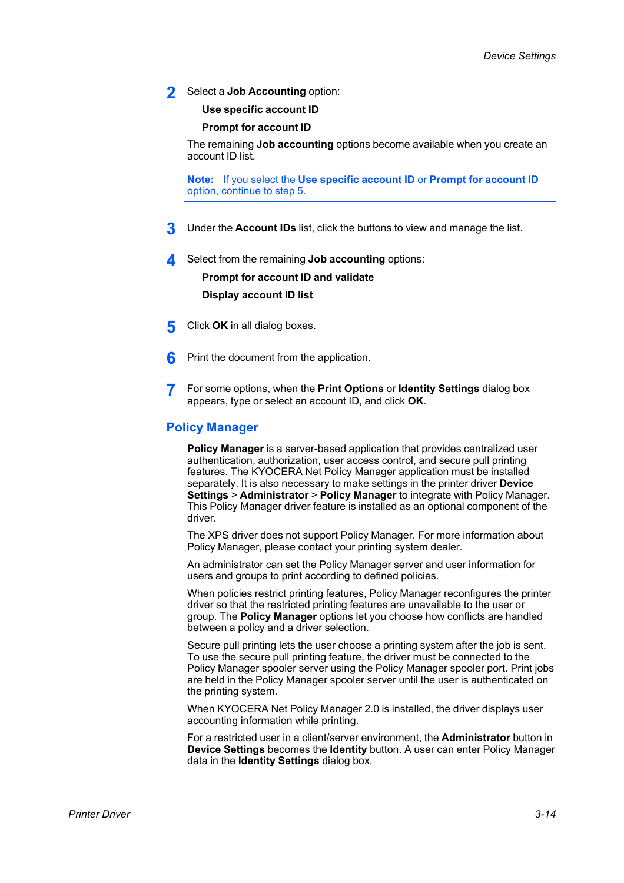2. Select a **Job Accounting** option:

   **Use specific account ID**

   **Prompt for account ID**

   The remaining **Job accounting** options become available when you create an account ID list.

   **Note:** If you select the **Use specific account ID** or **Prompt for account ID** option, continue to step 5.

3. Under the **Account IDs** list, click the buttons to view and manage the list.

4. Select from the remaining **Job accounting** options:

   **Prompt for account ID and validate**

   **Display account ID list**

5. Click **OK** in all dialog boxes.

6. Print the document from the application.

7. For some options, when the **Print Options** or **Identity Settings** dialog box appears, type or select an account ID, and click **OK**.

## Policy Manager

**Policy Manager** is a server-based application that provides centralized user authentication, authorization, user access control, and secure pull printing features. The KYOCERA Net Policy Manager application must be installed separately. It is also necessary to make settings in the printer driver **Device Settings** > **Administrator** > **Policy Manager** to integrate with Policy Manager. This Policy Manager driver feature is installed as an optional component of the driver.

The XPS driver does not support Policy Manager. For more information about Policy Manager, please contact your printing system dealer.

An administrator can set the Policy Manager server and user information for users and groups to print according to defined policies.

When policies restrict printing features, Policy Manager reconfigures the printer driver so that the restricted printing features are unavailable to the user or group. The **Policy Manager** options let you choose how conflicts are handled between a policy and a driver selection.

Secure pull printing lets the user choose a printing system after the job is sent. To use the secure pull printing feature, the driver must be connected to the Policy Manager spooler server using the Policy Manager spooler port. Print jobs are held in the Policy Manager spooler server until the user is authenticated on the printing system.

When KYOCERA Net Policy Manager 2.0 is installed, the driver displays user accounting information while printing.

For a restricted user in a client/server environment, the **Administrator** button in **Device Settings** becomes the **Identity** button. A user can enter Policy Manager data in the **Identity Settings** dialog box.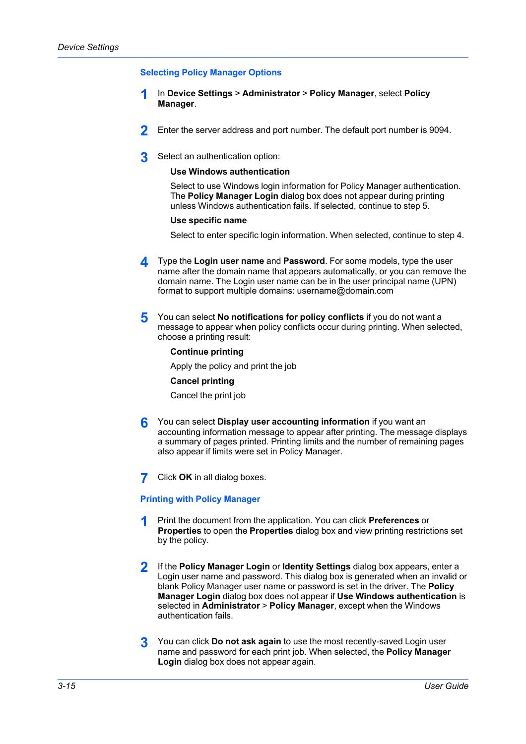### Selecting Policy Manager Options

1. In **Device Settings** > **Administrator** > **Policy Manager**, select **Policy Manager**.

2. Enter the server address and port number. The default port number is 9094.

3. Select an authentication option:

   **Use Windows authentication**

   Select to use Windows login information for Policy Manager authentication. The **Policy Manager Login** dialog box does not appear during printing unless Windows authentication fails. If selected, continue to step 5.

   **Use specific name**

   Select to enter specific login information. When selected, continue to step 4.

4. Type the **Login user name** and **Password**. For some models, type the user name after the domain name that appears automatically, or you can remove the domain name. The Login user name can be in the user principal name (UPN) format to support multiple domains: username@domain.com

5. You can select **No notifications for policy conflicts** if you do not want a message to appear when policy conflicts occur during printing. When selected, choose a printing result:

   **Continue printing**

   Apply the policy and print the job

   **Cancel printing**

   Cancel the print job

6. You can select **Display user accounting information** if you want an accounting information message to appear after printing. The message displays a summary of pages printed. Printing limits and the number of remaining pages also appear if limits were set in Policy Manager.

7. Click **OK** in all dialog boxes.

### Printing with Policy Manager

1. Print the document from the application. You can click **Preferences** or **Properties** to open the **Properties** dialog box and view printing restrictions set by the policy.

2. If the **Policy Manager Login** or **Identity Settings** dialog box appears, enter a Login user name and password. This dialog box is generated when an invalid or blank Policy Manager user name or password is set in the driver. The **Policy Manager Login** dialog box does not appear if **Use Windows authentication** is selected in **Administrator** > **Policy Manager**, except when the Windows authentication fails.

3. You can click **Do not ask again** to use the most recently-saved Login user name and password for each print job. When selected, the **Policy Manager Login** dialog box does not appear again.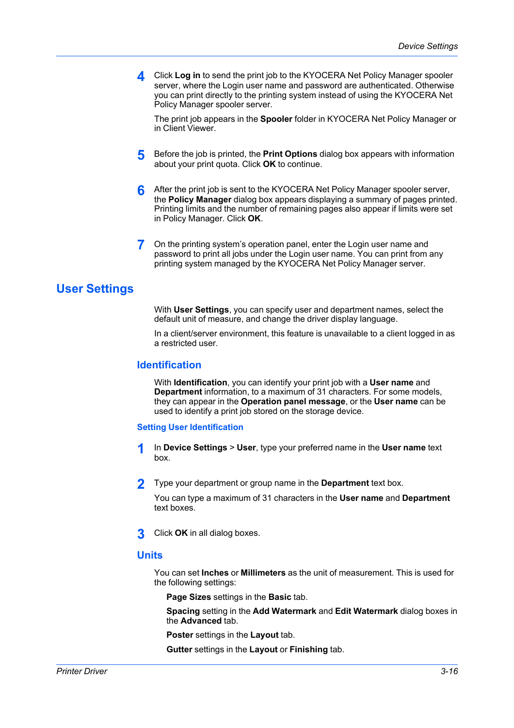4. Click **Log in** to send the print job to the KYOCERA Net Policy Manager spooler server, where the Login user name and password are authenticated. Otherwise you can print directly to the printing system instead of using the KYOCERA Net Policy Manager spooler server.

   The print job appears in the **Spooler** folder in KYOCERA Net Policy Manager or in Client Viewer.

5. Before the job is printed, the **Print Options** dialog box appears with information about your print quota. Click **OK** to continue.

6. After the print job is sent to the KYOCERA Net Policy Manager spooler server, the **Policy Manager** dialog box appears displaying a summary of pages printed. Printing limits and the number of remaining pages also appear if limits were set in Policy Manager. Click **OK**.

7. On the printing system's operation panel, enter the Login user name and password to print all jobs under the Login user name. You can print from any printing system managed by the KYOCERA Net Policy Manager server.

# User Settings

With **User Settings**, you can specify user and department names, select the default unit of measure, and change the driver display language.

In a client/server environment, this feature is unavailable to a client logged in as a restricted user.

## Identification

With **Identification**, you can identify your print job with a **User name** and **Department** information, to a maximum of 31 characters. For some models, they can appear in the **Operation panel message**, or the **User name** can be used to identify a print job stored on the storage device.

### Setting User Identification

1. In **Device Settings** > **User**, type your preferred name in the **User name** text box.

2. Type your department or group name in the **Department** text box.

   You can type a maximum of 31 characters in the **User name** and **Department** text boxes.

3. Click **OK** in all dialog boxes.

## Units

You can set **Inches** or **Millimeters** as the unit of measurement. This is used for the following settings:

**Page Sizes** settings in the **Basic** tab.

**Spacing** setting in the **Add Watermark** and **Edit Watermark** dialog boxes in the **Advanced** tab.

**Poster** settings in the **Layout** tab.

**Gutter** settings in the **Layout** or **Finishing** tab.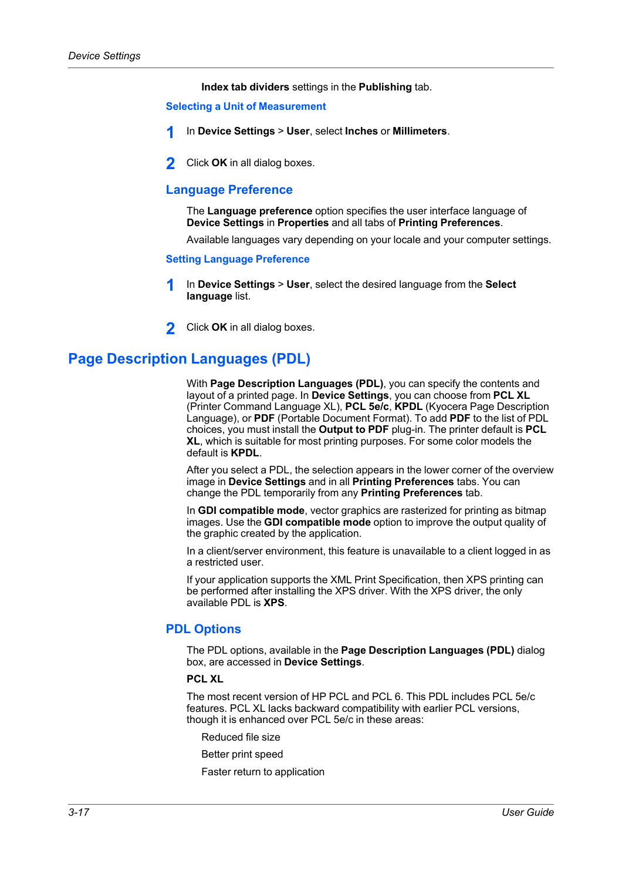**Index tab dividers** settings in the **Publishing** tab.

#### Selecting a Unit of Measurement

1. In **Device Settings** > **User**, select **Inches** or **Millimeters**.
2. Click **OK** in all dialog boxes.

### Language Preference

The **Language preference** option specifies the user interface language of **Device Settings** in **Properties** and all tabs of **Printing Preferences**.

Available languages vary depending on your locale and your computer settings.

#### Setting Language Preference

1. In **Device Settings** > **User**, select the desired language from the **Select language** list.
2. Click **OK** in all dialog boxes.

## Page Description Languages (PDL)

With **Page Description Languages (PDL)**, you can specify the contents and layout of a printed page. In **Device Settings**, you can choose from **PCL XL** (Printer Command Language XL), **PCL 5e/c**, **KPDL** (Kyocera Page Description Language), or **PDF** (Portable Document Format). To add **PDF** to the list of PDL choices, you must install the **Output to PDF** plug-in. The printer default is **PCL XL**, which is suitable for most printing purposes. For some color models the default is **KPDL**.

After you select a PDL, the selection appears in the lower corner of the overview image in **Device Settings** and in all **Printing Preferences** tabs. You can change the PDL temporarily from any **Printing Preferences** tab.

In **GDI compatible mode**, vector graphics are rasterized for printing as bitmap images. Use the **GDI compatible mode** option to improve the output quality of the graphic created by the application.

In a client/server environment, this feature is unavailable to a client logged in as a restricted user.

If your application supports the XML Print Specification, then XPS printing can be performed after installing the XPS driver. With the XPS driver, the only available PDL is **XPS**.

### PDL Options

The PDL options, available in the **Page Description Languages (PDL)** dialog box, are accessed in **Device Settings**.

**PCL XL**

The most recent version of HP PCL and PCL 6. This PDL includes PCL 5e/c features. PCL XL lacks backward compatibility with earlier PCL versions, though it is enhanced over PCL 5e/c in these areas:

Reduced file size

Better print speed

Faster return to application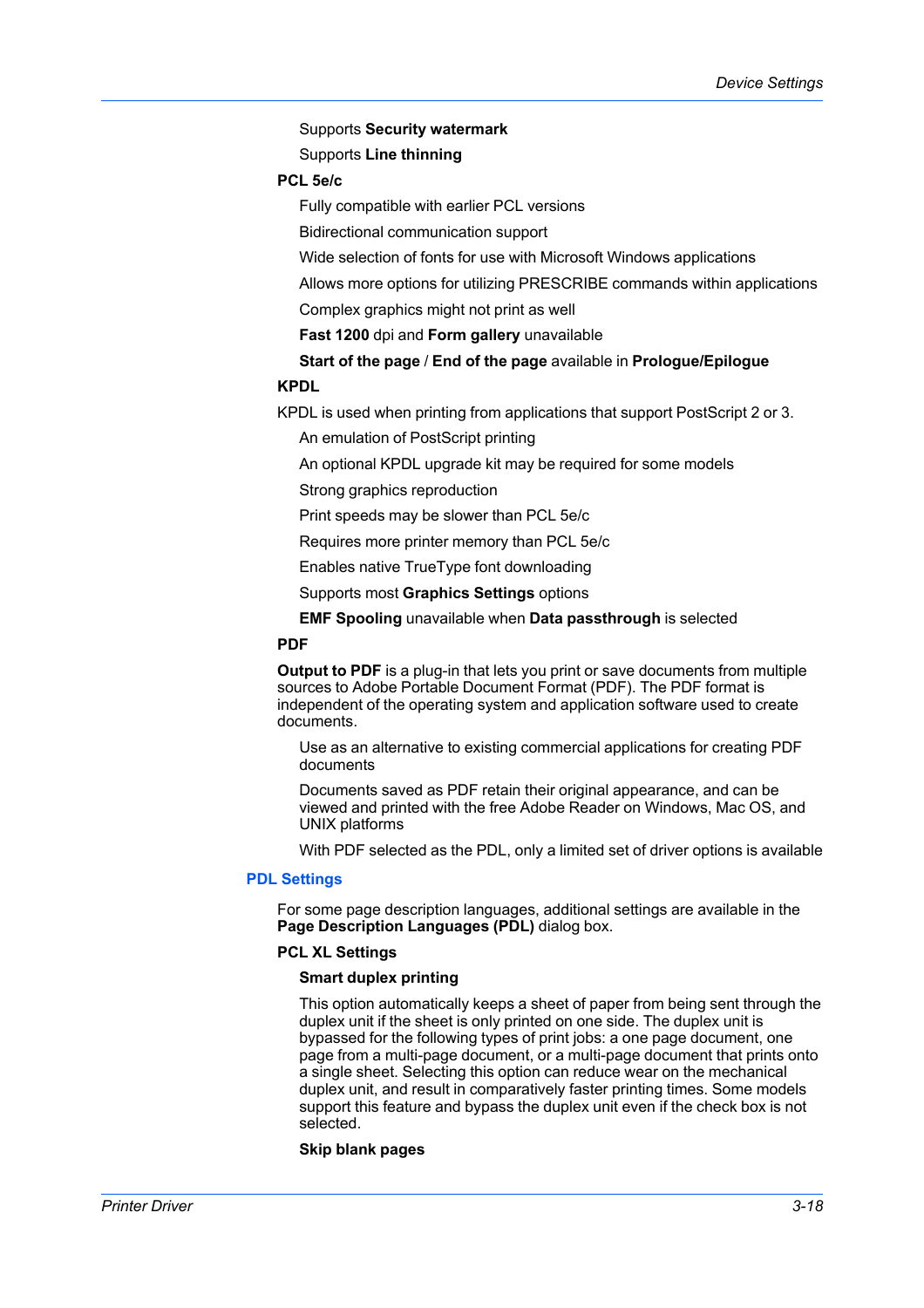Supports **Security watermark**

Supports **Line thinning**

**PCL 5e/c**

Fully compatible with earlier PCL versions

Bidirectional communication support

Wide selection of fonts for use with Microsoft Windows applications

Allows more options for utilizing PRESCRIBE commands within applications

Complex graphics might not print as well

**Fast 1200** dpi and **Form gallery** unavailable

**Start of the page** / **End of the page** available in **Prologue/Epilogue**

**KPDL**

KPDL is used when printing from applications that support PostScript 2 or 3.

An emulation of PostScript printing

An optional KPDL upgrade kit may be required for some models

Strong graphics reproduction

Print speeds may be slower than PCL 5e/c

Requires more printer memory than PCL 5e/c

Enables native TrueType font downloading

Supports most **Graphics Settings** options

**EMF Spooling** unavailable when **Data passthrough** is selected

**PDF**

**Output to PDF** is a plug-in that lets you print or save documents from multiple sources to Adobe Portable Document Format (PDF). The PDF format is independent of the operating system and application software used to create documents.

Use as an alternative to existing commercial applications for creating PDF documents

Documents saved as PDF retain their original appearance, and can be viewed and printed with the free Adobe Reader on Windows, Mac OS, and UNIX platforms

With PDF selected as the PDL, only a limited set of driver options is available

## PDL Settings

For some page description languages, additional settings are available in the **Page Description Languages (PDL)** dialog box.

**PCL XL Settings**

**Smart duplex printing**

This option automatically keeps a sheet of paper from being sent through the duplex unit if the sheet is only printed on one side. The duplex unit is bypassed for the following types of print jobs: a one page document, one page from a multi-page document, or a multi-page document that prints onto a single sheet. Selecting this option can reduce wear on the mechanical duplex unit, and result in comparatively faster printing times. Some models support this feature and bypass the duplex unit even if the check box is not selected.

**Skip blank pages**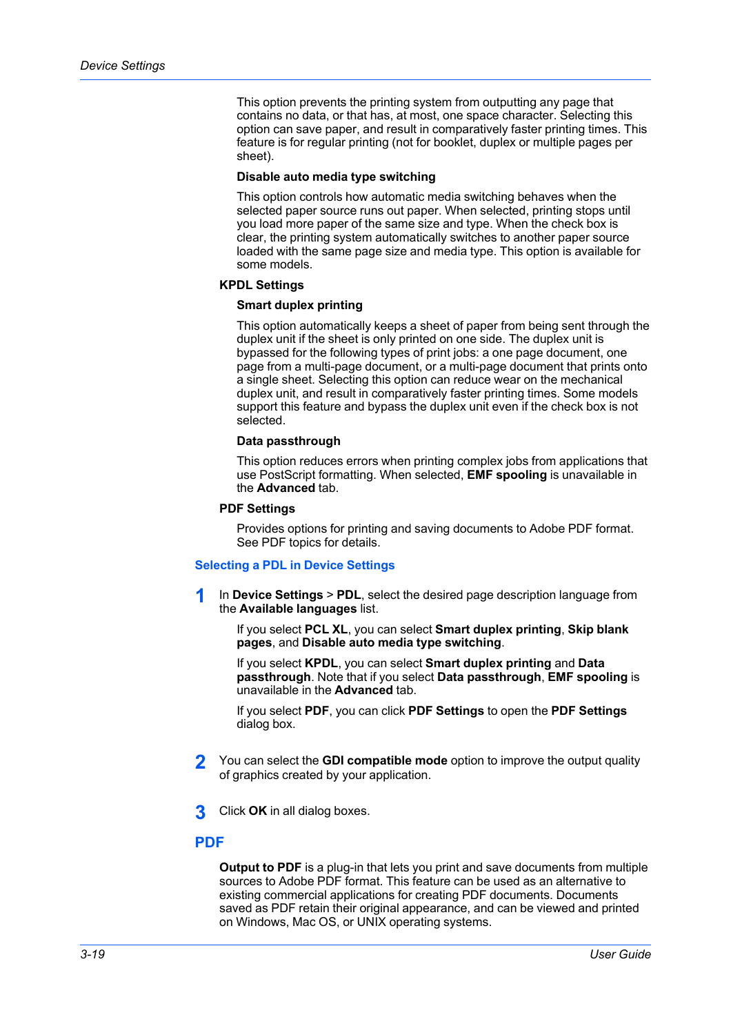This option prevents the printing system from outputting any page that contains no data, or that has, at most, one space character. Selecting this option can save paper, and result in comparatively faster printing times. This feature is for regular printing (not for booklet, duplex or multiple pages per sheet).

**Disable auto media type switching**

This option controls how automatic media switching behaves when the selected paper source runs out paper. When selected, printing stops until you load more paper of the same size and type. When the check box is clear, the printing system automatically switches to another paper source loaded with the same page size and media type. This option is available for some models.

**KPDL Settings**

**Smart duplex printing**

This option automatically keeps a sheet of paper from being sent through the duplex unit if the sheet is only printed on one side. The duplex unit is bypassed for the following types of print jobs: a one page document, one page from a multi-page document, or a multi-page document that prints onto a single sheet. Selecting this option can reduce wear on the mechanical duplex unit, and result in comparatively faster printing times. Some models support this feature and bypass the duplex unit even if the check box is not selected.

**Data passthrough**

This option reduces errors when printing complex jobs from applications that use PostScript formatting. When selected, **EMF spooling** is unavailable in the **Advanced** tab.

**PDF Settings**

Provides options for printing and saving documents to Adobe PDF format. See PDF topics for details.

### Selecting a PDL in Device Settings

1. In **Device Settings** > **PDL**, select the desired page description language from the **Available languages** list.

   If you select **PCL XL**, you can select **Smart duplex printing**, **Skip blank pages**, and **Disable auto media type switching**.

   If you select **KPDL**, you can select **Smart duplex printing** and **Data passthrough**. Note that if you select **Data passthrough**, **EMF spooling** is unavailable in the **Advanced** tab.

   If you select **PDF**, you can click **PDF Settings** to open the **PDF Settings** dialog box.

2. You can select the **GDI compatible mode** option to improve the output quality of graphics created by your application.

3. Click **OK** in all dialog boxes.

## PDF

**Output to PDF** is a plug-in that lets you print and save documents from multiple sources to Adobe PDF format. This feature can be used as an alternative to existing commercial applications for creating PDF documents. Documents saved as PDF retain their original appearance, and can be viewed and printed on Windows, Mac OS, or UNIX operating systems.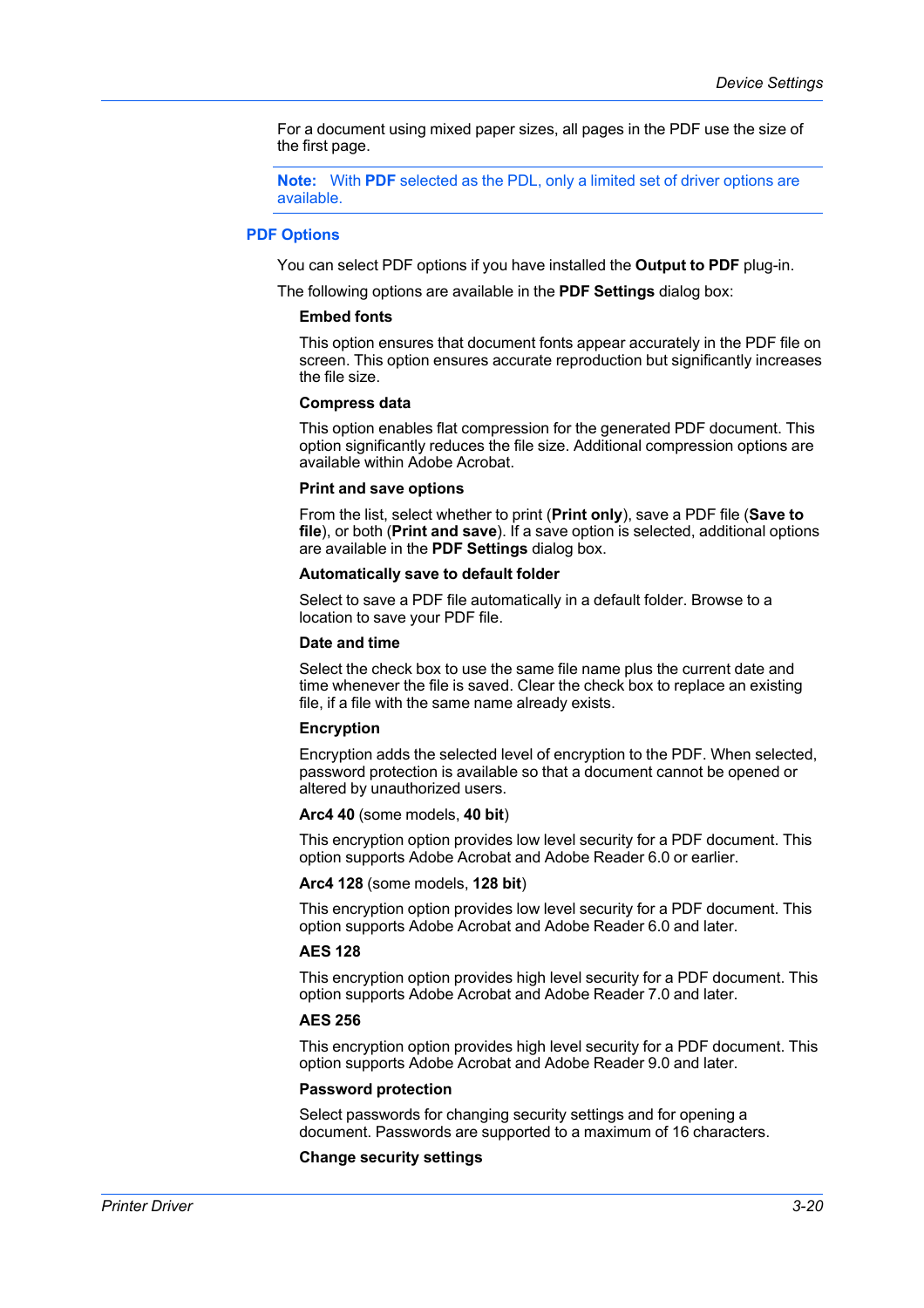For a document using mixed paper sizes, all pages in the PDF use the size of the first page.

**Note:** With **PDF** selected as the PDL, only a limited set of driver options are available.

## PDF Options

You can select PDF options if you have installed the **Output to PDF** plug-in.

The following options are available in the **PDF Settings** dialog box:

#### Embed fonts

This option ensures that document fonts appear accurately in the PDF file on screen. This option ensures accurate reproduction but significantly increases the file size.

#### Compress data

This option enables flat compression for the generated PDF document. This option significantly reduces the file size. Additional compression options are available within Adobe Acrobat.

#### Print and save options

From the list, select whether to print (**Print only**), save a PDF file (**Save to file**), or both (**Print and save**). If a save option is selected, additional options are available in the **PDF Settings** dialog box.

#### Automatically save to default folder

Select to save a PDF file automatically in a default folder. Browse to a location to save your PDF file.

#### Date and time

Select the check box to use the same file name plus the current date and time whenever the file is saved. Clear the check box to replace an existing file, if a file with the same name already exists.

#### Encryption

Encryption adds the selected level of encryption to the PDF. When selected, password protection is available so that a document cannot be opened or altered by unauthorized users.

**Arc4 40** (some models, **40 bit**)

This encryption option provides low level security for a PDF document. This option supports Adobe Acrobat and Adobe Reader 6.0 or earlier.

**Arc4 128** (some models, **128 bit**)

This encryption option provides low level security for a PDF document. This option supports Adobe Acrobat and Adobe Reader 6.0 and later.

**AES 128**

This encryption option provides high level security for a PDF document. This option supports Adobe Acrobat and Adobe Reader 7.0 and later.

**AES 256**

This encryption option provides high level security for a PDF document. This option supports Adobe Acrobat and Adobe Reader 9.0 and later.

#### Password protection

Select passwords for changing security settings and for opening a document. Passwords are supported to a maximum of 16 characters.

**Change security settings**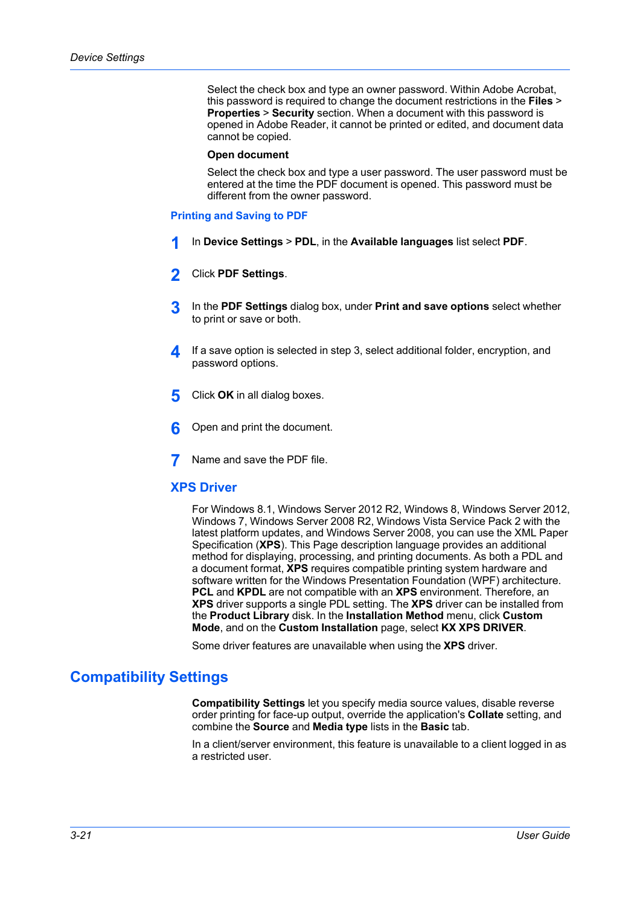Select the check box and type an owner password. Within Adobe Acrobat, this password is required to change the document restrictions in the **Files** > **Properties** > **Security** section. When a document with this password is opened in Adobe Reader, it cannot be printed or edited, and document data cannot be copied.

**Open document**

Select the check box and type a user password. The user password must be entered at the time the PDF document is opened. This password must be different from the owner password.

### Printing and Saving to PDF

1. In **Device Settings** > **PDL**, in the **Available languages** list select **PDF**.
2. Click **PDF Settings**.
3. In the **PDF Settings** dialog box, under **Print and save options** select whether to print or save or both.
4. If a save option is selected in step 3, select additional folder, encryption, and password options.
5. Click **OK** in all dialog boxes.
6. Open and print the document.
7. Name and save the PDF file.

### XPS Driver

For Windows 8.1, Windows Server 2012 R2, Windows 8, Windows Server 2012, Windows 7, Windows Server 2008 R2, Windows Vista Service Pack 2 with the latest platform updates, and Windows Server 2008, you can use the XML Paper Specification (**XPS**). This Page description language provides an additional method for displaying, processing, and printing documents. As both a PDL and a document format, **XPS** requires compatible printing system hardware and software written for the Windows Presentation Foundation (WPF) architecture. **PCL** and **KPDL** are not compatible with an **XPS** environment. Therefore, an **XPS** driver supports a single PDL setting. The **XPS** driver can be installed from the **Product Library** disk. In the **Installation Method** menu, click **Custom Mode**, and on the **Custom Installation** page, select **KX XPS DRIVER**.

Some driver features are unavailable when using the **XPS** driver.

## Compatibility Settings

**Compatibility Settings** let you specify media source values, disable reverse order printing for face-up output, override the application's **Collate** setting, and combine the **Source** and **Media type** lists in the **Basic** tab.

In a client/server environment, this feature is unavailable to a client logged in as a restricted user.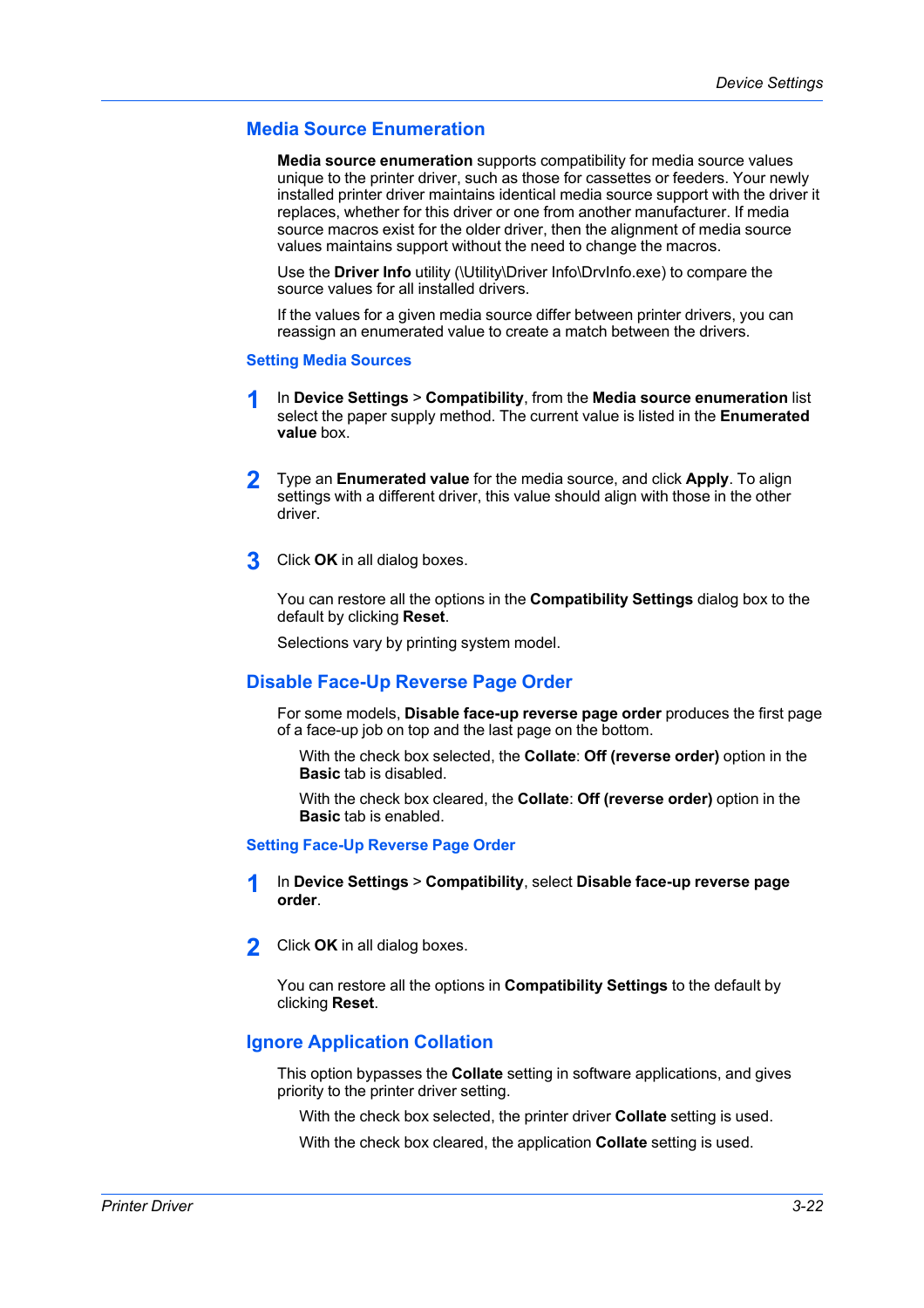## Media Source Enumeration

**Media source enumeration** supports compatibility for media source values unique to the printer driver, such as those for cassettes or feeders. Your newly installed printer driver maintains identical media source support with the driver it replaces, whether for this driver or one from another manufacturer. If media source macros exist for the older driver, then the alignment of media source values maintains support without the need to change the macros.

Use the **Driver Info** utility (\Utility\Driver Info\DrvInfo.exe) to compare the source values for all installed drivers.

If the values for a given media source differ between printer drivers, you can reassign an enumerated value to create a match between the drivers.

### Setting Media Sources

1. In **Device Settings** > **Compatibility**, from the **Media source enumeration** list select the paper supply method. The current value is listed in the **Enumerated value** box.
2. Type an **Enumerated value** for the media source, and click **Apply**. To align settings with a different driver, this value should align with those in the other driver.
3. Click **OK** in all dialog boxes.

You can restore all the options in the **Compatibility Settings** dialog box to the default by clicking **Reset**.

Selections vary by printing system model.

## Disable Face-Up Reverse Page Order

For some models, **Disable face-up reverse page order** produces the first page of a face-up job on top and the last page on the bottom.

With the check box selected, the **Collate**: **Off (reverse order)** option in the **Basic** tab is disabled.

With the check box cleared, the **Collate**: **Off (reverse order)** option in the **Basic** tab is enabled.

### Setting Face-Up Reverse Page Order

1. In **Device Settings** > **Compatibility**, select **Disable face-up reverse page order**.
2. Click **OK** in all dialog boxes.

You can restore all the options in **Compatibility Settings** to the default by clicking **Reset**.

## Ignore Application Collation

This option bypasses the **Collate** setting in software applications, and gives priority to the printer driver setting.

With the check box selected, the printer driver **Collate** setting is used.

With the check box cleared, the application **Collate** setting is used.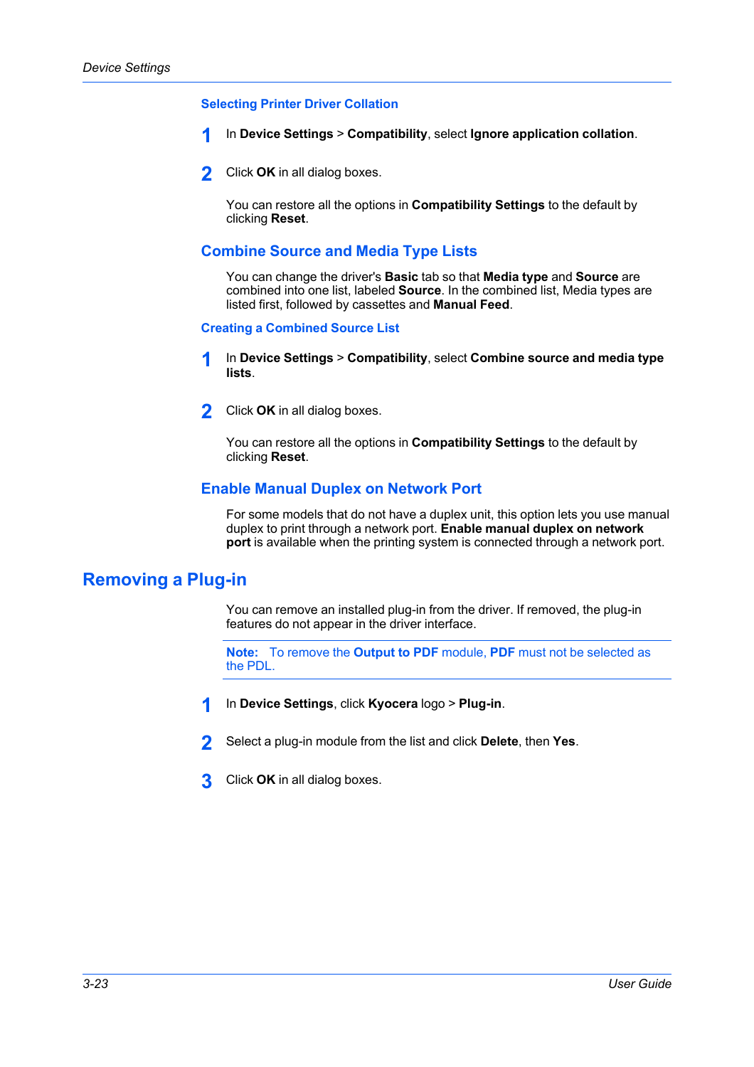#### Selecting Printer Driver Collation

1. In **Device Settings** > **Compatibility**, select **Ignore application collation**.

2. Click **OK** in all dialog boxes.

   You can restore all the options in **Compatibility Settings** to the default by clicking **Reset**.

### Combine Source and Media Type Lists

You can change the driver's **Basic** tab so that **Media type** and **Source** are combined into one list, labeled **Source**. In the combined list, Media types are listed first, followed by cassettes and **Manual Feed**.

#### Creating a Combined Source List

1. In **Device Settings** > **Compatibility**, select **Combine source and media type lists**.

2. Click **OK** in all dialog boxes.

   You can restore all the options in **Compatibility Settings** to the default by clicking **Reset**.

### Enable Manual Duplex on Network Port

For some models that do not have a duplex unit, this option lets you use manual duplex to print through a network port. **Enable manual duplex on network port** is available when the printing system is connected through a network port.

## Removing a Plug-in

You can remove an installed plug-in from the driver. If removed, the plug-in features do not appear in the driver interface.

**Note:** To remove the **Output to PDF** module, **PDF** must not be selected as the PDL.

1. In **Device Settings**, click **Kyocera** logo > **Plug-in**.

2. Select a plug-in module from the list and click **Delete**, then **Yes**.

3. Click **OK** in all dialog boxes.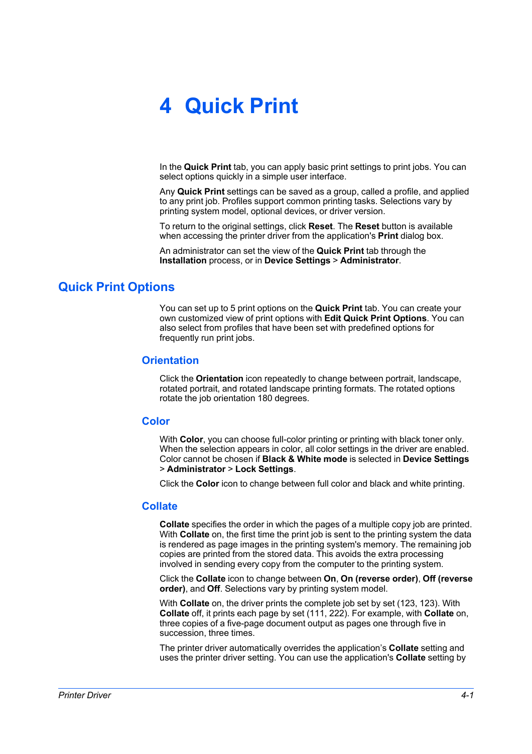# 4 Quick Print

In the **Quick Print** tab, you can apply basic print settings to print jobs. You can select options quickly in a simple user interface.

Any **Quick Print** settings can be saved as a group, called a profile, and applied to any print job. Profiles support common printing tasks. Selections vary by printing system model, optional devices, or driver version.

To return to the original settings, click **Reset**. The **Reset** button is available when accessing the printer driver from the application's **Print** dialog box.

An administrator can set the view of the **Quick Print** tab through the **Installation** process, or in **Device Settings** > **Administrator**.

## Quick Print Options

You can set up to 5 print options on the **Quick Print** tab. You can create your own customized view of print options with **Edit Quick Print Options**. You can also select from profiles that have been set with predefined options for frequently run print jobs.

### Orientation

Click the **Orientation** icon repeatedly to change between portrait, landscape, rotated portrait, and rotated landscape printing formats. The rotated options rotate the job orientation 180 degrees.

### Color

With **Color**, you can choose full-color printing or printing with black toner only. When the selection appears in color, all color settings in the driver are enabled. Color cannot be chosen if **Black & White mode** is selected in **Device Settings** > **Administrator** > **Lock Settings**.

Click the **Color** icon to change between full color and black and white printing.

### Collate

**Collate** specifies the order in which the pages of a multiple copy job are printed. With **Collate** on, the first time the print job is sent to the printing system the data is rendered as page images in the printing system's memory. The remaining job copies are printed from the stored data. This avoids the extra processing involved in sending every copy from the computer to the printing system.

Click the **Collate** icon to change between **On**, **On (reverse order)**, **Off (reverse order)**, and **Off**. Selections vary by printing system model.

With **Collate** on, the driver prints the complete job set by set (123, 123). With **Collate** off, it prints each page by set (111, 222). For example, with **Collate** on, three copies of a five-page document output as pages one through five in succession, three times.

The printer driver automatically overrides the application’s **Collate** setting and uses the printer driver setting. You can use the application's **Collate** setting by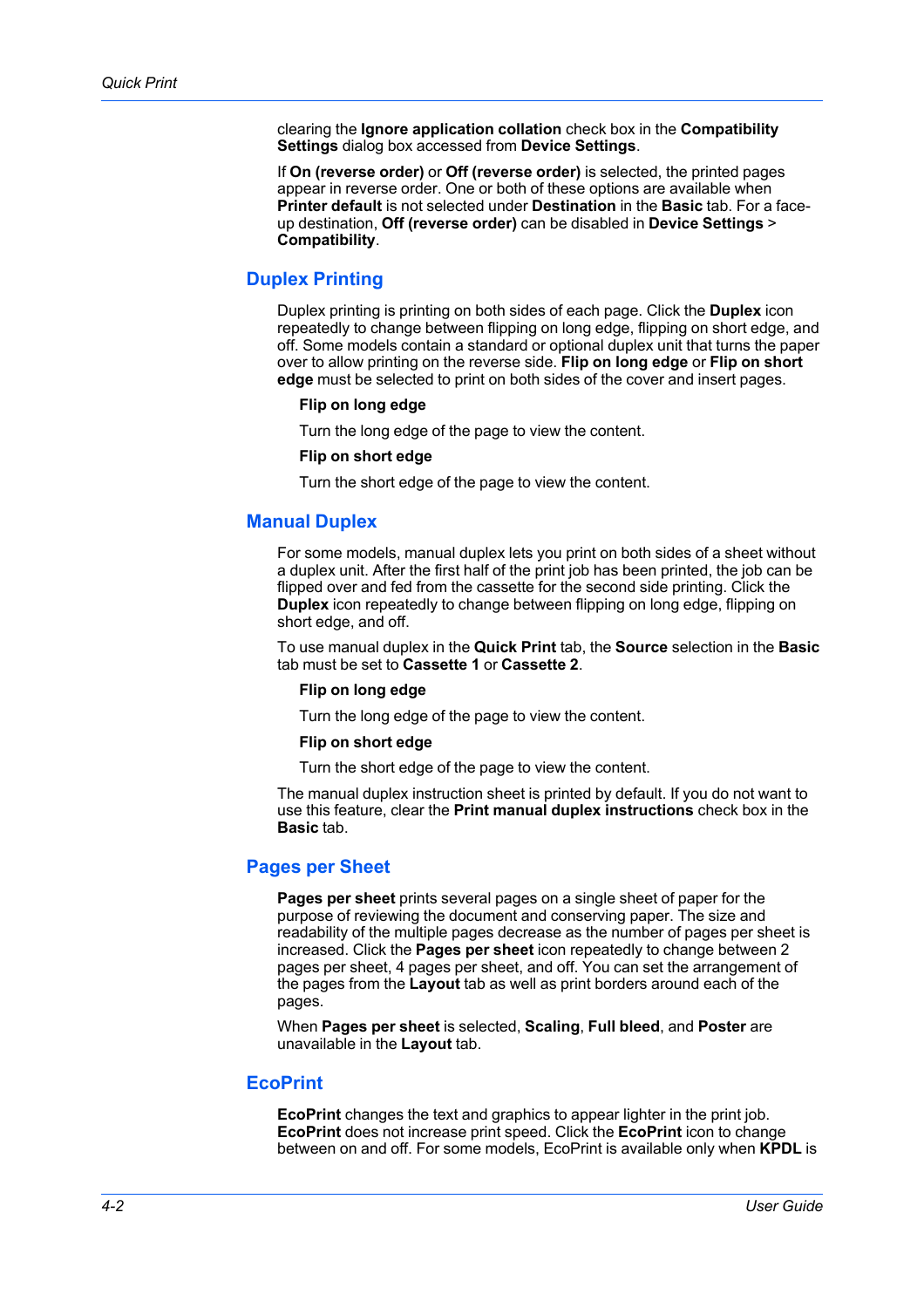clearing the **Ignore application collation** check box in the **Compatibility Settings** dialog box accessed from **Device Settings**.

If **On (reverse order)** or **Off (reverse order)** is selected, the printed pages appear in reverse order. One or both of these options are available when **Printer default** is not selected under **Destination** in the **Basic** tab. For a face-up destination, **Off (reverse order)** can be disabled in **Device Settings** > **Compatibility**.

## Duplex Printing

Duplex printing is printing on both sides of each page. Click the **Duplex** icon repeatedly to change between flipping on long edge, flipping on short edge, and off. Some models contain a standard or optional duplex unit that turns the paper over to allow printing on the reverse side. **Flip on long edge** or **Flip on short edge** must be selected to print on both sides of the cover and insert pages.

**Flip on long edge**

Turn the long edge of the page to view the content.

**Flip on short edge**

Turn the short edge of the page to view the content.

## Manual Duplex

For some models, manual duplex lets you print on both sides of a sheet without a duplex unit. After the first half of the print job has been printed, the job can be flipped over and fed from the cassette for the second side printing. Click the **Duplex** icon repeatedly to change between flipping on long edge, flipping on short edge, and off.

To use manual duplex in the **Quick Print** tab, the **Source** selection in the **Basic** tab must be set to **Cassette 1** or **Cassette 2**.

**Flip on long edge**

Turn the long edge of the page to view the content.

**Flip on short edge**

Turn the short edge of the page to view the content.

The manual duplex instruction sheet is printed by default. If you do not want to use this feature, clear the **Print manual duplex instructions** check box in the **Basic** tab.

## Pages per Sheet

**Pages per sheet** prints several pages on a single sheet of paper for the purpose of reviewing the document and conserving paper. The size and readability of the multiple pages decrease as the number of pages per sheet is increased. Click the **Pages per sheet** icon repeatedly to change between 2 pages per sheet, 4 pages per sheet, and off. You can set the arrangement of the pages from the **Layout** tab as well as print borders around each of the pages.

When **Pages per sheet** is selected, **Scaling**, **Full bleed**, and **Poster** are unavailable in the **Layout** tab.

## EcoPrint

**EcoPrint** changes the text and graphics to appear lighter in the print job. **EcoPrint** does not increase print speed. Click the **EcoPrint** icon to change between on and off. For some models, EcoPrint is available only when **KPDL** is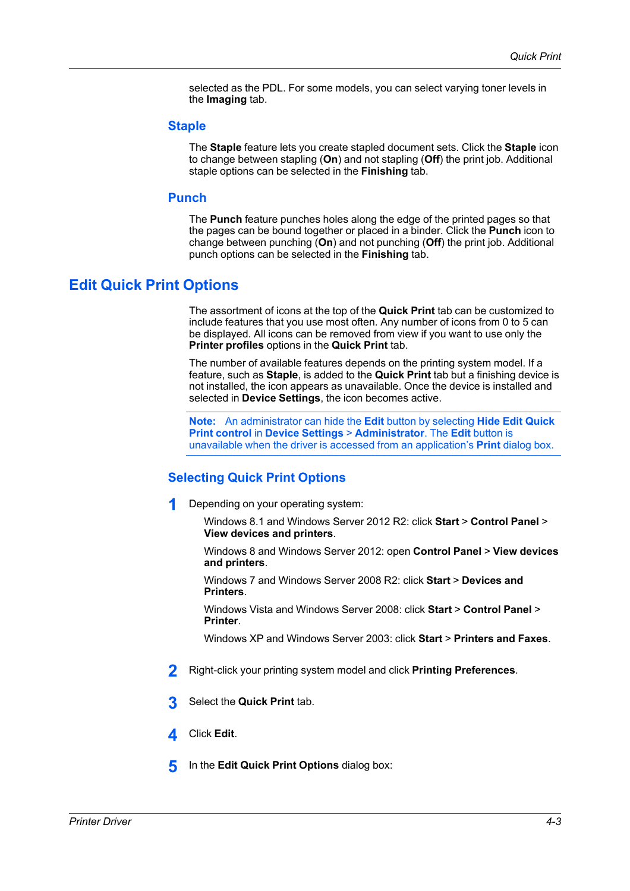selected as the PDL. For some models, you can select varying toner levels in the **Imaging** tab.

### Staple

The **Staple** feature lets you create stapled document sets. Click the **Staple** icon to change between stapling (**On**) and not stapling (**Off**) the print job. Additional staple options can be selected in the **Finishing** tab.

### Punch

The **Punch** feature punches holes along the edge of the printed pages so that the pages can be bound together or placed in a binder. Click the **Punch** icon to change between punching (**On**) and not punching (**Off**) the print job. Additional punch options can be selected in the **Finishing** tab.

## Edit Quick Print Options

The assortment of icons at the top of the **Quick Print** tab can be customized to include features that you use most often. Any number of icons from 0 to 5 can be displayed. All icons can be removed from view if you want to use only the **Printer profiles** options in the **Quick Print** tab.

The number of available features depends on the printing system model. If a feature, such as **Staple**, is added to the **Quick Print** tab but a finishing device is not installed, the icon appears as unavailable. Once the device is installed and selected in **Device Settings**, the icon becomes active.

**Note:** An administrator can hide the **Edit** button by selecting **Hide Edit Quick Print control** in **Device Settings** > **Administrator**. The **Edit** button is unavailable when the driver is accessed from an application's **Print** dialog box.

### Selecting Quick Print Options

1. Depending on your operating system:

   Windows 8.1 and Windows Server 2012 R2: click **Start** > **Control Panel** > **View devices and printers**.

   Windows 8 and Windows Server 2012: open **Control Panel** > **View devices and printers**.

   Windows 7 and Windows Server 2008 R2: click **Start** > **Devices and Printers**.

   Windows Vista and Windows Server 2008: click **Start** > **Control Panel** > **Printer**.

   Windows XP and Windows Server 2003: click **Start** > **Printers and Faxes**.

2. Right-click your printing system model and click **Printing Preferences**.

3. Select the **Quick Print** tab.

4. Click **Edit**.

5. In the **Edit Quick Print Options** dialog box: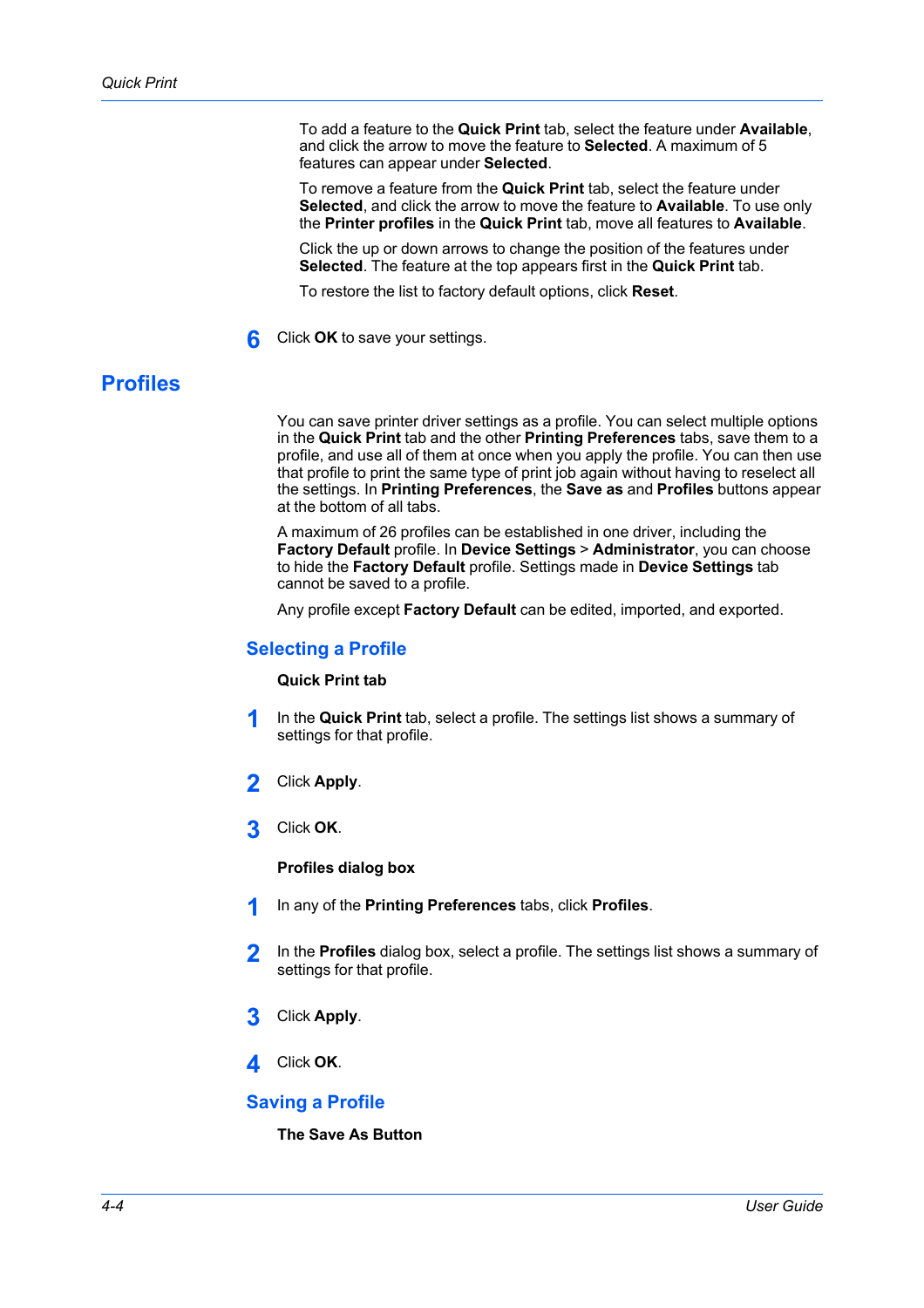To add a feature to the **Quick Print** tab, select the feature under **Available**, and click the arrow to move the feature to **Selected**. A maximum of 5 features can appear under **Selected**.

To remove a feature from the **Quick Print** tab, select the feature under **Selected**, and click the arrow to move the feature to **Available**. To use only the **Printer profiles** in the **Quick Print** tab, move all features to **Available**.

Click the up or down arrows to change the position of the features under **Selected**. The feature at the top appears first in the **Quick Print** tab.

To restore the list to factory default options, click **Reset**.

6. Click **OK** to save your settings.

# Profiles

You can save printer driver settings as a profile. You can select multiple options in the **Quick Print** tab and the other **Printing Preferences** tabs, save them to a profile, and use all of them at once when you apply the profile. You can then use that profile to print the same type of print job again without having to reselect all the settings. In **Printing Preferences**, the **Save as** and **Profiles** buttons appear at the bottom of all tabs.

A maximum of 26 profiles can be established in one driver, including the **Factory Default** profile. In **Device Settings** > **Administrator**, you can choose to hide the **Factory Default** profile. Settings made in **Device Settings** tab cannot be saved to a profile.

Any profile except **Factory Default** can be edited, imported, and exported.

## Selecting a Profile

**Quick Print tab**

1. In the **Quick Print** tab, select a profile. The settings list shows a summary of settings for that profile.
2. Click **Apply**.
3. Click **OK**.

**Profiles dialog box**

1. In any of the **Printing Preferences** tabs, click **Profiles**.
2. In the **Profiles** dialog box, select a profile. The settings list shows a summary of settings for that profile.
3. Click **Apply**.
4. Click **OK**.

## Saving a Profile

**The Save As Button**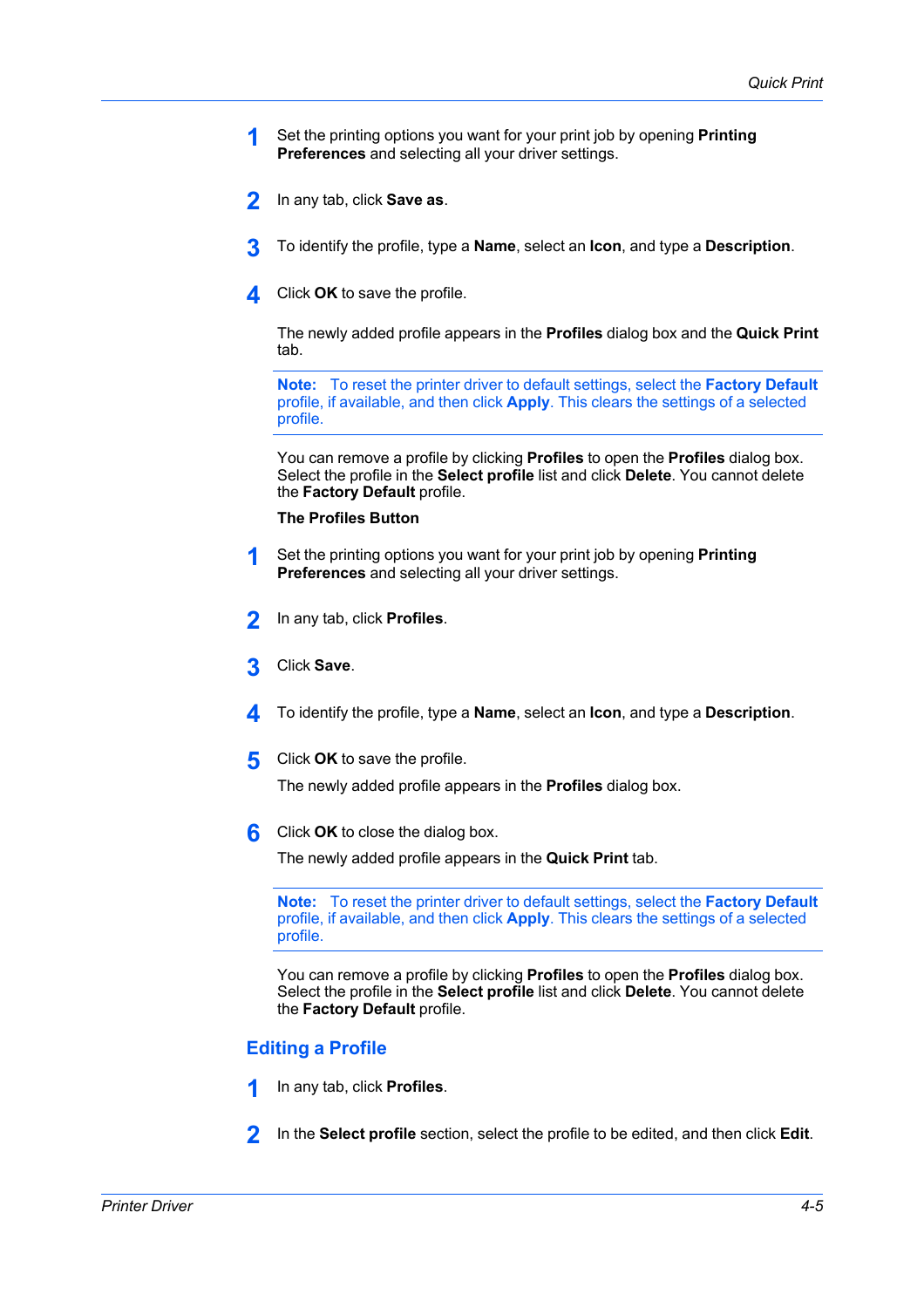1. Set the printing options you want for your print job by opening **Printing Preferences** and selecting all your driver settings.

2. In any tab, click **Save as**.

3. To identify the profile, type a **Name**, select an **Icon**, and type a **Description**.

4. Click **OK** to save the profile.

   The newly added profile appears in the **Profiles** dialog box and the **Quick Print** tab.

   **Note:** To reset the printer driver to default settings, select the **Factory Default** profile, if available, and then click **Apply**. This clears the settings of a selected profile.

   You can remove a profile by clicking **Profiles** to open the **Profiles** dialog box. Select the profile in the **Select profile** list and click **Delete**. You cannot delete the **Factory Default** profile.

**The Profiles Button**

1. Set the printing options you want for your print job by opening **Printing Preferences** and selecting all your driver settings.

2. In any tab, click **Profiles**.

3. Click **Save**.

4. To identify the profile, type a **Name**, select an **Icon**, and type a **Description**.

5. Click **OK** to save the profile.

   The newly added profile appears in the **Profiles** dialog box.

6. Click **OK** to close the dialog box.

   The newly added profile appears in the **Quick Print** tab.

   **Note:** To reset the printer driver to default settings, select the **Factory Default** profile, if available, and then click **Apply**. This clears the settings of a selected profile.

   You can remove a profile by clicking **Profiles** to open the **Profiles** dialog box. Select the profile in the **Select profile** list and click **Delete**. You cannot delete the **Factory Default** profile.

## Editing a Profile

1. In any tab, click **Profiles**.

2. In the **Select profile** section, select the profile to be edited, and then click **Edit**.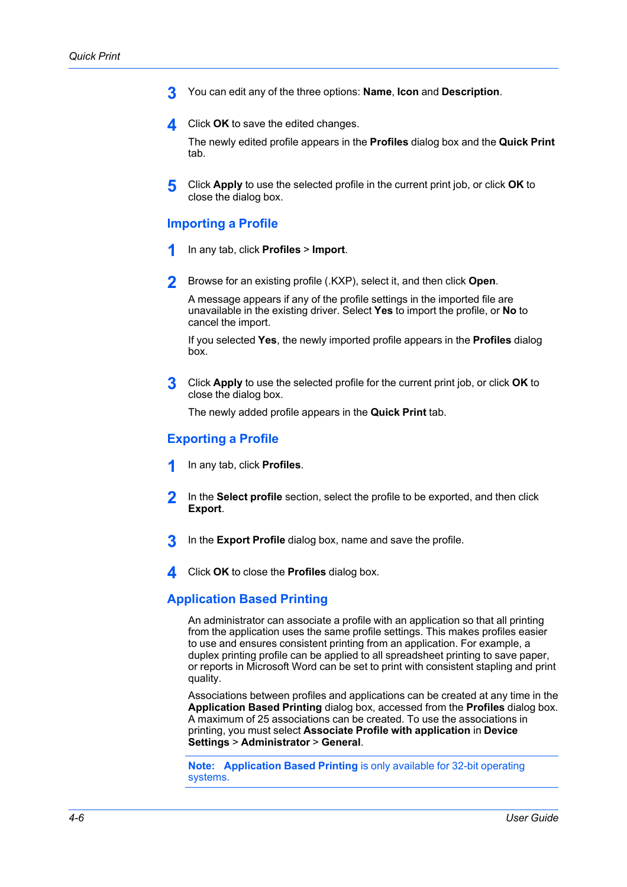3. You can edit any of the three options: **Name**, **Icon** and **Description**.

4. Click **OK** to save the edited changes.

   The newly edited profile appears in the **Profiles** dialog box and the **Quick Print** tab.

5. Click **Apply** to use the selected profile in the current print job, or click **OK** to close the dialog box.

## Importing a Profile

1. In any tab, click **Profiles** > **Import**.

2. Browse for an existing profile (.KXP), select it, and then click **Open**.

   A message appears if any of the profile settings in the imported file are unavailable in the existing driver. Select **Yes** to import the profile, or **No** to cancel the import.

   If you selected **Yes**, the newly imported profile appears in the **Profiles** dialog box.

3. Click **Apply** to use the selected profile for the current print job, or click **OK** to close the dialog box.

   The newly added profile appears in the **Quick Print** tab.

## Exporting a Profile

1. In any tab, click **Profiles**.

2. In the **Select profile** section, select the profile to be exported, and then click **Export**.

3. In the **Export Profile** dialog box, name and save the profile.

4. Click **OK** to close the **Profiles** dialog box.

## Application Based Printing

An administrator can associate a profile with an application so that all printing from the application uses the same profile settings. This makes profiles easier to use and ensures consistent printing from an application. For example, a duplex printing profile can be applied to all spreadsheet printing to save paper, or reports in Microsoft Word can be set to print with consistent stapling and print quality.

Associations between profiles and applications can be created at any time in the **Application Based Printing** dialog box, accessed from the **Profiles** dialog box. A maximum of 25 associations can be created. To use the associations in printing, you must select **Associate Profile with application** in **Device Settings** > **Administrator** > **General**.

**Note:** **Application Based Printing** is only available for 32-bit operating systems.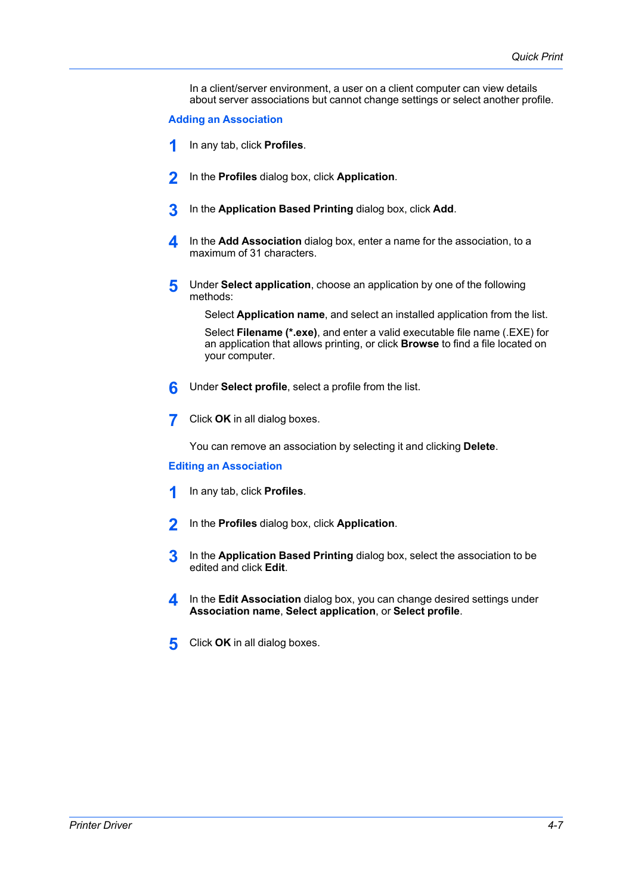In a client/server environment, a user on a client computer can view details about server associations but cannot change settings or select another profile.

### Adding an Association

1. In any tab, click **Profiles**.
2. In the **Profiles** dialog box, click **Application**.
3. In the **Application Based Printing** dialog box, click **Add**.
4. In the **Add Association** dialog box, enter a name for the association, to a maximum of 31 characters.
5. Under **Select application**, choose an application by one of the following methods:

   Select **Application name**, and select an installed application from the list.

   Select **Filename (*.exe)**, and enter a valid executable file name (.EXE) for an application that allows printing, or click **Browse** to find a file located on your computer.
6. Under **Select profile**, select a profile from the list.
7. Click **OK** in all dialog boxes.

You can remove an association by selecting it and clicking **Delete**.

### Editing an Association

1. In any tab, click **Profiles**.
2. In the **Profiles** dialog box, click **Application**.
3. In the **Application Based Printing** dialog box, select the association to be edited and click **Edit**.
4. In the **Edit Association** dialog box, you can change desired settings under **Association name**, **Select application**, or **Select profile**.
5. Click **OK** in all dialog boxes.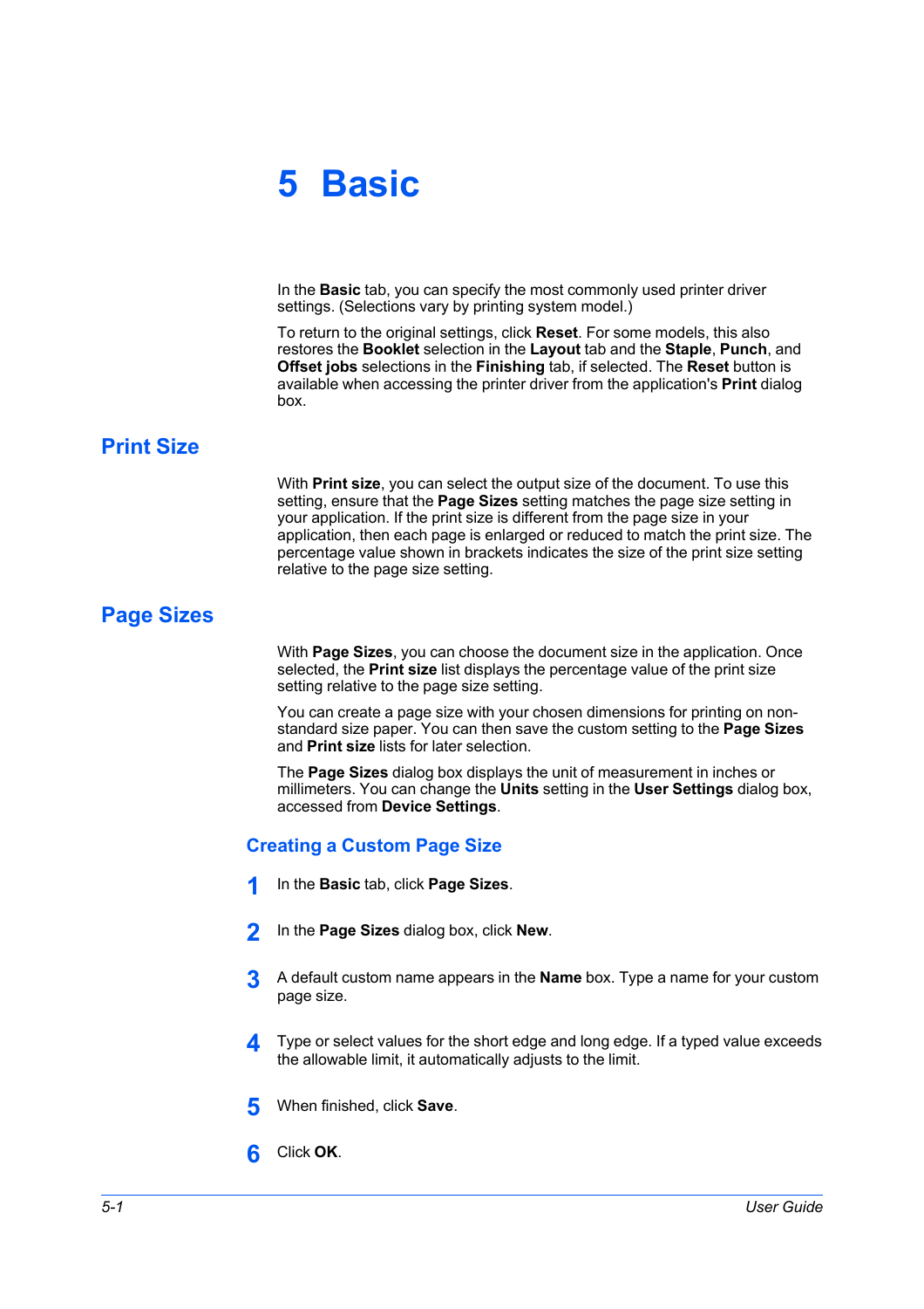# 5 Basic

In the **Basic** tab, you can specify the most commonly used printer driver settings. (Selections vary by printing system model.)

To return to the original settings, click **Reset**. For some models, this also restores the **Booklet** selection in the **Layout** tab and the **Staple**, **Punch**, and **Offset jobs** selections in the **Finishing** tab, if selected. The **Reset** button is available when accessing the printer driver from the application's **Print** dialog box.

## Print Size

With **Print size**, you can select the output size of the document. To use this setting, ensure that the **Page Sizes** setting matches the page size setting in your application. If the print size is different from the page size in your application, then each page is enlarged or reduced to match the print size. The percentage value shown in brackets indicates the size of the print size setting relative to the page size setting.

## Page Sizes

With **Page Sizes**, you can choose the document size in the application. Once selected, the **Print size** list displays the percentage value of the print size setting relative to the page size setting.

You can create a page size with your chosen dimensions for printing on non-standard size paper. You can then save the custom setting to the **Page Sizes** and **Print size** lists for later selection.

The **Page Sizes** dialog box displays the unit of measurement in inches or millimeters. You can change the **Units** setting in the **User Settings** dialog box, accessed from **Device Settings**.

### Creating a Custom Page Size

1. In the **Basic** tab, click **Page Sizes**.
2. In the **Page Sizes** dialog box, click **New**.
3. A default custom name appears in the **Name** box. Type a name for your custom page size.
4. Type or select values for the short edge and long edge. If a typed value exceeds the allowable limit, it automatically adjusts to the limit.
5. When finished, click **Save**.
6. Click **OK**.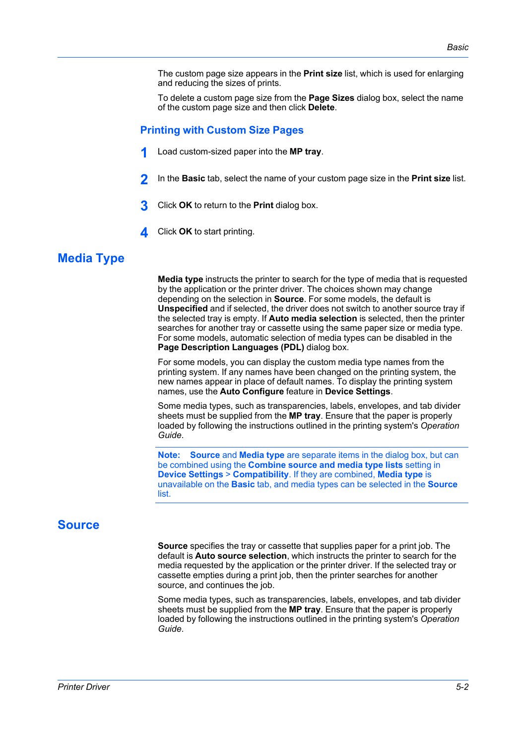The custom page size appears in the **Print size** list, which is used for enlarging and reducing the sizes of prints.

To delete a custom page size from the **Page Sizes** dialog box, select the name of the custom page size and then click **Delete**.

### Printing with Custom Size Pages

1. Load custom-sized paper into the **MP tray**.
2. In the **Basic** tab, select the name of your custom page size in the **Print size** list.
3. Click **OK** to return to the **Print** dialog box.
4. Click **OK** to start printing.

## Media Type

**Media type** instructs the printer to search for the type of media that is requested by the application or the printer driver. The choices shown may change depending on the selection in **Source**. For some models, the default is **Unspecified** and if selected, the driver does not switch to another source tray if the selected tray is empty. If **Auto media selection** is selected, then the printer searches for another tray or cassette using the same paper size or media type. For some models, automatic selection of media types can be disabled in the **Page Description Languages (PDL)** dialog box.

For some models, you can display the custom media type names from the printing system. If any names have been changed on the printing system, the new names appear in place of default names. To display the printing system names, use the **Auto Configure** feature in **Device Settings**.

Some media types, such as transparencies, labels, envelopes, and tab divider sheets must be supplied from the **MP tray**. Ensure that the paper is properly loaded by following the instructions outlined in the printing system's *Operation Guide*.

**Note:** **Source** and **Media type** are separate items in the dialog box, but can be combined using the **Combine source and media type lists** setting in **Device Settings** > **Compatibility**. If they are combined, **Media type** is unavailable on the **Basic** tab, and media types can be selected in the **Source** list.

## Source

**Source** specifies the tray or cassette that supplies paper for a print job. The default is **Auto source selection**, which instructs the printer to search for the media requested by the application or the printer driver. If the selected tray or cassette empties during a print job, then the printer searches for another source, and continues the job.

Some media types, such as transparencies, labels, envelopes, and tab divider sheets must be supplied from the **MP tray**. Ensure that the paper is properly loaded by following the instructions outlined in the printing system's *Operation Guide*.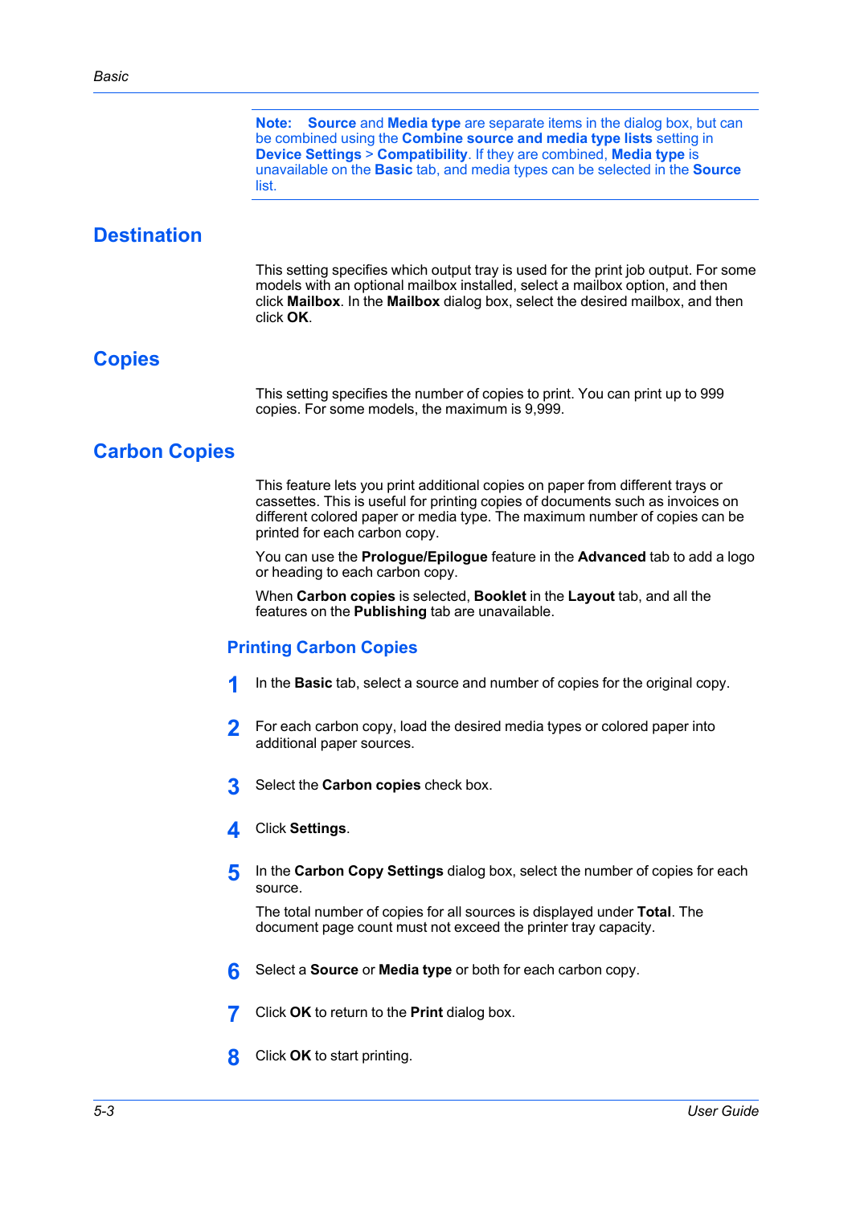**Note:** **Source** and **Media type** are separate items in the dialog box, but can be combined using the **Combine source and media type lists** setting in **Device Settings** > **Compatibility**. If they are combined, **Media type** is unavailable on the **Basic** tab, and media types can be selected in the **Source** list.

## Destination

This setting specifies which output tray is used for the print job output. For some models with an optional mailbox installed, select a mailbox option, and then click **Mailbox**. In the **Mailbox** dialog box, select the desired mailbox, and then click **OK**.

## Copies

This setting specifies the number of copies to print. You can print up to 999 copies. For some models, the maximum is 9,999.

## Carbon Copies

This feature lets you print additional copies on paper from different trays or cassettes. This is useful for printing copies of documents such as invoices on different colored paper or media type. The maximum number of copies can be printed for each carbon copy.

You can use the **Prologue/Epilogue** feature in the **Advanced** tab to add a logo or heading to each carbon copy.

When **Carbon copies** is selected, **Booklet** in the **Layout** tab, and all the features on the **Publishing** tab are unavailable.

### Printing Carbon Copies

1. In the **Basic** tab, select a source and number of copies for the original copy.
2. For each carbon copy, load the desired media types or colored paper into additional paper sources.
3. Select the **Carbon copies** check box.
4. Click **Settings**.
5. In the **Carbon Copy Settings** dialog box, select the number of copies for each source.

   The total number of copies for all sources is displayed under **Total**. The document page count must not exceed the printer tray capacity.
6. Select a **Source** or **Media type** or both for each carbon copy.
7. Click **OK** to return to the **Print** dialog box.
8. Click **OK** to start printing.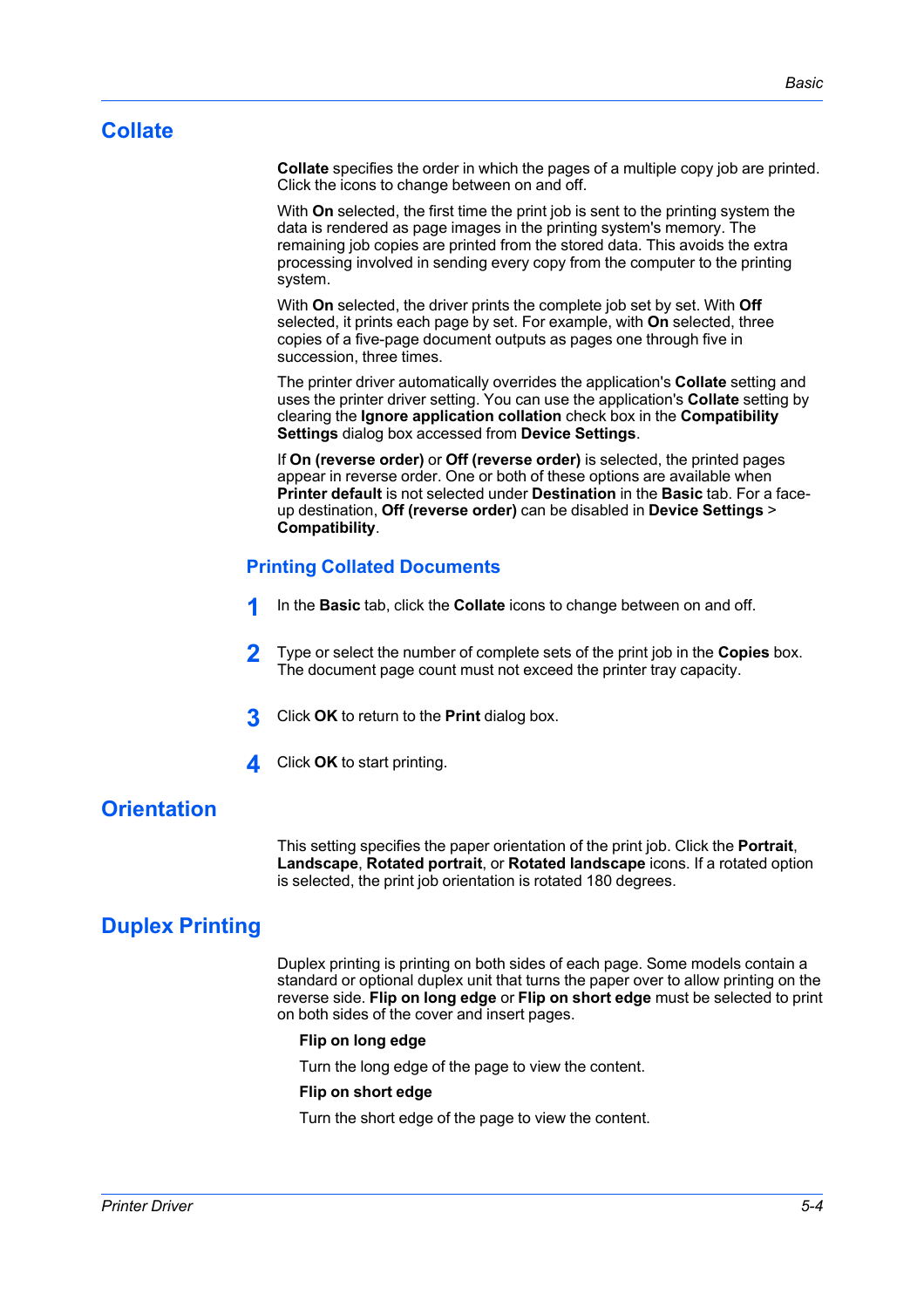## Collate

**Collate** specifies the order in which the pages of a multiple copy job are printed. Click the icons to change between on and off.

With **On** selected, the first time the print job is sent to the printing system the data is rendered as page images in the printing system's memory. The remaining job copies are printed from the stored data. This avoids the extra processing involved in sending every copy from the computer to the printing system.

With **On** selected, the driver prints the complete job set by set. With **Off** selected, it prints each page by set. For example, with **On** selected, three copies of a five-page document outputs as pages one through five in succession, three times.

The printer driver automatically overrides the application's **Collate** setting and uses the printer driver setting. You can use the application's **Collate** setting by clearing the **Ignore application collation** check box in the **Compatibility Settings** dialog box accessed from **Device Settings**.

If **On (reverse order)** or **Off (reverse order)** is selected, the printed pages appear in reverse order. One or both of these options are available when **Printer default** is not selected under **Destination** in the **Basic** tab. For a face-up destination, **Off (reverse order)** can be disabled in **Device Settings** > **Compatibility**.

### Printing Collated Documents

1. In the **Basic** tab, click the **Collate** icons to change between on and off.
2. Type or select the number of complete sets of the print job in the **Copies** box. The document page count must not exceed the printer tray capacity.
3. Click **OK** to return to the **Print** dialog box.
4. Click **OK** to start printing.

## Orientation

This setting specifies the paper orientation of the print job. Click the **Portrait**, **Landscape**, **Rotated portrait**, or **Rotated landscape** icons. If a rotated option is selected, the print job orientation is rotated 180 degrees.

## Duplex Printing

Duplex printing is printing on both sides of each page. Some models contain a standard or optional duplex unit that turns the paper over to allow printing on the reverse side. **Flip on long edge** or **Flip on short edge** must be selected to print on both sides of the cover and insert pages.

**Flip on long edge**

Turn the long edge of the page to view the content.

**Flip on short edge**

Turn the short edge of the page to view the content.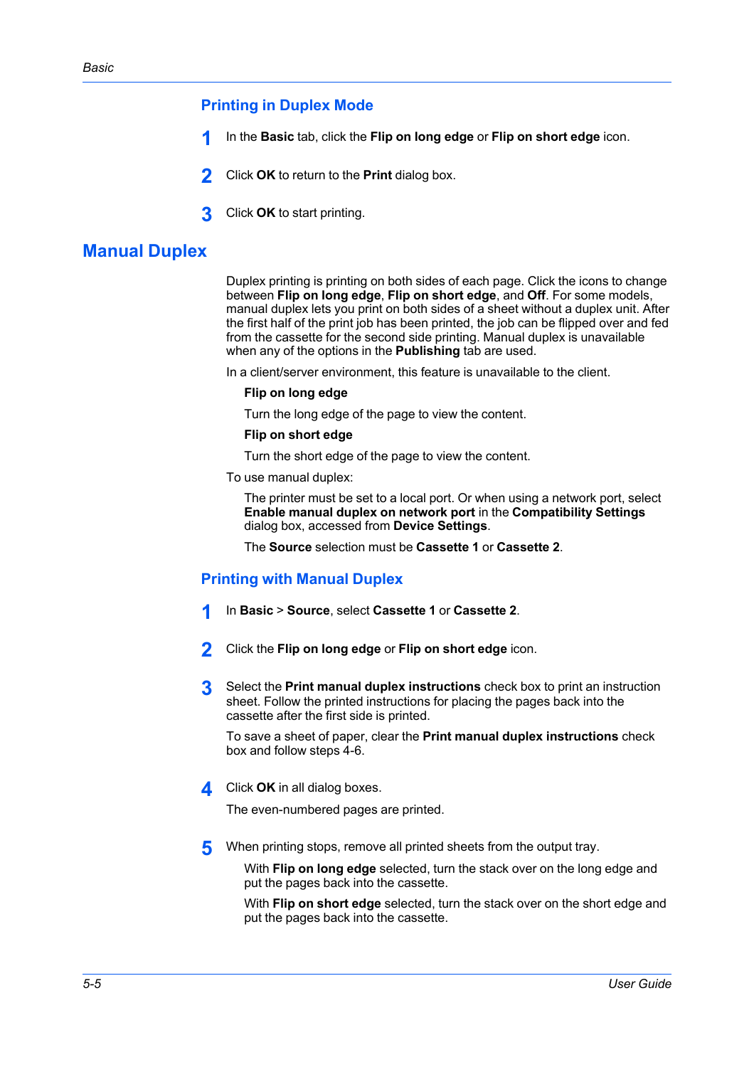### Printing in Duplex Mode

1. In the **Basic** tab, click the **Flip on long edge** or **Flip on short edge** icon.
2. Click **OK** to return to the **Print** dialog box.
3. Click **OK** to start printing.

## Manual Duplex

Duplex printing is printing on both sides of each page. Click the icons to change between **Flip on long edge**, **Flip on short edge**, and **Off**. For some models, manual duplex lets you print on both sides of a sheet without a duplex unit. After the first half of the print job has been printed, the job can be flipped over and fed from the cassette for the second side printing. Manual duplex is unavailable when any of the options in the **Publishing** tab are used.

In a client/server environment, this feature is unavailable to the client.

**Flip on long edge**

Turn the long edge of the page to view the content.

**Flip on short edge**

Turn the short edge of the page to view the content.

To use manual duplex:

The printer must be set to a local port. Or when using a network port, select **Enable manual duplex on network port** in the **Compatibility Settings** dialog box, accessed from **Device Settings**.

The **Source** selection must be **Cassette 1** or **Cassette 2**.

### Printing with Manual Duplex

1. In **Basic** > **Source**, select **Cassette 1** or **Cassette 2**.
2. Click the **Flip on long edge** or **Flip on short edge** icon.
3. Select the **Print manual duplex instructions** check box to print an instruction sheet. Follow the printed instructions for placing the pages back into the cassette after the first side is printed.

   To save a sheet of paper, clear the **Print manual duplex instructions** check box and follow steps 4-6.
4. Click **OK** in all dialog boxes.

   The even-numbered pages are printed.
5. When printing stops, remove all printed sheets from the output tray.

   With **Flip on long edge** selected, turn the stack over on the long edge and put the pages back into the cassette.

   With **Flip on short edge** selected, turn the stack over on the short edge and put the pages back into the cassette.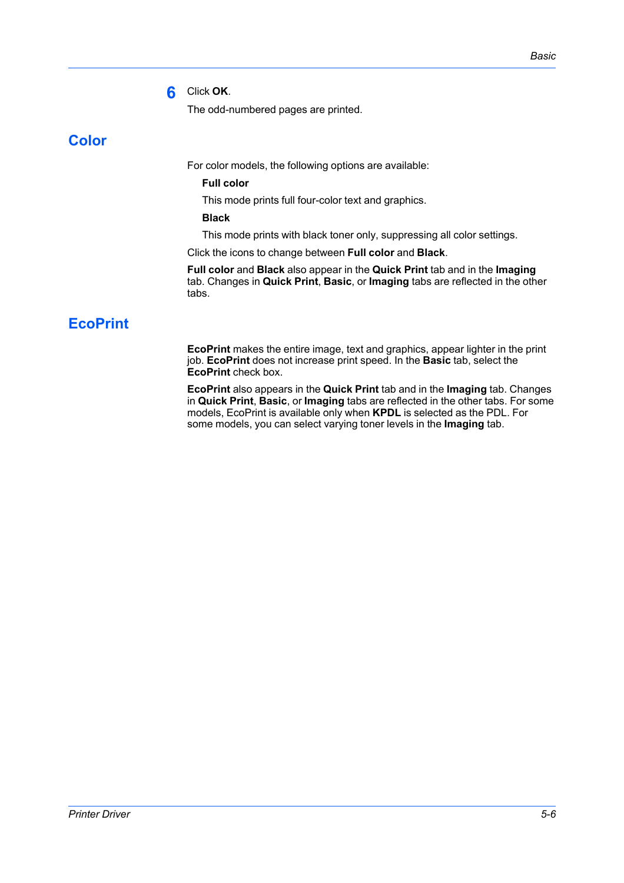6. Click **OK**.

   The odd-numbered pages are printed.

## Color

For color models, the following options are available:

**Full color**

This mode prints full four-color text and graphics.

**Black**

This mode prints with black toner only, suppressing all color settings.

Click the icons to change between **Full color** and **Black**.

**Full color** and **Black** also appear in the **Quick Print** tab and in the **Imaging** tab. Changes in **Quick Print**, **Basic**, or **Imaging** tabs are reflected in the other tabs.

## EcoPrint

**EcoPrint** makes the entire image, text and graphics, appear lighter in the print job. **EcoPrint** does not increase print speed. In the **Basic** tab, select the **EcoPrint** check box.

**EcoPrint** also appears in the **Quick Print** tab and in the **Imaging** tab. Changes in **Quick Print**, **Basic**, or **Imaging** tabs are reflected in the other tabs. For some models, EcoPrint is available only when **KPDL** is selected as the PDL. For some models, you can select varying toner levels in the **Imaging** tab.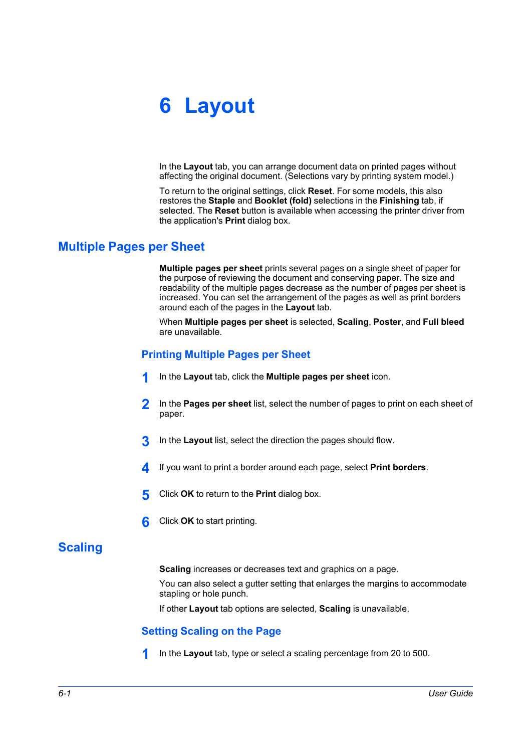# 6 Layout

In the **Layout** tab, you can arrange document data on printed pages without affecting the original document. (Selections vary by printing system model.)

To return to the original settings, click **Reset**. For some models, this also restores the **Staple** and **Booklet (fold)** selections in the **Finishing** tab, if selected. The **Reset** button is available when accessing the printer driver from the application's **Print** dialog box.

## Multiple Pages per Sheet

**Multiple pages per sheet** prints several pages on a single sheet of paper for the purpose of reviewing the document and conserving paper. The size and readability of the multiple pages decrease as the number of pages per sheet is increased. You can set the arrangement of the pages as well as print borders around each of the pages in the **Layout** tab.

When **Multiple pages per sheet** is selected, **Scaling**, **Poster**, and **Full bleed** are unavailable.

### Printing Multiple Pages per Sheet

1. In the **Layout** tab, click the **Multiple pages per sheet** icon.
2. In the **Pages per sheet** list, select the number of pages to print on each sheet of paper.
3. In the **Layout** list, select the direction the pages should flow.
4. If you want to print a border around each page, select **Print borders**.
5. Click **OK** to return to the **Print** dialog box.
6. Click **OK** to start printing.

## Scaling

**Scaling** increases or decreases text and graphics on a page.

You can also select a gutter setting that enlarges the margins to accommodate stapling or hole punch.

If other **Layout** tab options are selected, **Scaling** is unavailable.

### Setting Scaling on the Page

1. In the **Layout** tab, type or select a scaling percentage from 20 to 500.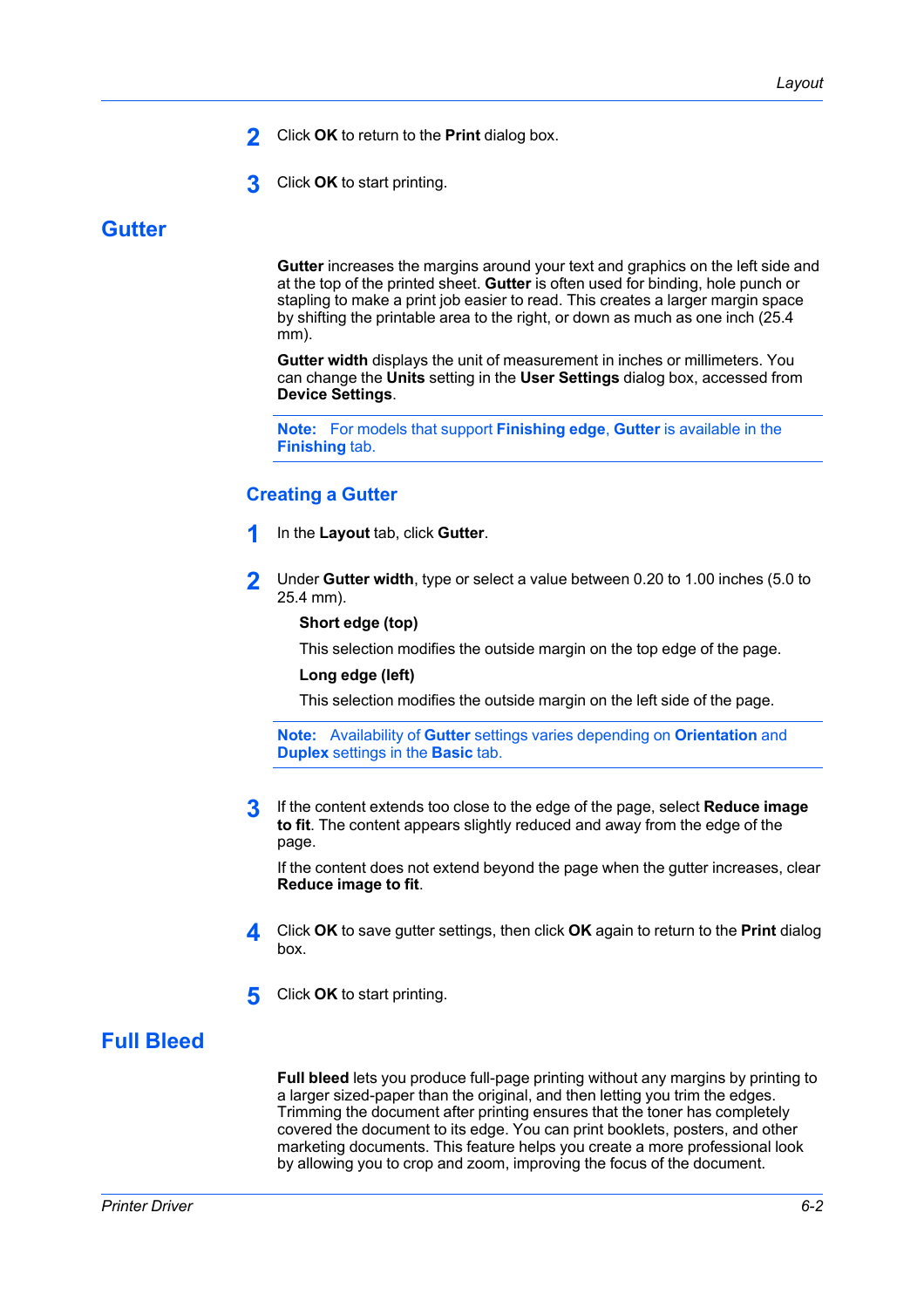2. Click **OK** to return to the **Print** dialog box.

3. Click **OK** to start printing.

## Gutter

**Gutter** increases the margins around your text and graphics on the left side and at the top of the printed sheet. **Gutter** is often used for binding, hole punch or stapling to make a print job easier to read. This creates a larger margin space by shifting the printable area to the right, or down as much as one inch (25.4 mm).

**Gutter width** displays the unit of measurement in inches or millimeters. You can change the **Units** setting in the **User Settings** dialog box, accessed from **Device Settings**.

**Note:** For models that support **Finishing edge**, **Gutter** is available in the **Finishing** tab.

### Creating a Gutter

1. In the **Layout** tab, click **Gutter**.

2. Under **Gutter width**, type or select a value between 0.20 to 1.00 inches (5.0 to 25.4 mm).

   **Short edge (top)**

   This selection modifies the outside margin on the top edge of the page.

   **Long edge (left)**

   This selection modifies the outside margin on the left side of the page.

   **Note:** Availability of **Gutter** settings varies depending on **Orientation** and **Duplex** settings in the **Basic** tab.

3. If the content extends too close to the edge of the page, select **Reduce image to fit**. The content appears slightly reduced and away from the edge of the page.

   If the content does not extend beyond the page when the gutter increases, clear **Reduce image to fit**.

4. Click **OK** to save gutter settings, then click **OK** again to return to the **Print** dialog box.

5. Click **OK** to start printing.

## Full Bleed

**Full bleed** lets you produce full-page printing without any margins by printing to a larger sized-paper than the original, and then letting you trim the edges. Trimming the document after printing ensures that the toner has completely covered the document to its edge. You can print booklets, posters, and other marketing documents. This feature helps you create a more professional look by allowing you to crop and zoom, improving the focus of the document.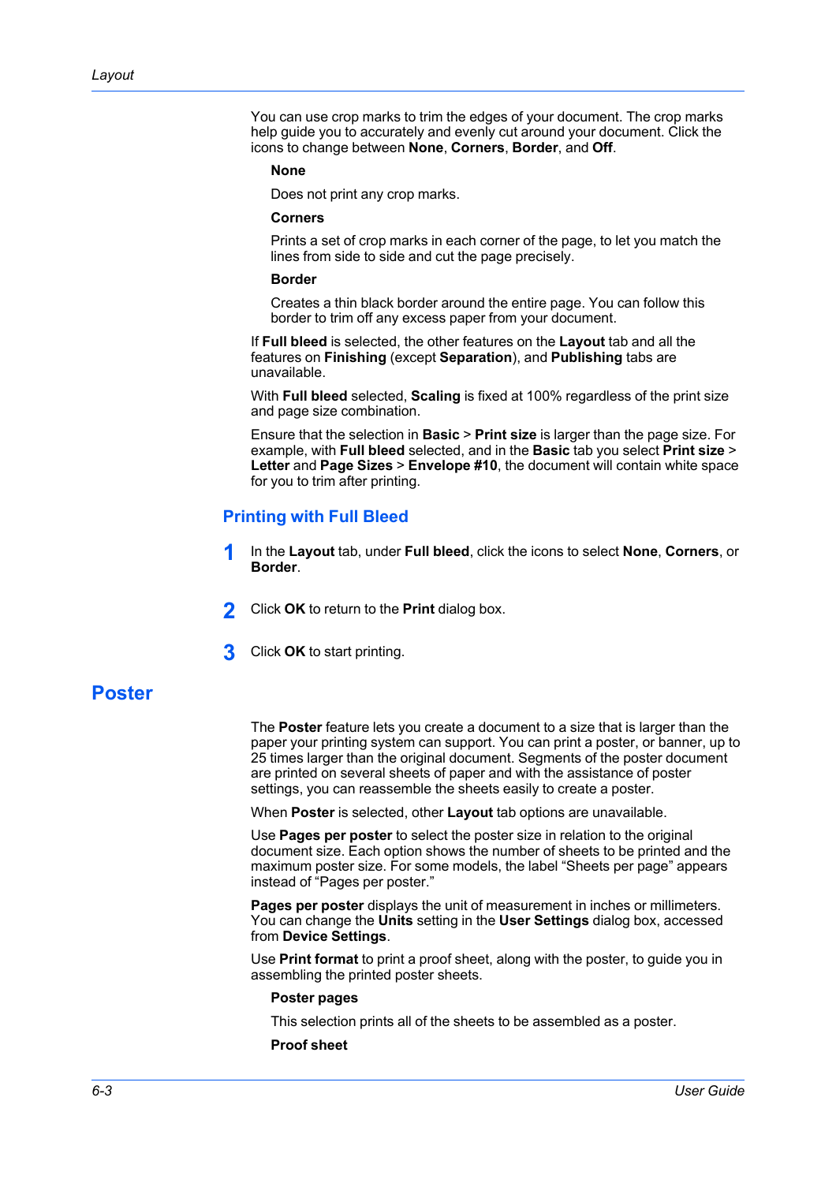You can use crop marks to trim the edges of your document. The crop marks help guide you to accurately and evenly cut around your document. Click the icons to change between **None**, **Corners**, **Border**, and **Off**.

**None**

Does not print any crop marks.

**Corners**

Prints a set of crop marks in each corner of the page, to let you match the lines from side to side and cut the page precisely.

**Border**

Creates a thin black border around the entire page. You can follow this border to trim off any excess paper from your document.

If **Full bleed** is selected, the other features on the **Layout** tab and all the features on **Finishing** (except **Separation**), and **Publishing** tabs are unavailable.

With **Full bleed** selected, **Scaling** is fixed at 100% regardless of the print size and page size combination.

Ensure that the selection in **Basic** > **Print size** is larger than the page size. For example, with **Full bleed** selected, and in the **Basic** tab you select **Print size** > **Letter** and **Page Sizes** > **Envelope #10**, the document will contain white space for you to trim after printing.

### Printing with Full Bleed

1. In the **Layout** tab, under **Full bleed**, click the icons to select **None**, **Corners**, or **Border**.
2. Click **OK** to return to the **Print** dialog box.
3. Click **OK** to start printing.

## Poster

The **Poster** feature lets you create a document to a size that is larger than the paper your printing system can support. You can print a poster, or banner, up to 25 times larger than the original document. Segments of the poster document are printed on several sheets of paper and with the assistance of poster settings, you can reassemble the sheets easily to create a poster.

When **Poster** is selected, other **Layout** tab options are unavailable.

Use **Pages per poster** to select the poster size in relation to the original document size. Each option shows the number of sheets to be printed and the maximum poster size. For some models, the label “Sheets per page” appears instead of “Pages per poster.”

**Pages per poster** displays the unit of measurement in inches or millimeters. You can change the **Units** setting in the **User Settings** dialog box, accessed from **Device Settings**.

Use **Print format** to print a proof sheet, along with the poster, to guide you in assembling the printed poster sheets.

**Poster pages**

This selection prints all of the sheets to be assembled as a poster.

**Proof sheet**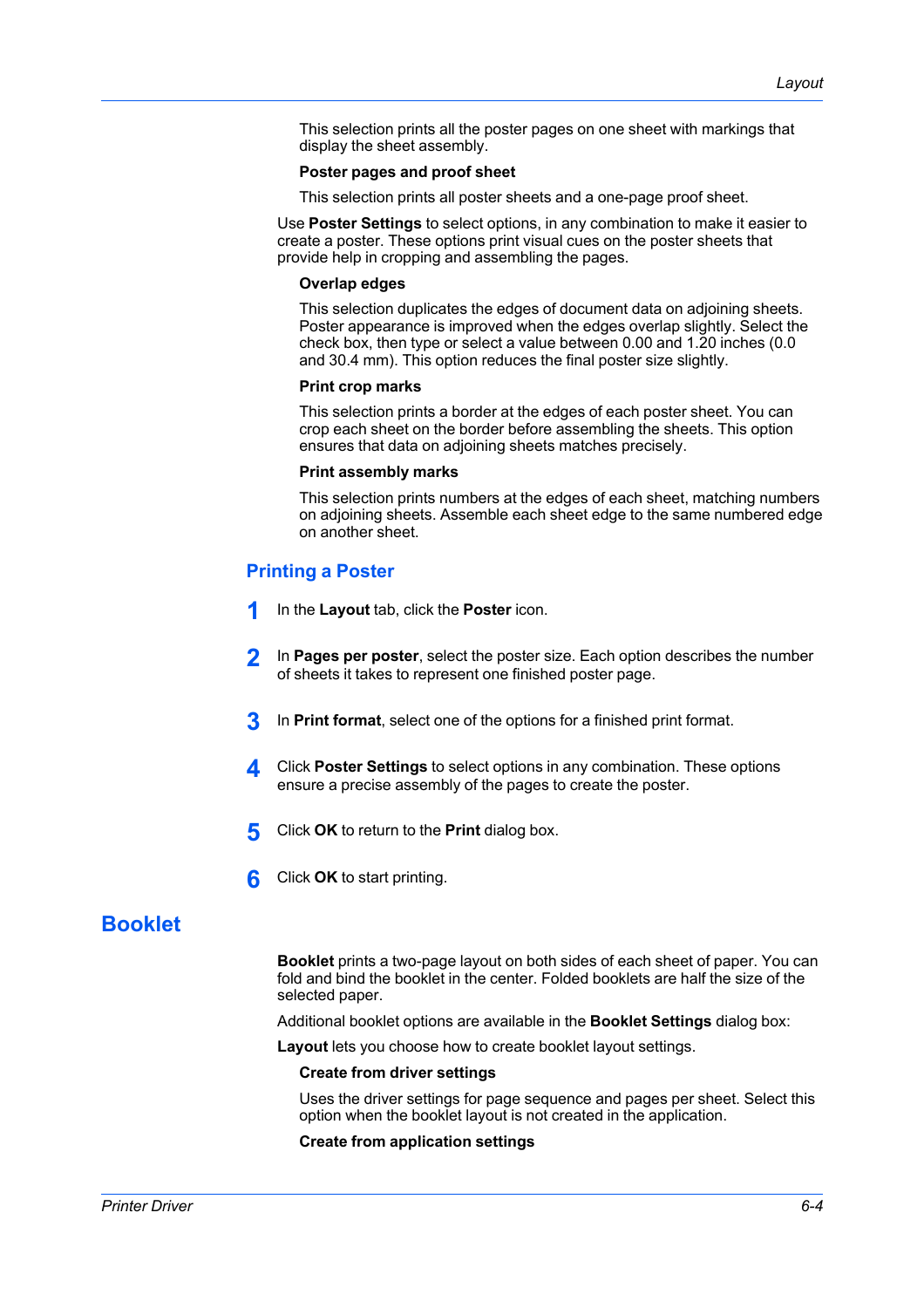This selection prints all the poster pages on one sheet with markings that display the sheet assembly.

**Poster pages and proof sheet**

This selection prints all poster sheets and a one-page proof sheet.

Use **Poster Settings** to select options, in any combination to make it easier to create a poster. These options print visual cues on the poster sheets that provide help in cropping and assembling the pages.

**Overlap edges**

This selection duplicates the edges of document data on adjoining sheets. Poster appearance is improved when the edges overlap slightly. Select the check box, then type or select a value between 0.00 and 1.20 inches (0.0 and 30.4 mm). This option reduces the final poster size slightly.

**Print crop marks**

This selection prints a border at the edges of each poster sheet. You can crop each sheet on the border before assembling the sheets. This option ensures that data on adjoining sheets matches precisely.

**Print assembly marks**

This selection prints numbers at the edges of each sheet, matching numbers on adjoining sheets. Assemble each sheet edge to the same numbered edge on another sheet.

### Printing a Poster

1. In the **Layout** tab, click the **Poster** icon.
2. In **Pages per poster**, select the poster size. Each option describes the number of sheets it takes to represent one finished poster page.
3. In **Print format**, select one of the options for a finished print format.
4. Click **Poster Settings** to select options in any combination. These options ensure a precise assembly of the pages to create the poster.
5. Click **OK** to return to the **Print** dialog box.
6. Click **OK** to start printing.

## Booklet

**Booklet** prints a two-page layout on both sides of each sheet of paper. You can fold and bind the booklet in the center. Folded booklets are half the size of the selected paper.

Additional booklet options are available in the **Booklet Settings** dialog box:

**Layout** lets you choose how to create booklet layout settings.

**Create from driver settings**

Uses the driver settings for page sequence and pages per sheet. Select this option when the booklet layout is not created in the application.

**Create from application settings**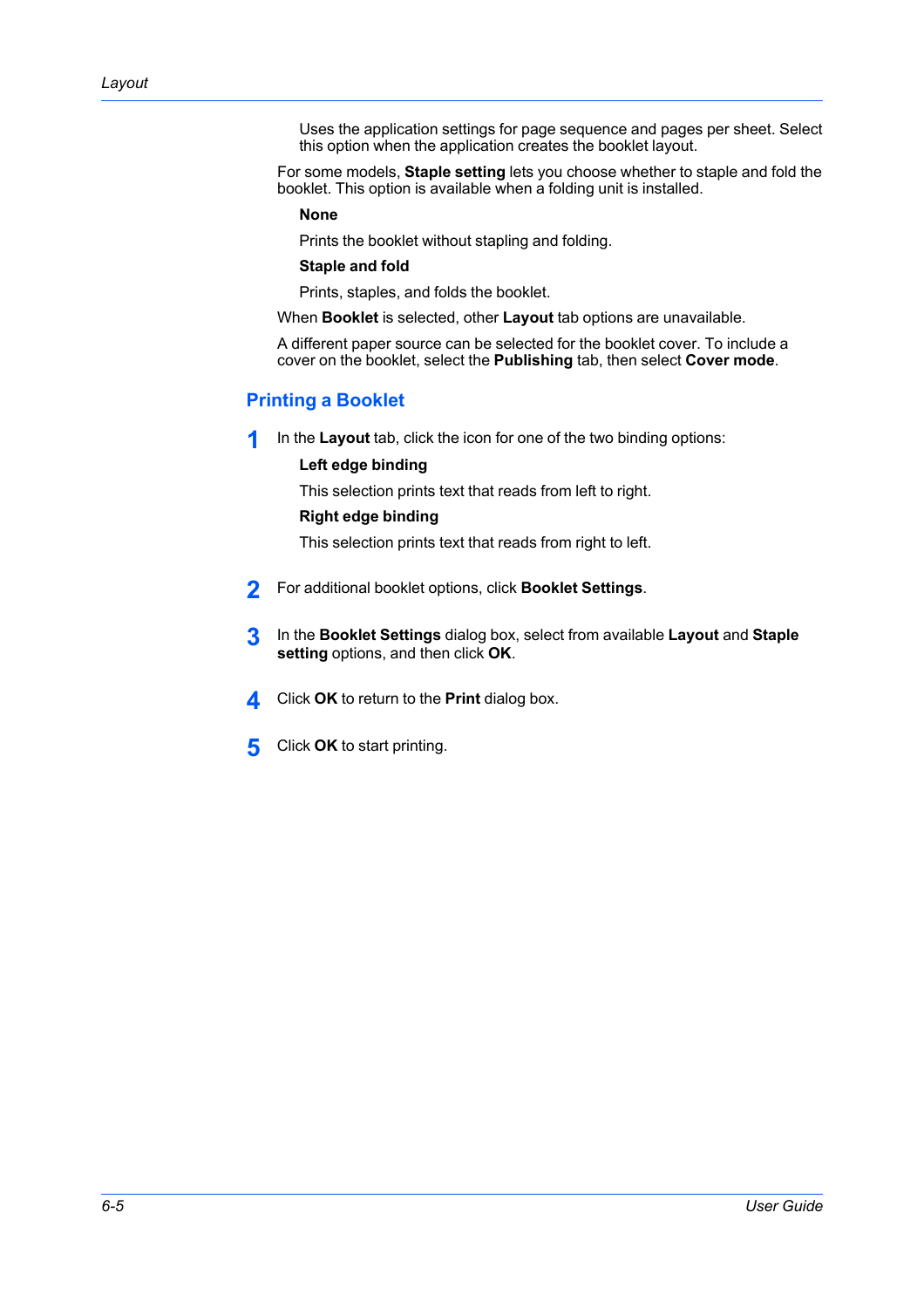Uses the application settings for page sequence and pages per sheet. Select this option when the application creates the booklet layout.

For some models, **Staple setting** lets you choose whether to staple and fold the booklet. This option is available when a folding unit is installed.

**None**

Prints the booklet without stapling and folding.

**Staple and fold**

Prints, staples, and folds the booklet.

When **Booklet** is selected, other **Layout** tab options are unavailable.

A different paper source can be selected for the booklet cover. To include a cover on the booklet, select the **Publishing** tab, then select **Cover mode**.

## Printing a Booklet

1. In the **Layout** tab, click the icon for one of the two binding options:

   **Left edge binding**

   This selection prints text that reads from left to right.

   **Right edge binding**

   This selection prints text that reads from right to left.

2. For additional booklet options, click **Booklet Settings**.

3. In the **Booklet Settings** dialog box, select from available **Layout** and **Staple setting** options, and then click **OK**.

4. Click **OK** to return to the **Print** dialog box.

5. Click **OK** to start printing.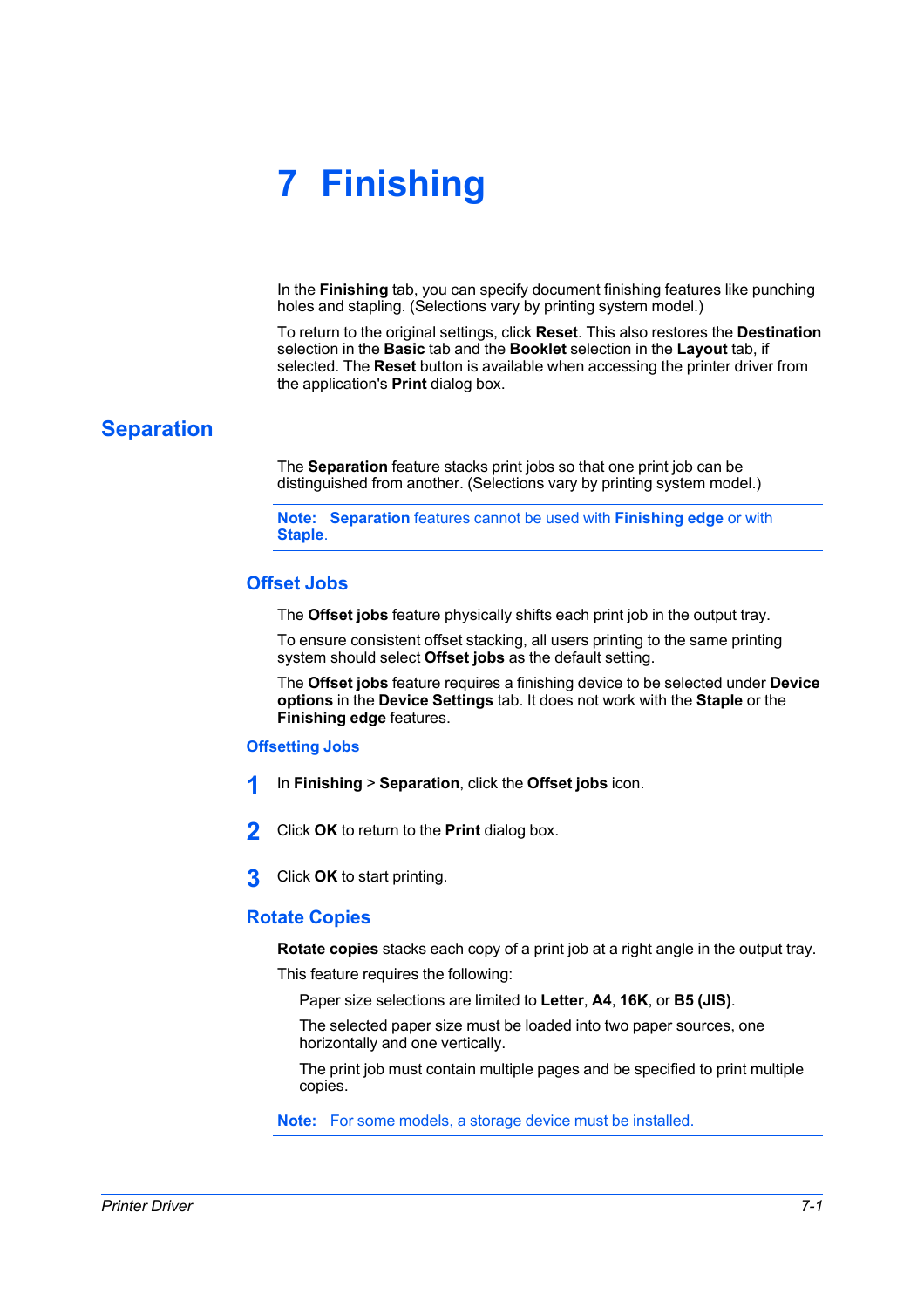# 7 Finishing

In the **Finishing** tab, you can specify document finishing features like punching holes and stapling. (Selections vary by printing system model.)

To return to the original settings, click **Reset**. This also restores the **Destination** selection in the **Basic** tab and the **Booklet** selection in the **Layout** tab, if selected. The **Reset** button is available when accessing the printer driver from the application's **Print** dialog box.

## Separation

The **Separation** feature stacks print jobs so that one print job can be distinguished from another. (Selections vary by printing system model.)

**Note:** **Separation** features cannot be used with **Finishing edge** or with **Staple**.

### Offset Jobs

The **Offset jobs** feature physically shifts each print job in the output tray.

To ensure consistent offset stacking, all users printing to the same printing system should select **Offset jobs** as the default setting.

The **Offset jobs** feature requires a finishing device to be selected under **Device options** in the **Device Settings** tab. It does not work with the **Staple** or the **Finishing edge** features.

#### Offsetting Jobs

1. In **Finishing** > **Separation**, click the **Offset jobs** icon.
2. Click **OK** to return to the **Print** dialog box.
3. Click **OK** to start printing.

### Rotate Copies

**Rotate copies** stacks each copy of a print job at a right angle in the output tray.

This feature requires the following:

- Paper size selections are limited to **Letter**, **A4**, **16K**, or **B5 (JIS)**.
- The selected paper size must be loaded into two paper sources, one horizontally and one vertically.
- The print job must contain multiple pages and be specified to print multiple copies.

**Note:** For some models, a storage device must be installed.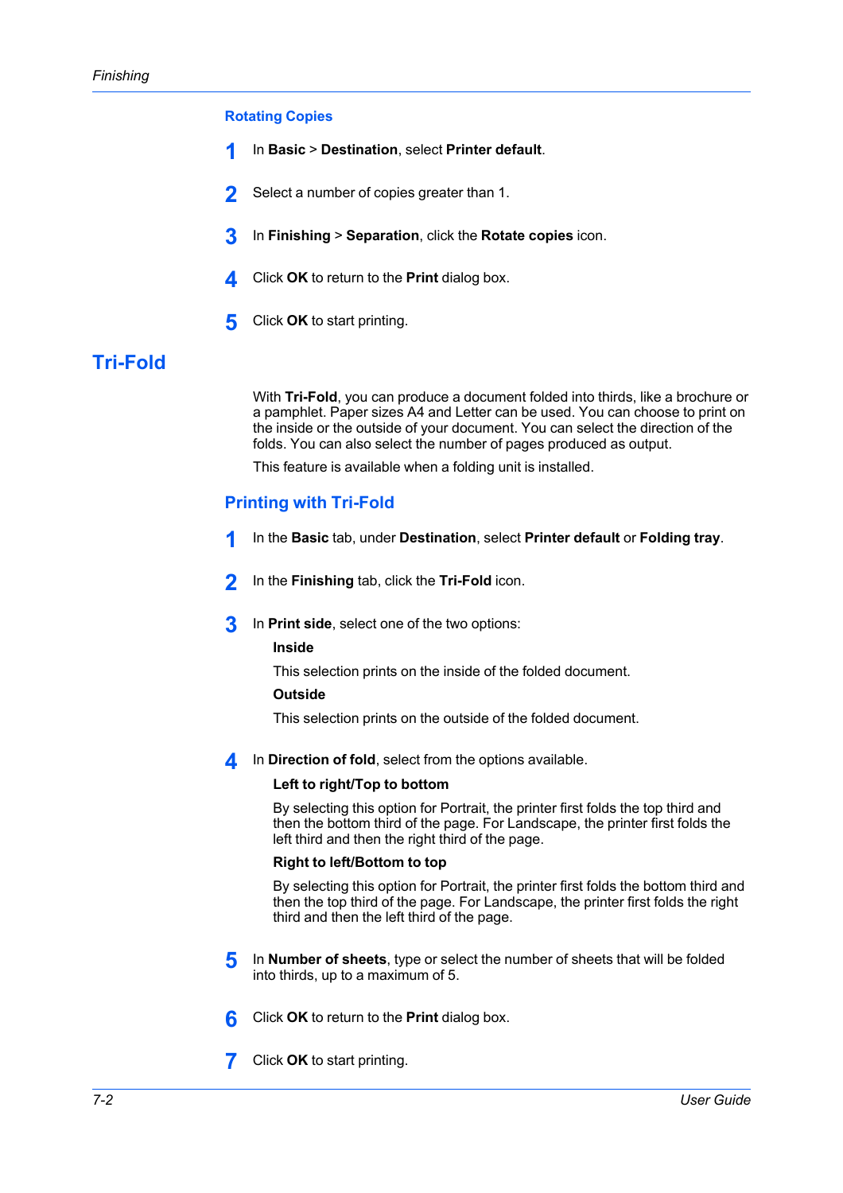### Rotating Copies

1. In **Basic** > **Destination**, select **Printer default**.
2. Select a number of copies greater than 1.
3. In **Finishing** > **Separation**, click the **Rotate copies** icon.
4. Click **OK** to return to the **Print** dialog box.
5. Click **OK** to start printing.

## Tri-Fold

With **Tri-Fold**, you can produce a document folded into thirds, like a brochure or a pamphlet. Paper sizes A4 and Letter can be used. You can choose to print on the inside or the outside of your document. You can select the direction of the folds. You can also select the number of pages produced as output.

This feature is available when a folding unit is installed.

### Printing with Tri-Fold

1. In the **Basic** tab, under **Destination**, select **Printer default** or **Folding tray**.
2. In the **Finishing** tab, click the **Tri-Fold** icon.
3. In **Print side**, select one of the two options:

   **Inside**

   This selection prints on the inside of the folded document.

   **Outside**

   This selection prints on the outside of the folded document.

4. In **Direction of fold**, select from the options available.

   **Left to right/Top to bottom**

   By selecting this option for Portrait, the printer first folds the top third and then the bottom third of the page. For Landscape, the printer first folds the left third and then the right third of the page.

   **Right to left/Bottom to top**

   By selecting this option for Portrait, the printer first folds the bottom third and then the top third of the page. For Landscape, the printer first folds the right third and then the left third of the page.

5. In **Number of sheets**, type or select the number of sheets that will be folded into thirds, up to a maximum of 5.
6. Click **OK** to return to the **Print** dialog box.
7. Click **OK** to start printing.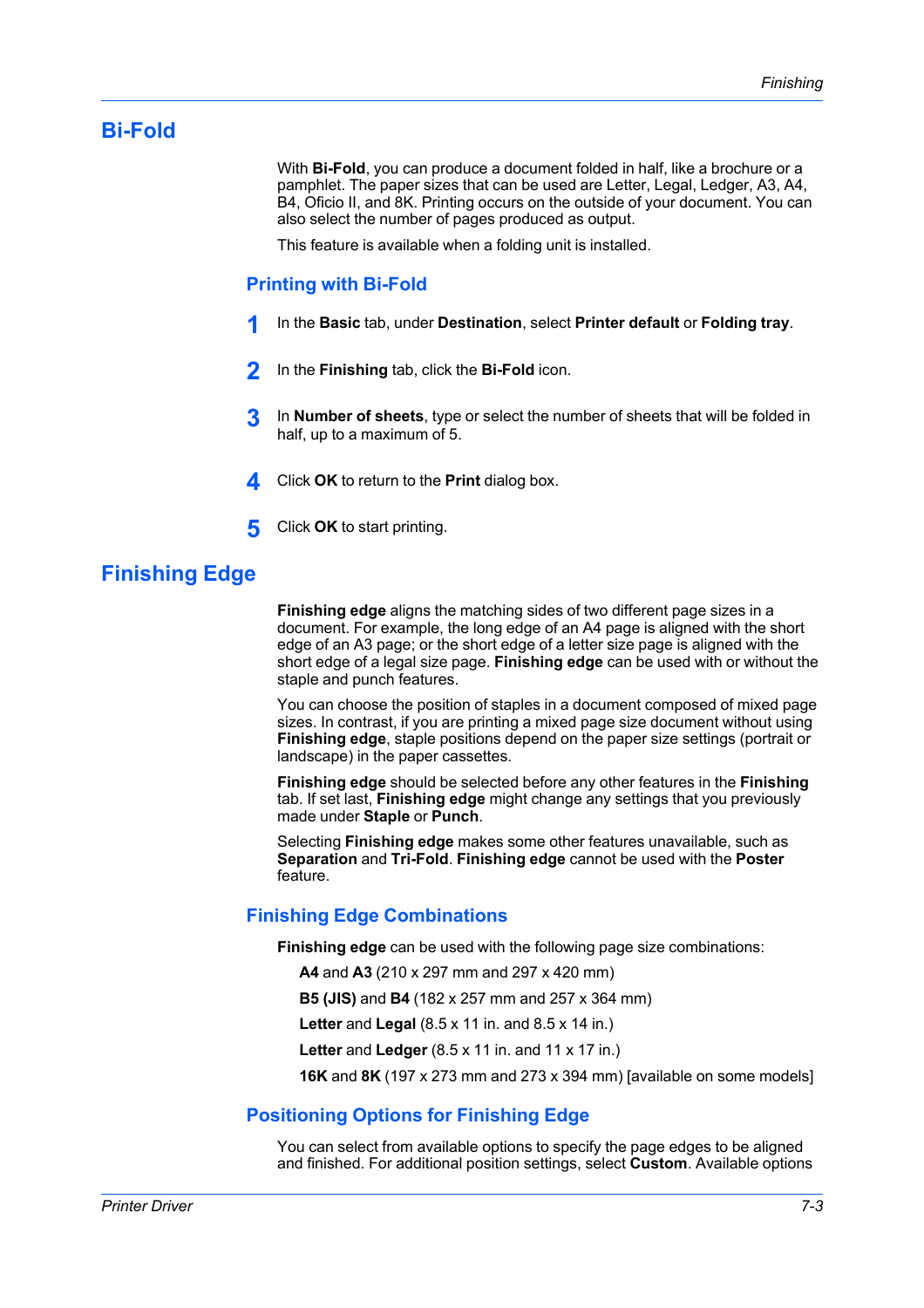## Bi-Fold

With **Bi-Fold**, you can produce a document folded in half, like a brochure or a pamphlet. The paper sizes that can be used are Letter, Legal, Ledger, A3, A4, B4, Oficio II, and 8K. Printing occurs on the outside of your document. You can also select the number of pages produced as output.

This feature is available when a folding unit is installed.

### Printing with Bi-Fold

1. In the **Basic** tab, under **Destination**, select **Printer default** or **Folding tray**.
2. In the **Finishing** tab, click the **Bi-Fold** icon.
3. In **Number of sheets**, type or select the number of sheets that will be folded in half, up to a maximum of 5.
4. Click **OK** to return to the **Print** dialog box.
5. Click **OK** to start printing.

## Finishing Edge

**Finishing edge** aligns the matching sides of two different page sizes in a document. For example, the long edge of an A4 page is aligned with the short edge of an A3 page; or the short edge of a letter size page is aligned with the short edge of a legal size page. **Finishing edge** can be used with or without the staple and punch features.

You can choose the position of staples in a document composed of mixed page sizes. In contrast, if you are printing a mixed page size document without using **Finishing edge**, staple positions depend on the paper size settings (portrait or landscape) in the paper cassettes.

**Finishing edge** should be selected before any other features in the **Finishing** tab. If set last, **Finishing edge** might change any settings that you previously made under **Staple** or **Punch**.

Selecting **Finishing edge** makes some other features unavailable, such as **Separation** and **Tri-Fold**. **Finishing edge** cannot be used with the **Poster** feature.

### Finishing Edge Combinations

**Finishing edge** can be used with the following page size combinations:

**A4** and **A3** (210 x 297 mm and 297 x 420 mm)

**B5 (JIS)** and **B4** (182 x 257 mm and 257 x 364 mm)

**Letter** and **Legal** (8.5 x 11 in. and 8.5 x 14 in.)

**Letter** and **Ledger** (8.5 x 11 in. and 11 x 17 in.)

**16K** and **8K** (197 x 273 mm and 273 x 394 mm) [available on some models]

### Positioning Options for Finishing Edge

You can select from available options to specify the page edges to be aligned and finished. For additional position settings, select **Custom**. Available options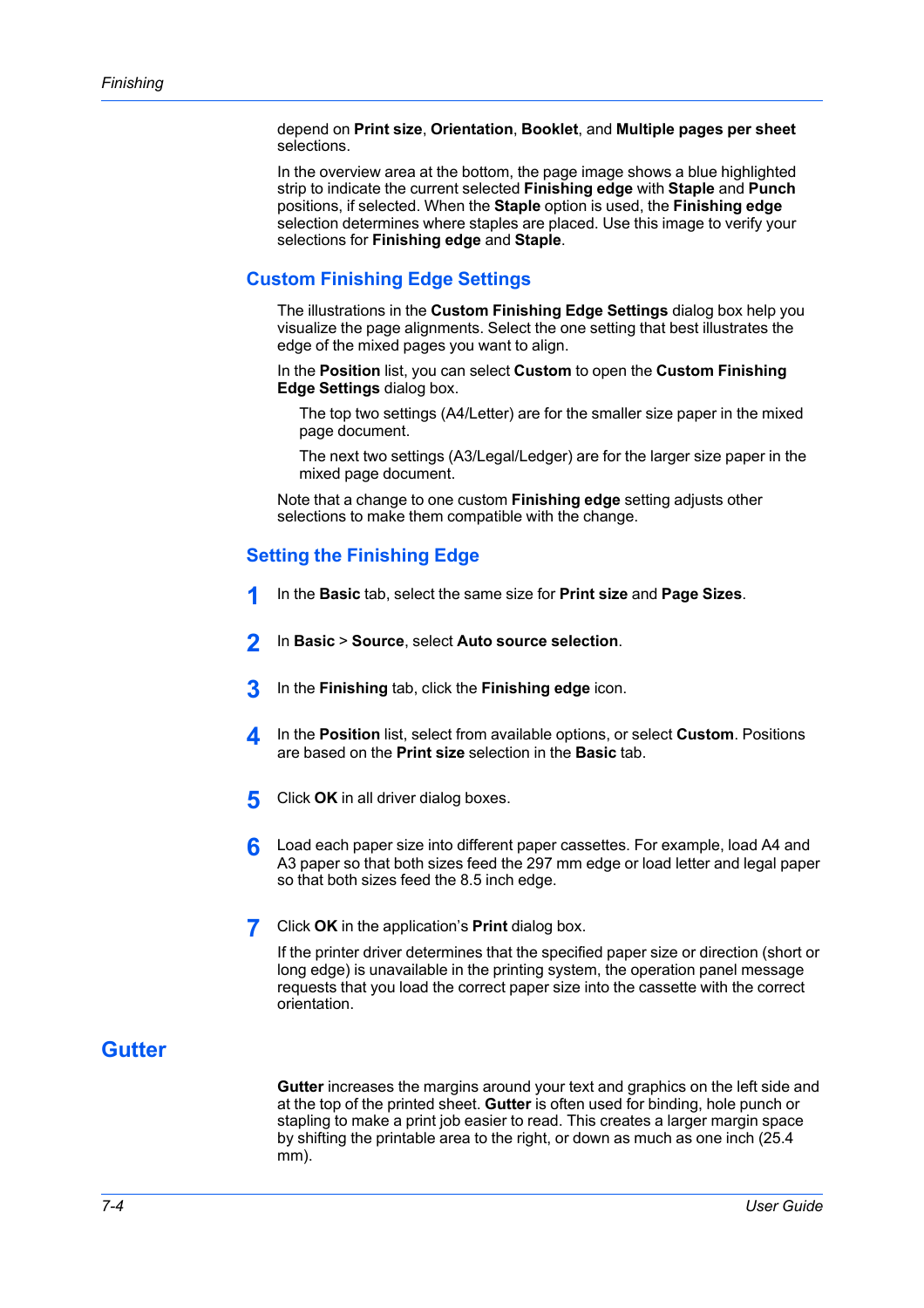depend on **Print size**, **Orientation**, **Booklet**, and **Multiple pages per sheet** selections.

In the overview area at the bottom, the page image shows a blue highlighted strip to indicate the current selected **Finishing edge** with **Staple** and **Punch** positions, if selected. When the **Staple** option is used, the **Finishing edge** selection determines where staples are placed. Use this image to verify your selections for **Finishing edge** and **Staple**.

### Custom Finishing Edge Settings

The illustrations in the **Custom Finishing Edge Settings** dialog box help you visualize the page alignments. Select the one setting that best illustrates the edge of the mixed pages you want to align.

In the **Position** list, you can select **Custom** to open the **Custom Finishing Edge Settings** dialog box.

> The top two settings (A4/Letter) are for the smaller size paper in the mixed page document.
>
> The next two settings (A3/Legal/Ledger) are for the larger size paper in the mixed page document.

Note that a change to one custom **Finishing edge** setting adjusts other selections to make them compatible with the change.

### Setting the Finishing Edge

1. In the **Basic** tab, select the same size for **Print size** and **Page Sizes**.
2. In **Basic** > **Source**, select **Auto source selection**.
3. In the **Finishing** tab, click the **Finishing edge** icon.
4. In the **Position** list, select from available options, or select **Custom**. Positions are based on the **Print size** selection in the **Basic** tab.
5. Click **OK** in all driver dialog boxes.
6. Load each paper size into different paper cassettes. For example, load A4 and A3 paper so that both sizes feed the 297 mm edge or load letter and legal paper so that both sizes feed the 8.5 inch edge.
7. Click **OK** in the application's **Print** dialog box.

   If the printer driver determines that the specified paper size or direction (short or long edge) is unavailable in the printing system, the operation panel message requests that you load the correct paper size into the cassette with the correct orientation.

## Gutter

**Gutter** increases the margins around your text and graphics on the left side and at the top of the printed sheet. **Gutter** is often used for binding, hole punch or stapling to make a print job easier to read. This creates a larger margin space by shifting the printable area to the right, or down as much as one inch (25.4 mm).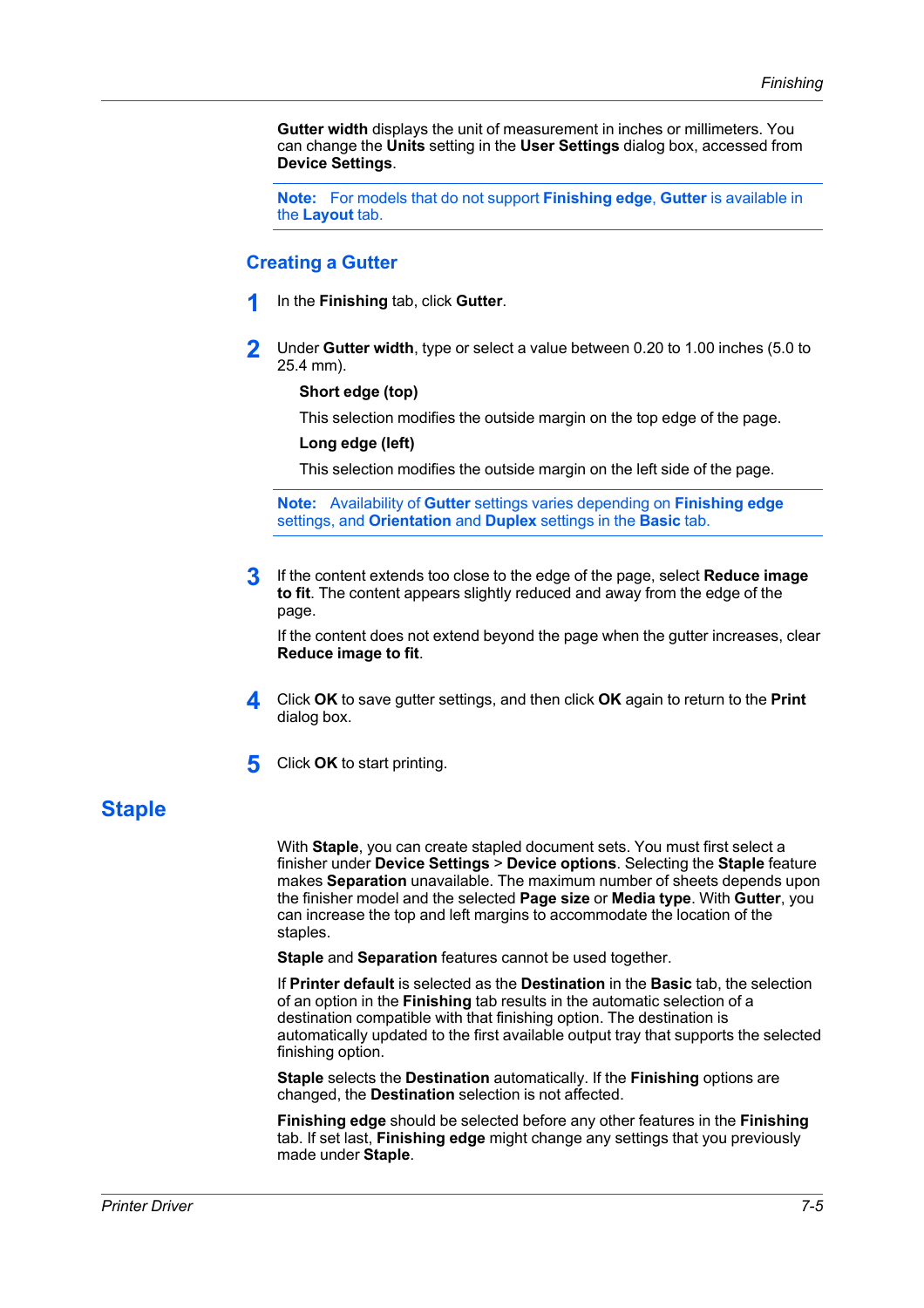**Gutter width** displays the unit of measurement in inches or millimeters. You can change the **Units** setting in the **User Settings** dialog box, accessed from **Device Settings**.

**Note:** For models that do not support **Finishing edge**, **Gutter** is available in the **Layout** tab.

### Creating a Gutter

1. In the **Finishing** tab, click **Gutter**.

2. Under **Gutter width**, type or select a value between 0.20 to 1.00 inches (5.0 to 25.4 mm).

   **Short edge (top)**

   This selection modifies the outside margin on the top edge of the page.

   **Long edge (left)**

   This selection modifies the outside margin on the left side of the page.

   **Note:** Availability of **Gutter** settings varies depending on **Finishing edge** settings, and **Orientation** and **Duplex** settings in the **Basic** tab.

3. If the content extends too close to the edge of the page, select **Reduce image to fit**. The content appears slightly reduced and away from the edge of the page.

   If the content does not extend beyond the page when the gutter increases, clear **Reduce image to fit**.

4. Click **OK** to save gutter settings, and then click **OK** again to return to the **Print** dialog box.

5. Click **OK** to start printing.

## Staple

With **Staple**, you can create stapled document sets. You must first select a finisher under **Device Settings** > **Device options**. Selecting the **Staple** feature makes **Separation** unavailable. The maximum number of sheets depends upon the finisher model and the selected **Page size** or **Media type**. With **Gutter**, you can increase the top and left margins to accommodate the location of the staples.

**Staple** and **Separation** features cannot be used together.

If **Printer default** is selected as the **Destination** in the **Basic** tab, the selection of an option in the **Finishing** tab results in the automatic selection of a destination compatible with that finishing option. The destination is automatically updated to the first available output tray that supports the selected finishing option.

**Staple** selects the **Destination** automatically. If the **Finishing** options are changed, the **Destination** selection is not affected.

**Finishing edge** should be selected before any other features in the **Finishing** tab. If set last, **Finishing edge** might change any settings that you previously made under **Staple**.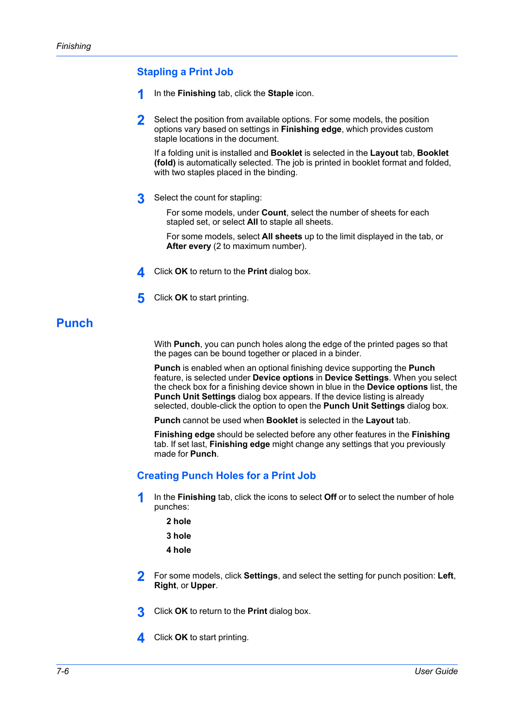### Stapling a Print Job

1. In the **Finishing** tab, click the **Staple** icon.
2. Select the position from available options. For some models, the position options vary based on settings in **Finishing edge**, which provides custom staple locations in the document.

   If a folding unit is installed and **Booklet** is selected in the **Layout** tab, **Booklet (fold)** is automatically selected. The job is printed in booklet format and folded, with two staples placed in the binding.
3. Select the count for stapling:

   For some models, under **Count**, select the number of sheets for each stapled set, or select **All** to staple all sheets.

   For some models, select **All sheets** up to the limit displayed in the tab, or **After every** (2 to maximum number).
4. Click **OK** to return to the **Print** dialog box.
5. Click **OK** to start printing.

## Punch

With **Punch**, you can punch holes along the edge of the printed pages so that the pages can be bound together or placed in a binder.

**Punch** is enabled when an optional finishing device supporting the **Punch** feature, is selected under **Device options** in **Device Settings**. When you select the check box for a finishing device shown in blue in the **Device options** list, the **Punch Unit Settings** dialog box appears. If the device listing is already selected, double-click the option to open the **Punch Unit Settings** dialog box.

**Punch** cannot be used when **Booklet** is selected in the **Layout** tab.

**Finishing edge** should be selected before any other features in the **Finishing** tab. If set last, **Finishing edge** might change any settings that you previously made for **Punch**.

### Creating Punch Holes for a Print Job

1. In the **Finishing** tab, click the icons to select **Off** or to select the number of hole punches:

   **2 hole**

   **3 hole**

   **4 hole**
2. For some models, click **Settings**, and select the setting for punch position: **Left**, **Right**, or **Upper**.
3. Click **OK** to return to the **Print** dialog box.
4. Click **OK** to start printing.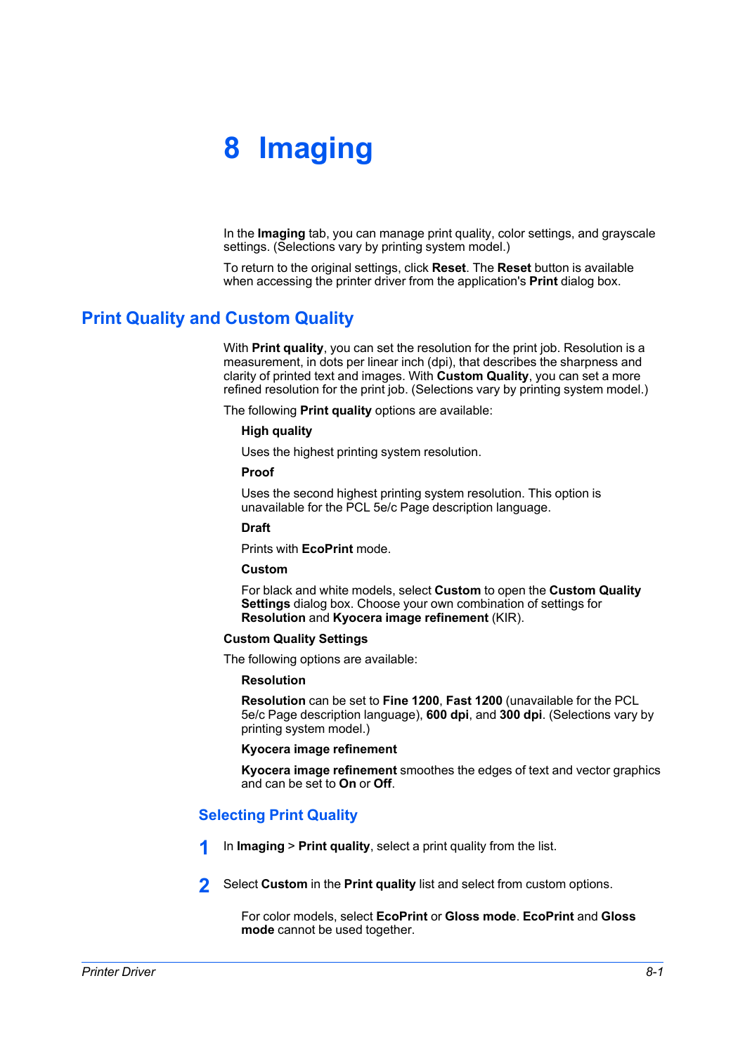# 8 Imaging

In the **Imaging** tab, you can manage print quality, color settings, and grayscale settings. (Selections vary by printing system model.)

To return to the original settings, click **Reset**. The **Reset** button is available when accessing the printer driver from the application's **Print** dialog box.

## Print Quality and Custom Quality

With **Print quality**, you can set the resolution for the print job. Resolution is a measurement, in dots per linear inch (dpi), that describes the sharpness and clarity of printed text and images. With **Custom Quality**, you can set a more refined resolution for the print job. (Selections vary by printing system model.)

The following **Print quality** options are available:

**High quality**

Uses the highest printing system resolution.

**Proof**

Uses the second highest printing system resolution. This option is unavailable for the PCL 5e/c Page description language.

**Draft**

Prints with **EcoPrint** mode.

**Custom**

For black and white models, select **Custom** to open the **Custom Quality Settings** dialog box. Choose your own combination of settings for **Resolution** and **Kyocera image refinement** (KIR).

**Custom Quality Settings**

The following options are available:

**Resolution**

**Resolution** can be set to **Fine 1200**, **Fast 1200** (unavailable for the PCL 5e/c Page description language), **600 dpi**, and **300 dpi**. (Selections vary by printing system model.)

**Kyocera image refinement**

**Kyocera image refinement** smoothes the edges of text and vector graphics and can be set to **On** or **Off**.

### Selecting Print Quality

1. In **Imaging** > **Print quality**, select a print quality from the list.

2. Select **Custom** in the **Print quality** list and select from custom options.

   For color models, select **EcoPrint** or **Gloss mode**. **EcoPrint** and **Gloss mode** cannot be used together.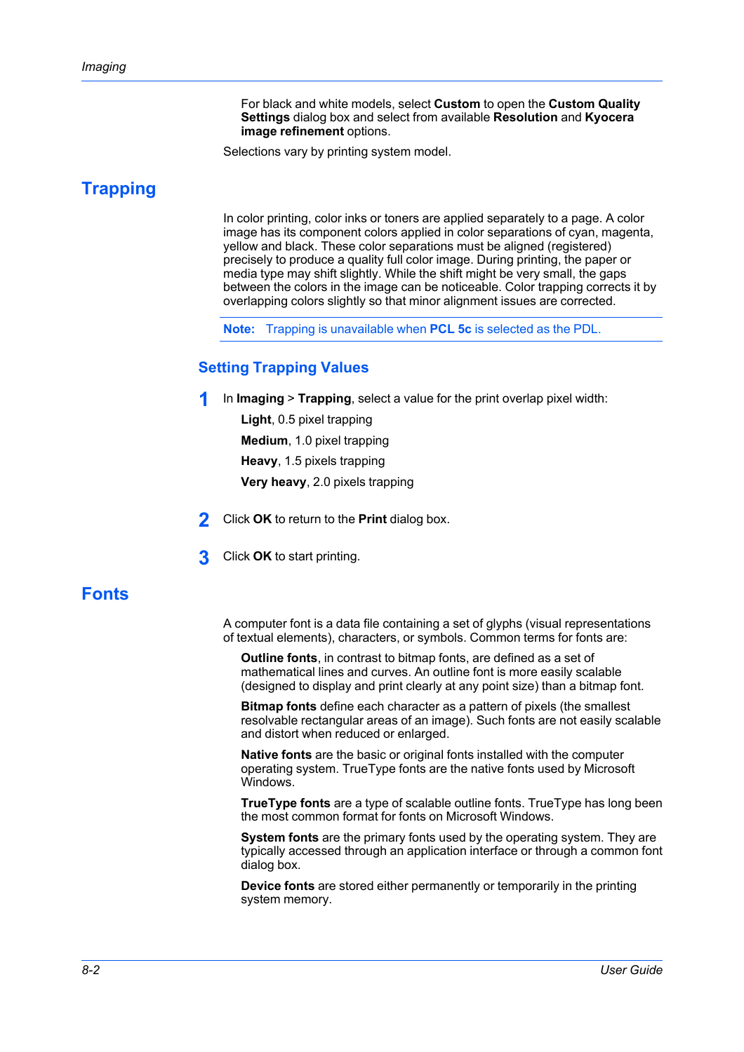For black and white models, select **Custom** to open the **Custom Quality Settings** dialog box and select from available **Resolution** and **Kyocera image refinement** options.

Selections vary by printing system model.

## Trapping

In color printing, color inks or toners are applied separately to a page. A color image has its component colors applied in color separations of cyan, magenta, yellow and black. These color separations must be aligned (registered) precisely to produce a quality full color image. During printing, the paper or media type may shift slightly. While the shift might be very small, the gaps between the colors in the image can be noticeable. Color trapping corrects it by overlapping colors slightly so that minor alignment issues are corrected.

**Note:** Trapping is unavailable when **PCL 5c** is selected as the PDL.

### Setting Trapping Values

1. In **Imaging** > **Trapping**, select a value for the print overlap pixel width:

   **Light**, 0.5 pixel trapping

   **Medium**, 1.0 pixel trapping

   **Heavy**, 1.5 pixels trapping

   **Very heavy**, 2.0 pixels trapping

2. Click **OK** to return to the **Print** dialog box.

3. Click **OK** to start printing.

## Fonts

A computer font is a data file containing a set of glyphs (visual representations of textual elements), characters, or symbols. Common terms for fonts are:

**Outline fonts**, in contrast to bitmap fonts, are defined as a set of mathematical lines and curves. An outline font is more easily scalable (designed to display and print clearly at any point size) than a bitmap font.

**Bitmap fonts** define each character as a pattern of pixels (the smallest resolvable rectangular areas of an image). Such fonts are not easily scalable and distort when reduced or enlarged.

**Native fonts** are the basic or original fonts installed with the computer operating system. TrueType fonts are the native fonts used by Microsoft Windows.

**TrueType fonts** are a type of scalable outline fonts. TrueType has long been the most common format for fonts on Microsoft Windows.

**System fonts** are the primary fonts used by the operating system. They are typically accessed through an application interface or through a common font dialog box.

**Device fonts** are stored either permanently or temporarily in the printing system memory.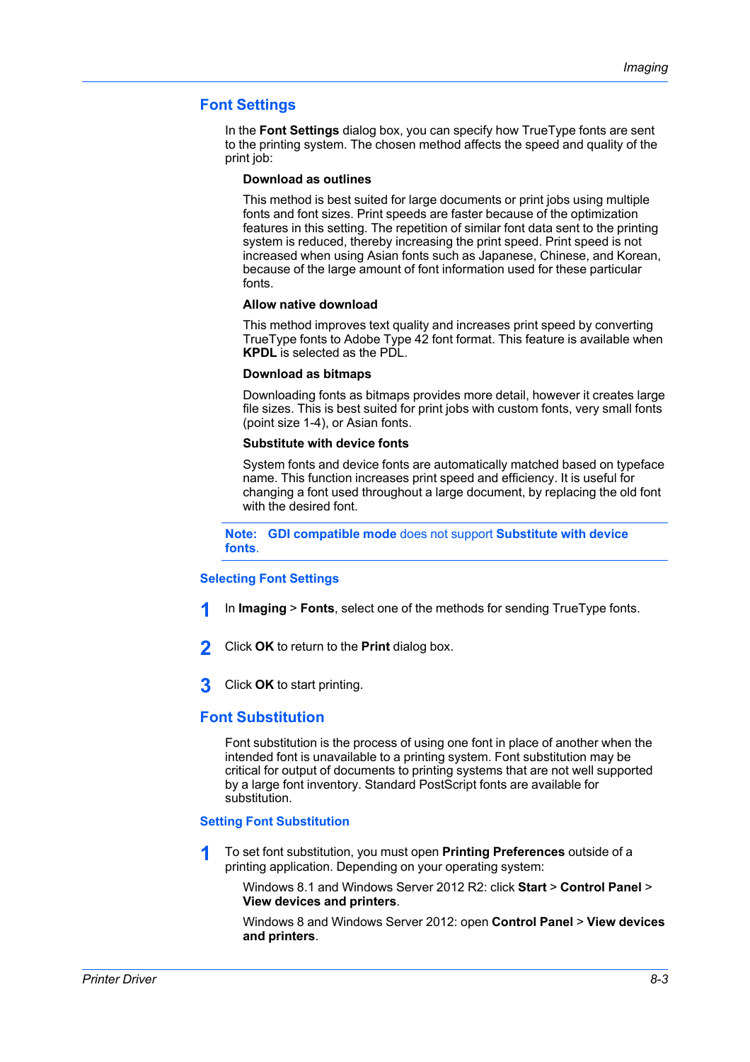## Font Settings

In the **Font Settings** dialog box, you can specify how TrueType fonts are sent to the printing system. The chosen method affects the speed and quality of the print job:

**Download as outlines**

This method is best suited for large documents or print jobs using multiple fonts and font sizes. Print speeds are faster because of the optimization features in this setting. The repetition of similar font data sent to the printing system is reduced, thereby increasing the print speed. Print speed is not increased when using Asian fonts such as Japanese, Chinese, and Korean, because of the large amount of font information used for these particular fonts.

**Allow native download**

This method improves text quality and increases print speed by converting TrueType fonts to Adobe Type 42 font format. This feature is available when **KPDL** is selected as the PDL.

**Download as bitmaps**

Downloading fonts as bitmaps provides more detail, however it creates large file sizes. This is best suited for print jobs with custom fonts, very small fonts (point size 1-4), or Asian fonts.

**Substitute with device fonts**

System fonts and device fonts are automatically matched based on typeface name. This function increases print speed and efficiency. It is useful for changing a font used throughout a large document, by replacing the old font with the desired font.

**Note:** **GDI compatible mode** does not support **Substitute with device fonts**.

### Selecting Font Settings

1. In **Imaging** > **Fonts**, select one of the methods for sending TrueType fonts.
2. Click **OK** to return to the **Print** dialog box.
3. Click **OK** to start printing.

## Font Substitution

Font substitution is the process of using one font in place of another when the intended font is unavailable to a printing system. Font substitution may be critical for output of documents to printing systems that are not well supported by a large font inventory. Standard PostScript fonts are available for substitution.

### Setting Font Substitution

1. To set font substitution, you must open **Printing Preferences** outside of a printing application. Depending on your operating system:

   Windows 8.1 and Windows Server 2012 R2: click **Start** > **Control Panel** > **View devices and printers**.

   Windows 8 and Windows Server 2012: open **Control Panel** > **View devices and printers**.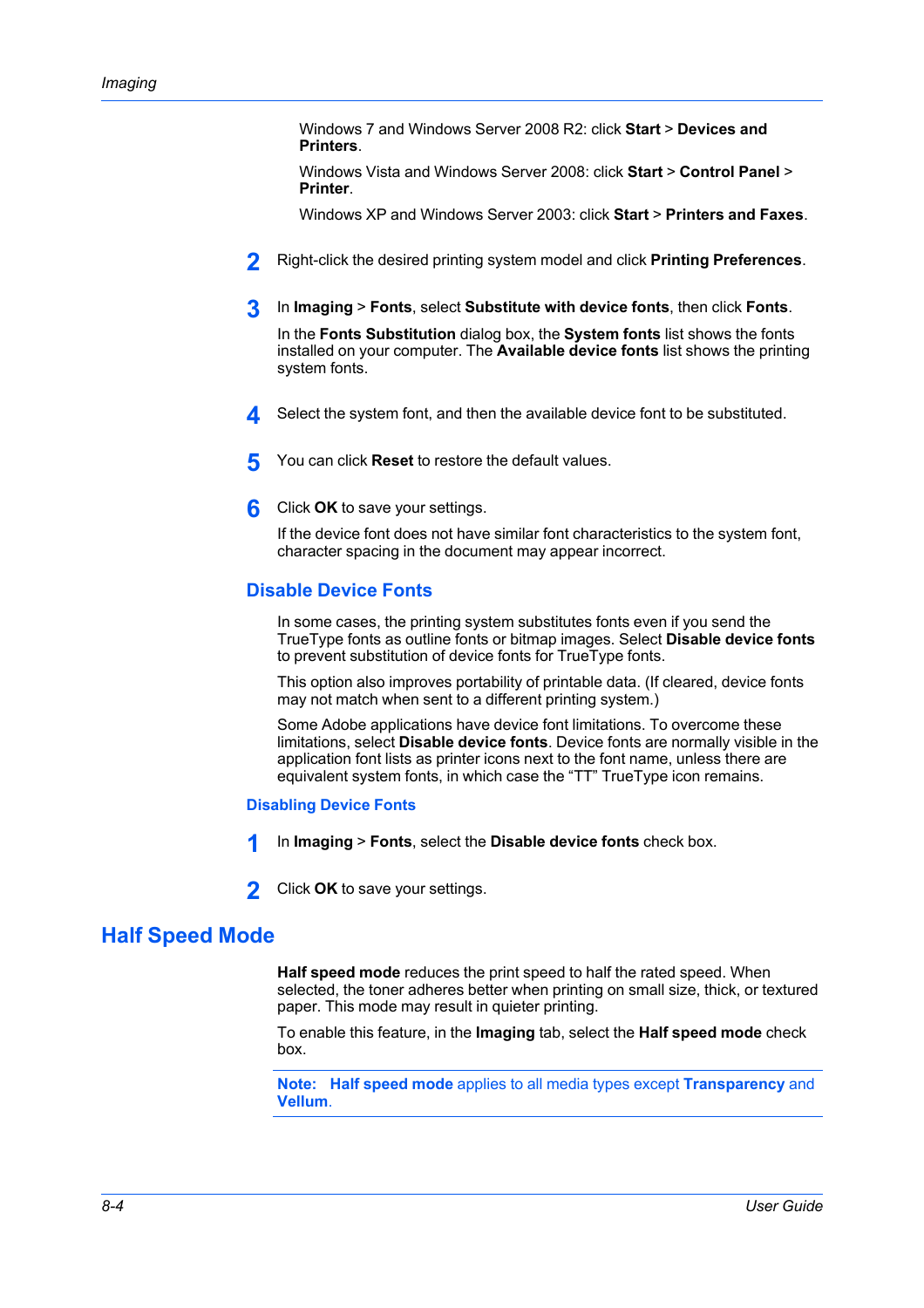Windows 7 and Windows Server 2008 R2: click **Start** > **Devices and Printers**.

Windows Vista and Windows Server 2008: click **Start** > **Control Panel** > **Printer**.

Windows XP and Windows Server 2003: click **Start** > **Printers and Faxes**.

2. Right-click the desired printing system model and click **Printing Preferences**.

3. In **Imaging** > **Fonts**, select **Substitute with device fonts**, then click **Fonts**.

   In the **Fonts Substitution** dialog box, the **System fonts** list shows the fonts installed on your computer. The **Available device fonts** list shows the printing system fonts.

4. Select the system font, and then the available device font to be substituted.

5. You can click **Reset** to restore the default values.

6. Click **OK** to save your settings.

   If the device font does not have similar font characteristics to the system font, character spacing in the document may appear incorrect.

### Disable Device Fonts

In some cases, the printing system substitutes fonts even if you send the TrueType fonts as outline fonts or bitmap images. Select **Disable device fonts** to prevent substitution of device fonts for TrueType fonts.

This option also improves portability of printable data. (If cleared, device fonts may not match when sent to a different printing system.)

Some Adobe applications have device font limitations. To overcome these limitations, select **Disable device fonts**. Device fonts are normally visible in the application font lists as printer icons next to the font name, unless there are equivalent system fonts, in which case the “TT” TrueType icon remains.

#### Disabling Device Fonts

1. In **Imaging** > **Fonts**, select the **Disable device fonts** check box.

2. Click **OK** to save your settings.

## Half Speed Mode

**Half speed mode** reduces the print speed to half the rated speed. When selected, the toner adheres better when printing on small size, thick, or textured paper. This mode may result in quieter printing.

To enable this feature, in the **Imaging** tab, select the **Half speed mode** check box.

**Note:** **Half speed mode** applies to all media types except **Transparency** and **Vellum**.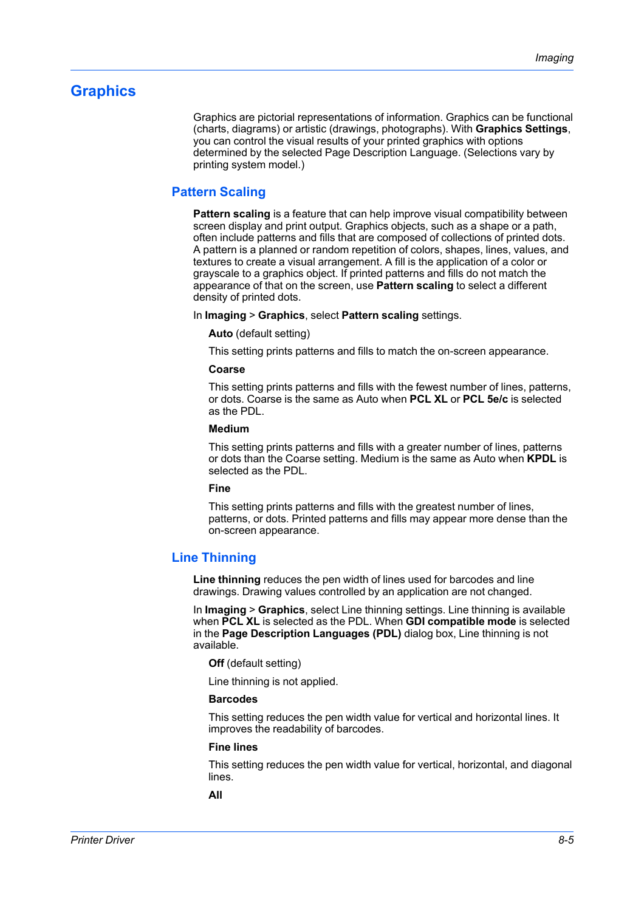## Graphics

Graphics are pictorial representations of information. Graphics can be functional (charts, diagrams) or artistic (drawings, photographs). With **Graphics Settings**, you can control the visual results of your printed graphics with options determined by the selected Page Description Language. (Selections vary by printing system model.)

### Pattern Scaling

**Pattern scaling** is a feature that can help improve visual compatibility between screen display and print output. Graphics objects, such as a shape or a path, often include patterns and fills that are composed of collections of printed dots. A pattern is a planned or random repetition of colors, shapes, lines, values, and textures to create a visual arrangement. A fill is the application of a color or grayscale to a graphics object. If printed patterns and fills do not match the appearance of that on the screen, use **Pattern scaling** to select a different density of printed dots.

In **Imaging** > **Graphics**, select **Pattern scaling** settings.

**Auto** (default setting)

This setting prints patterns and fills to match the on-screen appearance.

**Coarse**

This setting prints patterns and fills with the fewest number of lines, patterns, or dots. Coarse is the same as Auto when **PCL XL** or **PCL 5e/c** is selected as the PDL.

**Medium**

This setting prints patterns and fills with a greater number of lines, patterns or dots than the Coarse setting. Medium is the same as Auto when **KPDL** is selected as the PDL.

**Fine**

This setting prints patterns and fills with the greatest number of lines, patterns, or dots. Printed patterns and fills may appear more dense than the on-screen appearance.

### Line Thinning

**Line thinning** reduces the pen width of lines used for barcodes and line drawings. Drawing values controlled by an application are not changed.

In **Imaging** > **Graphics**, select Line thinning settings. Line thinning is available when **PCL XL** is selected as the PDL. When **GDI compatible mode** is selected in the **Page Description Languages (PDL)** dialog box, Line thinning is not available.

**Off** (default setting)

Line thinning is not applied.

**Barcodes**

This setting reduces the pen width value for vertical and horizontal lines. It improves the readability of barcodes.

**Fine lines**

This setting reduces the pen width value for vertical, horizontal, and diagonal lines.

**All**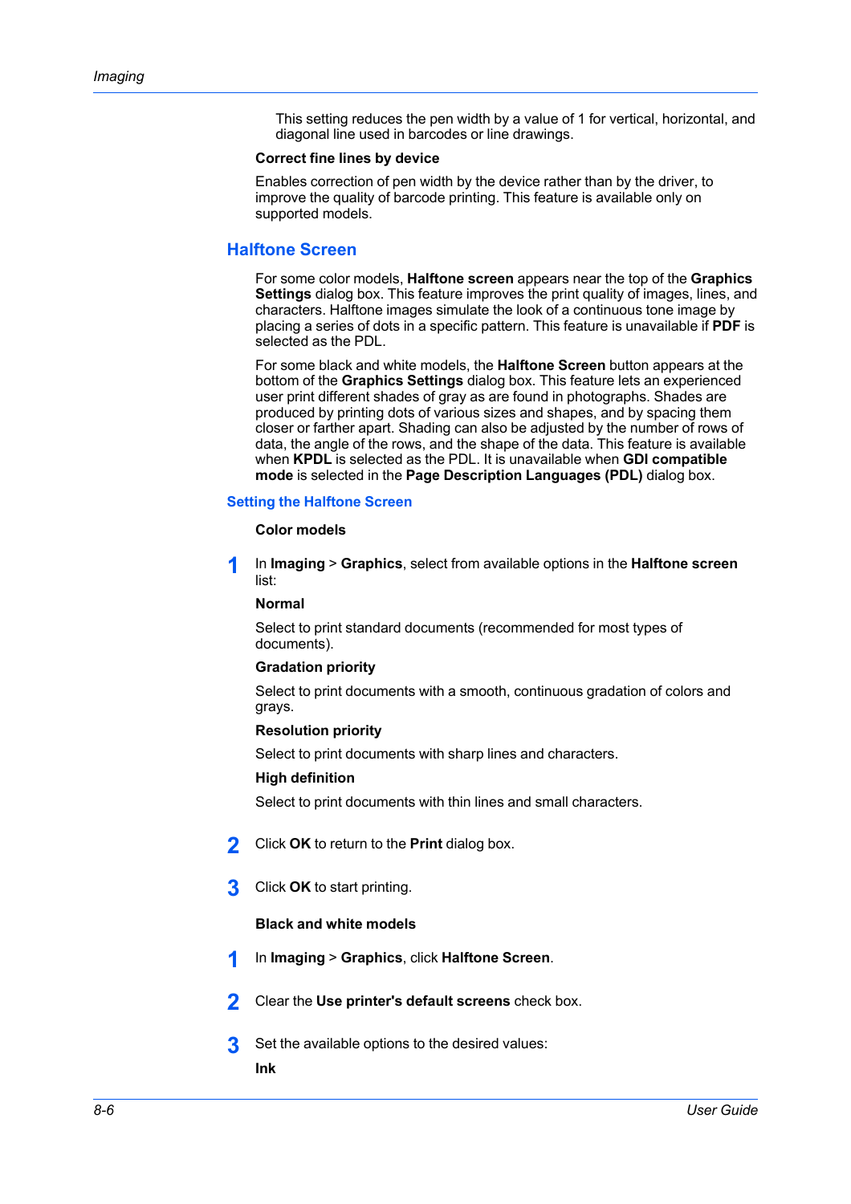This setting reduces the pen width by a value of 1 for vertical, horizontal, and diagonal line used in barcodes or line drawings.

**Correct fine lines by device**

Enables correction of pen width by the device rather than by the driver, to improve the quality of barcode printing. This feature is available only on supported models.

## Halftone Screen

For some color models, **Halftone screen** appears near the top of the **Graphics Settings** dialog box. This feature improves the print quality of images, lines, and characters. Halftone images simulate the look of a continuous tone image by placing a series of dots in a specific pattern. This feature is unavailable if **PDF** is selected as the PDL.

For some black and white models, the **Halftone Screen** button appears at the bottom of the **Graphics Settings** dialog box. This feature lets an experienced user print different shades of gray as are found in photographs. Shades are produced by printing dots of various sizes and shapes, and by spacing them closer or farther apart. Shading can also be adjusted by the number of rows of data, the angle of the rows, and the shape of the data. This feature is available when **KPDL** is selected as the PDL. It is unavailable when **GDI compatible mode** is selected in the **Page Description Languages (PDL)** dialog box.

### Setting the Halftone Screen

**Color models**

1. In **Imaging** > **Graphics**, select from available options in the **Halftone screen** list:

   **Normal**

   Select to print standard documents (recommended for most types of documents).

   **Gradation priority**

   Select to print documents with a smooth, continuous gradation of colors and grays.

   **Resolution priority**

   Select to print documents with sharp lines and characters.

   **High definition**

   Select to print documents with thin lines and small characters.

2. Click **OK** to return to the **Print** dialog box.

3. Click **OK** to start printing.

**Black and white models**

1. In **Imaging** > **Graphics**, click **Halftone Screen**.

2. Clear the **Use printer's default screens** check box.

3. Set the available options to the desired values:

   **Ink**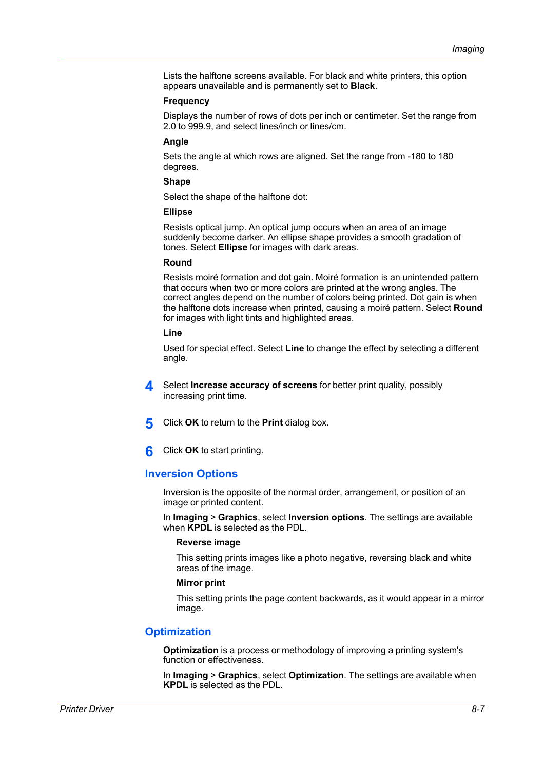Lists the halftone screens available. For black and white printers, this option appears unavailable and is permanently set to **Black**.

**Frequency**

Displays the number of rows of dots per inch or centimeter. Set the range from 2.0 to 999.9, and select lines/inch or lines/cm.

**Angle**

Sets the angle at which rows are aligned. Set the range from -180 to 180 degrees.

**Shape**

Select the shape of the halftone dot:

**Ellipse**

Resists optical jump. An optical jump occurs when an area of an image suddenly become darker. An ellipse shape provides a smooth gradation of tones. Select **Ellipse** for images with dark areas.

**Round**

Resists moiré formation and dot gain. Moiré formation is an unintended pattern that occurs when two or more colors are printed at the wrong angles. The correct angles depend on the number of colors being printed. Dot gain is when the halftone dots increase when printed, causing a moiré pattern. Select **Round** for images with light tints and highlighted areas.

**Line**

Used for special effect. Select **Line** to change the effect by selecting a different angle.

4. Select **Increase accuracy of screens** for better print quality, possibly increasing print time.

5. Click **OK** to return to the **Print** dialog box.

6. Click **OK** to start printing.

## Inversion Options

Inversion is the opposite of the normal order, arrangement, or position of an image or printed content.

In **Imaging** > **Graphics**, select **Inversion options**. The settings are available when **KPDL** is selected as the PDL.

**Reverse image**

This setting prints images like a photo negative, reversing black and white areas of the image.

**Mirror print**

This setting prints the page content backwards, as it would appear in a mirror image.

## Optimization

**Optimization** is a process or methodology of improving a printing system's function or effectiveness.

In **Imaging** > **Graphics**, select **Optimization**. The settings are available when **KPDL** is selected as the PDL.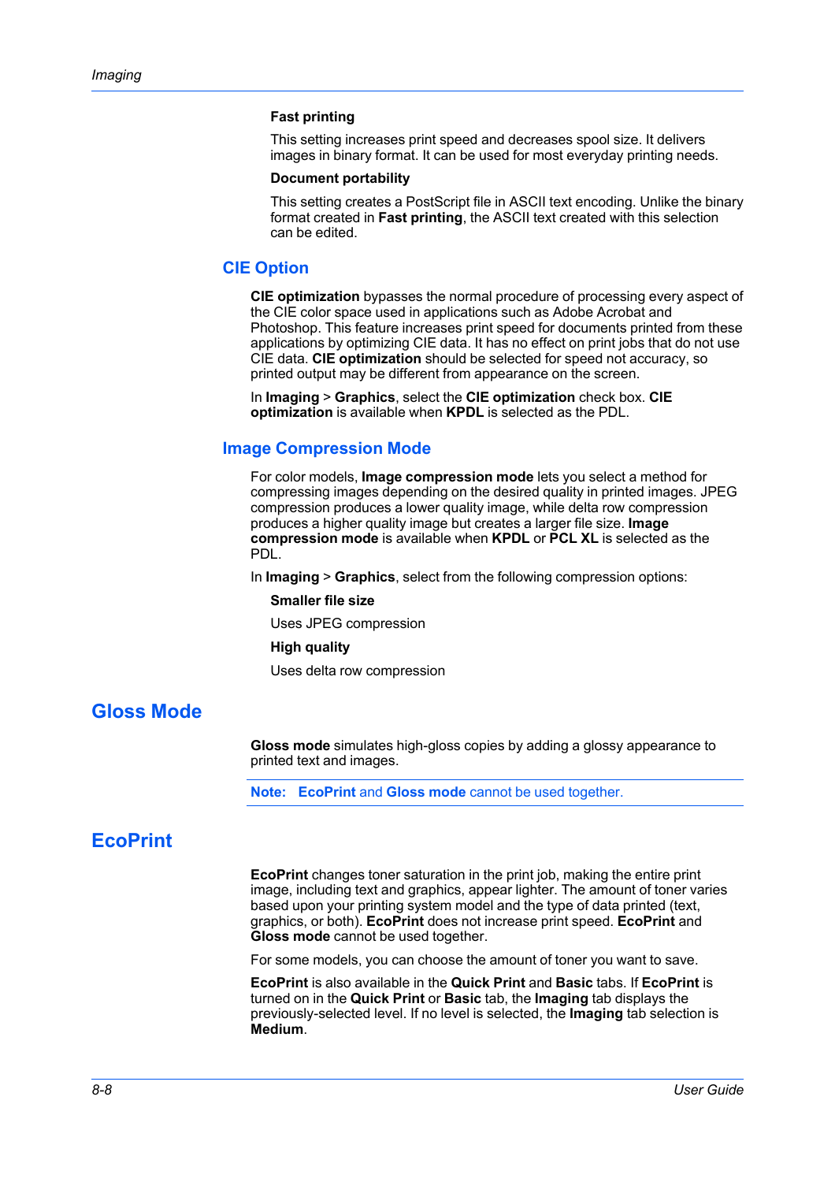**Fast printing**

This setting increases print speed and decreases spool size. It delivers images in binary format. It can be used for most everyday printing needs.

**Document portability**

This setting creates a PostScript file in ASCII text encoding. Unlike the binary format created in **Fast printing**, the ASCII text created with this selection can be edited.

### CIE Option

**CIE optimization** bypasses the normal procedure of processing every aspect of the CIE color space used in applications such as Adobe Acrobat and Photoshop. This feature increases print speed for documents printed from these applications by optimizing CIE data. It has no effect on print jobs that do not use CIE data. **CIE optimization** should be selected for speed not accuracy, so printed output may be different from appearance on the screen.

In **Imaging** > **Graphics**, select the **CIE optimization** check box. **CIE optimization** is available when **KPDL** is selected as the PDL.

### Image Compression Mode

For color models, **Image compression mode** lets you select a method for compressing images depending on the desired quality in printed images. JPEG compression produces a lower quality image, while delta row compression produces a higher quality image but creates a larger file size. **Image compression mode** is available when **KPDL** or **PCL XL** is selected as the PDL.

In **Imaging** > **Graphics**, select from the following compression options:

**Smaller file size**

Uses JPEG compression

**High quality**

Uses delta row compression

## Gloss Mode

**Gloss mode** simulates high-gloss copies by adding a glossy appearance to printed text and images.

**Note:** **EcoPrint** and **Gloss mode** cannot be used together.

## EcoPrint

**EcoPrint** changes toner saturation in the print job, making the entire print image, including text and graphics, appear lighter. The amount of toner varies based upon your printing system model and the type of data printed (text, graphics, or both). **EcoPrint** does not increase print speed. **EcoPrint** and **Gloss mode** cannot be used together.

For some models, you can choose the amount of toner you want to save.

**EcoPrint** is also available in the **Quick Print** and **Basic** tabs. If **EcoPrint** is turned on in the **Quick Print** or **Basic** tab, the **Imaging** tab displays the previously-selected level. If no level is selected, the **Imaging** tab selection is **Medium**.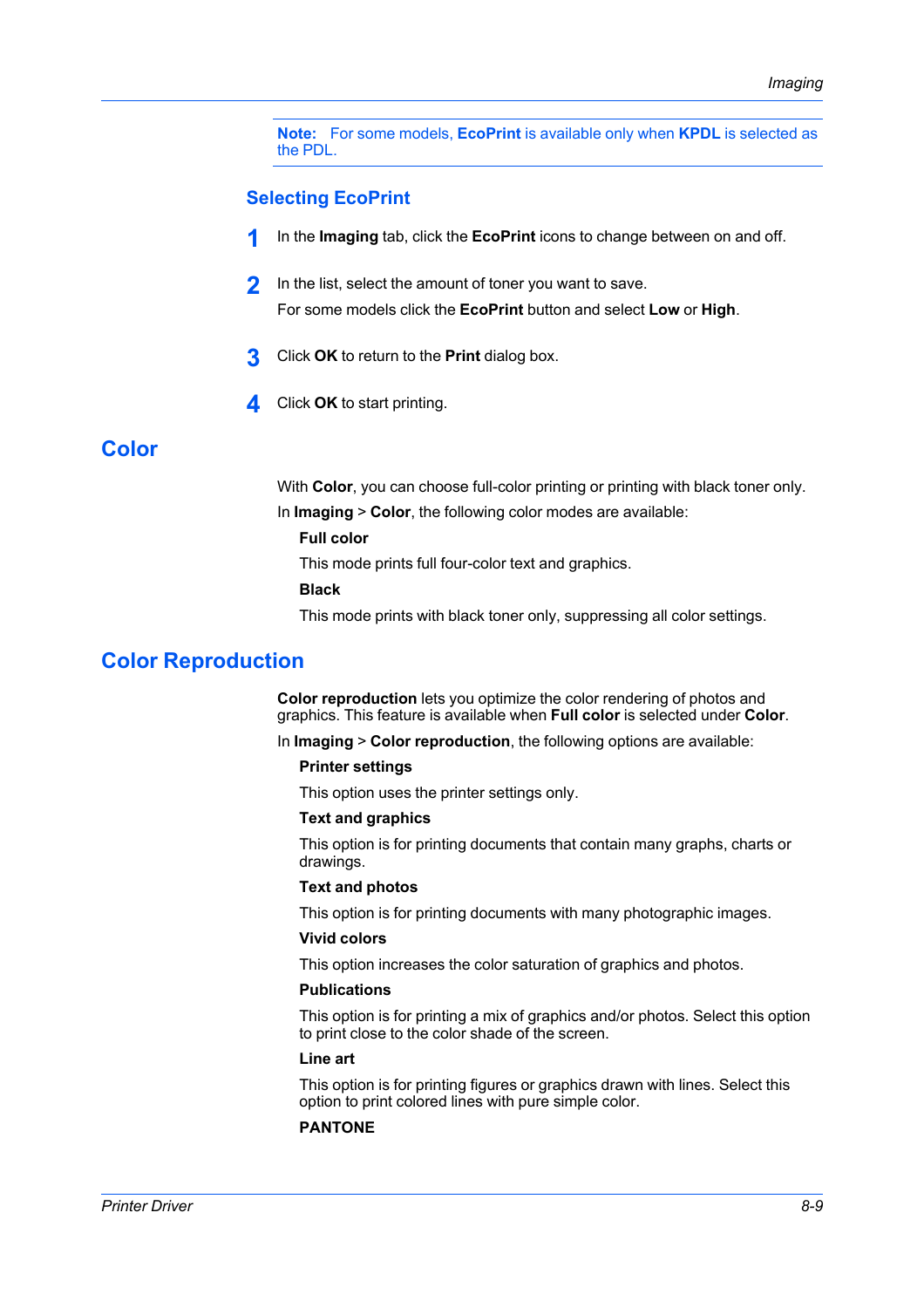**Note:** For some models, **EcoPrint** is available only when **KPDL** is selected as the PDL.

### Selecting EcoPrint

1. In the **Imaging** tab, click the **EcoPrint** icons to change between on and off.
2. In the list, select the amount of toner you want to save.
   For some models click the **EcoPrint** button and select **Low** or **High**.
3. Click **OK** to return to the **Print** dialog box.
4. Click **OK** to start printing.

## Color

With **Color**, you can choose full-color printing or printing with black toner only.

In **Imaging** > **Color**, the following color modes are available:

**Full color**

This mode prints full four-color text and graphics.

**Black**

This mode prints with black toner only, suppressing all color settings.

## Color Reproduction

**Color reproduction** lets you optimize the color rendering of photos and graphics. This feature is available when **Full color** is selected under **Color**.

In **Imaging** > **Color reproduction**, the following options are available:

**Printer settings**

This option uses the printer settings only.

**Text and graphics**

This option is for printing documents that contain many graphs, charts or drawings.

**Text and photos**

This option is for printing documents with many photographic images.

**Vivid colors**

This option increases the color saturation of graphics and photos.

**Publications**

This option is for printing a mix of graphics and/or photos. Select this option to print close to the color shade of the screen.

**Line art**

This option is for printing figures or graphics drawn with lines. Select this option to print colored lines with pure simple color.

**PANTONE**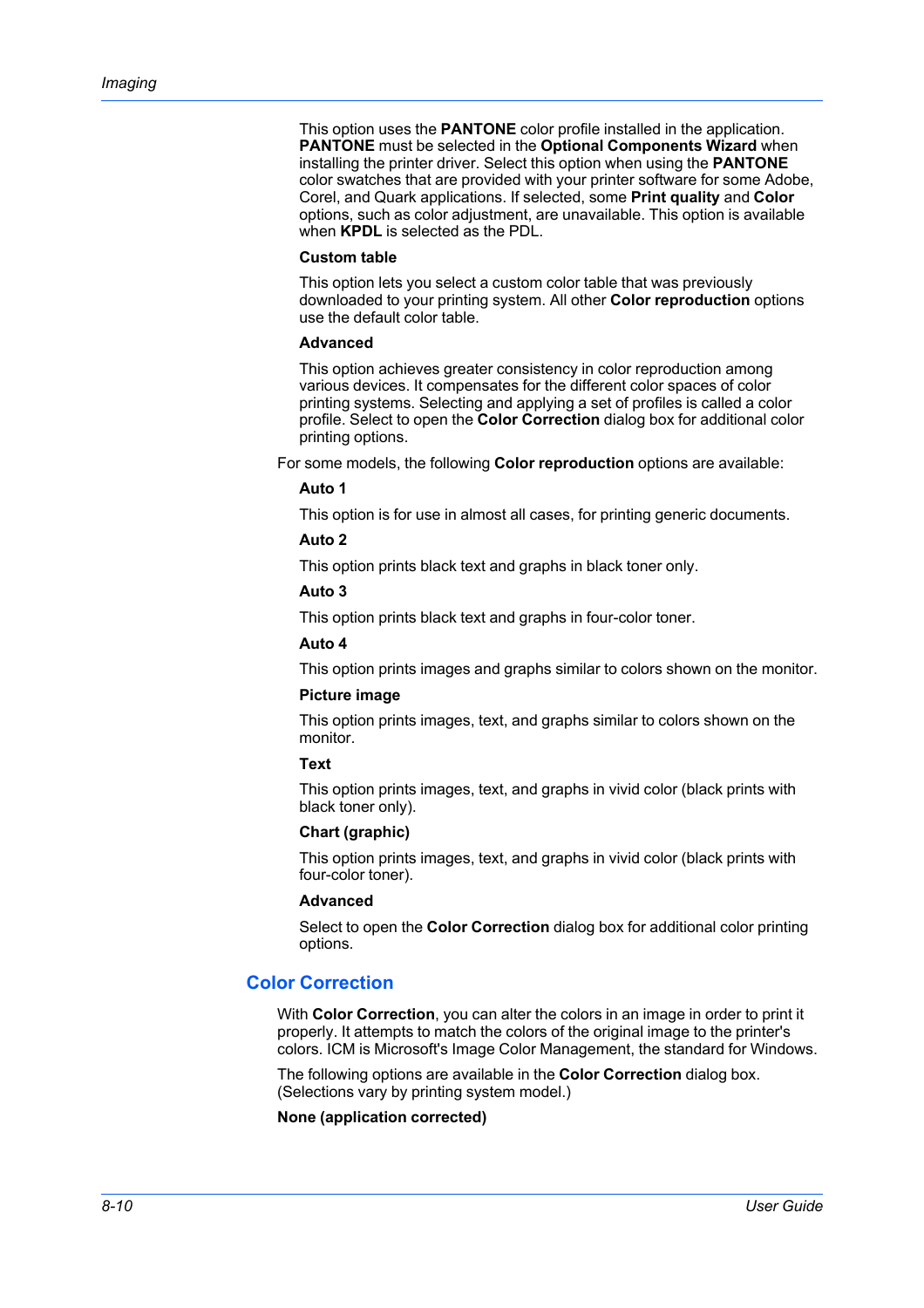This option uses the **PANTONE** color profile installed in the application. **PANTONE** must be selected in the **Optional Components Wizard** when installing the printer driver. Select this option when using the **PANTONE** color swatches that are provided with your printer software for some Adobe, Corel, and Quark applications. If selected, some **Print quality** and **Color** options, such as color adjustment, are unavailable. This option is available when **KPDL** is selected as the PDL.

**Custom table**

This option lets you select a custom color table that was previously downloaded to your printing system. All other **Color reproduction** options use the default color table.

**Advanced**

This option achieves greater consistency in color reproduction among various devices. It compensates for the different color spaces of color printing systems. Selecting and applying a set of profiles is called a color profile. Select to open the **Color Correction** dialog box for additional color printing options.

For some models, the following **Color reproduction** options are available:

**Auto 1**

This option is for use in almost all cases, for printing generic documents.

**Auto 2**

This option prints black text and graphs in black toner only.

**Auto 3**

This option prints black text and graphs in four-color toner.

**Auto 4**

This option prints images and graphs similar to colors shown on the monitor.

**Picture image**

This option prints images, text, and graphs similar to colors shown on the monitor.

**Text**

This option prints images, text, and graphs in vivid color (black prints with black toner only).

**Chart (graphic)**

This option prints images, text, and graphs in vivid color (black prints with four-color toner).

**Advanced**

Select to open the **Color Correction** dialog box for additional color printing options.

## Color Correction

With **Color Correction**, you can alter the colors in an image in order to print it properly. It attempts to match the colors of the original image to the printer's colors. ICM is Microsoft's Image Color Management, the standard for Windows.

The following options are available in the **Color Correction** dialog box. (Selections vary by printing system model.)

**None (application corrected)**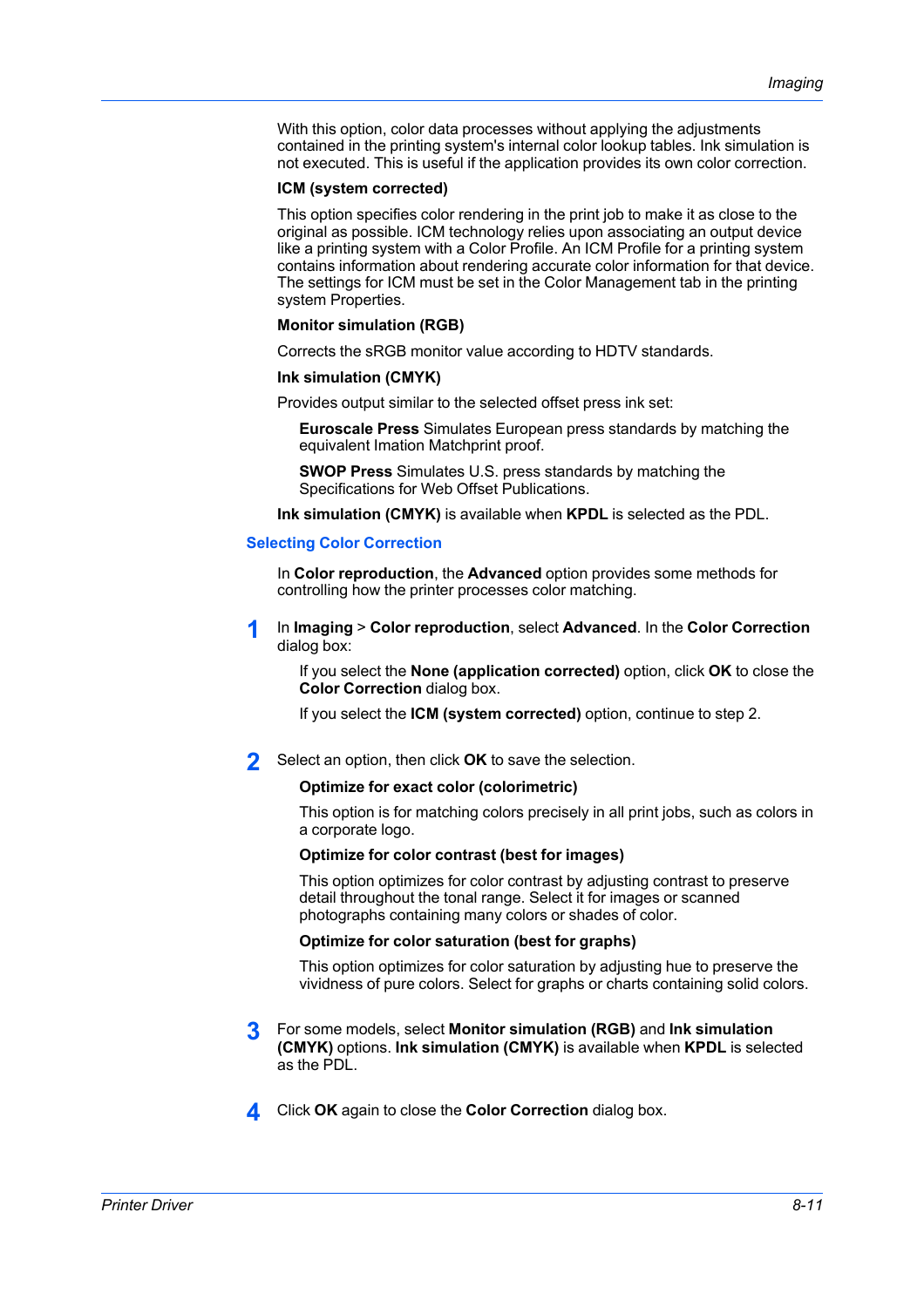With this option, color data processes without applying the adjustments contained in the printing system's internal color lookup tables. Ink simulation is not executed. This is useful if the application provides its own color correction.

**ICM (system corrected)**

This option specifies color rendering in the print job to make it as close to the original as possible. ICM technology relies upon associating an output device like a printing system with a Color Profile. An ICM Profile for a printing system contains information about rendering accurate color information for that device. The settings for ICM must be set in the Color Management tab in the printing system Properties.

**Monitor simulation (RGB)**

Corrects the sRGB monitor value according to HDTV standards.

**Ink simulation (CMYK)**

Provides output similar to the selected offset press ink set:

**Euroscale Press** Simulates European press standards by matching the equivalent Imation Matchprint proof.

**SWOP Press** Simulates U.S. press standards by matching the Specifications for Web Offset Publications.

**Ink simulation (CMYK)** is available when **KPDL** is selected as the PDL.

## Selecting Color Correction

In **Color reproduction**, the **Advanced** option provides some methods for controlling how the printer processes color matching.

1. In **Imaging** > **Color reproduction**, select **Advanced**. In the **Color Correction** dialog box:

   If you select the **None (application corrected)** option, click **OK** to close the **Color Correction** dialog box.

   If you select the **ICM (system corrected)** option, continue to step 2.

2. Select an option, then click **OK** to save the selection.

   **Optimize for exact color (colorimetric)**

   This option is for matching colors precisely in all print jobs, such as colors in a corporate logo.

   **Optimize for color contrast (best for images)**

   This option optimizes for color contrast by adjusting contrast to preserve detail throughout the tonal range. Select it for images or scanned photographs containing many colors or shades of color.

   **Optimize for color saturation (best for graphs)**

   This option optimizes for color saturation by adjusting hue to preserve the vividness of pure colors. Select for graphs or charts containing solid colors.

3. For some models, select **Monitor simulation (RGB)** and **Ink simulation (CMYK)** options. **Ink simulation (CMYK)** is available when **KPDL** is selected as the PDL.

4. Click **OK** again to close the **Color Correction** dialog box.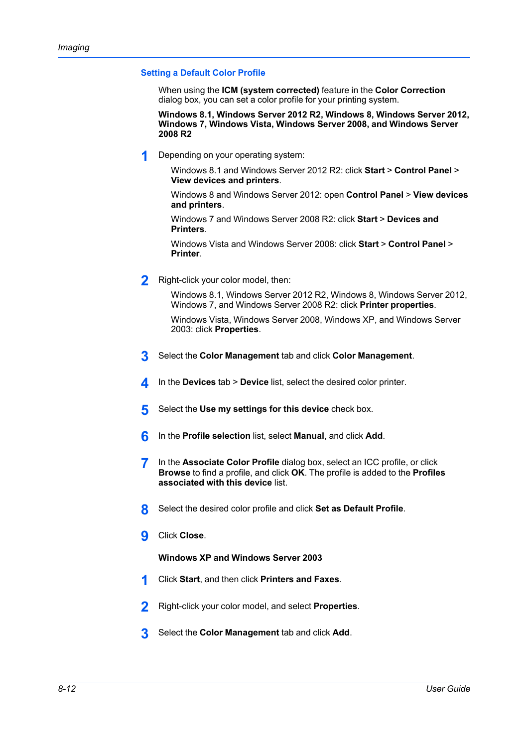## Setting a Default Color Profile

When using the **ICM (system corrected)** feature in the **Color Correction** dialog box, you can set a color profile for your printing system.

**Windows 8.1, Windows Server 2012 R2, Windows 8, Windows Server 2012, Windows 7, Windows Vista, Windows Server 2008, and Windows Server 2008 R2**

1. Depending on your operating system:

   Windows 8.1 and Windows Server 2012 R2: click **Start** > **Control Panel** > **View devices and printers**.

   Windows 8 and Windows Server 2012: open **Control Panel** > **View devices and printers**.

   Windows 7 and Windows Server 2008 R2: click **Start** > **Devices and Printers**.

   Windows Vista and Windows Server 2008: click **Start** > **Control Panel** > **Printer**.

2. Right-click your color model, then:

   Windows 8.1, Windows Server 2012 R2, Windows 8, Windows Server 2012, Windows 7, and Windows Server 2008 R2: click **Printer properties**.

   Windows Vista, Windows Server 2008, Windows XP, and Windows Server 2003: click **Properties**.

3. Select the **Color Management** tab and click **Color Management**.
4. In the **Devices** tab > **Device** list, select the desired color printer.
5. Select the **Use my settings for this device** check box.
6. In the **Profile selection** list, select **Manual**, and click **Add**.
7. In the **Associate Color Profile** dialog box, select an ICC profile, or click **Browse** to find a profile, and click **OK**. The profile is added to the **Profiles associated with this device** list.
8. Select the desired color profile and click **Set as Default Profile**.
9. Click **Close**.

**Windows XP and Windows Server 2003**

1. Click **Start**, and then click **Printers and Faxes**.
2. Right-click your color model, and select **Properties**.
3. Select the **Color Management** tab and click **Add**.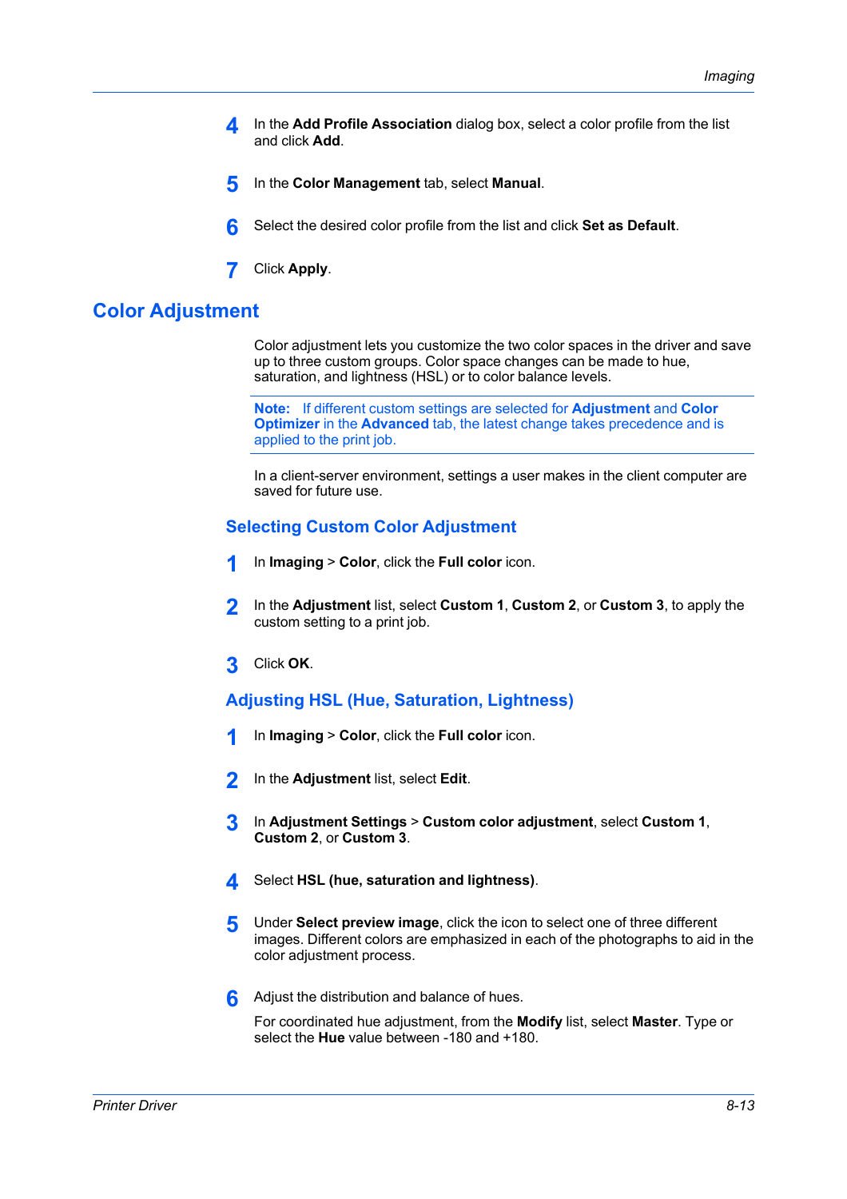4. In the **Add Profile Association** dialog box, select a color profile from the list and click **Add**.

5. In the **Color Management** tab, select **Manual**.

6. Select the desired color profile from the list and click **Set as Default**.

7. Click **Apply**.

## Color Adjustment

Color adjustment lets you customize the two color spaces in the driver and save up to three custom groups. Color space changes can be made to hue, saturation, and lightness (HSL) or to color balance levels.

**Note:** If different custom settings are selected for **Adjustment** and **Color Optimizer** in the **Advanced** tab, the latest change takes precedence and is applied to the print job.

In a client-server environment, settings a user makes in the client computer are saved for future use.

### Selecting Custom Color Adjustment

1. In **Imaging** > **Color**, click the **Full color** icon.

2. In the **Adjustment** list, select **Custom 1**, **Custom 2**, or **Custom 3**, to apply the custom setting to a print job.

3. Click **OK**.

### Adjusting HSL (Hue, Saturation, Lightness)

1. In **Imaging** > **Color**, click the **Full color** icon.

2. In the **Adjustment** list, select **Edit**.

3. In **Adjustment Settings** > **Custom color adjustment**, select **Custom 1**, **Custom 2**, or **Custom 3**.

4. Select **HSL (hue, saturation and lightness)**.

5. Under **Select preview image**, click the icon to select one of three different images. Different colors are emphasized in each of the photographs to aid in the color adjustment process.

6. Adjust the distribution and balance of hues.

   For coordinated hue adjustment, from the **Modify** list, select **Master**. Type or select the **Hue** value between -180 and +180.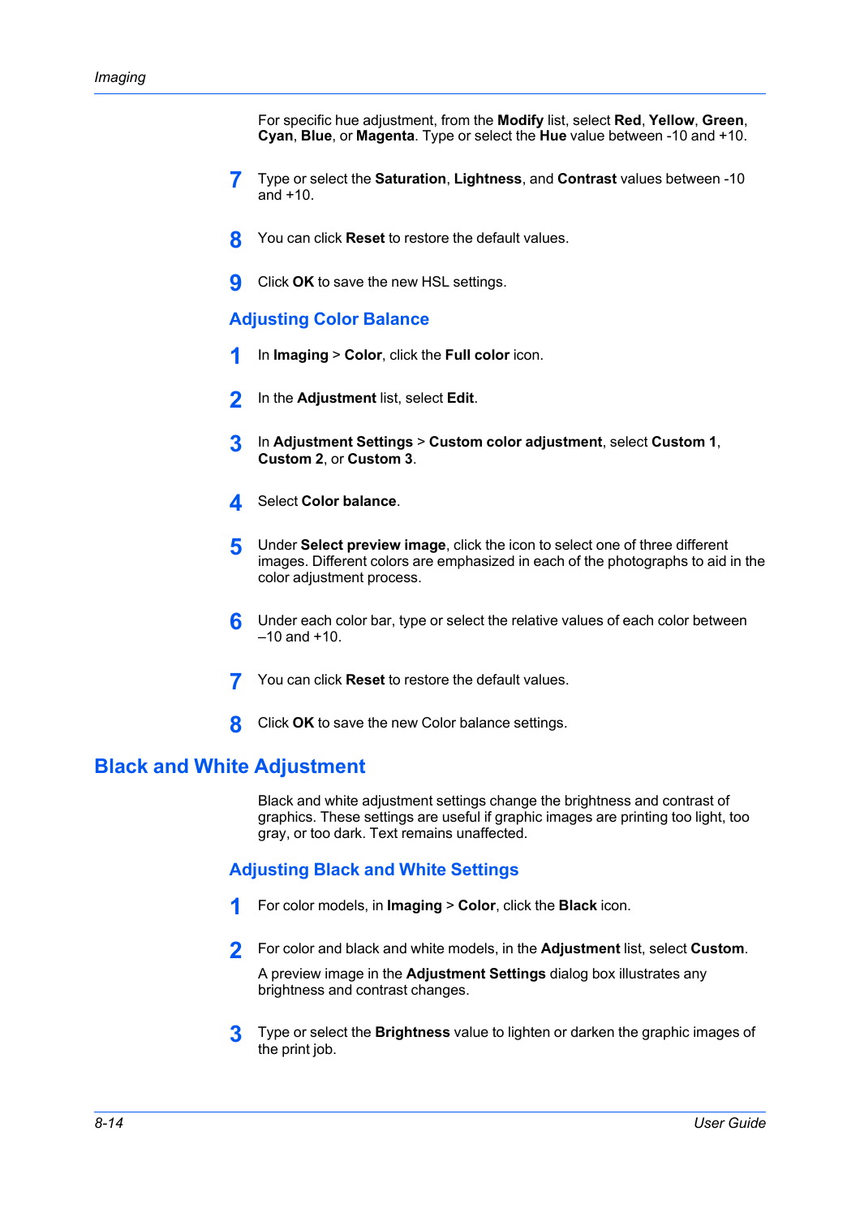For specific hue adjustment, from the **Modify** list, select **Red**, **Yellow**, **Green**, **Cyan**, **Blue**, or **Magenta**. Type or select the **Hue** value between -10 and +10.

7. Type or select the **Saturation**, **Lightness**, and **Contrast** values between -10 and +10.

8. You can click **Reset** to restore the default values.

9. Click **OK** to save the new HSL settings.

### Adjusting Color Balance

1. In **Imaging** > **Color**, click the **Full color** icon.

2. In the **Adjustment** list, select **Edit**.

3. In **Adjustment Settings** > **Custom color adjustment**, select **Custom 1**, **Custom 2**, or **Custom 3**.

4. Select **Color balance**.

5. Under **Select preview image**, click the icon to select one of three different images. Different colors are emphasized in each of the photographs to aid in the color adjustment process.

6. Under each color bar, type or select the relative values of each color between –10 and +10.

7. You can click **Reset** to restore the default values.

8. Click **OK** to save the new Color balance settings.

## Black and White Adjustment

Black and white adjustment settings change the brightness and contrast of graphics. These settings are useful if graphic images are printing too light, too gray, or too dark. Text remains unaffected.

### Adjusting Black and White Settings

1. For color models, in **Imaging** > **Color**, click the **Black** icon.

2. For color and black and white models, in the **Adjustment** list, select **Custom**.

   A preview image in the **Adjustment Settings** dialog box illustrates any brightness and contrast changes.

3. Type or select the **Brightness** value to lighten or darken the graphic images of the print job.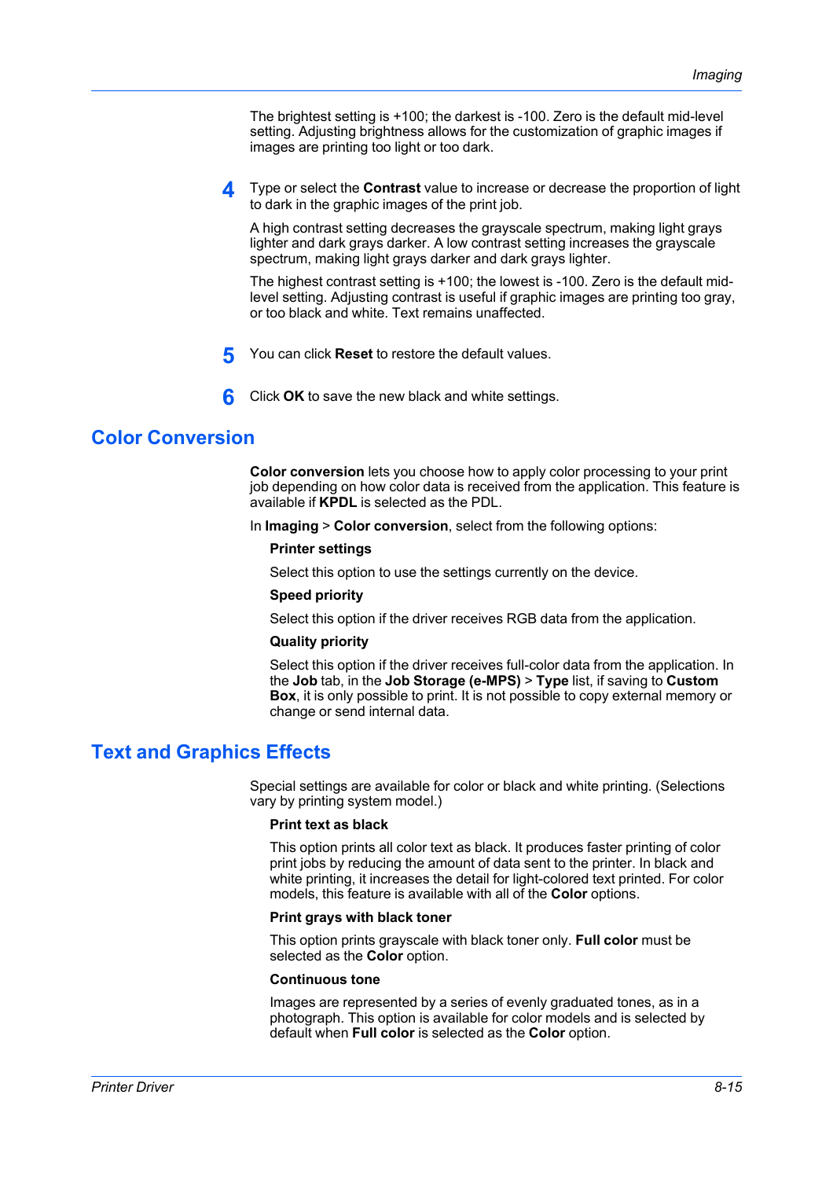The brightest setting is +100; the darkest is -100. Zero is the default mid-level setting. Adjusting brightness allows for the customization of graphic images if images are printing too light or too dark.

4. Type or select the **Contrast** value to increase or decrease the proportion of light to dark in the graphic images of the print job.

   A high contrast setting decreases the grayscale spectrum, making light grays lighter and dark grays darker. A low contrast setting increases the grayscale spectrum, making light grays darker and dark grays lighter.

   The highest contrast setting is +100; the lowest is -100. Zero is the default mid-level setting. Adjusting contrast is useful if graphic images are printing too gray, or too black and white. Text remains unaffected.

5. You can click **Reset** to restore the default values.

6. Click **OK** to save the new black and white settings.

## Color Conversion

**Color conversion** lets you choose how to apply color processing to your print job depending on how color data is received from the application. This feature is available if **KPDL** is selected as the PDL.

In **Imaging** > **Color conversion**, select from the following options:

**Printer settings**

Select this option to use the settings currently on the device.

**Speed priority**

Select this option if the driver receives RGB data from the application.

**Quality priority**

Select this option if the driver receives full-color data from the application. In the **Job** tab, in the **Job Storage (e-MPS)** > **Type** list, if saving to **Custom Box**, it is only possible to print. It is not possible to copy external memory or change or send internal data.

## Text and Graphics Effects

Special settings are available for color or black and white printing. (Selections vary by printing system model.)

**Print text as black**

This option prints all color text as black. It produces faster printing of color print jobs by reducing the amount of data sent to the printer. In black and white printing, it increases the detail for light-colored text printed. For color models, this feature is available with all of the **Color** options.

**Print grays with black toner**

This option prints grayscale with black toner only. **Full color** must be selected as the **Color** option.

**Continuous tone**

Images are represented by a series of evenly graduated tones, as in a photograph. This option is available for color models and is selected by default when **Full color** is selected as the **Color** option.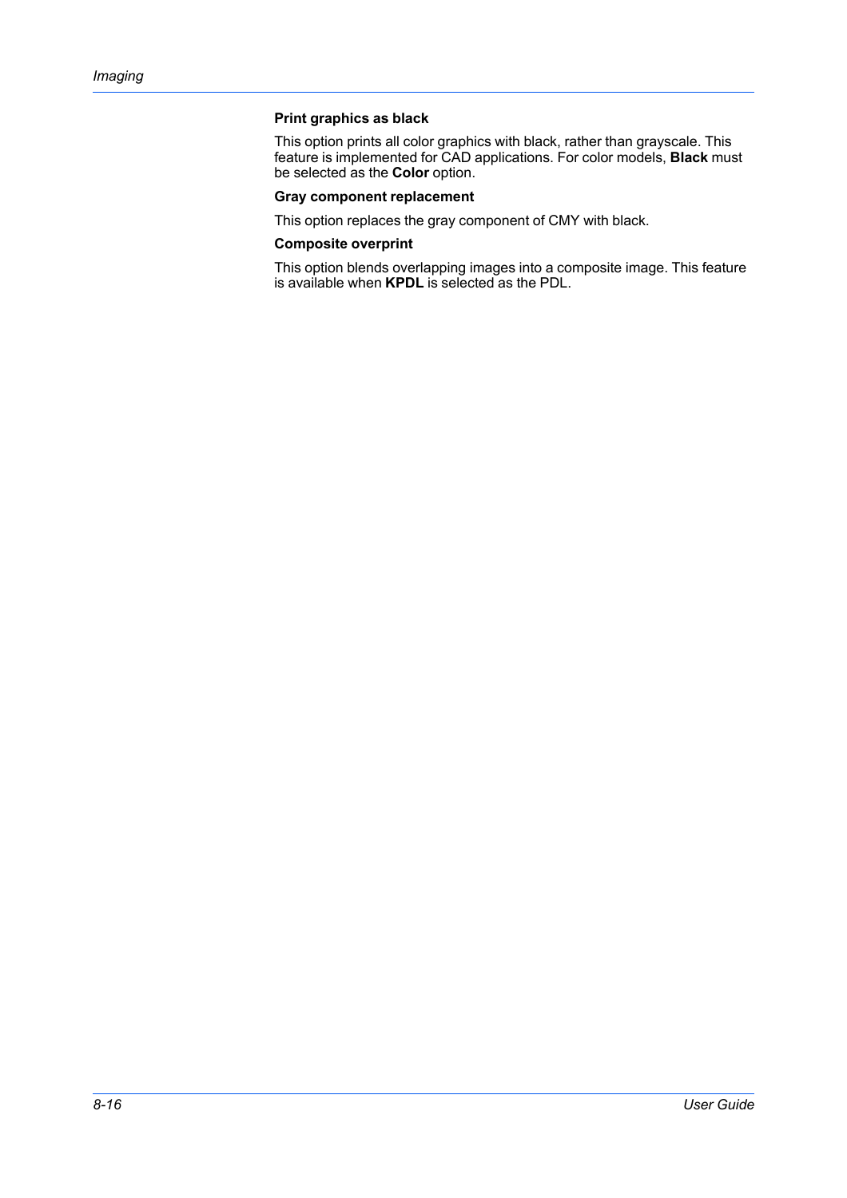**Print graphics as black**

This option prints all color graphics with black, rather than grayscale. This feature is implemented for CAD applications. For color models, **Black** must be selected as the **Color** option.

**Gray component replacement**

This option replaces the gray component of CMY with black.

**Composite overprint**

This option blends overlapping images into a composite image. This feature is available when **KPDL** is selected as the PDL.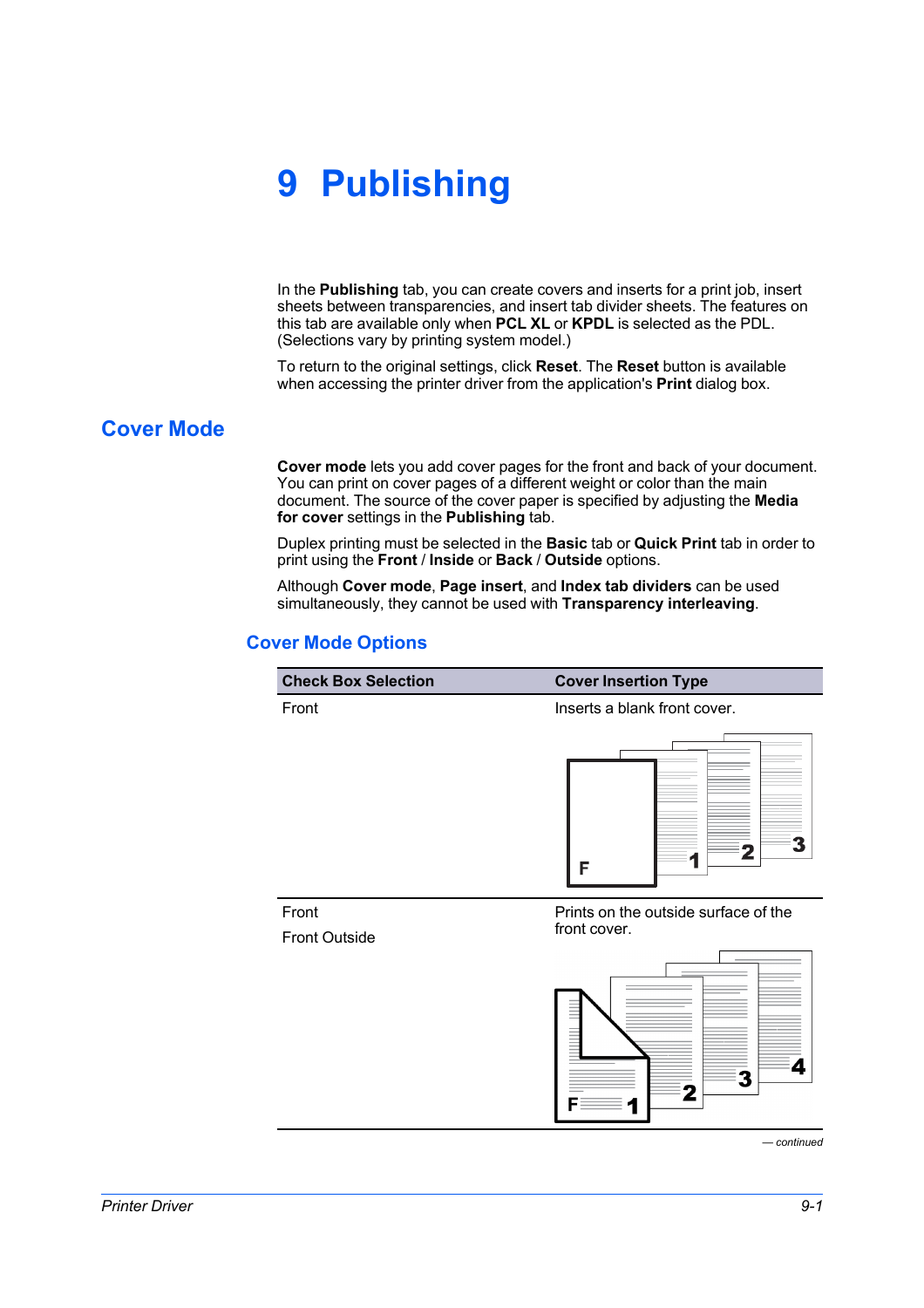# 9 Publishing

In the **Publishing** tab, you can create covers and inserts for a print job, insert sheets between transparencies, and insert tab divider sheets. The features on this tab are available only when **PCL XL** or **KPDL** is selected as the PDL. (Selections vary by printing system model.)

To return to the original settings, click **Reset**. The **Reset** button is available when accessing the printer driver from the application's **Print** dialog box.

## Cover Mode

**Cover mode** lets you add cover pages for the front and back of your document. You can print on cover pages of a different weight or color than the main document. The source of the cover paper is specified by adjusting the **Media for cover** settings in the **Publishing** tab.

Duplex printing must be selected in the **Basic** tab or **Quick Print** tab in order to print using the **Front** / **Inside** or **Back** / **Outside** options.

Although **Cover mode**, **Page insert**, and **Index tab dividers** can be used simultaneously, they cannot be used with **Transparency interleaving**.

### Cover Mode Options

| Check Box Selection | Cover Insertion Type |
| --- | --- |
| Front | Inserts a blank front cover. |
| Front<br>Front Outside | Prints on the outside surface of the front cover. |

*— continued*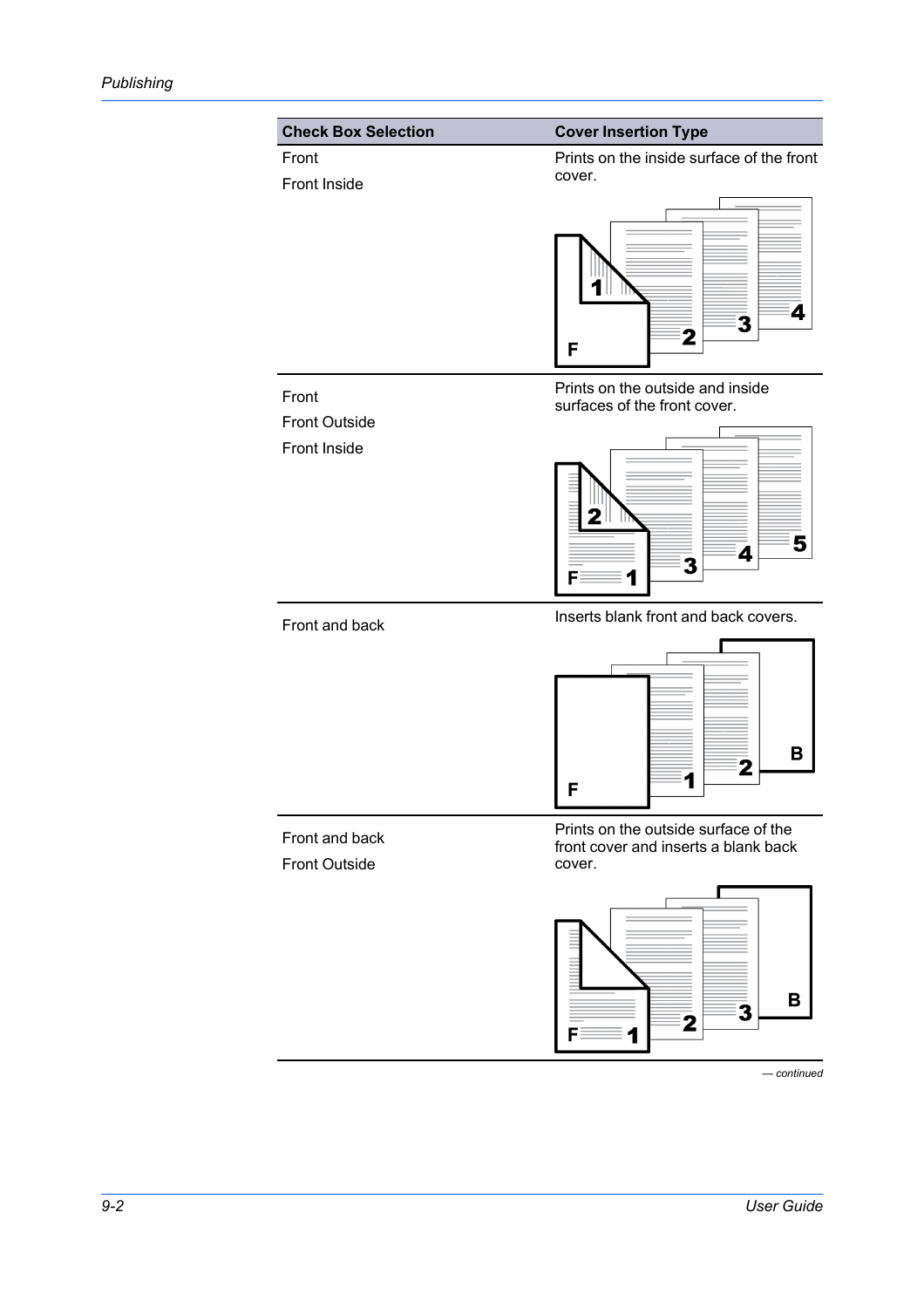| Check Box Selection | Cover Insertion Type |
| --- | --- |
| Front<br>Front Inside | Prints on the inside surface of the front cover. |
| Front<br>Front Outside<br>Front Inside | Prints on the outside and inside surfaces of the front cover. |
| Front and back | Inserts blank front and back covers. |
| Front and back<br>Front Outside | Prints on the outside surface of the front cover and inserts a blank back cover. |

*— continued*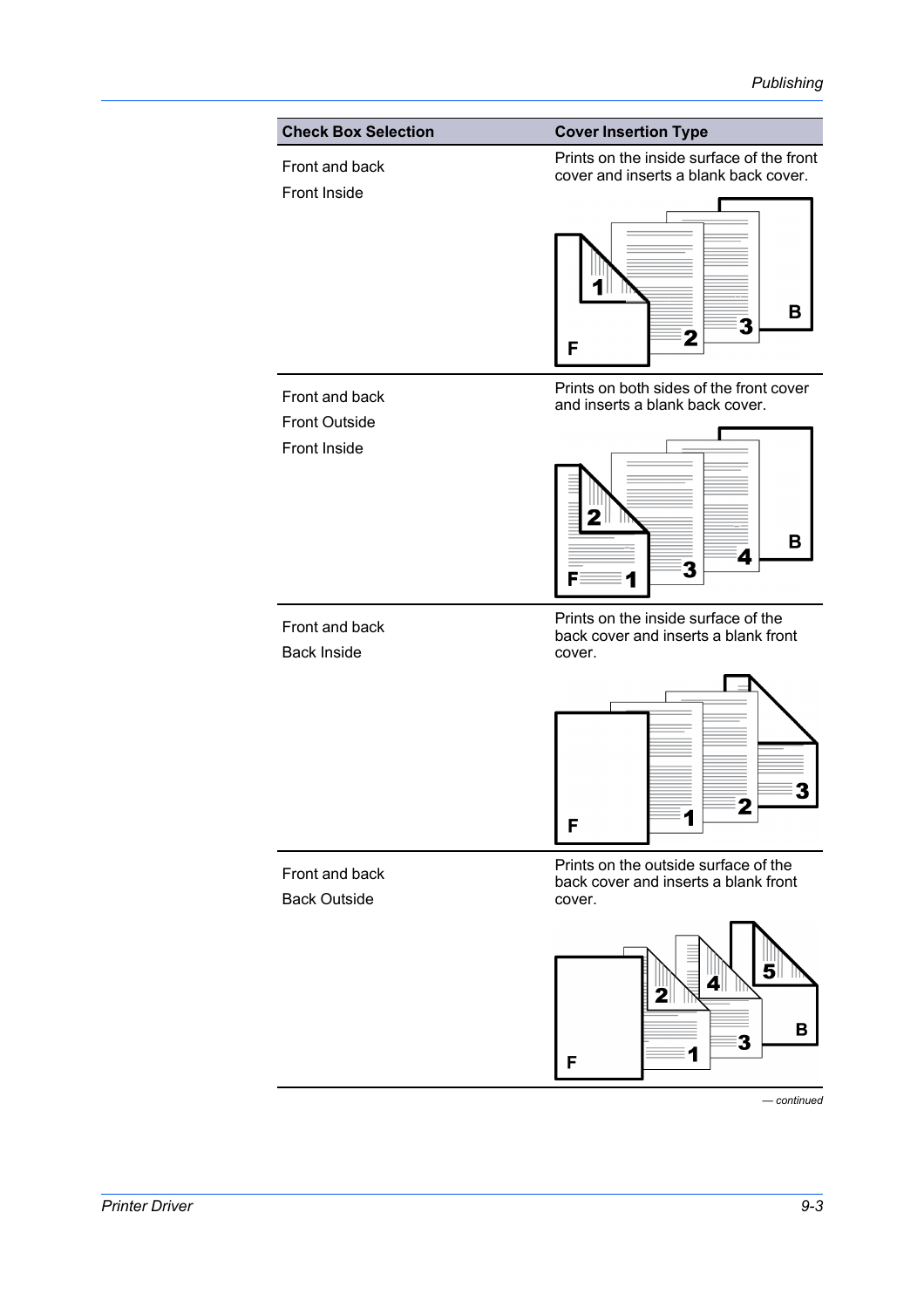| Check Box Selection | Cover Insertion Type |
|---|---|
| Front and back<br>Front Inside | Prints on the inside surface of the front cover and inserts a blank back cover. |
| Front and back<br>Front Outside<br>Front Inside | Prints on both sides of the front cover and inserts a blank back cover. |
| Front and back<br>Back Inside | Prints on the inside surface of the back cover and inserts a blank front cover. |
| Front and back<br>Back Outside | Prints on the outside surface of the back cover and inserts a blank front cover. |

*— continued*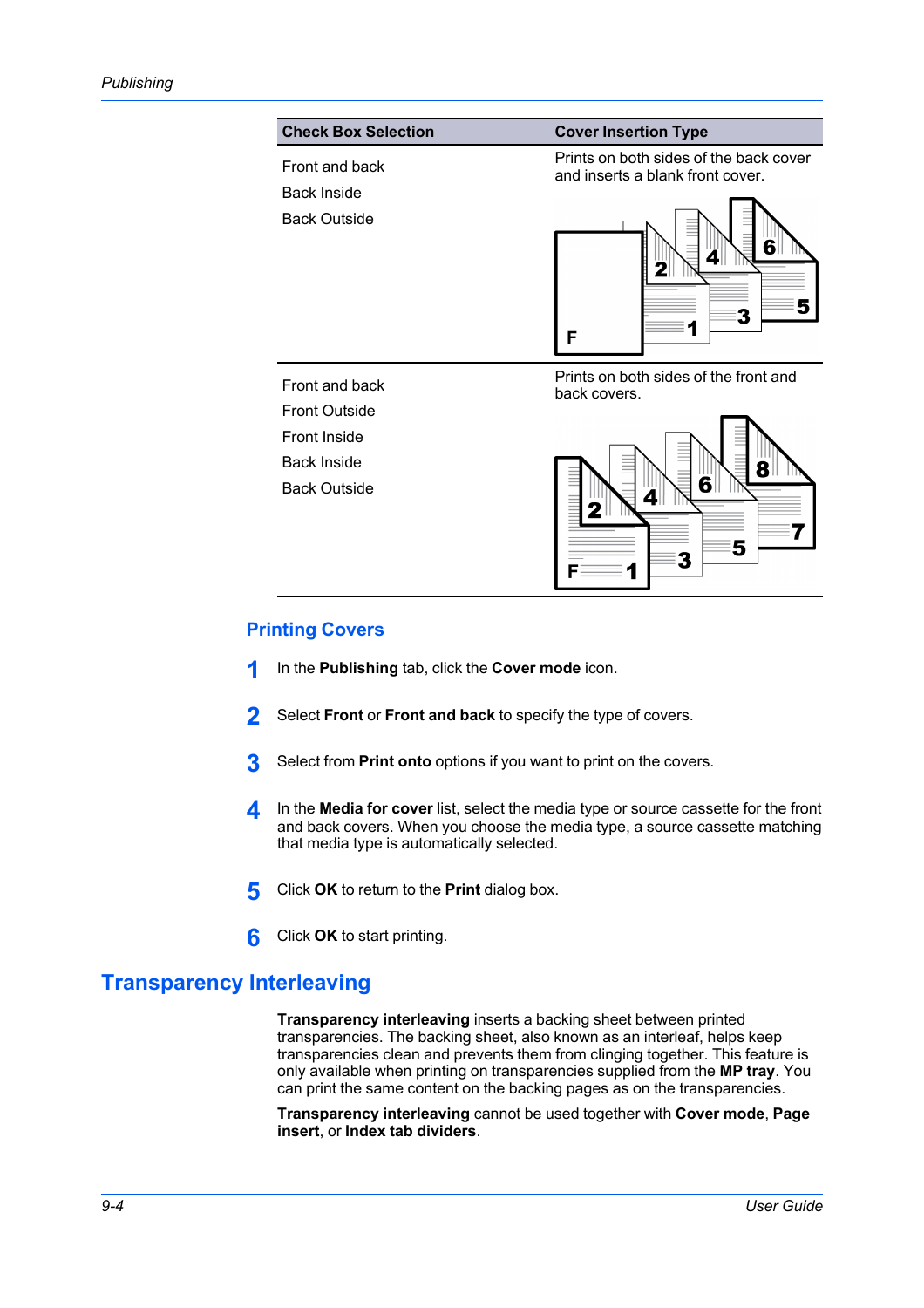| Check Box Selection | Cover Insertion Type |
|---|---|
| Front and back<br>Back Inside<br>Back Outside | Prints on both sides of the back cover and inserts a blank front cover. |
| Front and back<br>Front Outside<br>Front Inside<br>Back Inside<br>Back Outside | Prints on both sides of the front and back covers. |

### Printing Covers

1. In the **Publishing** tab, click the **Cover mode** icon.
2. Select **Front** or **Front and back** to specify the type of covers.
3. Select from **Print onto** options if you want to print on the covers.
4. In the **Media for cover** list, select the media type or source cassette for the front and back covers. When you choose the media type, a source cassette matching that media type is automatically selected.
5. Click **OK** to return to the **Print** dialog box.
6. Click **OK** to start printing.

## Transparency Interleaving

**Transparency interleaving** inserts a backing sheet between printed transparencies. The backing sheet, also known as an interleaf, helps keep transparencies clean and prevents them from clinging together. This feature is only available when printing on transparencies supplied from the **MP tray**. You can print the same content on the backing pages as on the transparencies.

**Transparency interleaving** cannot be used together with **Cover mode**, **Page insert**, or **Index tab dividers**.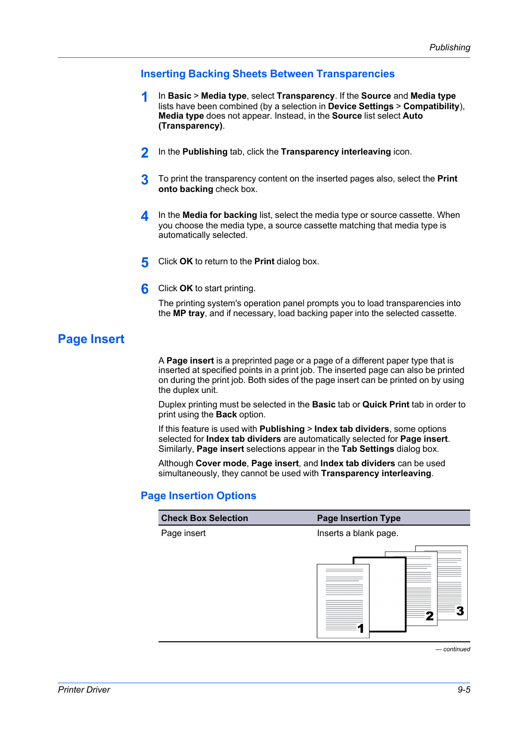### Inserting Backing Sheets Between Transparencies

1. In **Basic** > **Media type**, select **Transparency**. If the **Source** and **Media type** lists have been combined (by a selection in **Device Settings** > **Compatibility**), **Media type** does not appear. Instead, in the **Source** list select **Auto (Transparency)**.

2. In the **Publishing** tab, click the **Transparency interleaving** icon.

3. To print the transparency content on the inserted pages also, select the **Print onto backing** check box.

4. In the **Media for backing** list, select the media type or source cassette. When you choose the media type, a source cassette matching that media type is automatically selected.

5. Click **OK** to return to the **Print** dialog box.

6. Click **OK** to start printing.

   The printing system's operation panel prompts you to load transparencies into the **MP tray**, and if necessary, load backing paper into the selected cassette.

## Page Insert

A **Page insert** is a preprinted page or a page of a different paper type that is inserted at specified points in a print job. The inserted page can also be printed on during the print job. Both sides of the page insert can be printed on by using the duplex unit.

Duplex printing must be selected in the **Basic** tab or **Quick Print** tab in order to print using the **Back** option.

If this feature is used with **Publishing** > **Index tab dividers**, some options selected for **Index tab dividers** are automatically selected for **Page insert**. Similarly, **Page insert** selections appear in the **Tab Settings** dialog box.

Although **Cover mode**, **Page insert**, and **Index tab dividers** can be used simultaneously, they cannot be used with **Transparency interleaving**.

### Page Insertion Options

| Check Box Selection | Page Insertion Type |
|---|---|
| Page insert | Inserts a blank page. |

*— continued*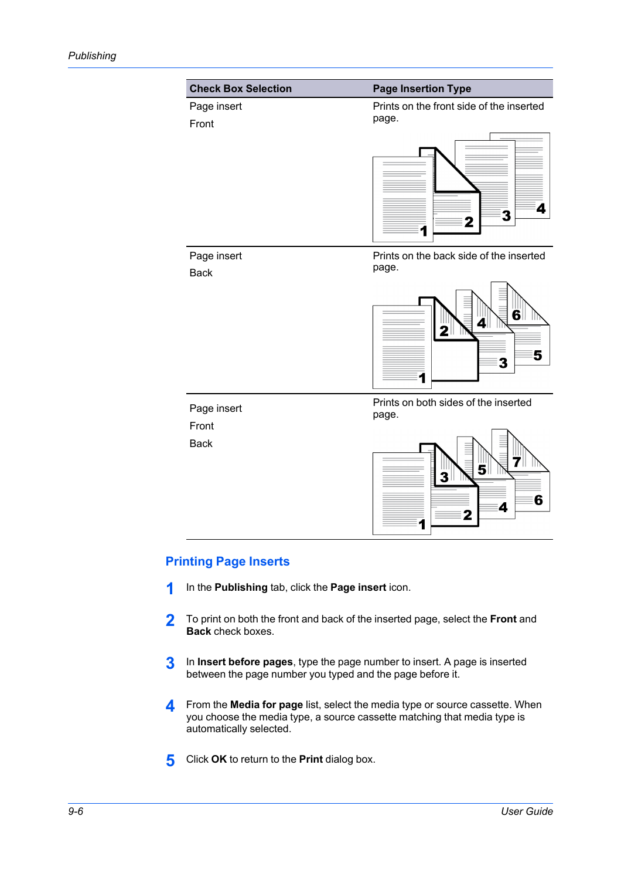| Check Box Selection | Page Insertion Type |
|---|---|
| Page insert<br>Front | Prints on the front side of the inserted page. |
| Page insert<br>Back | Prints on the back side of the inserted page. |
| Page insert<br>Front<br>Back | Prints on both sides of the inserted page. |

## Printing Page Inserts

1. In the **Publishing** tab, click the **Page insert** icon.
2. To print on both the front and back of the inserted page, select the **Front** and **Back** check boxes.
3. In **Insert before pages**, type the page number to insert. A page is inserted between the page number you typed and the page before it.
4. From the **Media for page** list, select the media type or source cassette. When you choose the media type, a source cassette matching that media type is automatically selected.
5. Click **OK** to return to the **Print** dialog box.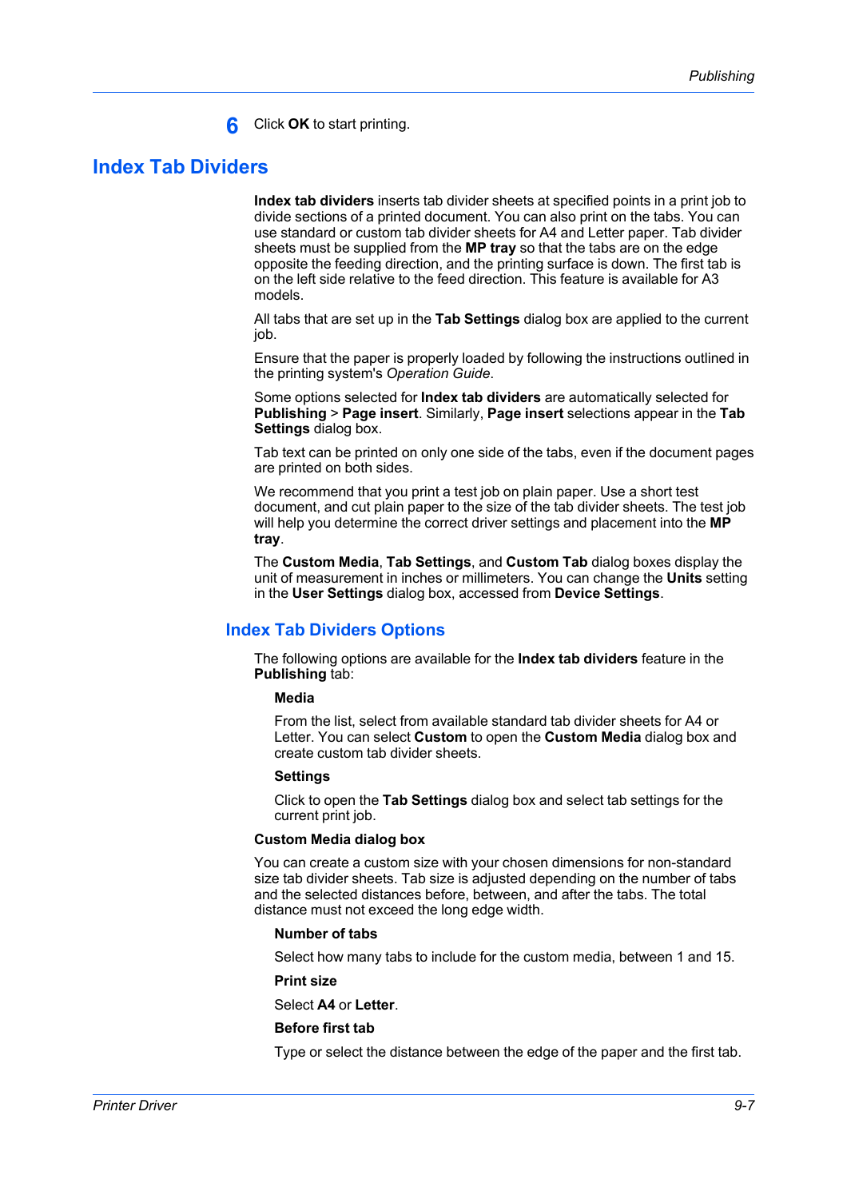6 Click **OK** to start printing.

# Index Tab Dividers

**Index tab dividers** inserts tab divider sheets at specified points in a print job to divide sections of a printed document. You can also print on the tabs. You can use standard or custom tab divider sheets for A4 and Letter paper. Tab divider sheets must be supplied from the **MP tray** so that the tabs are on the edge opposite the feeding direction, and the printing surface is down. The first tab is on the left side relative to the feed direction. This feature is available for A3 models.

All tabs that are set up in the **Tab Settings** dialog box are applied to the current job.

Ensure that the paper is properly loaded by following the instructions outlined in the printing system's *Operation Guide*.

Some options selected for **Index tab dividers** are automatically selected for **Publishing** > **Page insert**. Similarly, **Page insert** selections appear in the **Tab Settings** dialog box.

Tab text can be printed on only one side of the tabs, even if the document pages are printed on both sides.

We recommend that you print a test job on plain paper. Use a short test document, and cut plain paper to the size of the tab divider sheets. The test job will help you determine the correct driver settings and placement into the **MP tray**.

The **Custom Media**, **Tab Settings**, and **Custom Tab** dialog boxes display the unit of measurement in inches or millimeters. You can change the **Units** setting in the **User Settings** dialog box, accessed from **Device Settings**.

## Index Tab Dividers Options

The following options are available for the **Index tab dividers** feature in the **Publishing** tab:

**Media**

From the list, select from available standard tab divider sheets for A4 or Letter. You can select **Custom** to open the **Custom Media** dialog box and create custom tab divider sheets.

**Settings**

Click to open the **Tab Settings** dialog box and select tab settings for the current print job.

**Custom Media dialog box**

You can create a custom size with your chosen dimensions for non-standard size tab divider sheets. Tab size is adjusted depending on the number of tabs and the selected distances before, between, and after the tabs. The total distance must not exceed the long edge width.

**Number of tabs**

Select how many tabs to include for the custom media, between 1 and 15.

**Print size**

Select **A4** or **Letter**.

**Before first tab**

Type or select the distance between the edge of the paper and the first tab.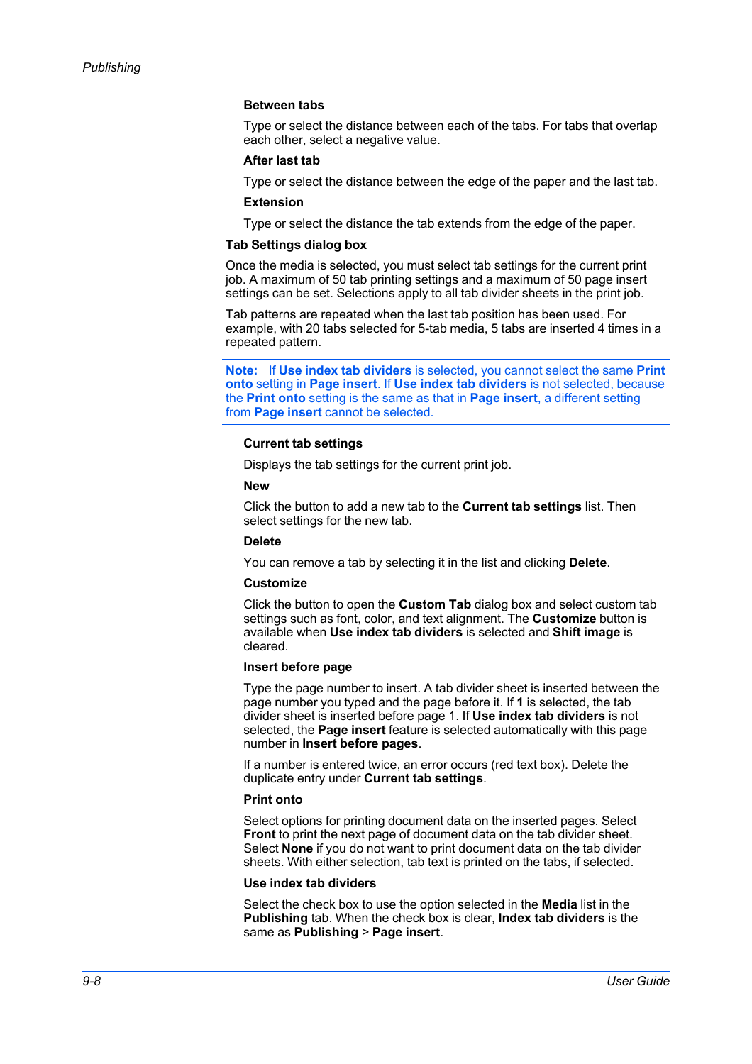#### Between tabs

Type or select the distance between each of the tabs. For tabs that overlap each other, select a negative value.

#### After last tab

Type or select the distance between the edge of the paper and the last tab.

#### Extension

Type or select the distance the tab extends from the edge of the paper.

### Tab Settings dialog box

Once the media is selected, you must select tab settings for the current print job. A maximum of 50 tab printing settings and a maximum of 50 page insert settings can be set. Selections apply to all tab divider sheets in the print job.

Tab patterns are repeated when the last tab position has been used. For example, with 20 tabs selected for 5-tab media, 5 tabs are inserted 4 times in a repeated pattern.

> **Note:** If **Use index tab dividers** is selected, you cannot select the same **Print onto** setting in **Page insert**. If **Use index tab dividers** is not selected, because the **Print onto** setting is the same as that in **Page insert**, a different setting from **Page insert** cannot be selected.

#### Current tab settings

Displays the tab settings for the current print job.

#### New

Click the button to add a new tab to the **Current tab settings** list. Then select settings for the new tab.

#### Delete

You can remove a tab by selecting it in the list and clicking **Delete**.

#### Customize

Click the button to open the **Custom Tab** dialog box and select custom tab settings such as font, color, and text alignment. The **Customize** button is available when **Use index tab dividers** is selected and **Shift image** is cleared.

#### Insert before page

Type the page number to insert. A tab divider sheet is inserted between the page number you typed and the page before it. If **1** is selected, the tab divider sheet is inserted before page 1. If **Use index tab dividers** is not selected, the **Page insert** feature is selected automatically with this page number in **Insert before pages**.

If a number is entered twice, an error occurs (red text box). Delete the duplicate entry under **Current tab settings**.

#### Print onto

Select options for printing document data on the inserted pages. Select **Front** to print the next page of document data on the tab divider sheet. Select **None** if you do not want to print document data on the tab divider sheets. With either selection, tab text is printed on the tabs, if selected.

#### Use index tab dividers

Select the check box to use the option selected in the **Media** list in the **Publishing** tab. When the check box is clear, **Index tab dividers** is the same as **Publishing** > **Page insert**.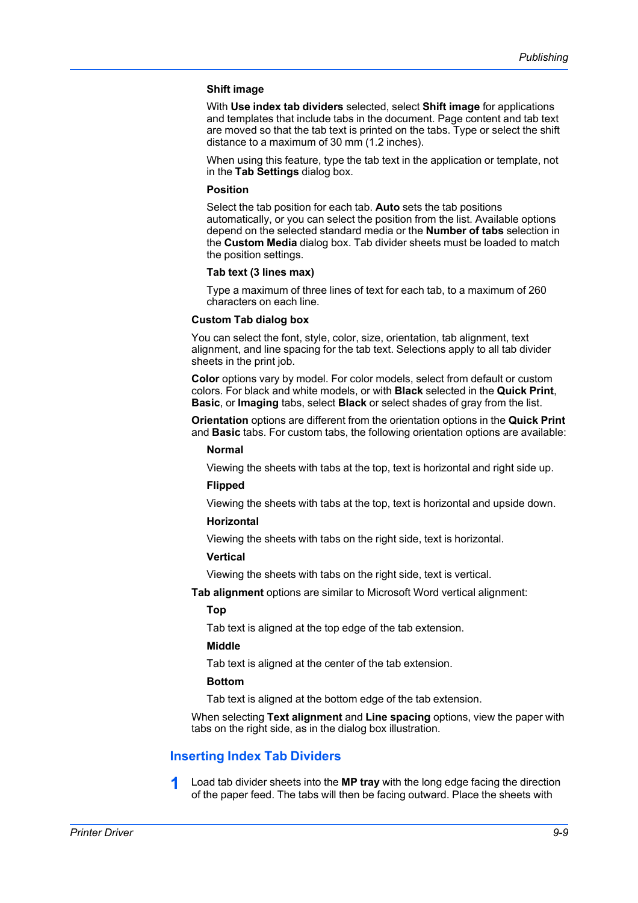**Shift image**

With **Use index tab dividers** selected, select **Shift image** for applications and templates that include tabs in the document. Page content and tab text are moved so that the tab text is printed on the tabs. Type or select the shift distance to a maximum of 30 mm (1.2 inches).

When using this feature, type the tab text in the application or template, not in the **Tab Settings** dialog box.

**Position**

Select the tab position for each tab. **Auto** sets the tab positions automatically, or you can select the position from the list. Available options depend on the selected standard media or the **Number of tabs** selection in the **Custom Media** dialog box. Tab divider sheets must be loaded to match the position settings.

**Tab text (3 lines max)**

Type a maximum of three lines of text for each tab, to a maximum of 260 characters on each line.

**Custom Tab dialog box**

You can select the font, style, color, size, orientation, tab alignment, text alignment, and line spacing for the tab text. Selections apply to all tab divider sheets in the print job.

**Color** options vary by model. For color models, select from default or custom colors. For black and white models, or with **Black** selected in the **Quick Print**, **Basic**, or **Imaging** tabs, select **Black** or select shades of gray from the list.

**Orientation** options are different from the orientation options in the **Quick Print** and **Basic** tabs. For custom tabs, the following orientation options are available:

**Normal**

Viewing the sheets with tabs at the top, text is horizontal and right side up.

**Flipped**

Viewing the sheets with tabs at the top, text is horizontal and upside down.

**Horizontal**

Viewing the sheets with tabs on the right side, text is horizontal.

**Vertical**

Viewing the sheets with tabs on the right side, text is vertical.

**Tab alignment** options are similar to Microsoft Word vertical alignment:

**Top**

Tab text is aligned at the top edge of the tab extension.

**Middle**

Tab text is aligned at the center of the tab extension.

**Bottom**

Tab text is aligned at the bottom edge of the tab extension.

When selecting **Text alignment** and **Line spacing** options, view the paper with tabs on the right side, as in the dialog box illustration.

## Inserting Index Tab Dividers

1. Load tab divider sheets into the **MP tray** with the long edge facing the direction of the paper feed. The tabs will then be facing outward. Place the sheets with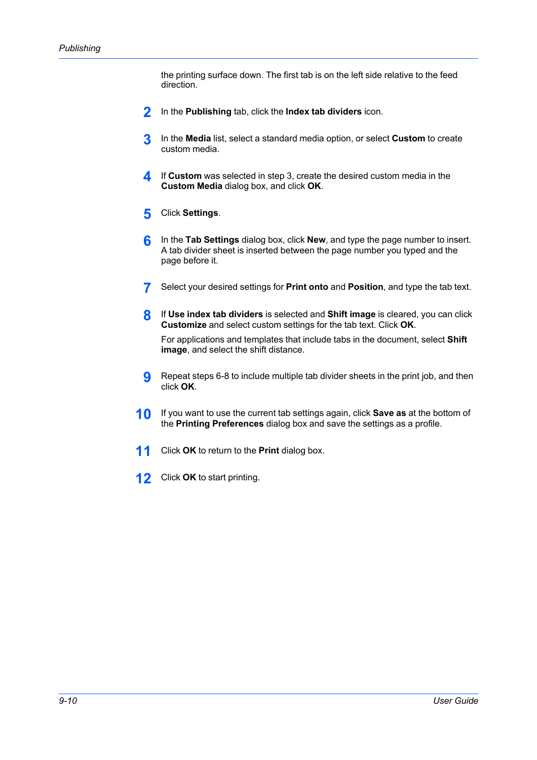the printing surface down. The first tab is on the left side relative to the feed direction.

2. In the **Publishing** tab, click the **Index tab dividers** icon.

3. In the **Media** list, select a standard media option, or select **Custom** to create custom media.

4. If **Custom** was selected in step 3, create the desired custom media in the **Custom Media** dialog box, and click **OK**.

5. Click **Settings**.

6. In the **Tab Settings** dialog box, click **New**, and type the page number to insert. A tab divider sheet is inserted between the page number you typed and the page before it.

7. Select your desired settings for **Print onto** and **Position**, and type the tab text.

8. If **Use index tab dividers** is selected and **Shift image** is cleared, you can click **Customize** and select custom settings for the tab text. Click **OK**.

   For applications and templates that include tabs in the document, select **Shift image**, and select the shift distance.

9. Repeat steps 6-8 to include multiple tab divider sheets in the print job, and then click **OK**.

10. If you want to use the current tab settings again, click **Save as** at the bottom of the **Printing Preferences** dialog box and save the settings as a profile.

11. Click **OK** to return to the **Print** dialog box.

12. Click **OK** to start printing.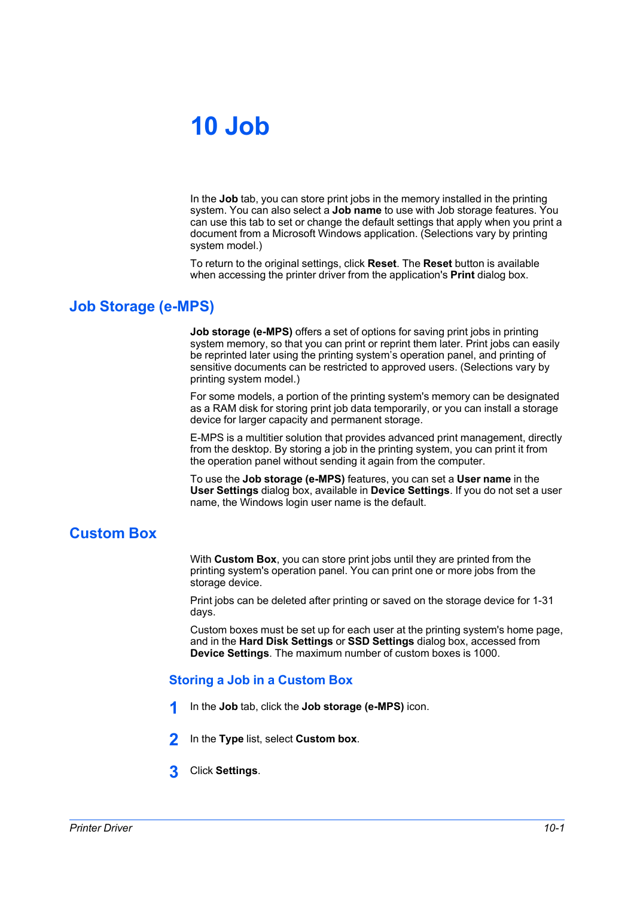# 10 Job

In the **Job** tab, you can store print jobs in the memory installed in the printing system. You can also select a **Job name** to use with Job storage features. You can use this tab to set or change the default settings that apply when you print a document from a Microsoft Windows application. (Selections vary by printing system model.)

To return to the original settings, click **Reset**. The **Reset** button is available when accessing the printer driver from the application's **Print** dialog box.

## Job Storage (e-MPS)

**Job storage (e-MPS)** offers a set of options for saving print jobs in printing system memory, so that you can print or reprint them later. Print jobs can easily be reprinted later using the printing system's operation panel, and printing of sensitive documents can be restricted to approved users. (Selections vary by printing system model.)

For some models, a portion of the printing system's memory can be designated as a RAM disk for storing print job data temporarily, or you can install a storage device for larger capacity and permanent storage.

E-MPS is a multitier solution that provides advanced print management, directly from the desktop. By storing a job in the printing system, you can print it from the operation panel without sending it again from the computer.

To use the **Job storage (e-MPS)** features, you can set a **User name** in the **User Settings** dialog box, available in **Device Settings**. If you do not set a user name, the Windows login user name is the default.

## Custom Box

With **Custom Box**, you can store print jobs until they are printed from the printing system's operation panel. You can print one or more jobs from the storage device.

Print jobs can be deleted after printing or saved on the storage device for 1-31 days.

Custom boxes must be set up for each user at the printing system's home page, and in the **Hard Disk Settings** or **SSD Settings** dialog box, accessed from **Device Settings**. The maximum number of custom boxes is 1000.

### Storing a Job in a Custom Box

1. In the **Job** tab, click the **Job storage (e-MPS)** icon.
2. In the **Type** list, select **Custom box**.
3. Click **Settings**.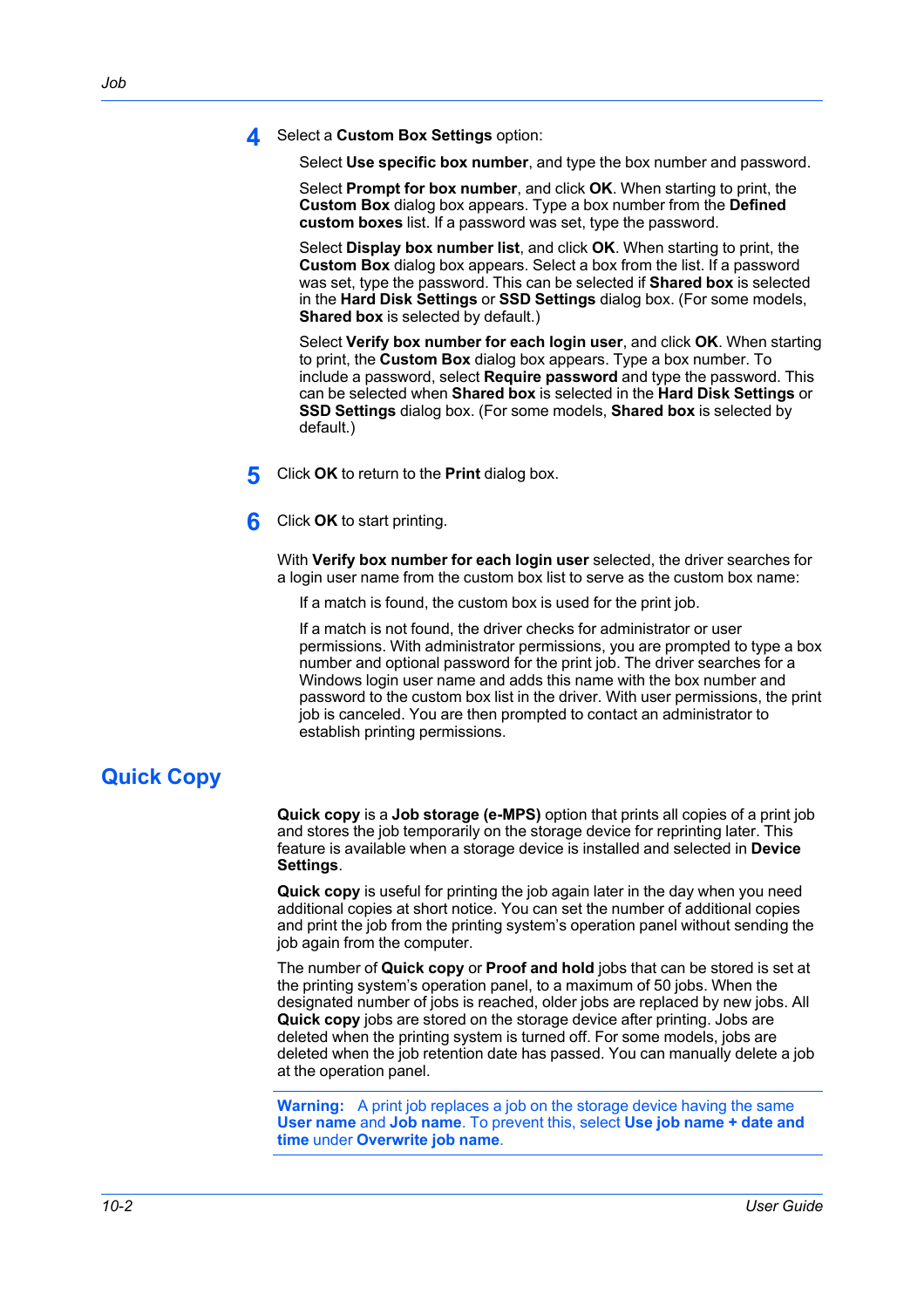4. Select a **Custom Box Settings** option:

   Select **Use specific box number**, and type the box number and password.

   Select **Prompt for box number**, and click **OK**. When starting to print, the **Custom Box** dialog box appears. Type a box number from the **Defined custom boxes** list. If a password was set, type the password.

   Select **Display box number list**, and click **OK**. When starting to print, the **Custom Box** dialog box appears. Select a box from the list. If a password was set, type the password. This can be selected if **Shared box** is selected in the **Hard Disk Settings** or **SSD Settings** dialog box. (For some models, **Shared box** is selected by default.)

   Select **Verify box number for each login user**, and click **OK**. When starting to print, the **Custom Box** dialog box appears. Type a box number. To include a password, select **Require password** and type the password. This can be selected when **Shared box** is selected in the **Hard Disk Settings** or **SSD Settings** dialog box. (For some models, **Shared box** is selected by default.)

5. Click **OK** to return to the **Print** dialog box.

6. Click **OK** to start printing.

   With **Verify box number for each login user** selected, the driver searches for a login user name from the custom box list to serve as the custom box name:

   If a match is found, the custom box is used for the print job.

   If a match is not found, the driver checks for administrator or user permissions. With administrator permissions, you are prompted to type a box number and optional password for the print job. The driver searches for a Windows login user name and adds this name with the box number and password to the custom box list in the driver. With user permissions, the print job is canceled. You are then prompted to contact an administrator to establish printing permissions.

## Quick Copy

**Quick copy** is a **Job storage (e-MPS)** option that prints all copies of a print job and stores the job temporarily on the storage device for reprinting later. This feature is available when a storage device is installed and selected in **Device Settings**.

**Quick copy** is useful for printing the job again later in the day when you need additional copies at short notice. You can set the number of additional copies and print the job from the printing system's operation panel without sending the job again from the computer.

The number of **Quick copy** or **Proof and hold** jobs that can be stored is set at the printing system's operation panel, to a maximum of 50 jobs. When the designated number of jobs is reached, older jobs are replaced by new jobs. All **Quick copy** jobs are stored on the storage device after printing. Jobs are deleted when the printing system is turned off. For some models, jobs are deleted when the job retention date has passed. You can manually delete a job at the operation panel.

> **Warning:** A print job replaces a job on the storage device having the same **User name** and **Job name**. To prevent this, select **Use job name + date and time** under **Overwrite job name**.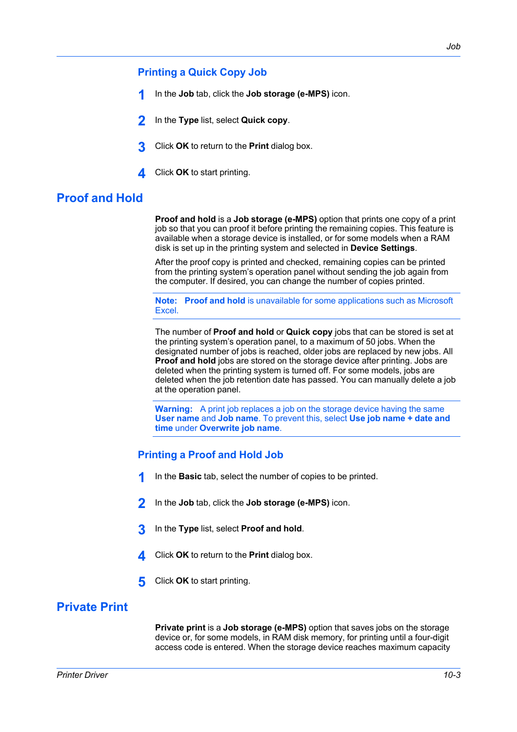### Printing a Quick Copy Job

1. In the **Job** tab, click the **Job storage (e-MPS)** icon.
2. In the **Type** list, select **Quick copy**.
3. Click **OK** to return to the **Print** dialog box.
4. Click **OK** to start printing.

## Proof and Hold

**Proof and hold** is a **Job storage (e-MPS)** option that prints one copy of a print job so that you can proof it before printing the remaining copies. This feature is available when a storage device is installed, or for some models when a RAM disk is set up in the printing system and selected in **Device Settings**.

After the proof copy is printed and checked, remaining copies can be printed from the printing system's operation panel without sending the job again from the computer. If desired, you can change the number of copies printed.

**Note:** **Proof and hold** is unavailable for some applications such as Microsoft Excel.

The number of **Proof and hold** or **Quick copy** jobs that can be stored is set at the printing system's operation panel, to a maximum of 50 jobs. When the designated number of jobs is reached, older jobs are replaced by new jobs. All **Proof and hold** jobs are stored on the storage device after printing. Jobs are deleted when the printing system is turned off. For some models, jobs are deleted when the job retention date has passed. You can manually delete a job at the operation panel.

**Warning:** A print job replaces a job on the storage device having the same **User name** and **Job name**. To prevent this, select **Use job name + date and time** under **Overwrite job name**.

### Printing a Proof and Hold Job

1. In the **Basic** tab, select the number of copies to be printed.
2. In the **Job** tab, click the **Job storage (e-MPS)** icon.
3. In the **Type** list, select **Proof and hold**.
4. Click **OK** to return to the **Print** dialog box.
5. Click **OK** to start printing.

## Private Print

**Private print** is a **Job storage (e-MPS)** option that saves jobs on the storage device or, for some models, in RAM disk memory, for printing until a four-digit access code is entered. When the storage device reaches maximum capacity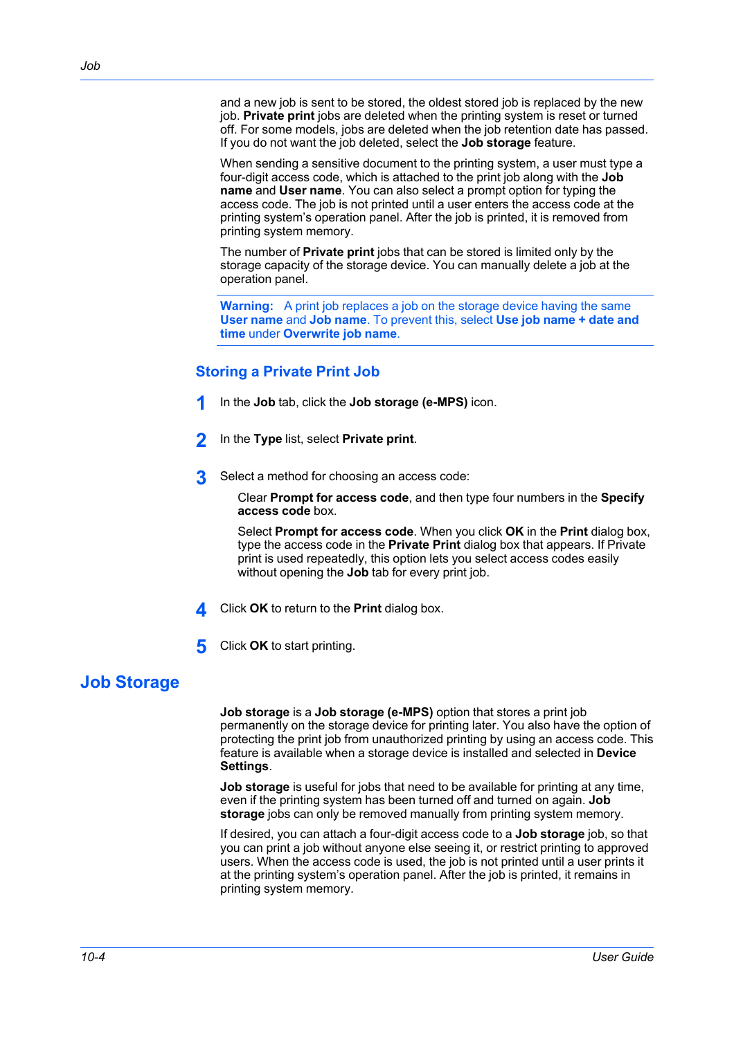and a new job is sent to be stored, the oldest stored job is replaced by the new job. **Private print** jobs are deleted when the printing system is reset or turned off. For some models, jobs are deleted when the job retention date has passed. If you do not want the job deleted, select the **Job storage** feature.

When sending a sensitive document to the printing system, a user must type a four-digit access code, which is attached to the print job along with the **Job name** and **User name**. You can also select a prompt option for typing the access code. The job is not printed until a user enters the access code at the printing system's operation panel. After the job is printed, it is removed from printing system memory.

The number of **Private print** jobs that can be stored is limited only by the storage capacity of the storage device. You can manually delete a job at the operation panel.

> **Warning:** A print job replaces a job on the storage device having the same **User name** and **Job name**. To prevent this, select **Use job name + date and time** under **Overwrite job name**.

### Storing a Private Print Job

1. In the **Job** tab, click the **Job storage (e-MPS)** icon.
2. In the **Type** list, select **Private print**.
3. Select a method for choosing an access code:

   Clear **Prompt for access code**, and then type four numbers in the **Specify access code** box.

   Select **Prompt for access code**. When you click **OK** in the **Print** dialog box, type the access code in the **Private Print** dialog box that appears. If Private print is used repeatedly, this option lets you select access codes easily without opening the **Job** tab for every print job.
4. Click **OK** to return to the **Print** dialog box.
5. Click **OK** to start printing.

## Job Storage

**Job storage** is a **Job storage (e-MPS)** option that stores a print job permanently on the storage device for printing later. You also have the option of protecting the print job from unauthorized printing by using an access code. This feature is available when a storage device is installed and selected in **Device Settings**.

**Job storage** is useful for jobs that need to be available for printing at any time, even if the printing system has been turned off and turned on again. **Job storage** jobs can only be removed manually from printing system memory.

If desired, you can attach a four-digit access code to a **Job storage** job, so that you can print a job without anyone else seeing it, or restrict printing to approved users. When the access code is used, the job is not printed until a user prints it at the printing system's operation panel. After the job is printed, it remains in printing system memory.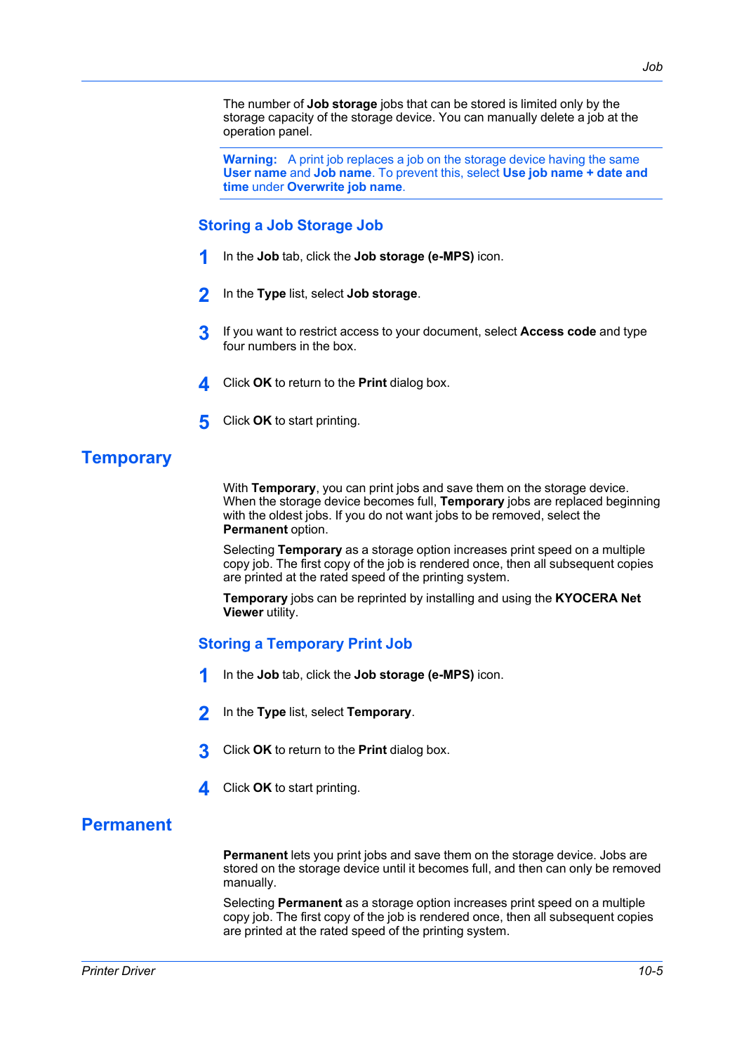The number of **Job storage** jobs that can be stored is limited only by the storage capacity of the storage device. You can manually delete a job at the operation panel.

**Warning:** A print job replaces a job on the storage device having the same **User name** and **Job name**. To prevent this, select **Use job name + date and time** under **Overwrite job name**.

### Storing a Job Storage Job

1. In the **Job** tab, click the **Job storage (e-MPS)** icon.
2. In the **Type** list, select **Job storage**.
3. If you want to restrict access to your document, select **Access code** and type four numbers in the box.
4. Click **OK** to return to the **Print** dialog box.
5. Click **OK** to start printing.

## Temporary

With **Temporary**, you can print jobs and save them on the storage device. When the storage device becomes full, **Temporary** jobs are replaced beginning with the oldest jobs. If you do not want jobs to be removed, select the **Permanent** option.

Selecting **Temporary** as a storage option increases print speed on a multiple copy job. The first copy of the job is rendered once, then all subsequent copies are printed at the rated speed of the printing system.

**Temporary** jobs can be reprinted by installing and using the **KYOCERA Net Viewer** utility.

### Storing a Temporary Print Job

1. In the **Job** tab, click the **Job storage (e-MPS)** icon.
2. In the **Type** list, select **Temporary**.
3. Click **OK** to return to the **Print** dialog box.
4. Click **OK** to start printing.

## Permanent

**Permanent** lets you print jobs and save them on the storage device. Jobs are stored on the storage device until it becomes full, and then can only be removed manually.

Selecting **Permanent** as a storage option increases print speed on a multiple copy job. The first copy of the job is rendered once, then all subsequent copies are printed at the rated speed of the printing system.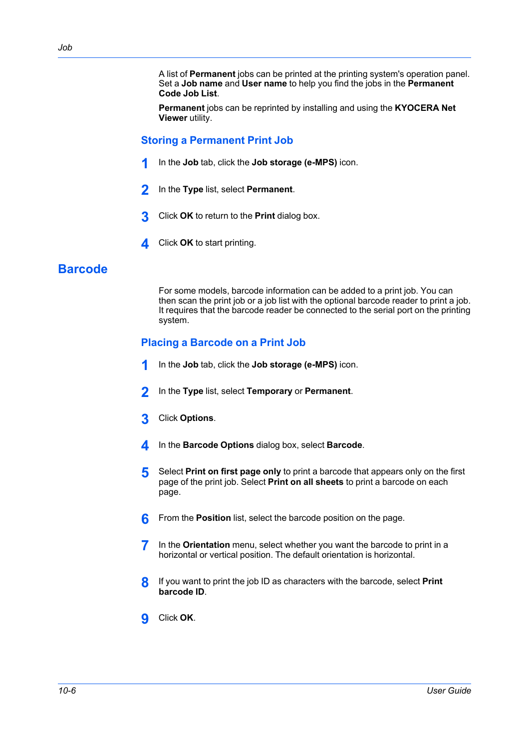A list of **Permanent** jobs can be printed at the printing system's operation panel. Set a **Job name** and **User name** to help you find the jobs in the **Permanent Code Job List**.

**Permanent** jobs can be reprinted by installing and using the **KYOCERA Net Viewer** utility.

### Storing a Permanent Print Job

1. In the **Job** tab, click the **Job storage (e-MPS)** icon.
2. In the **Type** list, select **Permanent**.
3. Click **OK** to return to the **Print** dialog box.
4. Click **OK** to start printing.

## Barcode

For some models, barcode information can be added to a print job. You can then scan the print job or a job list with the optional barcode reader to print a job. It requires that the barcode reader be connected to the serial port on the printing system.

### Placing a Barcode on a Print Job

1. In the **Job** tab, click the **Job storage (e-MPS)** icon.
2. In the **Type** list, select **Temporary** or **Permanent**.
3. Click **Options**.
4. In the **Barcode Options** dialog box, select **Barcode**.
5. Select **Print on first page only** to print a barcode that appears only on the first page of the print job. Select **Print on all sheets** to print a barcode on each page.
6. From the **Position** list, select the barcode position on the page.
7. In the **Orientation** menu, select whether you want the barcode to print in a horizontal or vertical position. The default orientation is horizontal.
8. If you want to print the job ID as characters with the barcode, select **Print barcode ID**.
9. Click **OK**.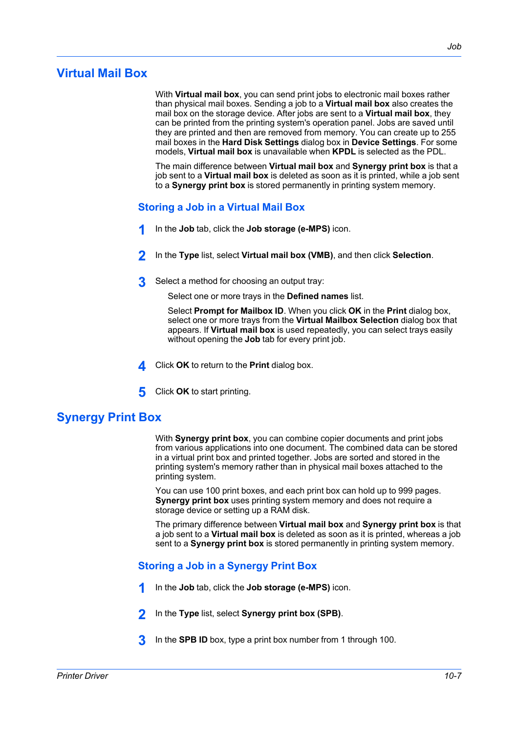## Virtual Mail Box

With **Virtual mail box**, you can send print jobs to electronic mail boxes rather than physical mail boxes. Sending a job to a **Virtual mail box** also creates the mail box on the storage device. After jobs are sent to a **Virtual mail box**, they can be printed from the printing system's operation panel. Jobs are saved until they are printed and then are removed from memory. You can create up to 255 mail boxes in the **Hard Disk Settings** dialog box in **Device Settings**. For some models, **Virtual mail box** is unavailable when **KPDL** is selected as the PDL.

The main difference between **Virtual mail box** and **Synergy print box** is that a job sent to a **Virtual mail box** is deleted as soon as it is printed, while a job sent to a **Synergy print box** is stored permanently in printing system memory.

### Storing a Job in a Virtual Mail Box

1. In the **Job** tab, click the **Job storage (e-MPS)** icon.

2. In the **Type** list, select **Virtual mail box (VMB)**, and then click **Selection**.

3. Select a method for choosing an output tray:

   Select one or more trays in the **Defined names** list.

   Select **Prompt for Mailbox ID**. When you click **OK** in the **Print** dialog box, select one or more trays from the **Virtual Mailbox Selection** dialog box that appears. If **Virtual mail box** is used repeatedly, you can select trays easily without opening the **Job** tab for every print job.

4. Click **OK** to return to the **Print** dialog box.

5. Click **OK** to start printing.

## Synergy Print Box

With **Synergy print box**, you can combine copier documents and print jobs from various applications into one document. The combined data can be stored in a virtual print box and printed together. Jobs are sorted and stored in the printing system's memory rather than in physical mail boxes attached to the printing system.

You can use 100 print boxes, and each print box can hold up to 999 pages. **Synergy print box** uses printing system memory and does not require a storage device or setting up a RAM disk.

The primary difference between **Virtual mail box** and **Synergy print box** is that a job sent to a **Virtual mail box** is deleted as soon as it is printed, whereas a job sent to a **Synergy print box** is stored permanently in printing system memory.

### Storing a Job in a Synergy Print Box

1. In the **Job** tab, click the **Job storage (e-MPS)** icon.

2. In the **Type** list, select **Synergy print box (SPB)**.

3. In the **SPB ID** box, type a print box number from 1 through 100.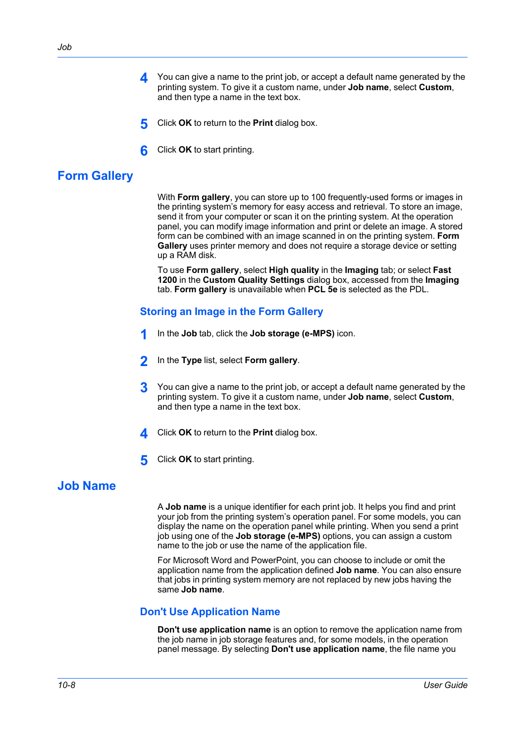4. You can give a name to the print job, or accept a default name generated by the printing system. To give it a custom name, under **Job name**, select **Custom**, and then type a name in the text box.
5. Click **OK** to return to the **Print** dialog box.
6. Click **OK** to start printing.

## Form Gallery

With **Form gallery**, you can store up to 100 frequently-used forms or images in the printing system's memory for easy access and retrieval. To store an image, send it from your computer or scan it on the printing system. At the operation panel, you can modify image information and print or delete an image. A stored form can be combined with an image scanned in on the printing system. **Form Gallery** uses printer memory and does not require a storage device or setting up a RAM disk.

To use **Form gallery**, select **High quality** in the **Imaging** tab; or select **Fast 1200** in the **Custom Quality Settings** dialog box, accessed from the **Imaging** tab. **Form gallery** is unavailable when **PCL 5e** is selected as the PDL.

### Storing an Image in the Form Gallery

1. In the **Job** tab, click the **Job storage (e-MPS)** icon.
2. In the **Type** list, select **Form gallery**.
3. You can give a name to the print job, or accept a default name generated by the printing system. To give it a custom name, under **Job name**, select **Custom**, and then type a name in the text box.
4. Click **OK** to return to the **Print** dialog box.
5. Click **OK** to start printing.

## Job Name

A **Job name** is a unique identifier for each print job. It helps you find and print your job from the printing system's operation panel. For some models, you can display the name on the operation panel while printing. When you send a print job using one of the **Job storage (e-MPS)** options, you can assign a custom name to the job or use the name of the application file.

For Microsoft Word and PowerPoint, you can choose to include or omit the application name from the application defined **Job name**. You can also ensure that jobs in printing system memory are not replaced by new jobs having the same **Job name**.

### Don't Use Application Name

**Don't use application name** is an option to remove the application name from the job name in job storage features and, for some models, in the operation panel message. By selecting **Don't use application name**, the file name you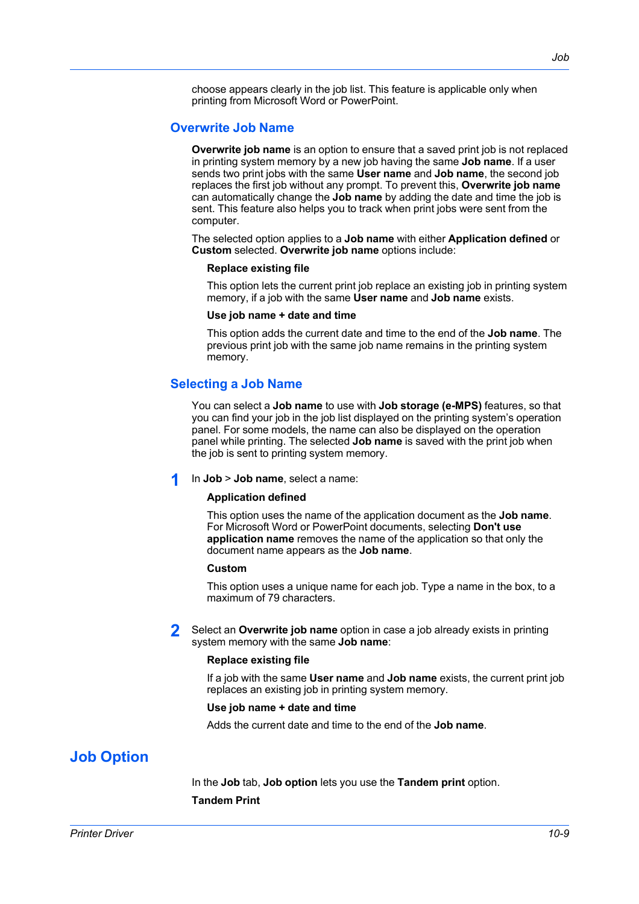choose appears clearly in the job list. This feature is applicable only when printing from Microsoft Word or PowerPoint.

### Overwrite Job Name

**Overwrite job name** is an option to ensure that a saved print job is not replaced in printing system memory by a new job having the same **Job name**. If a user sends two print jobs with the same **User name** and **Job name**, the second job replaces the first job without any prompt. To prevent this, **Overwrite job name** can automatically change the **Job name** by adding the date and time the job is sent. This feature also helps you to track when print jobs were sent from the computer.

The selected option applies to a **Job name** with either **Application defined** or **Custom** selected. **Overwrite job name** options include:

**Replace existing file**

This option lets the current print job replace an existing job in printing system memory, if a job with the same **User name** and **Job name** exists.

**Use job name + date and time**

This option adds the current date and time to the end of the **Job name**. The previous print job with the same job name remains in the printing system memory.

### Selecting a Job Name

You can select a **Job name** to use with **Job storage (e-MPS)** features, so that you can find your job in the job list displayed on the printing system's operation panel. For some models, the name can also be displayed on the operation panel while printing. The selected **Job name** is saved with the print job when the job is sent to printing system memory.

1. In **Job** > **Job name**, select a name:

   **Application defined**

   This option uses the name of the application document as the **Job name**. For Microsoft Word or PowerPoint documents, selecting **Don't use application name** removes the name of the application so that only the document name appears as the **Job name**.

   **Custom**

   This option uses a unique name for each job. Type a name in the box, to a maximum of 79 characters.

2. Select an **Overwrite job name** option in case a job already exists in printing system memory with the same **Job name**:

   **Replace existing file**

   If a job with the same **User name** and **Job name** exists, the current print job replaces an existing job in printing system memory.

   **Use job name + date and time**

   Adds the current date and time to the end of the **Job name**.

## Job Option

In the **Job** tab, **Job option** lets you use the **Tandem print** option.

**Tandem Print**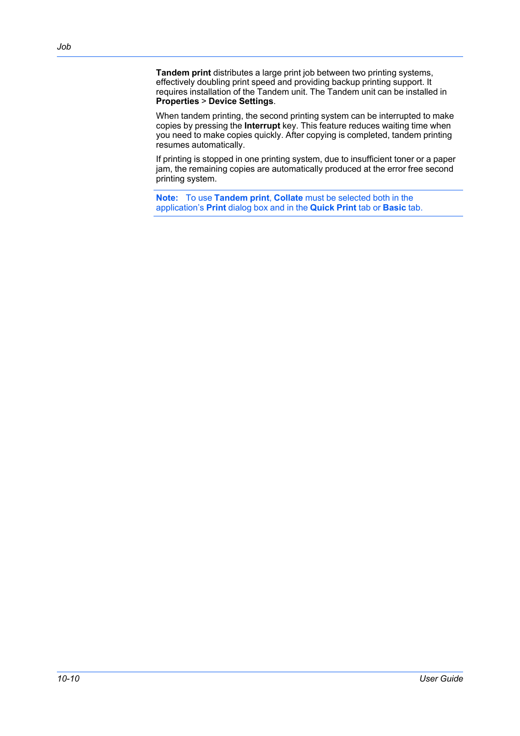**Tandem print** distributes a large print job between two printing systems, effectively doubling print speed and providing backup printing support. It requires installation of the Tandem unit. The Tandem unit can be installed in **Properties** > **Device Settings**.

When tandem printing, the second printing system can be interrupted to make copies by pressing the **Interrupt** key. This feature reduces waiting time when you need to make copies quickly. After copying is completed, tandem printing resumes automatically.

If printing is stopped in one printing system, due to insufficient toner or a paper jam, the remaining copies are automatically produced at the error free second printing system.

---

**Note:** To use **Tandem print**, **Collate** must be selected both in the application's **Print** dialog box and in the **Quick Print** tab or **Basic** tab.

---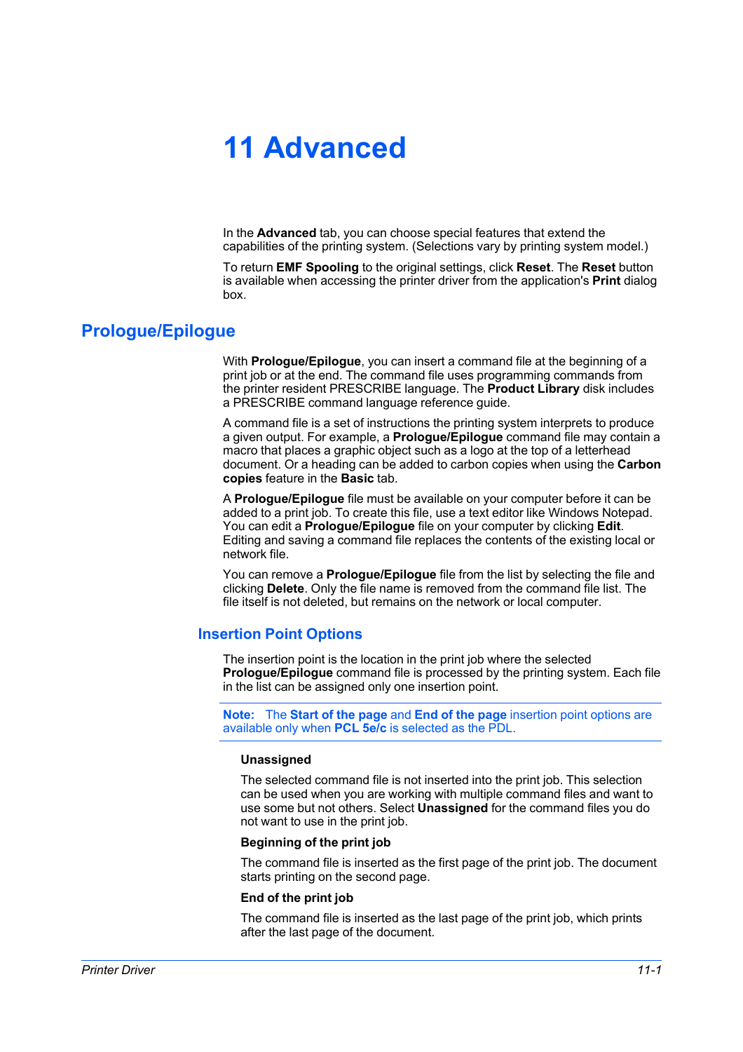# 11 Advanced

In the **Advanced** tab, you can choose special features that extend the capabilities of the printing system. (Selections vary by printing system model.)

To return **EMF Spooling** to the original settings, click **Reset**. The **Reset** button is available when accessing the printer driver from the application's **Print** dialog box.

## Prologue/Epilogue

With **Prologue/Epilogue**, you can insert a command file at the beginning of a print job or at the end. The command file uses programming commands from the printer resident PRESCRIBE language. The **Product Library** disk includes a PRESCRIBE command language reference guide.

A command file is a set of instructions the printing system interprets to produce a given output. For example, a **Prologue/Epilogue** command file may contain a macro that places a graphic object such as a logo at the top of a letterhead document. Or a heading can be added to carbon copies when using the **Carbon copies** feature in the **Basic** tab.

A **Prologue/Epilogue** file must be available on your computer before it can be added to a print job. To create this file, use a text editor like Windows Notepad. You can edit a **Prologue/Epilogue** file on your computer by clicking **Edit**. Editing and saving a command file replaces the contents of the existing local or network file.

You can remove a **Prologue/Epilogue** file from the list by selecting the file and clicking **Delete**. Only the file name is removed from the command file list. The file itself is not deleted, but remains on the network or local computer.

### Insertion Point Options

The insertion point is the location in the print job where the selected **Prologue/Epilogue** command file is processed by the printing system. Each file in the list can be assigned only one insertion point.

**Note:** The **Start of the page** and **End of the page** insertion point options are available only when **PCL 5e/c** is selected as the PDL.

**Unassigned**

The selected command file is not inserted into the print job. This selection can be used when you are working with multiple command files and want to use some but not others. Select **Unassigned** for the command files you do not want to use in the print job.

**Beginning of the print job**

The command file is inserted as the first page of the print job. The document starts printing on the second page.

**End of the print job**

The command file is inserted as the last page of the print job, which prints after the last page of the document.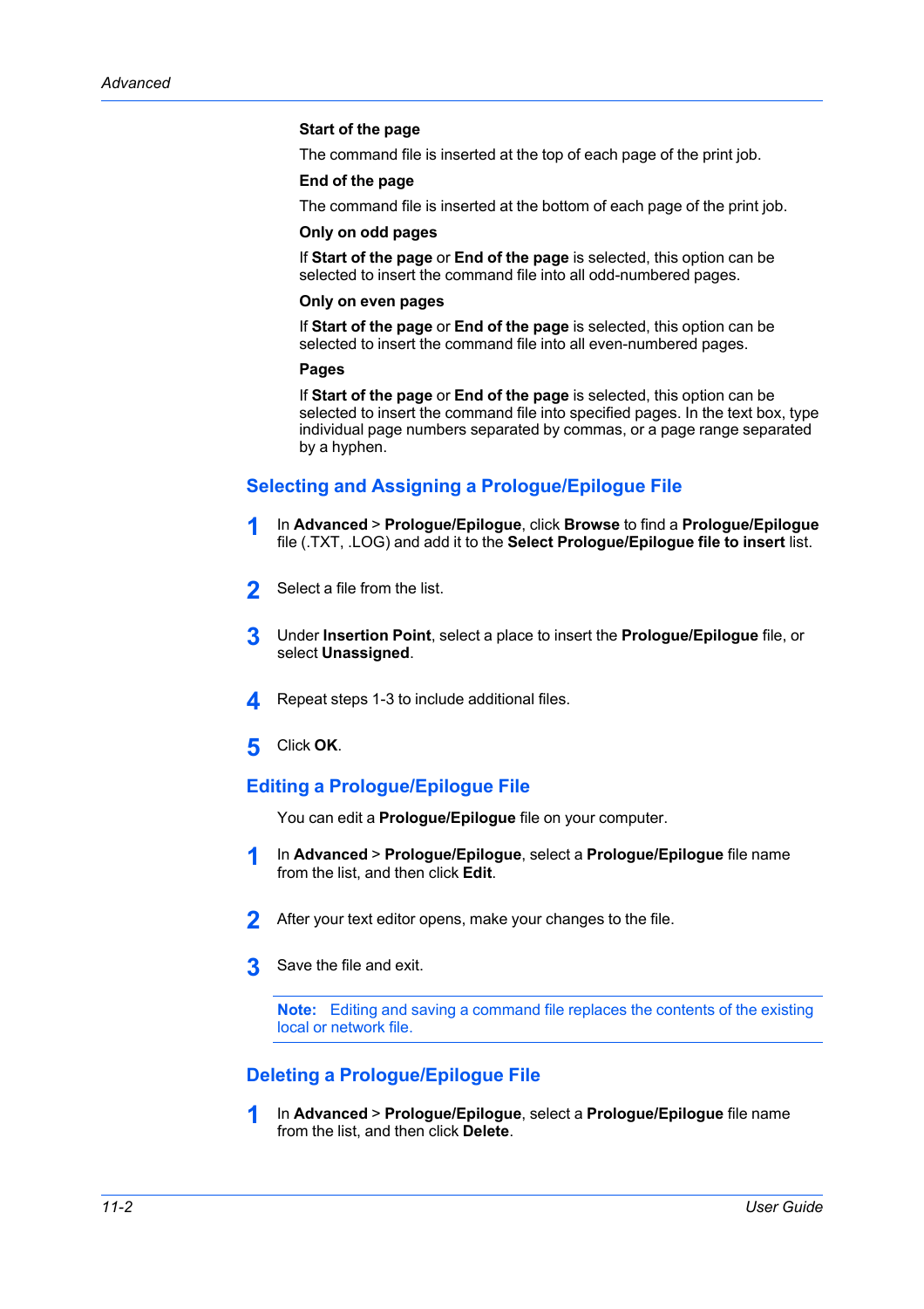**Start of the page**

The command file is inserted at the top of each page of the print job.

**End of the page**

The command file is inserted at the bottom of each page of the print job.

**Only on odd pages**

If **Start of the page** or **End of the page** is selected, this option can be selected to insert the command file into all odd-numbered pages.

**Only on even pages**

If **Start of the page** or **End of the page** is selected, this option can be selected to insert the command file into all even-numbered pages.

**Pages**

If **Start of the page** or **End of the page** is selected, this option can be selected to insert the command file into specified pages. In the text box, type individual page numbers separated by commas, or a page range separated by a hyphen.

## Selecting and Assigning a Prologue/Epilogue File

1. In **Advanced** > **Prologue/Epilogue**, click **Browse** to find a **Prologue/Epilogue** file (.TXT, .LOG) and add it to the **Select Prologue/Epilogue file to insert** list.
2. Select a file from the list.
3. Under **Insertion Point**, select a place to insert the **Prologue/Epilogue** file, or select **Unassigned**.
4. Repeat steps 1-3 to include additional files.
5. Click **OK**.

## Editing a Prologue/Epilogue File

You can edit a **Prologue/Epilogue** file on your computer.

1. In **Advanced** > **Prologue/Epilogue**, select a **Prologue/Epilogue** file name from the list, and then click **Edit**.
2. After your text editor opens, make your changes to the file.
3. Save the file and exit.

**Note:** Editing and saving a command file replaces the contents of the existing local or network file.

## Deleting a Prologue/Epilogue File

1. In **Advanced** > **Prologue/Epilogue**, select a **Prologue/Epilogue** file name from the list, and then click **Delete**.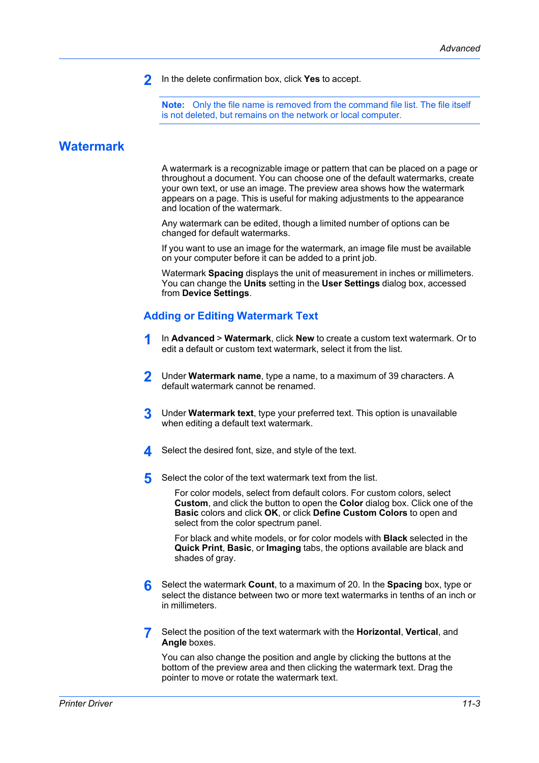2. In the delete confirmation box, click **Yes** to accept.

**Note:** Only the file name is removed from the command file list. The file itself is not deleted, but remains on the network or local computer.

## Watermark

A watermark is a recognizable image or pattern that can be placed on a page or throughout a document. You can choose one of the default watermarks, create your own text, or use an image. The preview area shows how the watermark appears on a page. This is useful for making adjustments to the appearance and location of the watermark.

Any watermark can be edited, though a limited number of options can be changed for default watermarks.

If you want to use an image for the watermark, an image file must be available on your computer before it can be added to a print job.

Watermark **Spacing** displays the unit of measurement in inches or millimeters. You can change the **Units** setting in the **User Settings** dialog box, accessed from **Device Settings**.

### Adding or Editing Watermark Text

1. In **Advanced** > **Watermark**, click **New** to create a custom text watermark. Or to edit a default or custom text watermark, select it from the list.

2. Under **Watermark name**, type a name, to a maximum of 39 characters. A default watermark cannot be renamed.

3. Under **Watermark text**, type your preferred text. This option is unavailable when editing a default text watermark.

4. Select the desired font, size, and style of the text.

5. Select the color of the text watermark text from the list.

   For color models, select from default colors. For custom colors, select **Custom**, and click the button to open the **Color** dialog box. Click one of the **Basic** colors and click **OK**, or click **Define Custom Colors** to open and select from the color spectrum panel.

   For black and white models, or for color models with **Black** selected in the **Quick Print**, **Basic**, or **Imaging** tabs, the options available are black and shades of gray.

6. Select the watermark **Count**, to a maximum of 20. In the **Spacing** box, type or select the distance between two or more text watermarks in tenths of an inch or in millimeters.

7. Select the position of the text watermark with the **Horizontal**, **Vertical**, and **Angle** boxes.

   You can also change the position and angle by clicking the buttons at the bottom of the preview area and then clicking the watermark text. Drag the pointer to move or rotate the watermark text.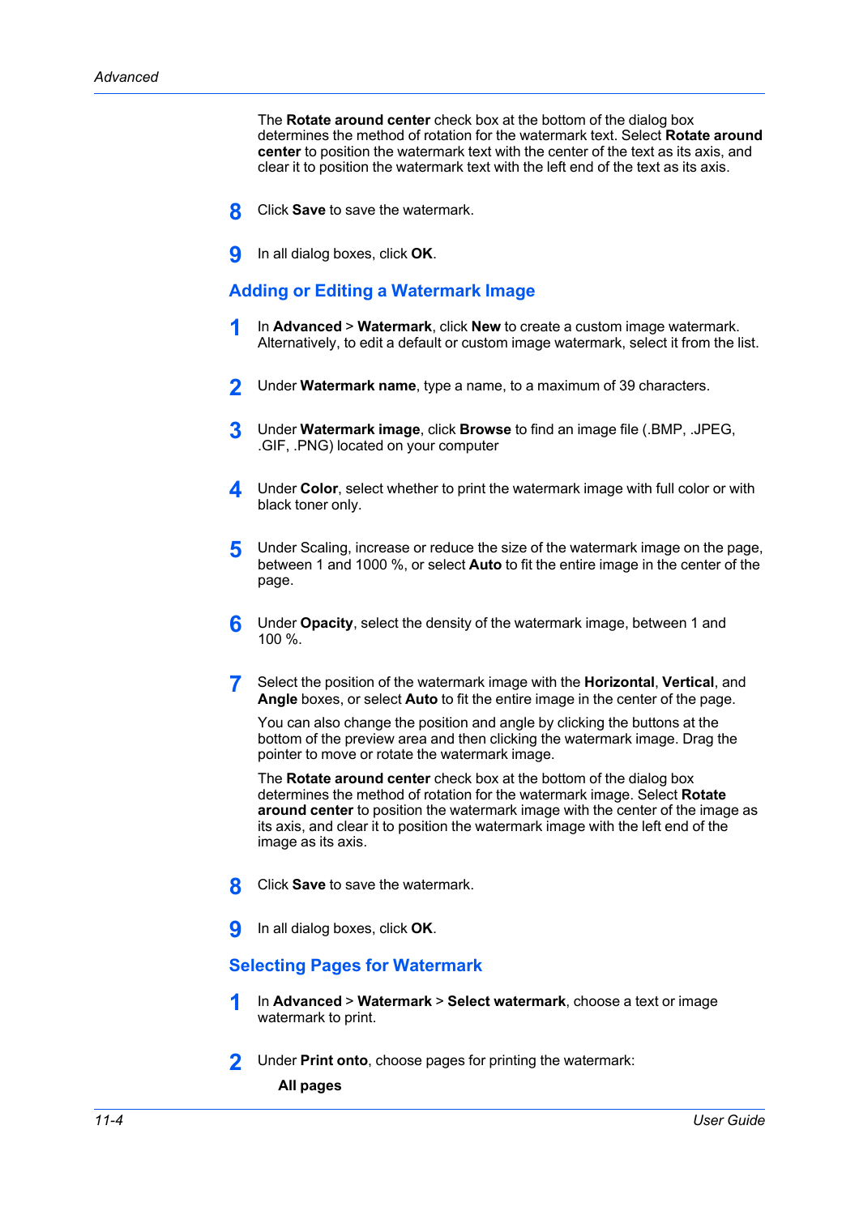The **Rotate around center** check box at the bottom of the dialog box determines the method of rotation for the watermark text. Select **Rotate around center** to position the watermark text with the center of the text as its axis, and clear it to position the watermark text with the left end of the text as its axis.

8. Click **Save** to save the watermark.

9. In all dialog boxes, click **OK**.

## Adding or Editing a Watermark Image

1. In **Advanced** > **Watermark**, click **New** to create a custom image watermark. Alternatively, to edit a default or custom image watermark, select it from the list.

2. Under **Watermark name**, type a name, to a maximum of 39 characters.

3. Under **Watermark image**, click **Browse** to find an image file (.BMP, .JPEG, .GIF, .PNG) located on your computer

4. Under **Color**, select whether to print the watermark image with full color or with black toner only.

5. Under Scaling, increase or reduce the size of the watermark image on the page, between 1 and 1000 %, or select **Auto** to fit the entire image in the center of the page.

6. Under **Opacity**, select the density of the watermark image, between 1 and 100 %.

7. Select the position of the watermark image with the **Horizontal**, **Vertical**, and **Angle** boxes, or select **Auto** to fit the entire image in the center of the page.

   You can also change the position and angle by clicking the buttons at the bottom of the preview area and then clicking the watermark image. Drag the pointer to move or rotate the watermark image.

   The **Rotate around center** check box at the bottom of the dialog box determines the method of rotation for the watermark image. Select **Rotate around center** to position the watermark image with the center of the image as its axis, and clear it to position the watermark image with the left end of the image as its axis.

8. Click **Save** to save the watermark.

9. In all dialog boxes, click **OK**.

## Selecting Pages for Watermark

1. In **Advanced** > **Watermark** > **Select watermark**, choose a text or image watermark to print.

2. Under **Print onto**, choose pages for printing the watermark:

   **All pages**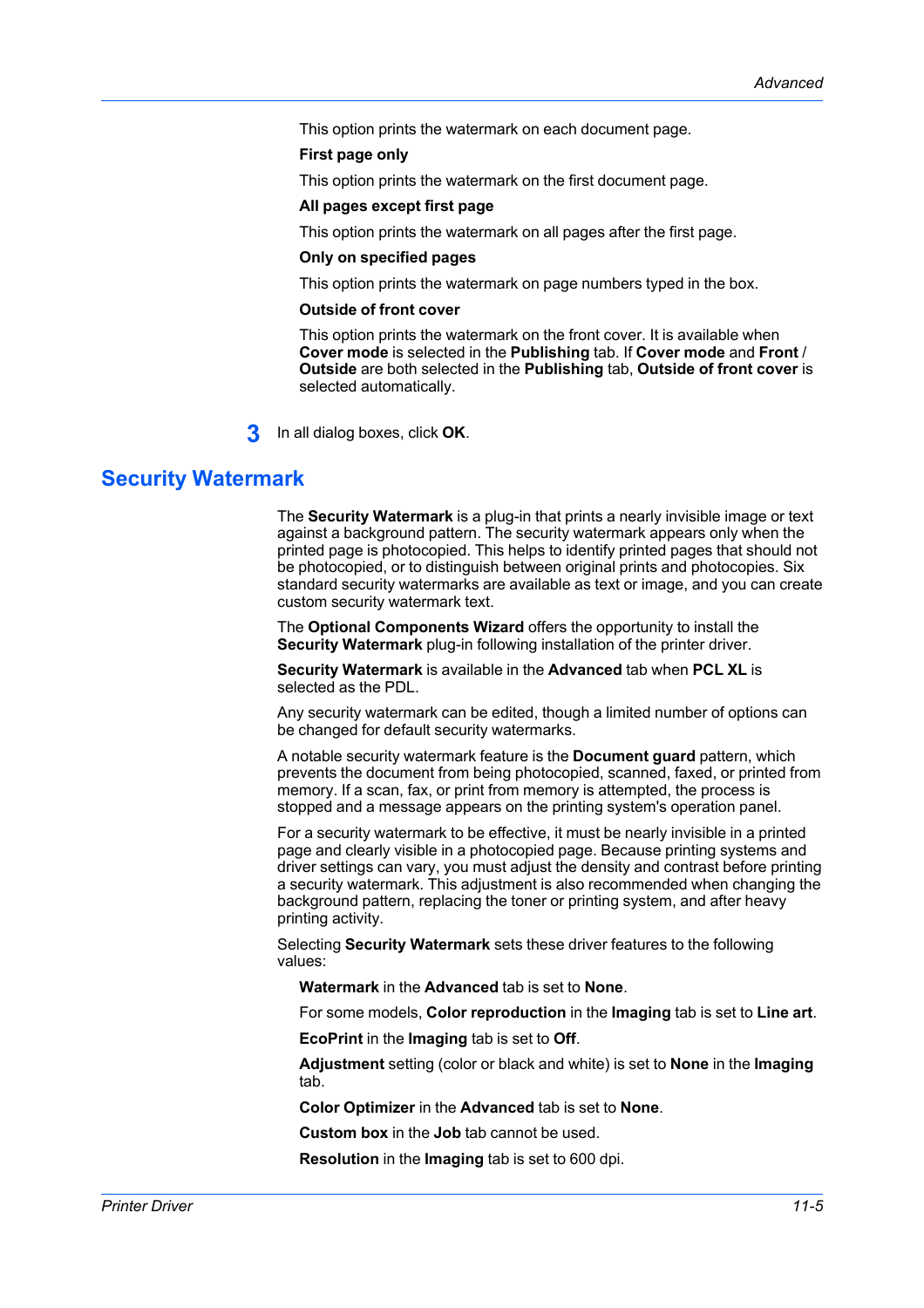This option prints the watermark on each document page.

**First page only**

This option prints the watermark on the first document page.

**All pages except first page**

This option prints the watermark on all pages after the first page.

**Only on specified pages**

This option prints the watermark on page numbers typed in the box.

**Outside of front cover**

This option prints the watermark on the front cover. It is available when **Cover mode** is selected in the **Publishing** tab. If **Cover mode** and **Front / Outside** are both selected in the **Publishing** tab, **Outside of front cover** is selected automatically.

3. In all dialog boxes, click **OK**.

## Security Watermark

The **Security Watermark** is a plug-in that prints a nearly invisible image or text against a background pattern. The security watermark appears only when the printed page is photocopied. This helps to identify printed pages that should not be photocopied, or to distinguish between original prints and photocopies. Six standard security watermarks are available as text or image, and you can create custom security watermark text.

The **Optional Components Wizard** offers the opportunity to install the **Security Watermark** plug-in following installation of the printer driver.

**Security Watermark** is available in the **Advanced** tab when **PCL XL** is selected as the PDL.

Any security watermark can be edited, though a limited number of options can be changed for default security watermarks.

A notable security watermark feature is the **Document guard** pattern, which prevents the document from being photocopied, scanned, faxed, or printed from memory. If a scan, fax, or print from memory is attempted, the process is stopped and a message appears on the printing system's operation panel.

For a security watermark to be effective, it must be nearly invisible in a printed page and clearly visible in a photocopied page. Because printing systems and driver settings can vary, you must adjust the density and contrast before printing a security watermark. This adjustment is also recommended when changing the background pattern, replacing the toner or printing system, and after heavy printing activity.

Selecting **Security Watermark** sets these driver features to the following values:

**Watermark** in the **Advanced** tab is set to **None**.

For some models, **Color reproduction** in the **Imaging** tab is set to **Line art**.

**EcoPrint** in the **Imaging** tab is set to **Off**.

**Adjustment** setting (color or black and white) is set to **None** in the **Imaging** tab.

**Color Optimizer** in the **Advanced** tab is set to **None**.

**Custom box** in the **Job** tab cannot be used.

**Resolution** in the **Imaging** tab is set to 600 dpi.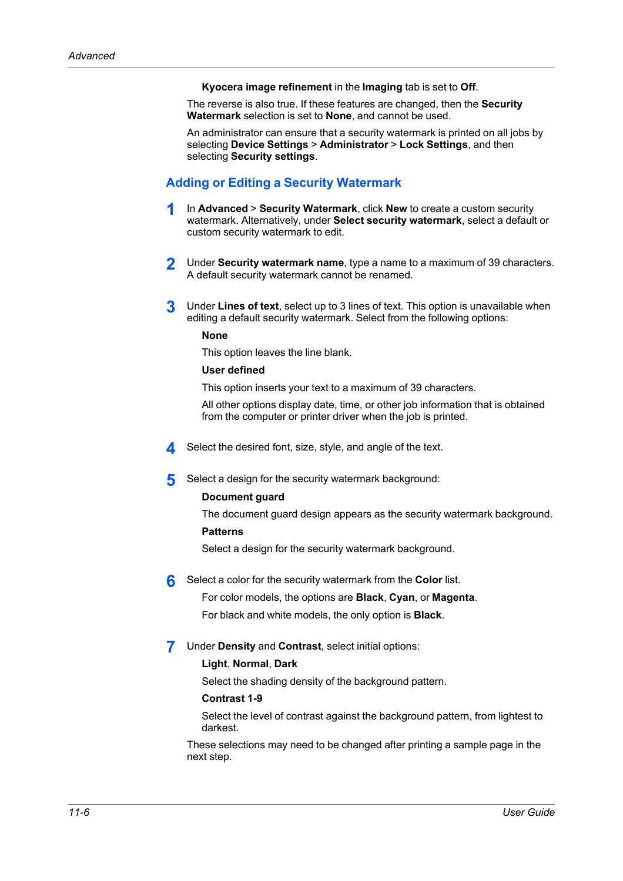**Kyocera image refinement** in the **Imaging** tab is set to **Off**.

The reverse is also true. If these features are changed, then the **Security Watermark** selection is set to **None**, and cannot be used.

An administrator can ensure that a security watermark is printed on all jobs by selecting **Device Settings** > **Administrator** > **Lock Settings**, and then selecting **Security settings**.

## Adding or Editing a Security Watermark

1. In **Advanced** > **Security Watermark**, click **New** to create a custom security watermark. Alternatively, under **Select security watermark**, select a default or custom security watermark to edit.

2. Under **Security watermark name**, type a name to a maximum of 39 characters. A default security watermark cannot be renamed.

3. Under **Lines of text**, select up to 3 lines of text. This option is unavailable when editing a default security watermark. Select from the following options:

   **None**

   This option leaves the line blank.

   **User defined**

   This option inserts your text to a maximum of 39 characters.

   All other options display date, time, or other job information that is obtained from the computer or printer driver when the job is printed.

4. Select the desired font, size, style, and angle of the text.

5. Select a design for the security watermark background:

   **Document guard**

   The document guard design appears as the security watermark background.

   **Patterns**

   Select a design for the security watermark background.

6. Select a color for the security watermark from the **Color** list.

   For color models, the options are **Black**, **Cyan**, or **Magenta**.

   For black and white models, the only option is **Black**.

7. Under **Density** and **Contrast**, select initial options:

   **Light**, **Normal**, **Dark**

   Select the shading density of the background pattern.

   **Contrast 1-9**

   Select the level of contrast against the background pattern, from lightest to darkest.

   These selections may need to be changed after printing a sample page in the next step.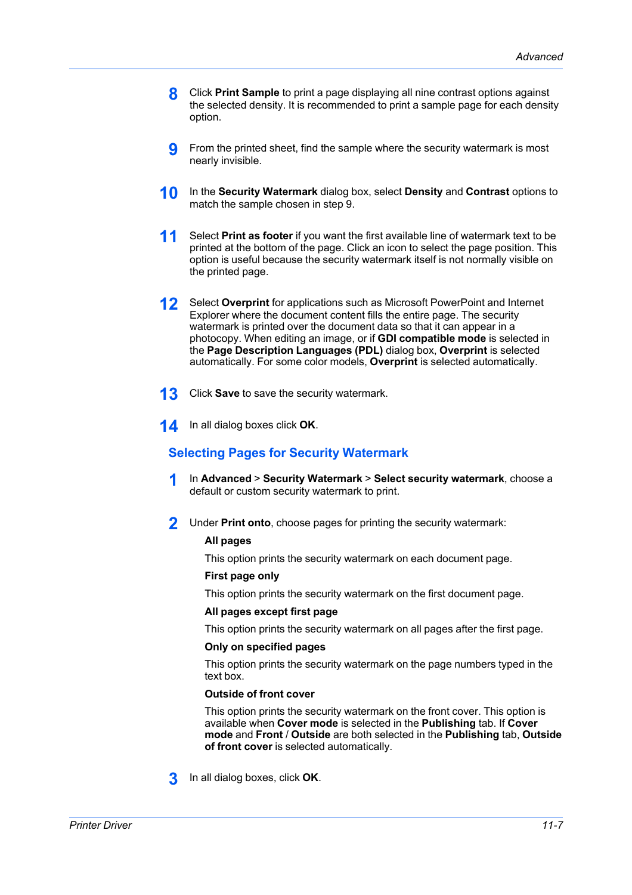8. Click **Print Sample** to print a page displaying all nine contrast options against the selected density. It is recommended to print a sample page for each density option.

9. From the printed sheet, find the sample where the security watermark is most nearly invisible.

10. In the **Security Watermark** dialog box, select **Density** and **Contrast** options to match the sample chosen in step 9.

11. Select **Print as footer** if you want the first available line of watermark text to be printed at the bottom of the page. Click an icon to select the page position. This option is useful because the security watermark itself is not normally visible on the printed page.

12. Select **Overprint** for applications such as Microsoft PowerPoint and Internet Explorer where the document content fills the entire page. The security watermark is printed over the document data so that it can appear in a photocopy. When editing an image, or if **GDI compatible mode** is selected in the **Page Description Languages (PDL)** dialog box, **Overprint** is selected automatically. For some color models, **Overprint** is selected automatically.

13. Click **Save** to save the security watermark.

14. In all dialog boxes click **OK**.

## Selecting Pages for Security Watermark

1. In **Advanced** > **Security Watermark** > **Select security watermark**, choose a default or custom security watermark to print.

2. Under **Print onto**, choose pages for printing the security watermark:

   **All pages**

   This option prints the security watermark on each document page.

   **First page only**

   This option prints the security watermark on the first document page.

   **All pages except first page**

   This option prints the security watermark on all pages after the first page.

   **Only on specified pages**

   This option prints the security watermark on the page numbers typed in the text box.

   **Outside of front cover**

   This option prints the security watermark on the front cover. This option is available when **Cover mode** is selected in the **Publishing** tab. If **Cover mode** and **Front** / **Outside** are both selected in the **Publishing** tab, **Outside of front cover** is selected automatically.

3. In all dialog boxes, click **OK**.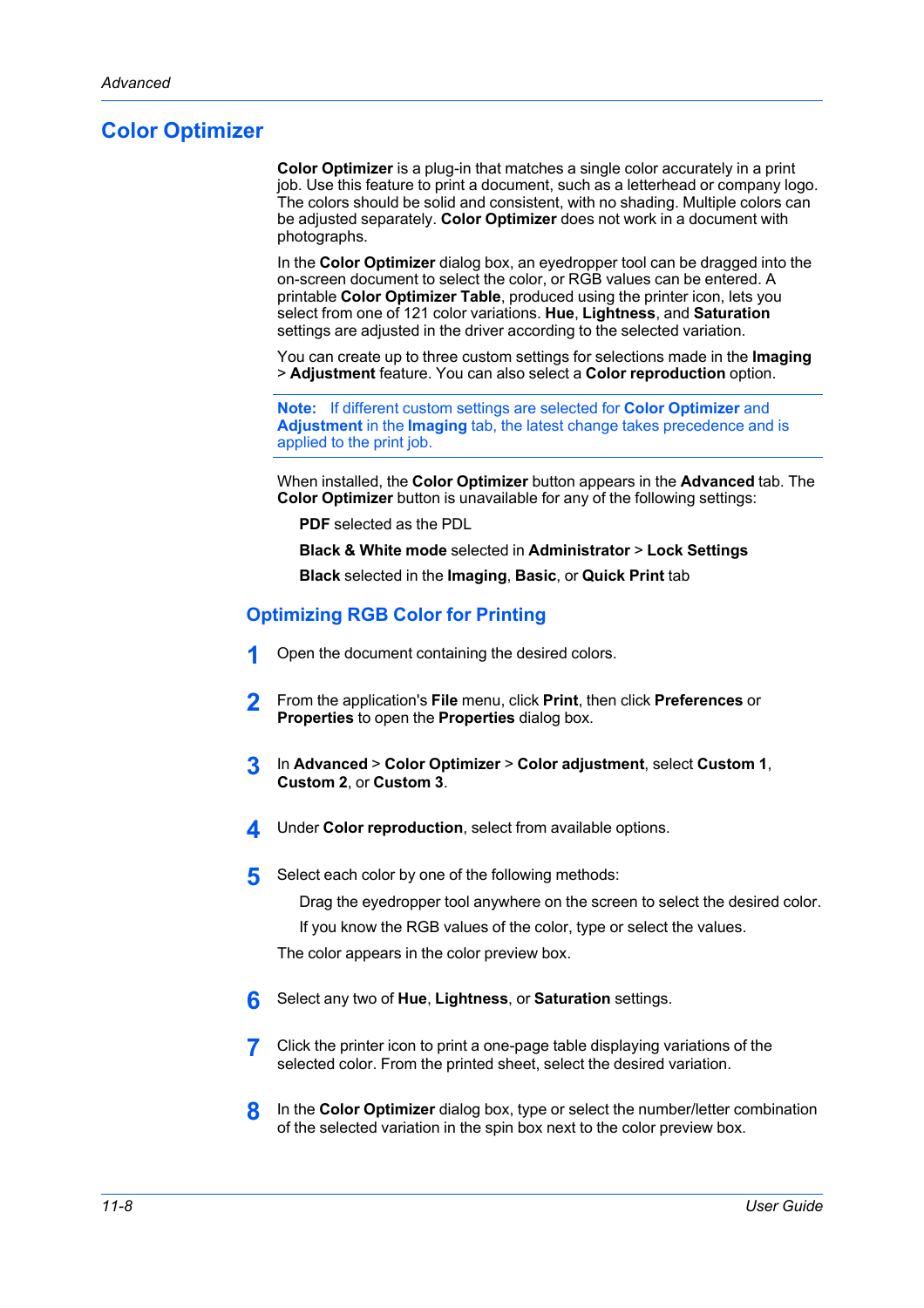## Color Optimizer

**Color Optimizer** is a plug-in that matches a single color accurately in a print job. Use this feature to print a document, such as a letterhead or company logo. The colors should be solid and consistent, with no shading. Multiple colors can be adjusted separately. **Color Optimizer** does not work in a document with photographs.

In the **Color Optimizer** dialog box, an eyedropper tool can be dragged into the on-screen document to select the color, or RGB values can be entered. A printable **Color Optimizer Table**, produced using the printer icon, lets you select from one of 121 color variations. **Hue**, **Lightness**, and **Saturation** settings are adjusted in the driver according to the selected variation.

You can create up to three custom settings for selections made in the **Imaging** > **Adjustment** feature. You can also select a **Color reproduction** option.

**Note:** If different custom settings are selected for **Color Optimizer** and **Adjustment** in the **Imaging** tab, the latest change takes precedence and is applied to the print job.

When installed, the **Color Optimizer** button appears in the **Advanced** tab. The **Color Optimizer** button is unavailable for any of the following settings:

**PDF** selected as the PDL

**Black & White mode** selected in **Administrator** > **Lock Settings**

**Black** selected in the **Imaging**, **Basic**, or **Quick Print** tab

### Optimizing RGB Color for Printing

1. Open the document containing the desired colors.
2. From the application's **File** menu, click **Print**, then click **Preferences** or **Properties** to open the **Properties** dialog box.
3. In **Advanced** > **Color Optimizer** > **Color adjustment**, select **Custom 1**, **Custom 2**, or **Custom 3**.
4. Under **Color reproduction**, select from available options.
5. Select each color by one of the following methods:

   Drag the eyedropper tool anywhere on the screen to select the desired color.

   If you know the RGB values of the color, type or select the values.

   The color appears in the color preview box.
6. Select any two of **Hue**, **Lightness**, or **Saturation** settings.
7. Click the printer icon to print a one-page table displaying variations of the selected color. From the printed sheet, select the desired variation.
8. In the **Color Optimizer** dialog box, type or select the number/letter combination of the selected variation in the spin box next to the color preview box.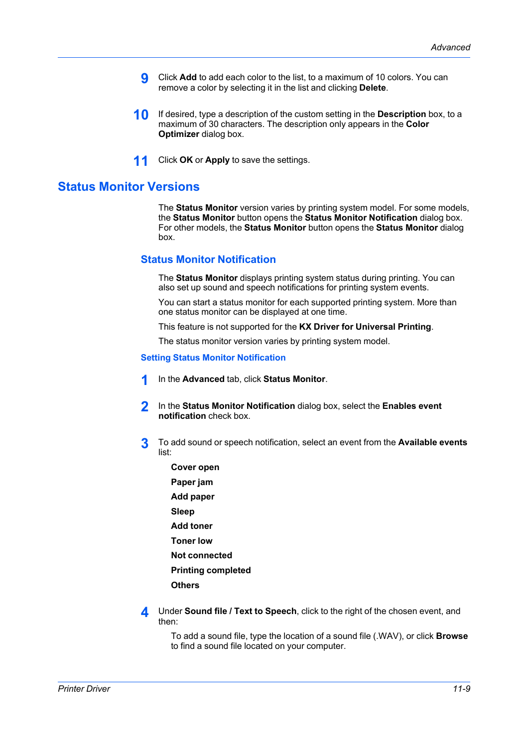9. Click **Add** to add each color to the list, to a maximum of 10 colors. You can remove a color by selecting it in the list and clicking **Delete**.

10. If desired, type a description of the custom setting in the **Description** box, to a maximum of 30 characters. The description only appears in the **Color Optimizer** dialog box.

11. Click **OK** or **Apply** to save the settings.

## Status Monitor Versions

The **Status Monitor** version varies by printing system model. For some models, the **Status Monitor** button opens the **Status Monitor Notification** dialog box. For other models, the **Status Monitor** button opens the **Status Monitor** dialog box.

### Status Monitor Notification

The **Status Monitor** displays printing system status during printing. You can also set up sound and speech notifications for printing system events.

You can start a status monitor for each supported printing system. More than one status monitor can be displayed at one time.

This feature is not supported for the **KX Driver for Universal Printing**.

The status monitor version varies by printing system model.

#### Setting Status Monitor Notification

1. In the **Advanced** tab, click **Status Monitor**.

2. In the **Status Monitor Notification** dialog box, select the **Enables event notification** check box.

3. To add sound or speech notification, select an event from the **Available events** list:

   **Cover open**

   **Paper jam**

   **Add paper**

   **Sleep**

   **Add toner**

   **Toner low**

   **Not connected**

   **Printing completed**

   **Others**

4. Under **Sound file / Text to Speech**, click to the right of the chosen event, and then:

   To add a sound file, type the location of a sound file (.WAV), or click **Browse** to find a sound file located on your computer.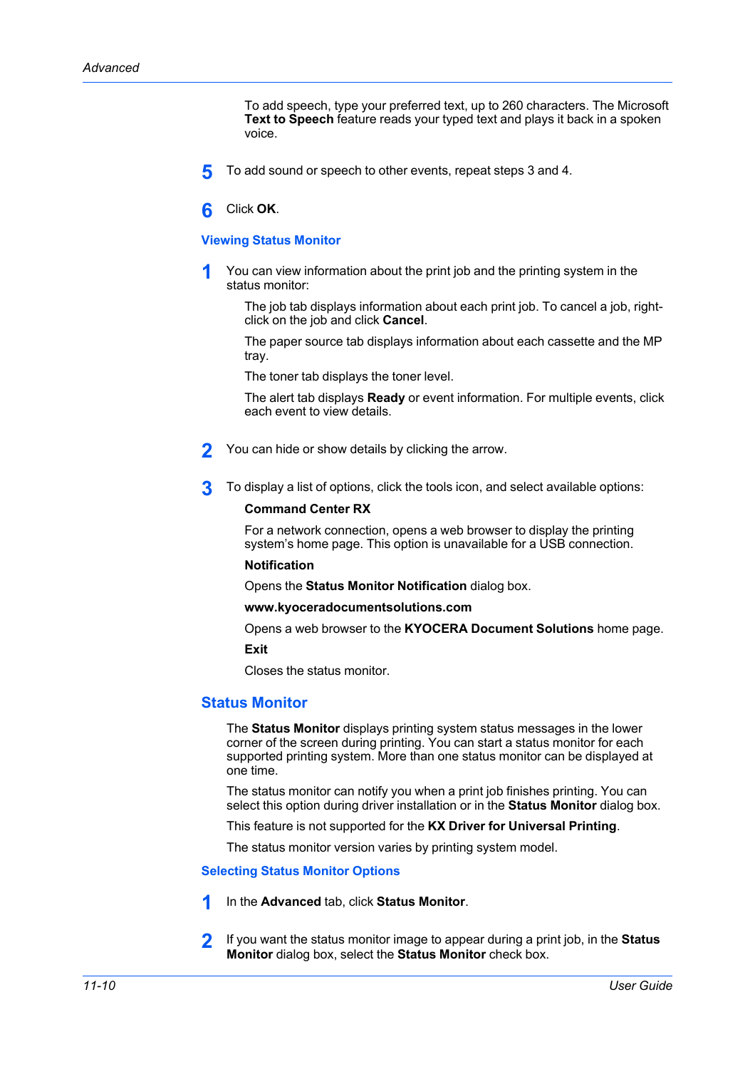To add speech, type your preferred text, up to 260 characters. The Microsoft **Text to Speech** feature reads your typed text and plays it back in a spoken voice.

5. To add sound or speech to other events, repeat steps 3 and 4.

6. Click **OK**.

### Viewing Status Monitor

1. You can view information about the print job and the printing system in the status monitor:

   The job tab displays information about each print job. To cancel a job, right-click on the job and click **Cancel**.

   The paper source tab displays information about each cassette and the MP tray.

   The toner tab displays the toner level.

   The alert tab displays **Ready** or event information. For multiple events, click each event to view details.

2. You can hide or show details by clicking the arrow.

3. To display a list of options, click the tools icon, and select available options:

   **Command Center RX**

   For a network connection, opens a web browser to display the printing system's home page. This option is unavailable for a USB connection.

   **Notification**

   Opens the **Status Monitor Notification** dialog box.

   **www.kyoceradocumentsolutions.com**

   Opens a web browser to the **KYOCERA Document Solutions** home page.

   **Exit**

   Closes the status monitor.

## Status Monitor

The **Status Monitor** displays printing system status messages in the lower corner of the screen during printing. You can start a status monitor for each supported printing system. More than one status monitor can be displayed at one time.

The status monitor can notify you when a print job finishes printing. You can select this option during driver installation or in the **Status Monitor** dialog box.

This feature is not supported for the **KX Driver for Universal Printing**.

The status monitor version varies by printing system model.

### Selecting Status Monitor Options

1. In the **Advanced** tab, click **Status Monitor**.

2. If you want the status monitor image to appear during a print job, in the **Status Monitor** dialog box, select the **Status Monitor** check box.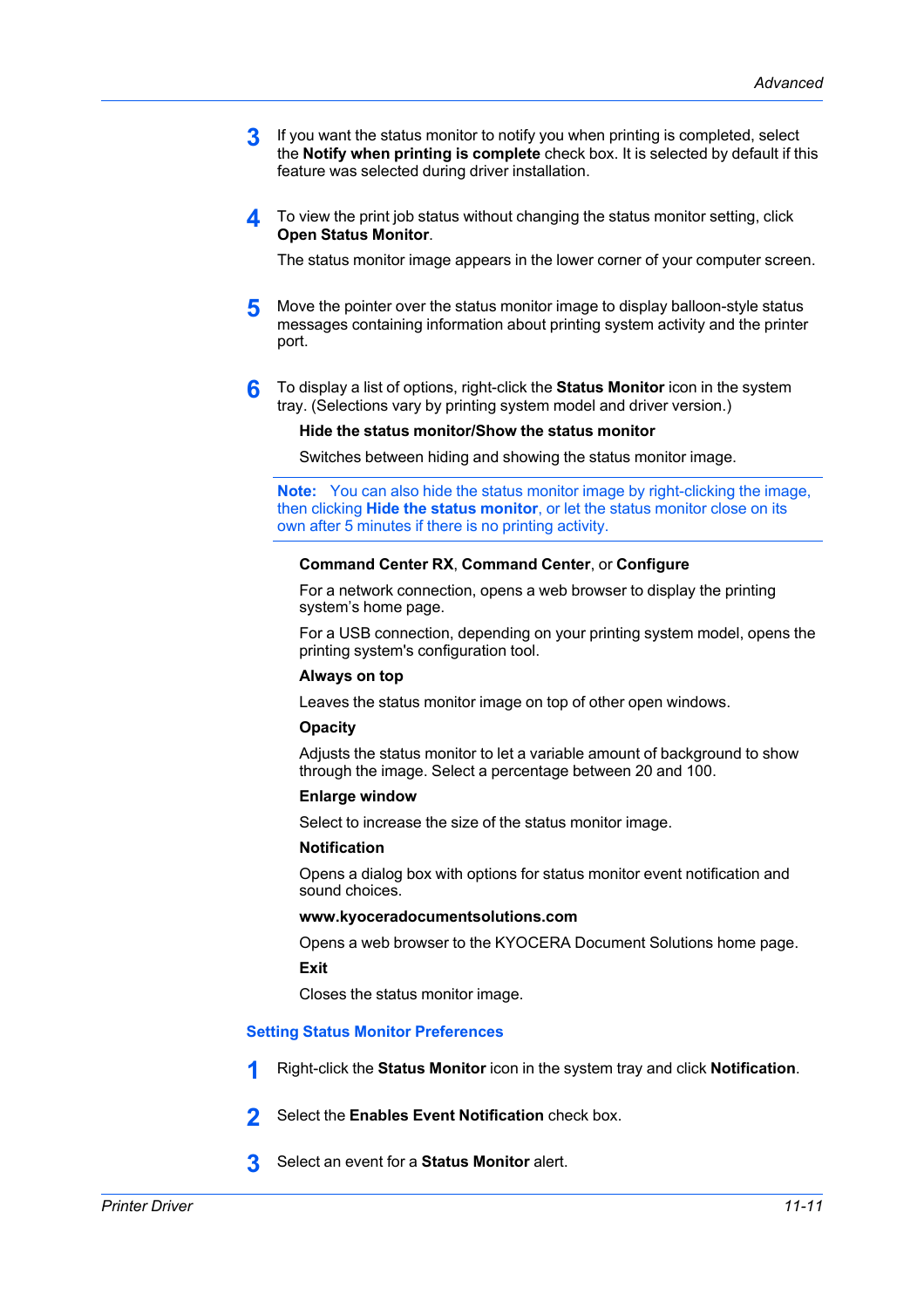3. If you want the status monitor to notify you when printing is completed, select the **Notify when printing is complete** check box. It is selected by default if this feature was selected during driver installation.

4. To view the print job status without changing the status monitor setting, click **Open Status Monitor**.

   The status monitor image appears in the lower corner of your computer screen.

5. Move the pointer over the status monitor image to display balloon-style status messages containing information about printing system activity and the printer port.

6. To display a list of options, right-click the **Status Monitor** icon in the system tray. (Selections vary by printing system model and driver version.)

   **Hide the status monitor/Show the status monitor**

   Switches between hiding and showing the status monitor image.

> **Note:** You can also hide the status monitor image by right-clicking the image, then clicking **Hide the status monitor**, or let the status monitor close on its own after 5 minutes if there is no printing activity.

   **Command Center RX**, **Command Center**, or **Configure**

   For a network connection, opens a web browser to display the printing system's home page.

   For a USB connection, depending on your printing system model, opens the printing system's configuration tool.

   **Always on top**

   Leaves the status monitor image on top of other open windows.

   **Opacity**

   Adjusts the status monitor to let a variable amount of background to show through the image. Select a percentage between 20 and 100.

   **Enlarge window**

   Select to increase the size of the status monitor image.

   **Notification**

   Opens a dialog box with options for status monitor event notification and sound choices.

   **www.kyoceradocumentsolutions.com**

   Opens a web browser to the KYOCERA Document Solutions home page.

   **Exit**

   Closes the status monitor image.

### Setting Status Monitor Preferences

1. Right-click the **Status Monitor** icon in the system tray and click **Notification**.

2. Select the **Enables Event Notification** check box.

3. Select an event for a **Status Monitor** alert.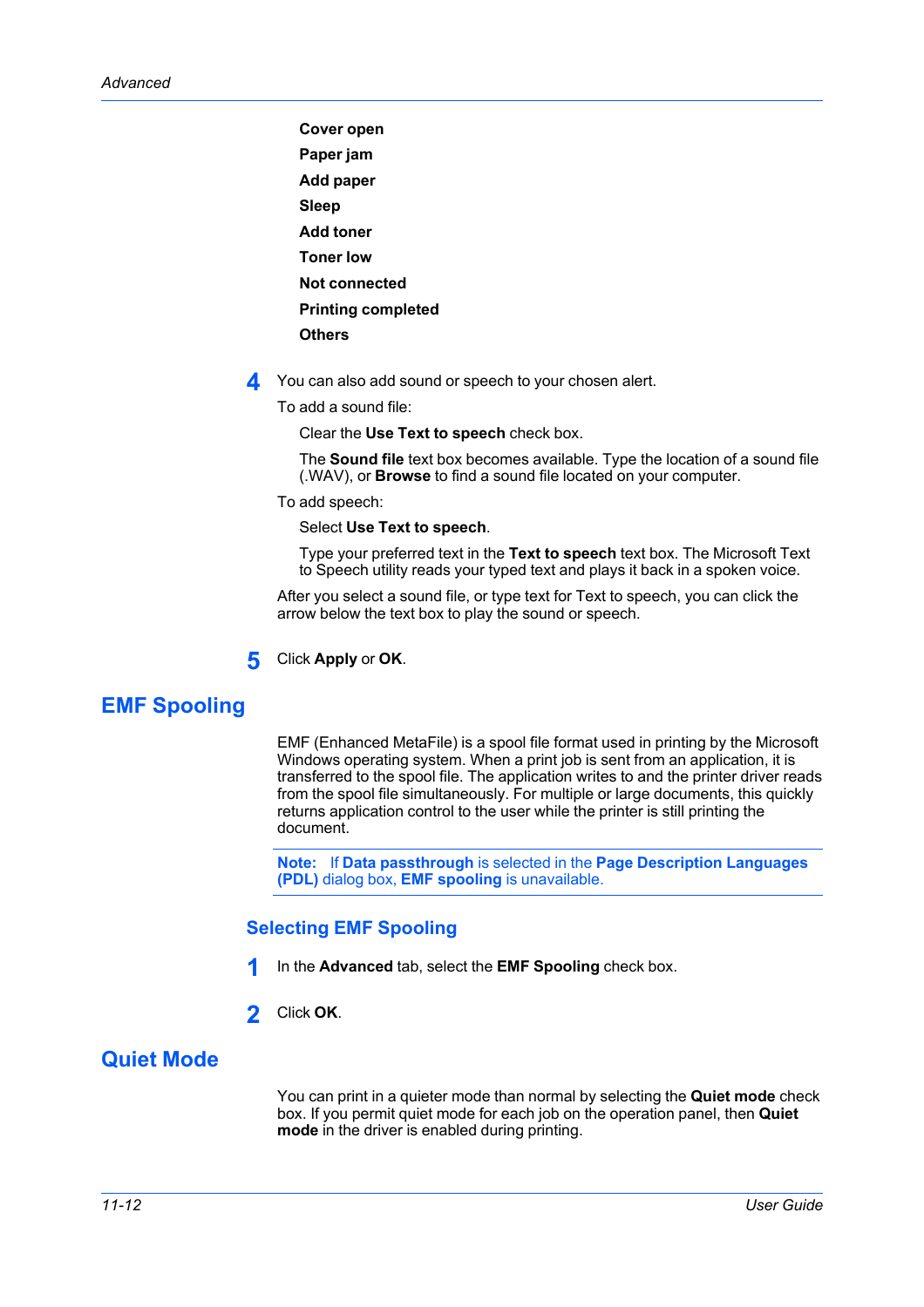**Cover open**

**Paper jam**

**Add paper**

**Sleep**

**Add toner**

**Toner low**

**Not connected**

**Printing completed**

**Others**

4. You can also add sound or speech to your chosen alert.

   To add a sound file:

   Clear the **Use Text to speech** check box.

   The **Sound file** text box becomes available. Type the location of a sound file (.WAV), or **Browse** to find a sound file located on your computer.

   To add speech:

   Select **Use Text to speech**.

   Type your preferred text in the **Text to speech** text box. The Microsoft Text to Speech utility reads your typed text and plays it back in a spoken voice.

   After you select a sound file, or type text for Text to speech, you can click the arrow below the text box to play the sound or speech.

5. Click **Apply** or **OK**.

## EMF Spooling

EMF (Enhanced MetaFile) is a spool file format used in printing by the Microsoft Windows operating system. When a print job is sent from an application, it is transferred to the spool file. The application writes to and the printer driver reads from the spool file simultaneously. For multiple or large documents, this quickly returns application control to the user while the printer is still printing the document.

**Note:** If **Data passthrough** is selected in the **Page Description Languages (PDL)** dialog box, **EMF spooling** is unavailable.

### Selecting EMF Spooling

1. In the **Advanced** tab, select the **EMF Spooling** check box.
2. Click **OK**.

## Quiet Mode

You can print in a quieter mode than normal by selecting the **Quiet mode** check box. If you permit quiet mode for each job on the operation panel, then **Quiet mode** in the driver is enabled during printing.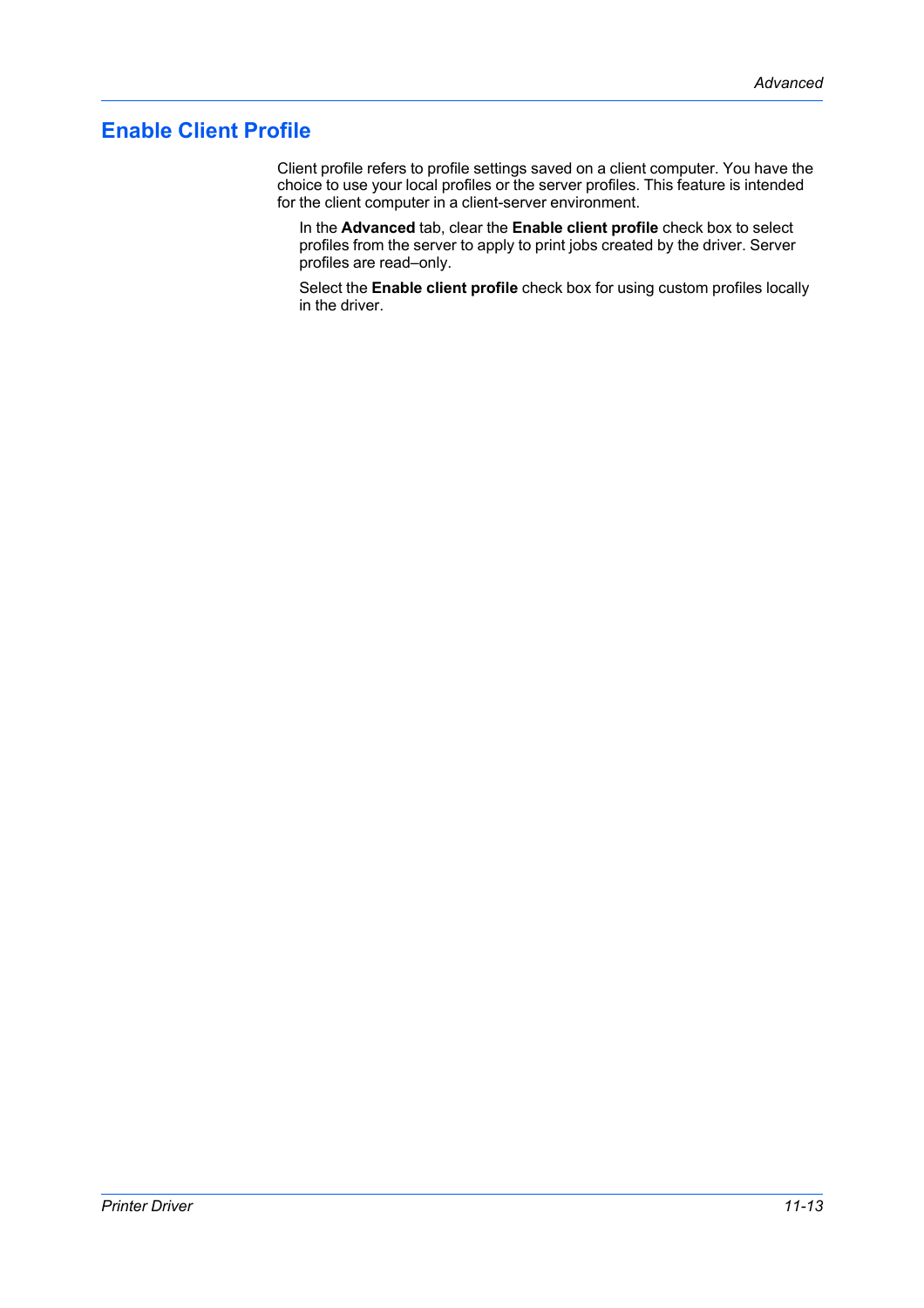# Enable Client Profile

Client profile refers to profile settings saved on a client computer. You have the choice to use your local profiles or the server profiles. This feature is intended for the client computer in a client-server environment.

In the **Advanced** tab, clear the **Enable client profile** check box to select profiles from the server to apply to print jobs created by the driver. Server profiles are read–only.

Select the **Enable client profile** check box for using custom profiles locally in the driver.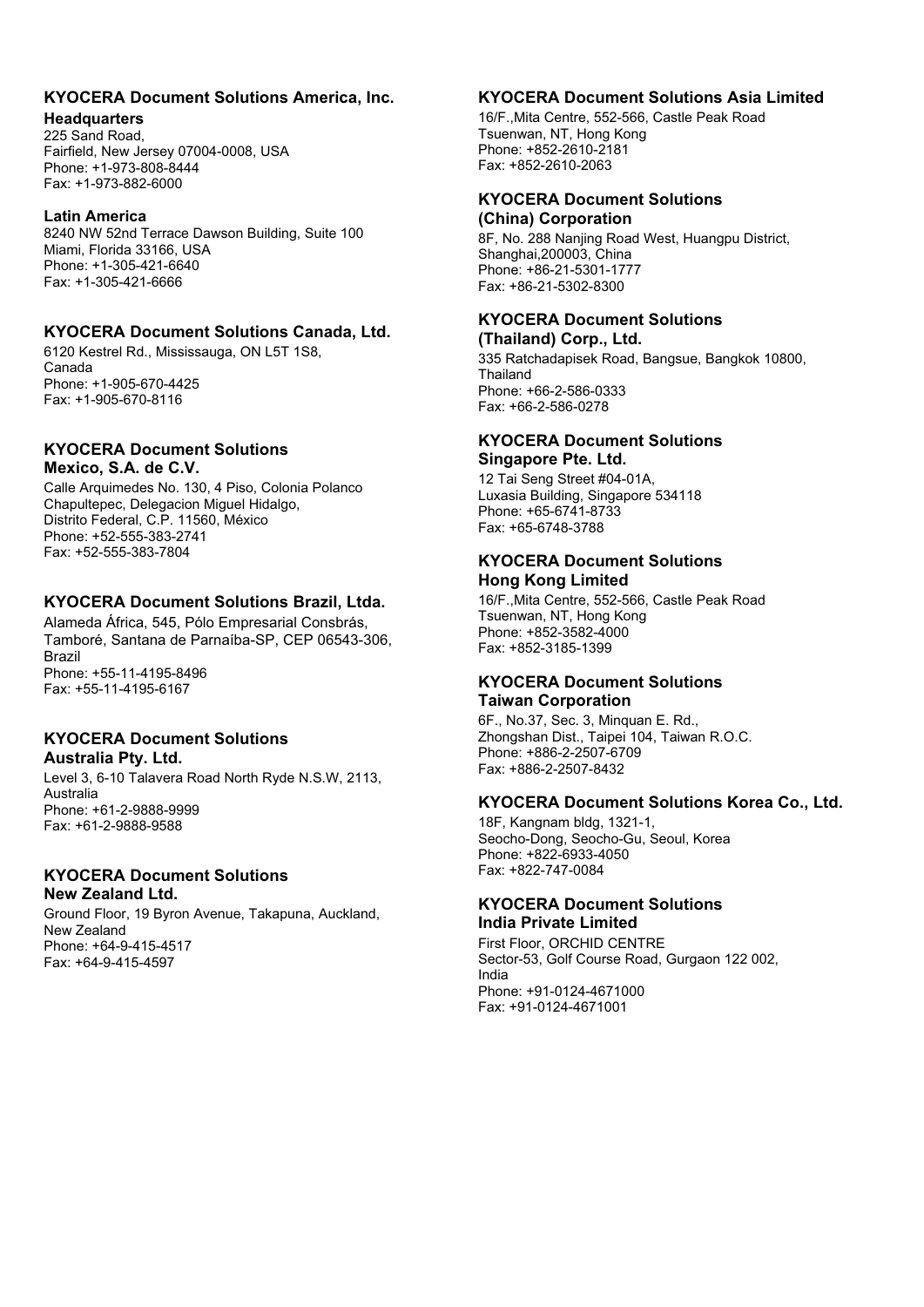## KYOCERA Document Solutions America, Inc.

**Headquarters**

225 Sand Road,
Fairfield, New Jersey 07004-0008, USA
Phone: +1-973-808-8444
Fax: +1-973-882-6000

**Latin America**

8240 NW 52nd Terrace Dawson Building, Suite 100
Miami, Florida 33166, USA
Phone: +1-305-421-6640
Fax: +1-305-421-6666

## KYOCERA Document Solutions Canada, Ltd.

6120 Kestrel Rd., Mississauga, ON L5T 1S8,
Canada
Phone: +1-905-670-4425
Fax: +1-905-670-8116

## KYOCERA Document Solutions Mexico, S.A. de C.V.

Calle Arquimedes No. 130, 4 Piso, Colonia Polanco
Chapultepec, Delegacion Miguel Hidalgo,
Distrito Federal, C.P. 11560, México
Phone: +52-555-383-2741
Fax: +52-555-383-7804

## KYOCERA Document Solutions Brazil, Ltda.

Alameda África, 545, Pólo Empresarial Consbrás,
Tamboré, Santana de Parnaíba-SP, CEP 06543-306,
Brazil
Phone: +55-11-4195-8496
Fax: +55-11-4195-6167

## KYOCERA Document Solutions Australia Pty. Ltd.

Level 3, 6-10 Talavera Road North Ryde N.S.W, 2113,
Australia
Phone: +61-2-9888-9999
Fax: +61-2-9888-9588

## KYOCERA Document Solutions New Zealand Ltd.

Ground Floor, 19 Byron Avenue, Takapuna, Auckland,
New Zealand
Phone: +64-9-415-4517
Fax: +64-9-415-4597

## KYOCERA Document Solutions Asia Limited

16/F.,Mita Centre, 552-566, Castle Peak Road
Tsuenwan, NT, Hong Kong
Phone: +852-2610-2181
Fax: +852-2610-2063

## KYOCERA Document Solutions (China) Corporation

8F, No. 288 Nanjing Road West, Huangpu District,
Shanghai,200003, China
Phone: +86-21-5301-1777
Fax: +86-21-5302-8300

## KYOCERA Document Solutions (Thailand) Corp., Ltd.

335 Ratchadapisek Road, Bangsue, Bangkok 10800,
Thailand
Phone: +66-2-586-0333
Fax: +66-2-586-0278

## KYOCERA Document Solutions Singapore Pte. Ltd.

12 Tai Seng Street #04-01A,
Luxasia Building, Singapore 534118
Phone: +65-6741-8733
Fax: +65-6748-3788

## KYOCERA Document Solutions Hong Kong Limited

16/F.,Mita Centre, 552-566, Castle Peak Road
Tsuenwan, NT, Hong Kong
Phone: +852-3582-4000
Fax: +852-3185-1399

## KYOCERA Document Solutions Taiwan Corporation

6F., No.37, Sec. 3, Minquan E. Rd.,
Zhongshan Dist., Taipei 104, Taiwan R.O.C.
Phone: +886-2-2507-6709
Fax: +886-2-2507-8432

## KYOCERA Document Solutions Korea Co., Ltd.

18F, Kangnam bldg, 1321-1,
Seocho-Dong, Seocho-Gu, Seoul, Korea
Phone: +822-6933-4050
Fax: +822-747-0084

## KYOCERA Document Solutions India Private Limited

First Floor, ORCHID CENTRE
Sector-53, Golf Course Road, Gurgaon 122 002,
India
Phone: +91-0124-4671000
Fax: +91-0124-4671001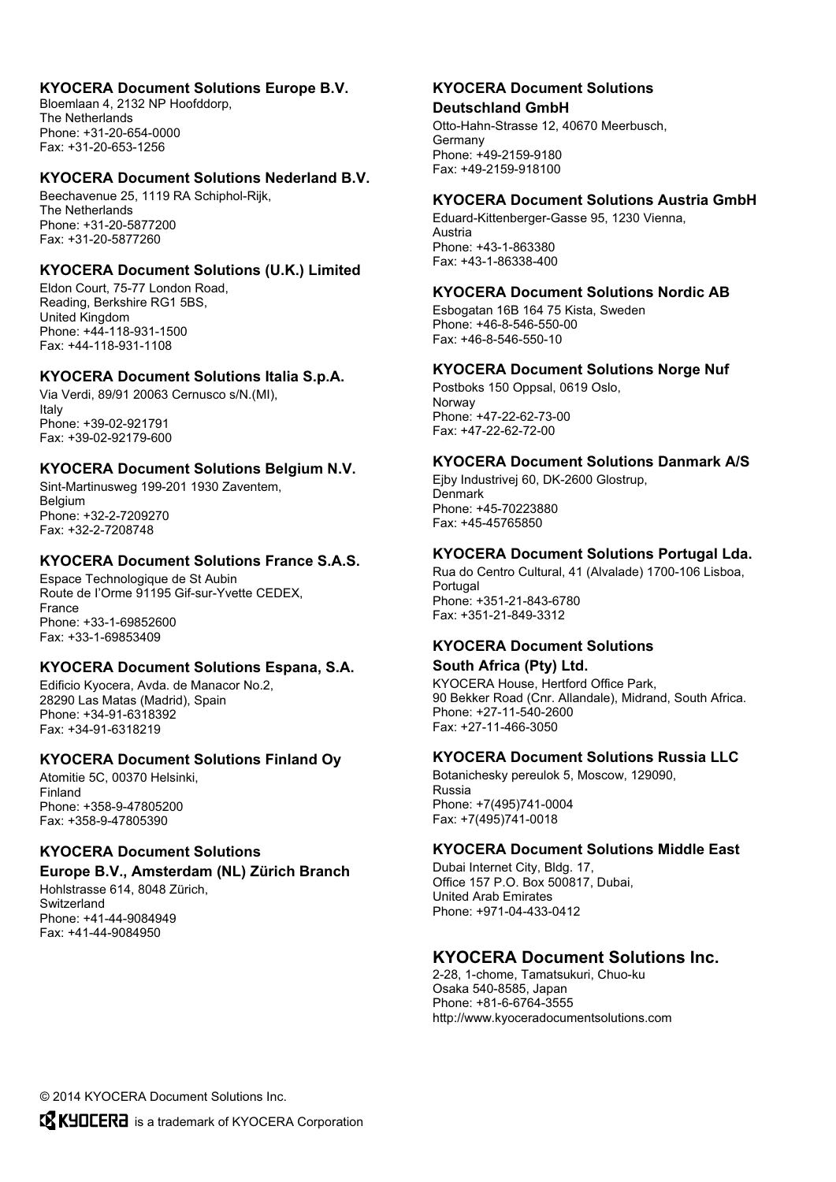**KYOCERA Document Solutions Europe B.V.**
Bloemlaan 4, 2132 NP Hoofddorp,
The Netherlands
Phone: +31-20-654-0000
Fax: +31-20-653-1256

**KYOCERA Document Solutions Nederland B.V.**
Beechavenue 25, 1119 RA Schiphol-Rijk,
The Netherlands
Phone: +31-20-5877200
Fax: +31-20-5877260

**KYOCERA Document Solutions (U.K.) Limited**
Eldon Court, 75-77 London Road,
Reading, Berkshire RG1 5BS,
United Kingdom
Phone: +44-118-931-1500
Fax: +44-118-931-1108

**KYOCERA Document Solutions Italia S.p.A.**
Via Verdi, 89/91 20063 Cernusco s/N.(MI),
Italy
Phone: +39-02-921791
Fax: +39-02-92179-600

**KYOCERA Document Solutions Belgium N.V.**
Sint-Martinusweg 199-201 1930 Zaventem,
Belgium
Phone: +32-2-7209270
Fax: +32-2-7208748

**KYOCERA Document Solutions France S.A.S.**
Espace Technologique de St Aubin
Route de l'Orme 91195 Gif-sur-Yvette CEDEX,
France
Phone: +33-1-69852600
Fax: +33-1-69853409

**KYOCERA Document Solutions Espana, S.A.**
Edificio Kyocera, Avda. de Manacor No.2,
28290 Las Matas (Madrid), Spain
Phone: +34-91-6318392
Fax: +34-91-6318219

**KYOCERA Document Solutions Finland Oy**
Atomitie 5C, 00370 Helsinki,
Finland
Phone: +358-9-47805200
Fax: +358-9-47805390

**KYOCERA Document Solutions Europe B.V., Amsterdam (NL) Zürich Branch**
Hohlstrasse 614, 8048 Zürich,
Switzerland
Phone: +41-44-9084949
Fax: +41-44-9084950

**KYOCERA Document Solutions Deutschland GmbH**
Otto-Hahn-Strasse 12, 40670 Meerbusch,
Germany
Phone: +49-2159-9180
Fax: +49-2159-918100

**KYOCERA Document Solutions Austria GmbH**
Eduard-Kittenberger-Gasse 95, 1230 Vienna,
Austria
Phone: +43-1-863380
Fax: +43-1-86338-400

**KYOCERA Document Solutions Nordic AB**
Esbogatan 16B 164 75 Kista, Sweden
Phone: +46-8-546-550-00
Fax: +46-8-546-550-10

**KYOCERA Document Solutions Norge Nuf**
Postboks 150 Oppsal, 0619 Oslo,
Norway
Phone: +47-22-62-73-00
Fax: +47-22-62-72-00

**KYOCERA Document Solutions Danmark A/S**
Ejby Industrivej 60, DK-2600 Glostrup,
Denmark
Phone: +45-70223880
Fax: +45-45765850

**KYOCERA Document Solutions Portugal Lda.**
Rua do Centro Cultural, 41 (Alvalade) 1700-106 Lisboa,
Portugal
Phone: +351-21-843-6780
Fax: +351-21-849-3312

**KYOCERA Document Solutions South Africa (Pty) Ltd.**
KYOCERA House, Hertford Office Park,
90 Bekker Road (Cnr. Allandale), Midrand, South Africa.
Phone: +27-11-540-2600
Fax: +27-11-466-3050

**KYOCERA Document Solutions Russia LLC**
Botanichesky pereulok 5, Moscow, 129090,
Russia
Phone: +7(495)741-0004
Fax: +7(495)741-0018

**KYOCERA Document Solutions Middle East**
Dubai Internet City, Bldg. 17,
Office 157 P.O. Box 500817, Dubai,
United Arab Emirates
Phone: +971-04-433-0412

## KYOCERA Document Solutions Inc.
2-28, 1-chome, Tamatsukuri, Chuo-ku
Osaka 540-8585, Japan
Phone: +81-6-6764-3555
http://www.kyoceradocumentsolutions.com

© 2014 KYOCERA Document Solutions Inc.

KYOCERA is a trademark of KYOCERA Corporation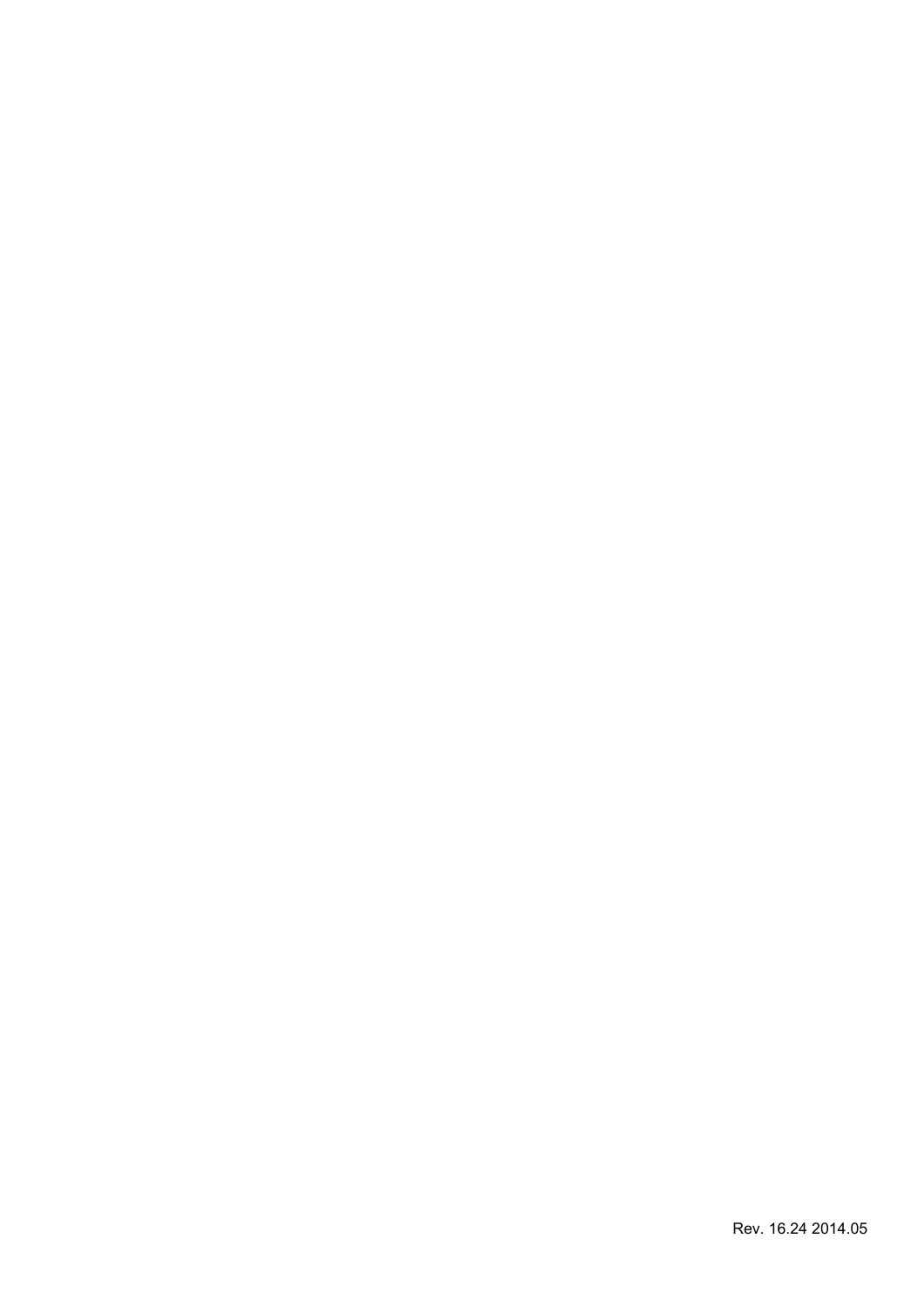Rev. 16.24 2014.05